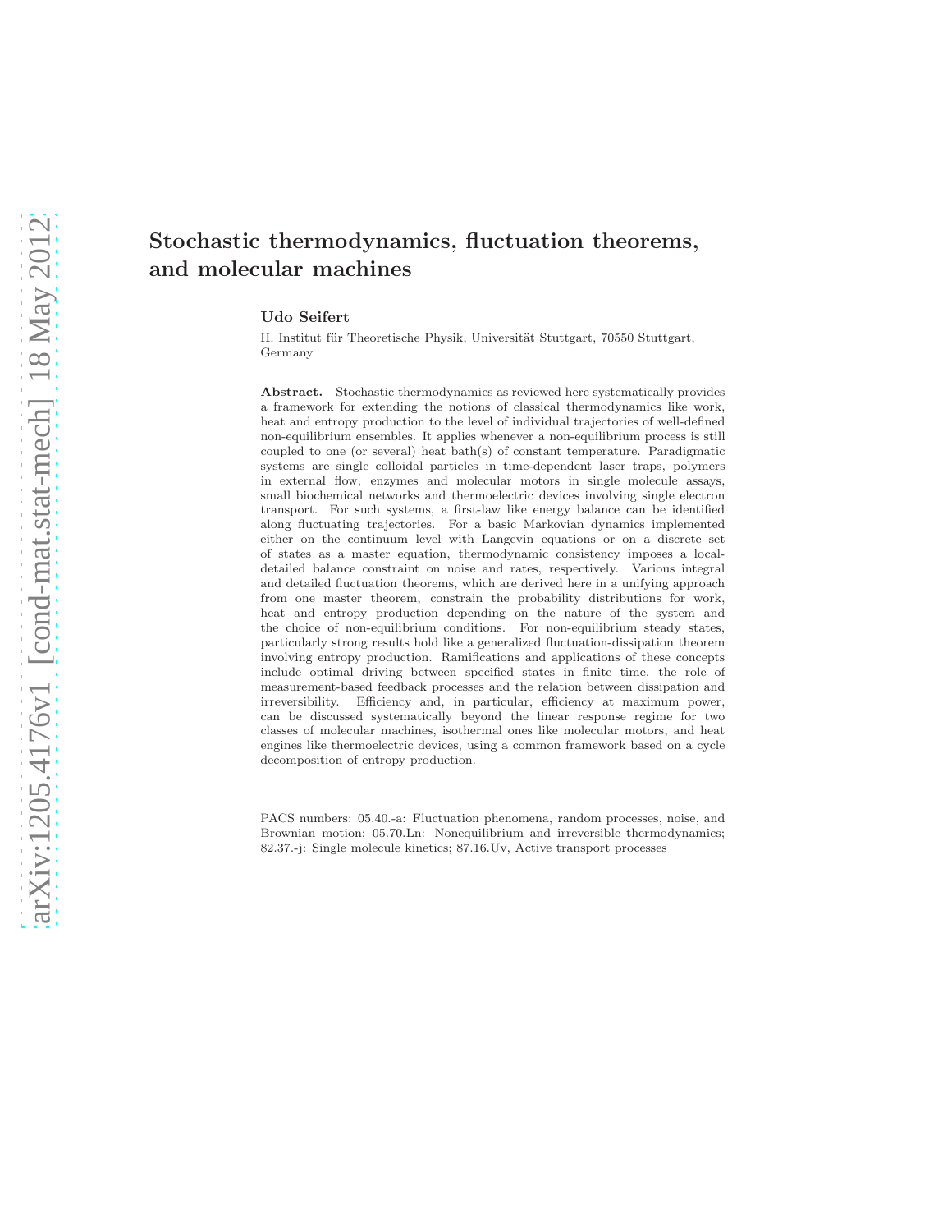# Stochastic thermodynamics, fluctuation theorems, and molecular machines

**Udo Seifert**

II. Institut für Theoretische Physik, Universität Stuttgart, 70550 Stuttgart, Germany

**Abstract.** Stochastic thermodynamics as reviewed here systematically provides a framework for extending the notions of classical thermodynamics like work, heat and entropy production to the level of individual trajectories of well-defined non-equilibrium ensembles. It applies whenever a non-equilibrium process is still coupled to one (or several) heat bath(s) of constant temperature. Paradigmatic systems are single colloidal particles in time-dependent laser traps, polymers in external flow, enzymes and molecular motors in single molecule assays, small biochemical networks and thermoelectric devices involving single electron transport. For such systems, a first-law like energy balance can be identified along fluctuating trajectories. For a basic Markovian dynamics implemented either on the continuum level with Langevin equations or on a discrete set of states as a master equation, thermodynamic consistency imposes a local-detailed balance constraint on noise and rates, respectively. Various integral and detailed fluctuation theorems, which are derived here in a unifying approach from one master theorem, constrain the probability distributions for work, heat and entropy production depending on the nature of the system and the choice of non-equilibrium conditions. For non-equilibrium steady states, particularly strong results hold like a generalized fluctuation-dissipation theorem involving entropy production. Ramifications and applications of these concepts include optimal driving between specified states in finite time, the role of measurement-based feedback processes and the relation between dissipation and irreversibility. Efficiency and, in particular, efficiency at maximum power, can be discussed systematically beyond the linear response regime for two classes of molecular machines, isothermal ones like molecular motors, and heat engines like thermoelectric devices, using a common framework based on a cycle decomposition of entropy production.

PACS numbers: 05.40.-a: Fluctuation phenomena, random processes, noise, and Brownian motion; 05.70.Ln: Nonequilibrium and irreversible thermodynamics; 82.37.-j: Single molecule kinetics; 87.16.Uv, Active transport processes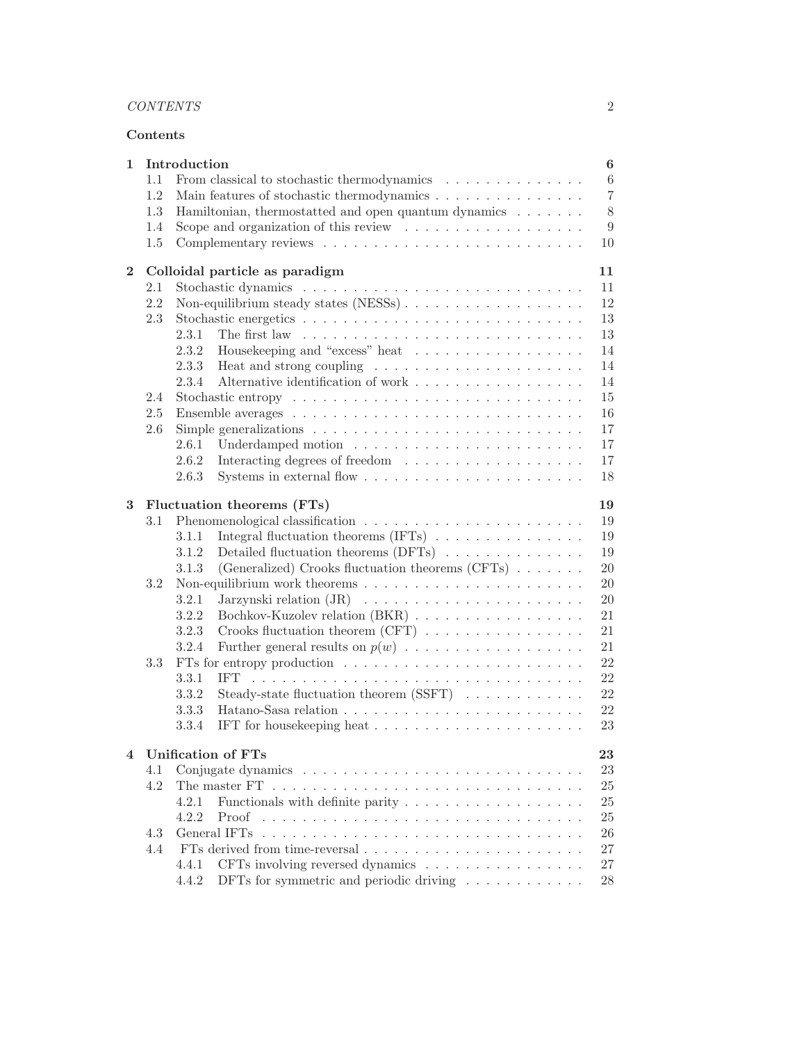## Contents

**1 Introduction** 6
- 1.1 From classical to stochastic thermodynamics 6
- 1.2 Main features of stochastic thermodynamics 7
- 1.3 Hamiltonian, thermostatted and open quantum dynamics 8
- 1.4 Scope and organization of this review 9
- 1.5 Complementary reviews 10

**2 Colloidal particle as paradigm** 11
- 2.1 Stochastic dynamics 11
- 2.2 Non-equilibrium steady states (NESSs) 12
- 2.3 Stochastic energetics 13
  - 2.3.1 The first law 13
  - 2.3.2 Housekeeping and "excess" heat 14
  - 2.3.3 Heat and strong coupling 14
  - 2.3.4 Alternative identification of work 14
- 2.4 Stochastic entropy 15
- 2.5 Ensemble averages 16
- 2.6 Simple generalizations 17
  - 2.6.1 Underdamped motion 17
  - 2.6.2 Interacting degrees of freedom 17
  - 2.6.3 Systems in external flow 18

**3 Fluctuation theorems (FTs)** 19
- 3.1 Phenomenological classification 19
  - 3.1.1 Integral fluctuation theorems (IFTs) 19
  - 3.1.2 Detailed fluctuation theorems (DFTs) 19
  - 3.1.3 (Generalized) Crooks fluctuation theorems (CFTs) 20
- 3.2 Non-equilibrium work theorems 20
  - 3.2.1 Jarzynski relation (JR) 20
  - 3.2.2 Bochkov-Kuzolev relation (BKR) 21
  - 3.2.3 Crooks fluctuation theorem (CFT) 21
  - 3.2.4 Further general results on $p(w)$ 21
- 3.3 FTs for entropy production 22
  - 3.3.1 IFT 22
  - 3.3.2 Steady-state fluctuation theorem (SSFT) 22
  - 3.3.3 Hatano-Sasa relation 22
  - 3.3.4 IFT for housekeeping heat 23

**4 Unification of FTs** 23
- 4.1 Conjugate dynamics 23
- 4.2 The master FT 25
  - 4.2.1 Functionals with definite parity 25
  - 4.2.2 Proof 25
- 4.3 General IFTs 26
- 4.4 FTs derived from time-reversal 27
  - 4.4.1 CFTs involving reversed dynamics 27
  - 4.4.2 DFTs for symmetric and periodic driving 28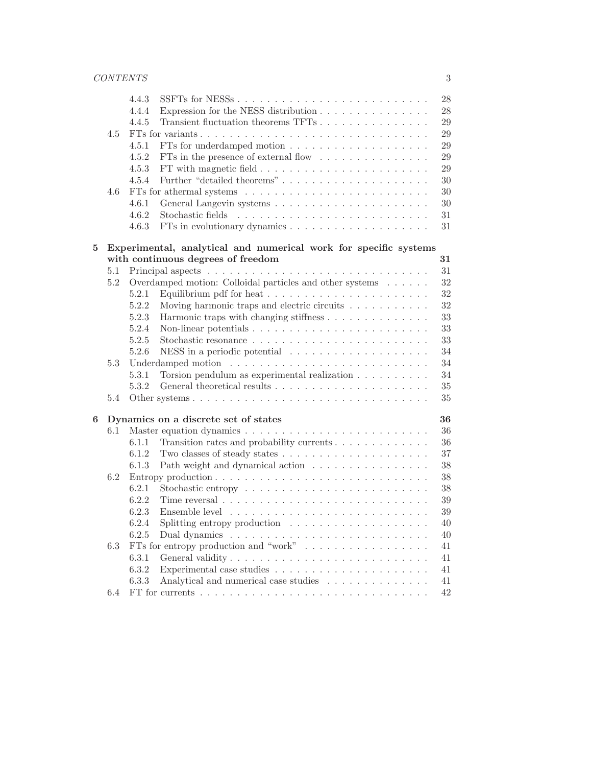4.4.3 SSFTs for NESSs . . . . . . . . . . . . . . . . . . . . . . . . . . 28
4.4.4 Expression for the NESS distribution . . . . . . . . . . . . . . . 28
4.4.5 Transient fluctuation theorems TFTs . . . . . . . . . . . . . . . 29
4.5 FTs for variants . . . . . . . . . . . . . . . . . . . . . . . . . . . . . . 29
4.5.1 FTs for underdamped motion . . . . . . . . . . . . . . . . . . . 29
4.5.2 FTs in the presence of external flow . . . . . . . . . . . . . . . 29
4.5.3 FT with magnetic field . . . . . . . . . . . . . . . . . . . . . . . 29
4.5.4 Further "detailed theorems" . . . . . . . . . . . . . . . . . . . . 30
4.6 FTs for athermal systems . . . . . . . . . . . . . . . . . . . . . . . . 30
4.6.1 General Langevin systems . . . . . . . . . . . . . . . . . . . . . 30
4.6.2 Stochastic fields . . . . . . . . . . . . . . . . . . . . . . . . . . 31
4.6.3 FTs in evolutionary dynamics . . . . . . . . . . . . . . . . . . . 31

**5 Experimental, analytical and numerical work for specific systems with continuous degrees of freedom** **31**
5.1 Principal aspects . . . . . . . . . . . . . . . . . . . . . . . . . . . . . 31
5.2 Overdamped motion: Colloidal particles and other systems . . . . . . 32
5.2.1 Equilibrium pdf for heat . . . . . . . . . . . . . . . . . . . . . . 32
5.2.2 Moving harmonic traps and electric circuits . . . . . . . . . . . 32
5.2.3 Harmonic traps with changing stiffness . . . . . . . . . . . . . . 33
5.2.4 Non-linear potentials . . . . . . . . . . . . . . . . . . . . . . . . 33
5.2.5 Stochastic resonance . . . . . . . . . . . . . . . . . . . . . . . . 33
5.2.6 NESS in a periodic potential . . . . . . . . . . . . . . . . . . . 34
5.3 Underdamped motion . . . . . . . . . . . . . . . . . . . . . . . . . . . 34
5.3.1 Torsion pendulum as experimental realization . . . . . . . . . . 34
5.3.2 General theoretical results . . . . . . . . . . . . . . . . . . . . . 35
5.4 Other systems . . . . . . . . . . . . . . . . . . . . . . . . . . . . . . . 35

**6 Dynamics on a discrete set of states** **36**
6.1 Master equation dynamics . . . . . . . . . . . . . . . . . . . . . . . . . 36
6.1.1 Transition rates and probability currents . . . . . . . . . . . . . 36
6.1.2 Two classes of steady states . . . . . . . . . . . . . . . . . . . . 37
6.1.3 Path weight and dynamical action . . . . . . . . . . . . . . . . 38
6.2 Entropy production . . . . . . . . . . . . . . . . . . . . . . . . . . . . 38
6.2.1 Stochastic entropy . . . . . . . . . . . . . . . . . . . . . . . . . 38
6.2.2 Time reversal . . . . . . . . . . . . . . . . . . . . . . . . . . . . 39
6.2.3 Ensemble level . . . . . . . . . . . . . . . . . . . . . . . . . . . 39
6.2.4 Splitting entropy production . . . . . . . . . . . . . . . . . . . 40
6.2.5 Dual dynamics . . . . . . . . . . . . . . . . . . . . . . . . . . . 40
6.3 FTs for entropy production and "work" . . . . . . . . . . . . . . . . . 41
6.3.1 General validity . . . . . . . . . . . . . . . . . . . . . . . . . . . 41
6.3.2 Experimental case studies . . . . . . . . . . . . . . . . . . . . . 41
6.3.3 Analytical and numerical case studies . . . . . . . . . . . . . . 41
6.4 FT for currents . . . . . . . . . . . . . . . . . . . . . . . . . . . . . . 42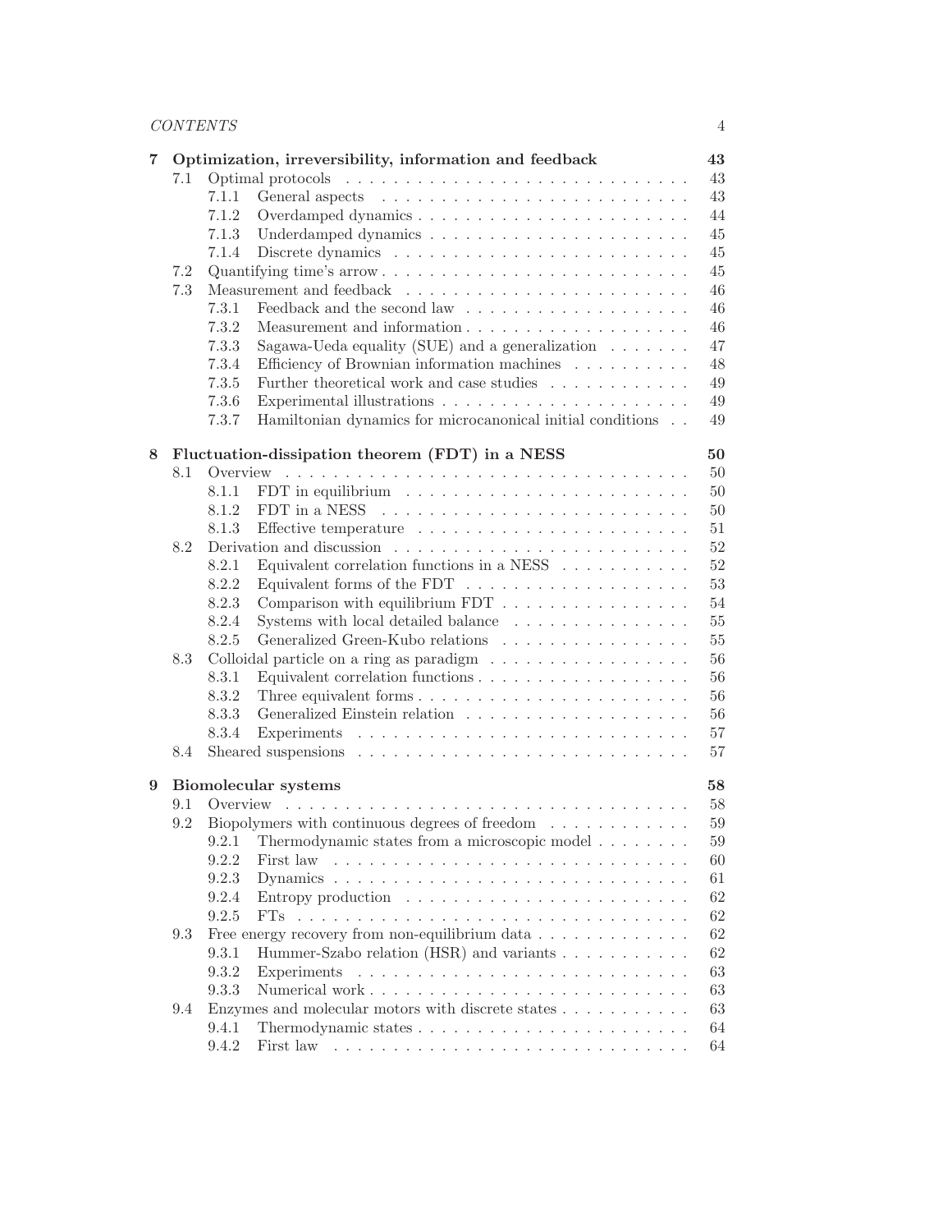**7 Optimization, irreversibility, information and feedback** **43**

- 7.1 Optimal protocols . . . 43
  - 7.1.1 General aspects . . . 43
  - 7.1.2 Overdamped dynamics . . . 44
  - 7.1.3 Underdamped dynamics . . . 45
  - 7.1.4 Discrete dynamics . . . 45
- 7.2 Quantifying time's arrow . . . 45
- 7.3 Measurement and feedback . . . 46
  - 7.3.1 Feedback and the second law . . . 46
  - 7.3.2 Measurement and information . . . 46
  - 7.3.3 Sagawa-Ueda equality (SUE) and a generalization . . . 47
  - 7.3.4 Efficiency of Brownian information machines . . . 48
  - 7.3.5 Further theoretical work and case studies . . . 49
  - 7.3.6 Experimental illustrations . . . 49
  - 7.3.7 Hamiltonian dynamics for microcanonical initial conditions . . 49

**8 Fluctuation-dissipation theorem (FDT) in a NESS** **50**

- 8.1 Overview . . . 50
  - 8.1.1 FDT in equilibrium . . . 50
  - 8.1.2 FDT in a NESS . . . 50
  - 8.1.3 Effective temperature . . . 51
- 8.2 Derivation and discussion . . . 52
  - 8.2.1 Equivalent correlation functions in a NESS . . . 52
  - 8.2.2 Equivalent forms of the FDT . . . 53
  - 8.2.3 Comparison with equilibrium FDT . . . 54
  - 8.2.4 Systems with local detailed balance . . . 55
  - 8.2.5 Generalized Green-Kubo relations . . . 55
- 8.3 Colloidal particle on a ring as paradigm . . . 56
  - 8.3.1 Equivalent correlation functions . . . 56
  - 8.3.2 Three equivalent forms . . . 56
  - 8.3.3 Generalized Einstein relation . . . 56
  - 8.3.4 Experiments . . . 57
- 8.4 Sheared suspensions . . . 57

**9 Biomolecular systems** **58**

- 9.1 Overview . . . 58
- 9.2 Biopolymers with continuous degrees of freedom . . . 59
  - 9.2.1 Thermodynamic states from a microscopic model . . . 59
  - 9.2.2 First law . . . 60
  - 9.2.3 Dynamics . . . 61
  - 9.2.4 Entropy production . . . 62
  - 9.2.5 FTs . . . 62
- 9.3 Free energy recovery from non-equilibrium data . . . 62
  - 9.3.1 Hummer-Szabo relation (HSR) and variants . . . 62
  - 9.3.2 Experiments . . . 63
  - 9.3.3 Numerical work . . . 63
- 9.4 Enzymes and molecular motors with discrete states . . . 63
  - 9.4.1 Thermodynamic states . . . 64
  - 9.4.2 First law . . . 64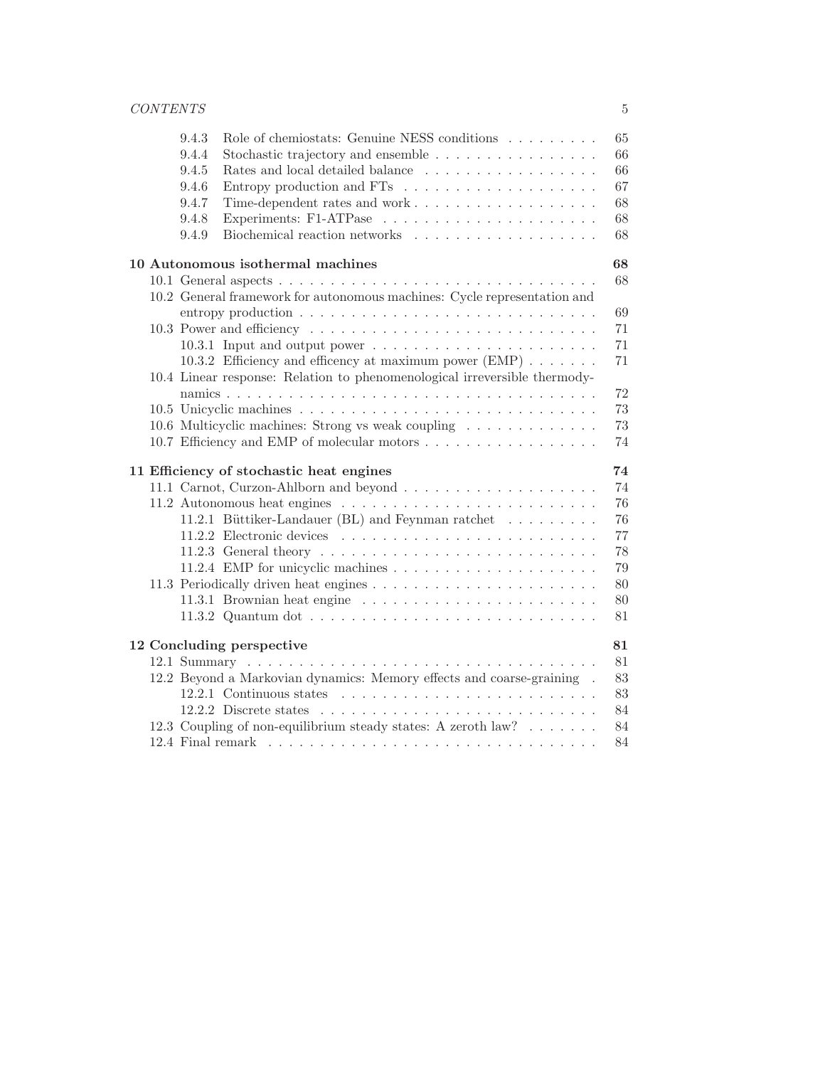- 9.4.3 Role of chemiostats: Genuine NESS conditions . . . . . . . . . 65
- 9.4.4 Stochastic trajectory and ensemble . . . . . . . . . . . . . . . . 66
- 9.4.5 Rates and local detailed balance . . . . . . . . . . . . . . . . . 66
- 9.4.6 Entropy production and FTs . . . . . . . . . . . . . . . . . . . 67
- 9.4.7 Time-dependent rates and work . . . . . . . . . . . . . . . . . . 68
- 9.4.8 Experiments: F1-ATPase . . . . . . . . . . . . . . . . . . . . . 68
- 9.4.9 Biochemical reaction networks . . . . . . . . . . . . . . . . . . 68

**10 Autonomous isothermal machines** **68**
- 10.1 General aspects . . . . . . . . . . . . . . . . . . . . . . . . . . . . . . 68
- 10.2 General framework for autonomous machines: Cycle representation and entropy production . . . . . . . . . . . . . . . . . . . . . . . . . . . . 69
- 10.3 Power and efficiency . . . . . . . . . . . . . . . . . . . . . . . . . . . . 71
  - 10.3.1 Input and output power . . . . . . . . . . . . . . . . . . . . . . 71
  - 10.3.2 Efficiency and efficency at maximum power (EMP) . . . . . . . 71
- 10.4 Linear response: Relation to phenomenological irreversible thermodynamics . . . . . . . . . . . . . . . . . . . . . . . . . . . . . . . . . . . 72
- 10.5 Unicyclic machines . . . . . . . . . . . . . . . . . . . . . . . . . . . . 73
- 10.6 Multicyclic machines: Strong vs weak coupling . . . . . . . . . . . . . 73
- 10.7 Efficiency and EMP of molecular motors . . . . . . . . . . . . . . . . . 74

**11 Efficiency of stochastic heat engines** **74**
- 11.1 Carnot, Curzon-Ahlborn and beyond . . . . . . . . . . . . . . . . . . . 74
- 11.2 Autonomous heat engines . . . . . . . . . . . . . . . . . . . . . . . . . 76
  - 11.2.1 Büttiker-Landauer (BL) and Feynman ratchet . . . . . . . . . 76
  - 11.2.2 Electronic devices . . . . . . . . . . . . . . . . . . . . . . . . . 77
  - 11.2.3 General theory . . . . . . . . . . . . . . . . . . . . . . . . . . . 78
  - 11.2.4 EMP for unicyclic machines . . . . . . . . . . . . . . . . . . . . 79
- 11.3 Periodically driven heat engines . . . . . . . . . . . . . . . . . . . . . 80
  - 11.3.1 Brownian heat engine . . . . . . . . . . . . . . . . . . . . . . . 80
  - 11.3.2 Quantum dot . . . . . . . . . . . . . . . . . . . . . . . . . . . . 81

**12 Concluding perspective** **81**
- 12.1 Summary . . . . . . . . . . . . . . . . . . . . . . . . . . . . . . . . . . 81
- 12.2 Beyond a Markovian dynamics: Memory effects and coarse-graining . 83
  - 12.2.1 Continuous states . . . . . . . . . . . . . . . . . . . . . . . . . 83
  - 12.2.2 Discrete states . . . . . . . . . . . . . . . . . . . . . . . . . . . 84
- 12.3 Coupling of non-equilibrium steady states: A zeroth law? . . . . . . . 84
- 12.4 Final remark . . . . . . . . . . . . . . . . . . . . . . . . . . . . . . . . 84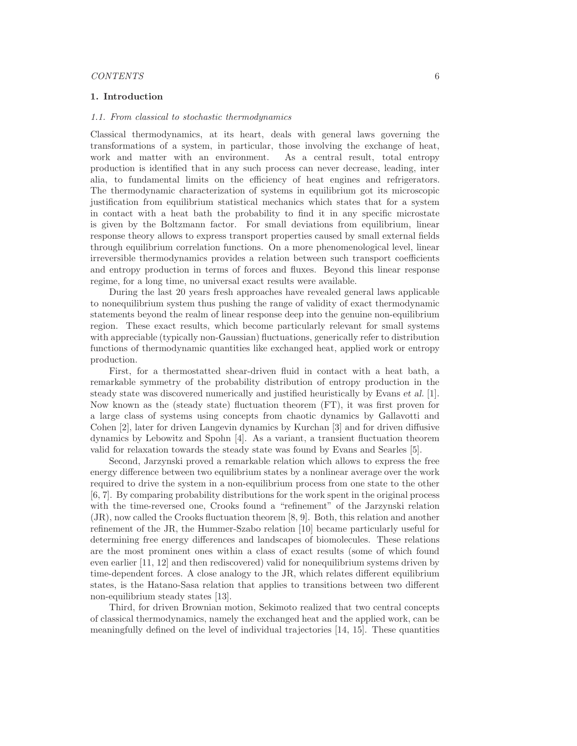## 1. Introduction

### 1.1. From classical to stochastic thermodynamics

Classical thermodynamics, at its heart, deals with general laws governing the transformations of a system, in particular, those involving the exchange of heat, work and matter with an environment. As a central result, total entropy production is identified that in any such process can never decrease, leading, inter alia, to fundamental limits on the efficiency of heat engines and refrigerators. The thermodynamic characterization of systems in equilibrium got its microscopic justification from equilibrium statistical mechanics which states that for a system in contact with a heat bath the probability to find it in any specific microstate is given by the Boltzmann factor. For small deviations from equilibrium, linear response theory allows to express transport properties caused by small external fields through equilibrium correlation functions. On a more phenomenological level, linear irreversible thermodynamics provides a relation between such transport coefficients and entropy production in terms of forces and fluxes. Beyond this linear response regime, for a long time, no universal exact results were available.

During the last 20 years fresh approaches have revealed general laws applicable to nonequilibrium system thus pushing the range of validity of exact thermodynamic statements beyond the realm of linear response deep into the genuine non-equilibrium region. These exact results, which become particularly relevant for small systems with appreciable (typically non-Gaussian) fluctuations, generically refer to distribution functions of thermodynamic quantities like exchanged heat, applied work or entropy production.

First, for a thermostatted shear-driven fluid in contact with a heat bath, a remarkable symmetry of the probability distribution of entropy production in the steady state was discovered numerically and justified heuristically by Evans *et al.* [1]. Now known as the (steady state) fluctuation theorem (FT), it was first proven for a large class of systems using concepts from chaotic dynamics by Gallavotti and Cohen [2], later for driven Langevin dynamics by Kurchan [3] and for driven diffusive dynamics by Lebowitz and Spohn [4]. As a variant, a transient fluctuation theorem valid for relaxation towards the steady state was found by Evans and Searles [5].

Second, Jarzynski proved a remarkable relation which allows to express the free energy difference between two equilibrium states by a nonlinear average over the work required to drive the system in a non-equilibrium process from one state to the other [6, 7]. By comparing probability distributions for the work spent in the original process with the time-reversed one, Crooks found a "refinement" of the Jarzynski relation (JR), now called the Crooks fluctuation theorem [8, 9]. Both, this relation and another refinement of the JR, the Hummer-Szabo relation [10] became particularly useful for determining free energy differences and landscapes of biomolecules. These relations are the most prominent ones within a class of exact results (some of which found even earlier [11, 12] and then rediscovered) valid for nonequilibrium systems driven by time-dependent forces. A close analogy to the JR, which relates different equilibrium states, is the Hatano-Sasa relation that applies to transitions between two different non-equilibrium steady states [13].

Third, for driven Brownian motion, Sekimoto realized that two central concepts of classical thermodynamics, namely the exchanged heat and the applied work, can be meaningfully defined on the level of individual trajectories [14, 15]. These quantities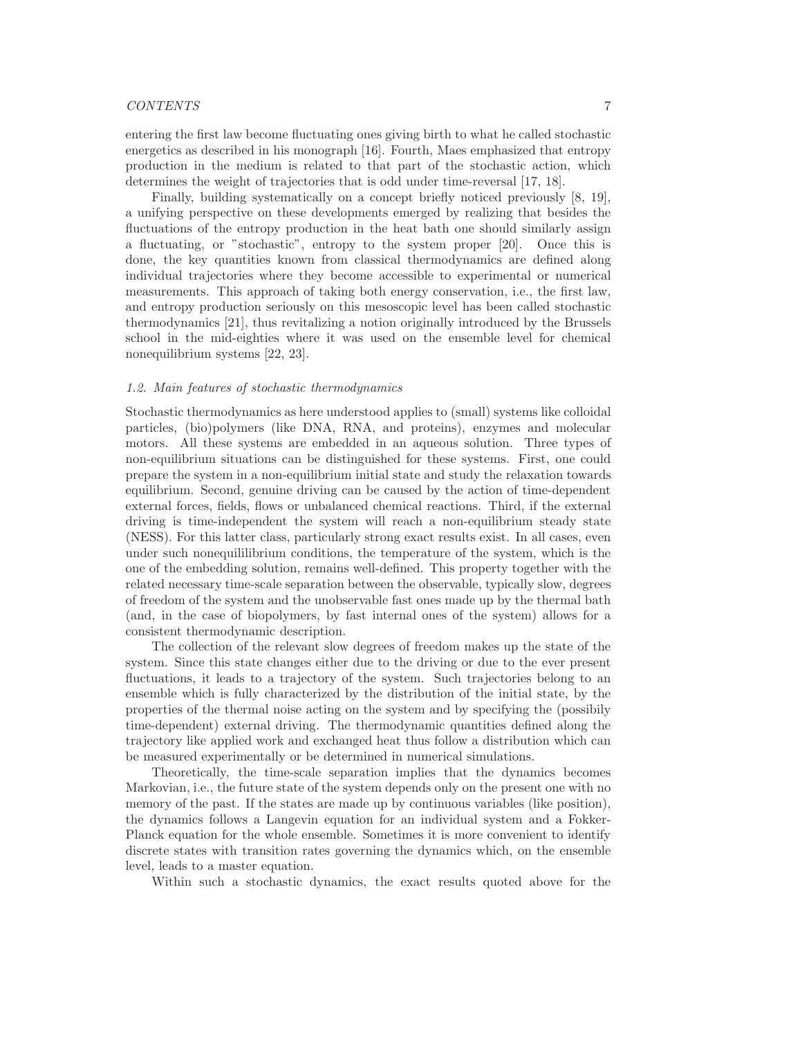entering the first law become fluctuating ones giving birth to what he called stochastic energetics as described in his monograph [16]. Fourth, Maes emphasized that entropy production in the medium is related to that part of the stochastic action, which determines the weight of trajectories that is odd under time-reversal [17, 18].

Finally, building systematically on a concept briefly noticed previously [8, 19], a unifying perspective on these developments emerged by realizing that besides the fluctuations of the entropy production in the heat bath one should similarly assign a fluctuating, or "stochastic", entropy to the system proper [20]. Once this is done, the key quantities known from classical thermodynamics are defined along individual trajectories where they become accessible to experimental or numerical measurements. This approach of taking both energy conservation, i.e., the first law, and entropy production seriously on this mesoscopic level has been called stochastic thermodynamics [21], thus revitalizing a notion originally introduced by the Brussels school in the mid-eighties where it was used on the ensemble level for chemical nonequilibrium systems [22, 23].

### *1.2. Main features of stochastic thermodynamics*

Stochastic thermodynamics as here understood applies to (small) systems like colloidal particles, (bio)polymers (like DNA, RNA, and proteins), enzymes and molecular motors. All these systems are embedded in an aqueous solution. Three types of non-equilibrium situations can be distinguished for these systems. First, one could prepare the system in a non-equilibrium initial state and study the relaxation towards equilibrium. Second, genuine driving can be caused by the action of time-dependent external forces, fields, flows or unbalanced chemical reactions. Third, if the external driving is time-independent the system will reach a non-equilibrium steady state (NESS). For this latter class, particularly strong exact results exist. In all cases, even under such nonequilibrium conditions, the temperature of the system, which is the one of the embedding solution, remains well-defined. This property together with the related necessary time-scale separation between the observable, typically slow, degrees of freedom of the system and the unobservable fast ones made up by the thermal bath (and, in the case of biopolymers, by fast internal ones of the system) allows for a consistent thermodynamic description.

The collection of the relevant slow degrees of freedom makes up the state of the system. Since this state changes either due to the driving or due to the ever present fluctuations, it leads to a trajectory of the system. Such trajectories belong to an ensemble which is fully characterized by the distribution of the initial state, by the properties of the thermal noise acting on the system and by specifying the (possibily time-dependent) external driving. The thermodynamic quantities defined along the trajectory like applied work and exchanged heat thus follow a distribution which can be measured experimentally or be determined in numerical simulations.

Theoretically, the time-scale separation implies that the dynamics becomes Markovian, i.e., the future state of the system depends only on the present one with no memory of the past. If the states are made up by continuous variables (like position), the dynamics follows a Langevin equation for an individual system and a Fokker-Planck equation for the whole ensemble. Sometimes it is more convenient to identify discrete states with transition rates governing the dynamics which, on the ensemble level, leads to a master equation.

Within such a stochastic dynamics, the exact results quoted above for the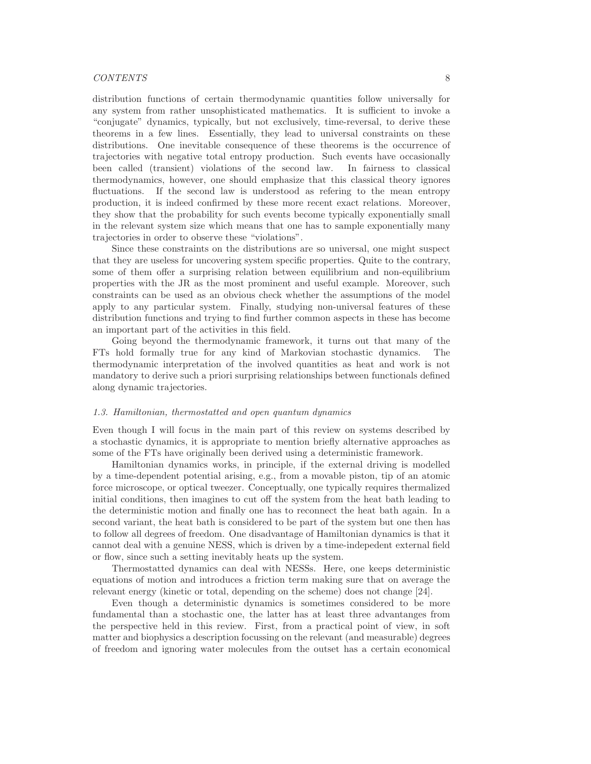distribution functions of certain thermodynamic quantities follow universally for any system from rather unsophisticated mathematics. It is sufficient to invoke a "conjugate" dynamics, typically, but not exclusively, time-reversal, to derive these theorems in a few lines. Essentially, they lead to universal constraints on these distributions. One inevitable consequence of these theorems is the occurrence of trajectories with negative total entropy production. Such events have occasionally been called (transient) violations of the second law. In fairness to classical thermodynamics, however, one should emphasize that this classical theory ignores fluctuations. If the second law is understood as refering to the mean entropy production, it is indeed confirmed by these more recent exact relations. Moreover, they show that the probability for such events become typically exponentially small in the relevant system size which means that one has to sample exponentially many trajectories in order to observe these "violations".

Since these constraints on the distributions are so universal, one might suspect that they are useless for uncovering system specific properties. Quite to the contrary, some of them offer a surprising relation between equilibrium and non-equilibrium properties with the JR as the most prominent and useful example. Moreover, such constraints can be used as an obvious check whether the assumptions of the model apply to any particular system. Finally, studying non-universal features of these distribution functions and trying to find further common aspects in these has become an important part of the activities in this field.

Going beyond the thermodynamic framework, it turns out that many of the FTs hold formally true for any kind of Markovian stochastic dynamics. The thermodynamic interpretation of the involved quantities as heat and work is not mandatory to derive such a priori surprising relationships between functionals defined along dynamic trajectories.

### *1.3. Hamiltonian, thermostatted and open quantum dynamics*

Even though I will focus in the main part of this review on systems described by a stochastic dynamics, it is appropriate to mention briefly alternative approaches as some of the FTs have originally been derived using a deterministic framework.

Hamiltonian dynamics works, in principle, if the external driving is modelled by a time-dependent potential arising, e.g., from a movable piston, tip of an atomic force microscope, or optical tweezer. Conceptually, one typically requires thermalized initial conditions, then imagines to cut off the system from the heat bath leading to the deterministic motion and finally one has to reconnect the heat bath again. In a second variant, the heat bath is considered to be part of the system but one then has to follow all degrees of freedom. One disadvantage of Hamiltonian dynamics is that it cannot deal with a genuine NESS, which is driven by a time-indepedent external field or flow, since such a setting inevitably heats up the system.

Thermostatted dynamics can deal with NESSs. Here, one keeps deterministic equations of motion and introduces a friction term making sure that on average the relevant energy (kinetic or total, depending on the scheme) does not change [24].

Even though a deterministic dynamics is sometimes considered to be more fundamental than a stochastic one, the latter has at least three advantanges from the perspective held in this review. First, from a practical point of view, in soft matter and biophysics a description focussing on the relevant (and measurable) degrees of freedom and ignoring water molecules from the outset has a certain economical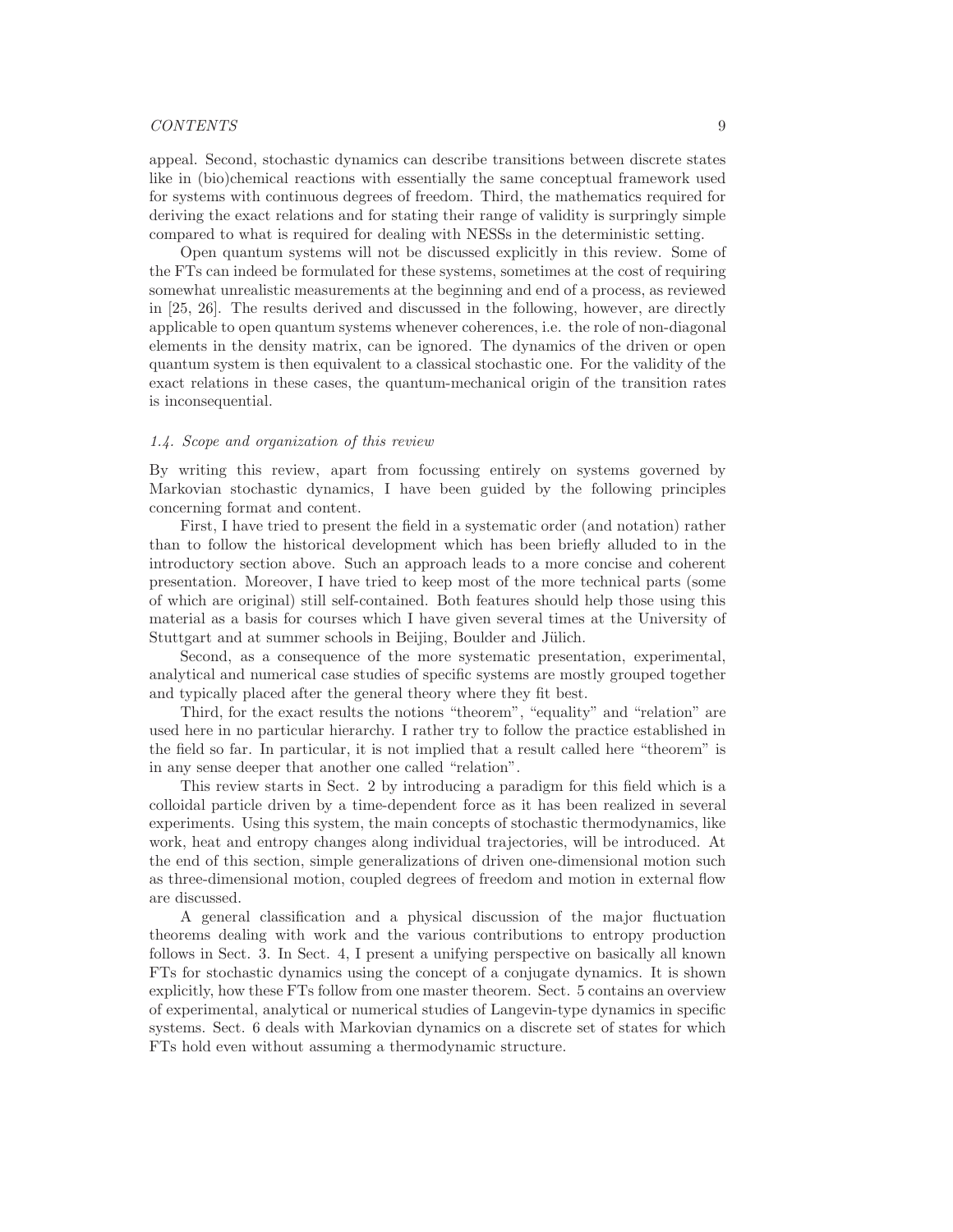appeal. Second, stochastic dynamics can describe transitions between discrete states like in (bio)chemical reactions with essentially the same conceptual framework used for systems with continuous degrees of freedom. Third, the mathematics required for deriving the exact relations and for stating their range of validity is surpringly simple compared to what is required for dealing with NESSs in the deterministic setting.

Open quantum systems will not be discussed explicitly in this review. Some of the FTs can indeed be formulated for these systems, sometimes at the cost of requiring somewhat unrealistic measurements at the beginning and end of a process, as reviewed in [25, 26]. The results derived and discussed in the following, however, are directly applicable to open quantum systems whenever coherences, i.e. the role of non-diagonal elements in the density matrix, can be ignored. The dynamics of the driven or open quantum system is then equivalent to a classical stochastic one. For the validity of the exact relations in these cases, the quantum-mechanical origin of the transition rates is inconsequential.

### *1.4. Scope and organization of this review*

By writing this review, apart from focussing entirely on systems governed by Markovian stochastic dynamics, I have been guided by the following principles concerning format and content.

First, I have tried to present the field in a systematic order (and notation) rather than to follow the historical development which has been briefly alluded to in the introductory section above. Such an approach leads to a more concise and coherent presentation. Moreover, I have tried to keep most of the more technical parts (some of which are original) still self-contained. Both features should help those using this material as a basis for courses which I have given several times at the University of Stuttgart and at summer schools in Beijing, Boulder and Jülich.

Second, as a consequence of the more systematic presentation, experimental, analytical and numerical case studies of specific systems are mostly grouped together and typically placed after the general theory where they fit best.

Third, for the exact results the notions "theorem", "equality" and "relation" are used here in no particular hierarchy. I rather try to follow the practice established in the field so far. In particular, it is not implied that a result called here "theorem" is in any sense deeper that another one called "relation".

This review starts in Sect. 2 by introducing a paradigm for this field which is a colloidal particle driven by a time-dependent force as it has been realized in several experiments. Using this system, the main concepts of stochastic thermodynamics, like work, heat and entropy changes along individual trajectories, will be introduced. At the end of this section, simple generalizations of driven one-dimensional motion such as three-dimensional motion, coupled degrees of freedom and motion in external flow are discussed.

A general classification and a physical discussion of the major fluctuation theorems dealing with work and the various contributions to entropy production follows in Sect. 3. In Sect. 4, I present a unifying perspective on basically all known FTs for stochastic dynamics using the concept of a conjugate dynamics. It is shown explicitly, how these FTs follow from one master theorem. Sect. 5 contains an overview of experimental, analytical or numerical studies of Langevin-type dynamics in specific systems. Sect. 6 deals with Markovian dynamics on a discrete set of states for which FTs hold even without assuming a thermodynamic structure.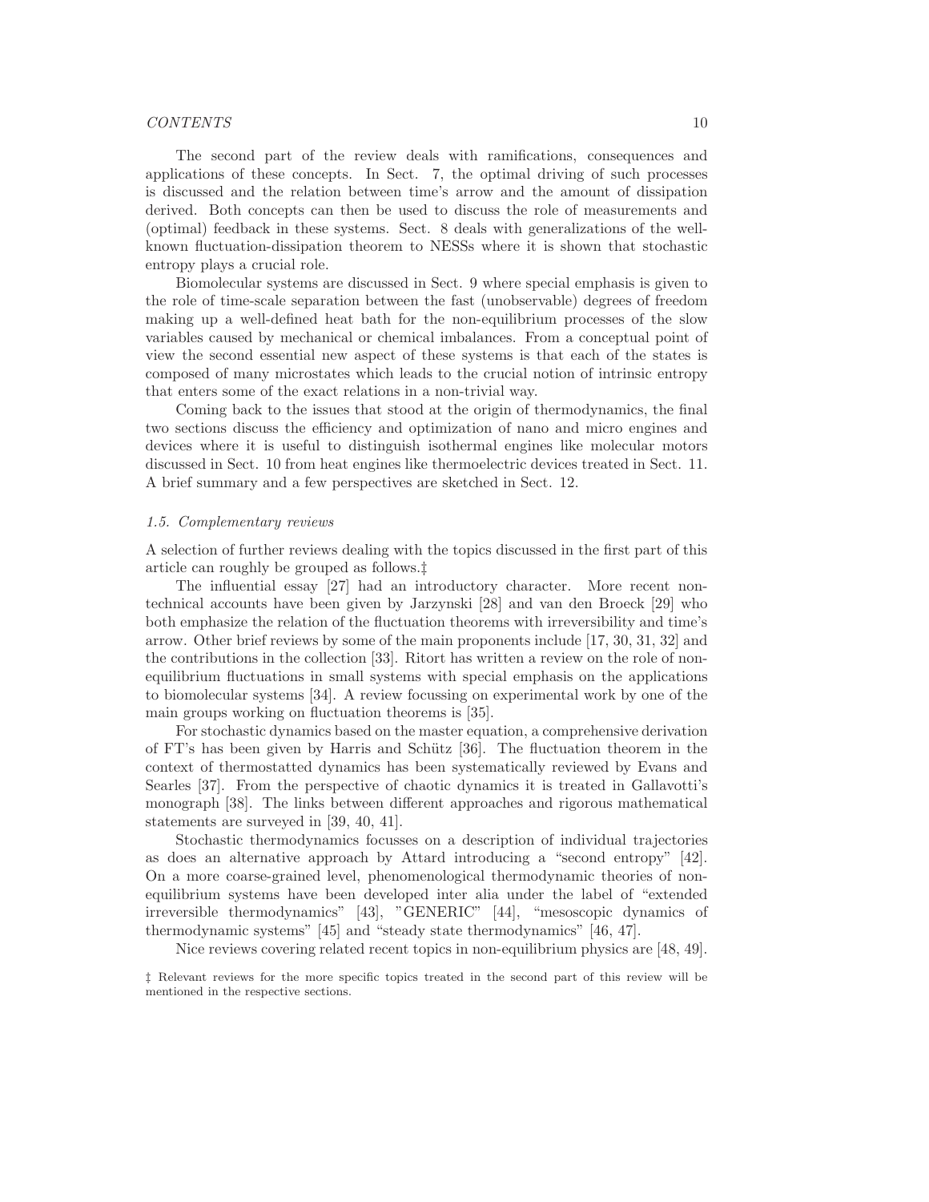The second part of the review deals with ramifications, consequences and applications of these concepts. In Sect. 7, the optimal driving of such processes is discussed and the relation between time's arrow and the amount of dissipation derived. Both concepts can then be used to discuss the role of measurements and (optimal) feedback in these systems. Sect. 8 deals with generalizations of the well-known fluctuation-dissipation theorem to NESSs where it is shown that stochastic entropy plays a crucial role.

Biomolecular systems are discussed in Sect. 9 where special emphasis is given to the role of time-scale separation between the fast (unobservable) degrees of freedom making up a well-defined heat bath for the non-equilibrium processes of the slow variables caused by mechanical or chemical imbalances. From a conceptual point of view the second essential new aspect of these systems is that each of the states is composed of many microstates which leads to the crucial notion of intrinsic entropy that enters some of the exact relations in a non-trivial way.

Coming back to the issues that stood at the origin of thermodynamics, the final two sections discuss the efficiency and optimization of nano and micro engines and devices where it is useful to distinguish isothermal engines like molecular motors discussed in Sect. 10 from heat engines like thermoelectric devices treated in Sect. 11. A brief summary and a few perspectives are sketched in Sect. 12.

### *1.5. Complementary reviews*

A selection of further reviews dealing with the topics discussed in the first part of this article can roughly be grouped as follows.‡

The influential essay [27] had an introductory character. More recent non-technical accounts have been given by Jarzynski [28] and van den Broeck [29] who both emphasize the relation of the fluctuation theorems with irreversibility and time's arrow. Other brief reviews by some of the main proponents include [17, 30, 31, 32] and the contributions in the collection [33]. Ritort has written a review on the role of non-equilibrium fluctuations in small systems with special emphasis on the applications to biomolecular systems [34]. A review focussing on experimental work by one of the main groups working on fluctuation theorems is [35].

For stochastic dynamics based on the master equation, a comprehensive derivation of FT's has been given by Harris and Schütz [36]. The fluctuation theorem in the context of thermostatted dynamics has been systematically reviewed by Evans and Searles [37]. From the perspective of chaotic dynamics it is treated in Gallavotti's monograph [38]. The links between different approaches and rigorous mathematical statements are surveyed in [39, 40, 41].

Stochastic thermodynamics focusses on a description of individual trajectories as does an alternative approach by Attard introducing a "second entropy" [42]. On a more coarse-grained level, phenomenological thermodynamic theories of non-equilibrium systems have been developed inter alia under the label of "extended irreversible thermodynamics" [43], "GENERIC" [44], "mesoscopic dynamics of thermodynamic systems" [45] and "steady state thermodynamics" [46, 47].

Nice reviews covering related recent topics in non-equilibrium physics are [48, 49].

‡ Relevant reviews for the more specific topics treated in the second part of this review will be mentioned in the respective sections.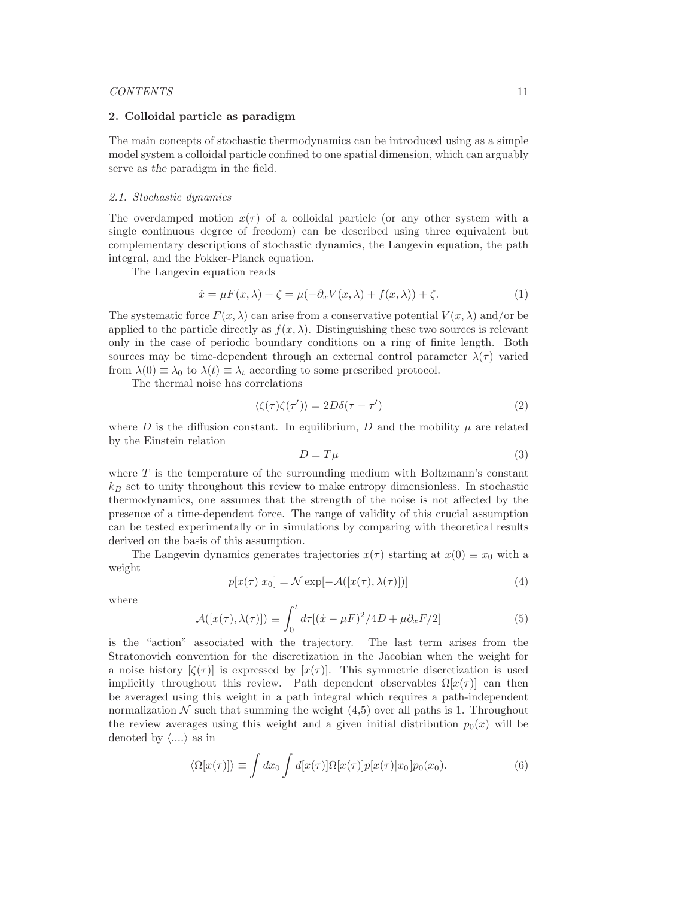## 2. Colloidal particle as paradigm

The main concepts of stochastic thermodynamics can be introduced using as a simple model system a colloidal particle confined to one spatial dimension, which can arguably serve as *the* paradigm in the field.

### 2.1. Stochastic dynamics

The overdamped motion $x(\tau)$ of a colloidal particle (or any other system with a single continuous degree of freedom) can be described using three equivalent but complementary descriptions of stochastic dynamics, the Langevin equation, the path integral, and the Fokker-Planck equation.

The Langevin equation reads

$$\dot{x} = \mu F(x, \lambda) + \zeta = \mu(-\partial_x V(x, \lambda) + f(x, \lambda)) + \zeta. \tag{1}$$

The systematic force $F(x, \lambda)$ can arise from a conservative potential $V(x, \lambda)$ and/or be applied to the particle directly as $f(x, \lambda)$. Distinguishing these two sources is relevant only in the case of periodic boundary conditions on a ring of finite length. Both sources may be time-dependent through an external control parameter $\lambda(\tau)$ varied from $\lambda(0) \equiv \lambda_0$ to $\lambda(t) \equiv \lambda_t$ according to some prescribed protocol.

The thermal noise has correlations

$$\langle \zeta(\tau)\zeta(\tau') \rangle = 2D\delta(\tau - \tau') \tag{2}$$

where $D$ is the diffusion constant. In equilibrium, $D$ and the mobility $\mu$ are related by the Einstein relation

$$D = T\mu \tag{3}$$

where $T$ is the temperature of the surrounding medium with Boltzmann's constant $k_B$ set to unity throughout this review to make entropy dimensionless. In stochastic thermodynamics, one assumes that the strength of the noise is not affected by the presence of a time-dependent force. The range of validity of this crucial assumption can be tested experimentally or in simulations by comparing with theoretical results derived on the basis of this assumption.

The Langevin dynamics generates trajectories $x(\tau)$ starting at $x(0) \equiv x_0$ with a weight

$$p[x(\tau)|x_0] = \mathcal{N} \exp[-\mathcal{A}([x(\tau), \lambda(\tau)])] \tag{4}$$

where

$$\mathcal{A}([x(\tau), \lambda(\tau)]) \equiv \int_0^t d\tau [(\dot{x} - \mu F)^2/4D + \mu \partial_x F/2] \tag{5}$$

is the "action" associated with the trajectory. The last term arises from the Stratonovich convention for the discretization in the Jacobian when the weight for a noise history $[\zeta(\tau)]$ is expressed by $[x(\tau)]$. This symmetric discretization is used implicitly throughout this review. Path dependent observables $\Omega[x(\tau)]$ can then be averaged using this weight in a path integral which requires a path-independent normalization $\mathcal{N}$ such that summing the weight (4,5) over all paths is 1. Throughout the review averages using this weight and a given initial distribution $p_0(x)$ will be denoted by $\langle .... \rangle$ as in

$$\langle \Omega[x(\tau)] \rangle \equiv \int dx_0 \int d[x(\tau)] \Omega[x(\tau)] p[x(\tau)|x_0] p_0(x_0). \tag{6}$$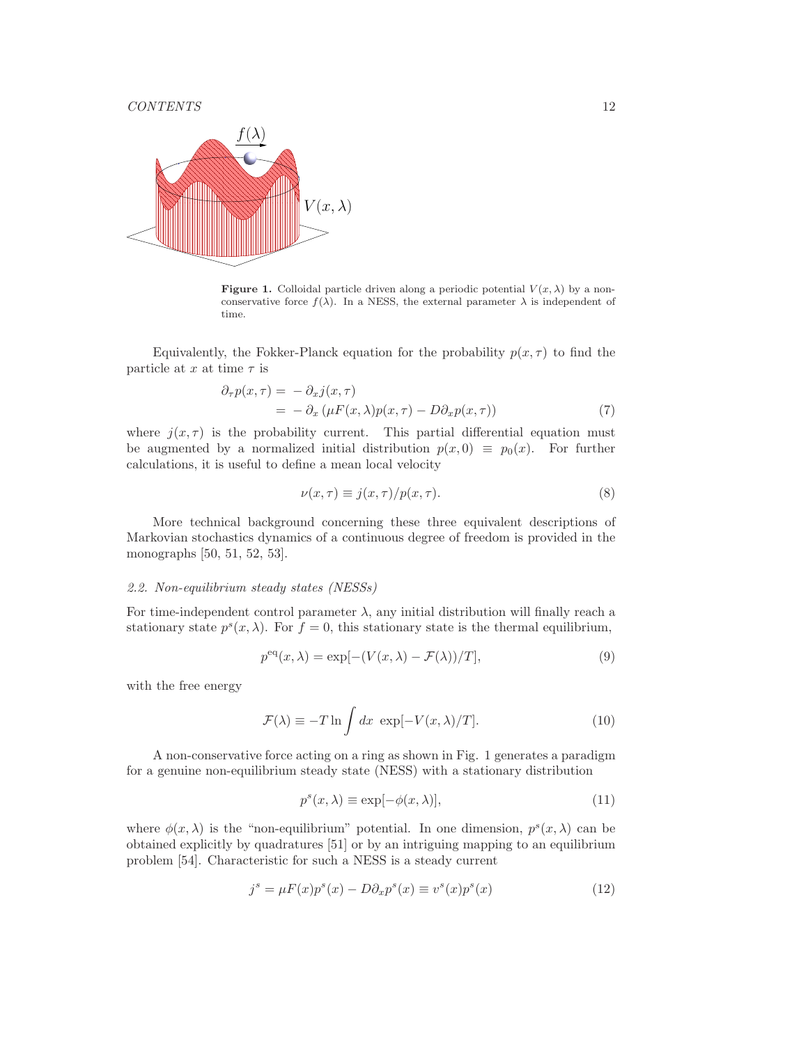**Figure 1.** Colloidal particle driven along a periodic potential $V(x,\lambda)$ by a non-conservative force $f(\lambda)$. In a NESS, the external parameter $\lambda$ is independent of time.

Equivalently, the Fokker-Planck equation for the probability $p(x,\tau)$ to find the particle at $x$ at time $\tau$ is

$$\begin{aligned}\partial_\tau p(x,\tau) &= -\partial_x j(x,\tau) \\ &= -\partial_x \left(\mu F(x,\lambda) p(x,\tau) - D\partial_x p(x,\tau)\right)\end{aligned} \tag{7}$$

where $j(x,\tau)$ is the probability current. This partial differential equation must be augmented by a normalized initial distribution $p(x,0) \equiv p_0(x)$. For further calculations, it is useful to define a mean local velocity

$$\nu(x,\tau) \equiv j(x,\tau)/p(x,\tau). \tag{8}$$

More technical background concerning these three equivalent descriptions of Markovian stochastics dynamics of a continuous degree of freedom is provided in the monographs [50, 51, 52, 53].

### *2.2. Non-equilibrium steady states (NESSs)*

For time-independent control parameter $\lambda$, any initial distribution will finally reach a stationary state $p^s(x,\lambda)$. For $f=0$, this stationary state is the thermal equilibrium,

$$p^{\rm eq}(x,\lambda) = \exp[-(V(x,\lambda) - \mathcal{F}(\lambda))/T], \tag{9}$$

with the free energy

$$\mathcal{F}(\lambda) \equiv -T \ln \int dx\ \exp[-V(x,\lambda)/T]. \tag{10}$$

A non-conservative force acting on a ring as shown in Fig. 1 generates a paradigm for a genuine non-equilibrium steady state (NESS) with a stationary distribution

$$p^s(x,\lambda) \equiv \exp[-\phi(x,\lambda)], \tag{11}$$

where $\phi(x,\lambda)$ is the "non-equilibrium" potential. In one dimension, $p^s(x,\lambda)$ can be obtained explicitly by quadratures [51] or by an intriguing mapping to an equilibrium problem [54]. Characteristic for such a NESS is a steady current

$$j^s = \mu F(x) p^s(x) - D\partial_x p^s(x) \equiv v^s(x) p^s(x) \tag{12}$$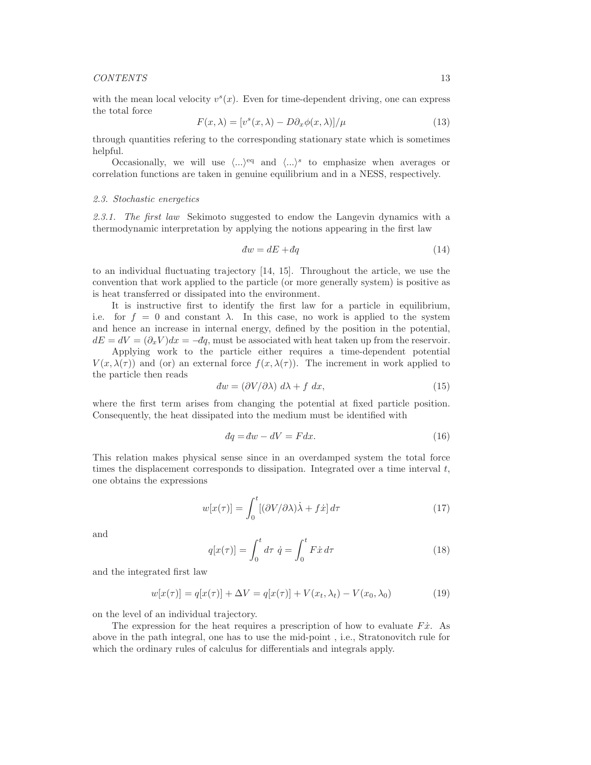with the mean local velocity $v^s(x)$. Even for time-dependent driving, one can express the total force

$$F(x, \lambda) = [v^s(x, \lambda) - D\partial_x \phi(x, \lambda)]/\mu \tag{13}$$

through quantities refering to the corresponding stationary state which is sometimes helpful.

Occasionally, we will use $\langle ... \rangle^{\text{eq}}$ and $\langle ... \rangle^s$ to emphasize when averages or correlation functions are taken in genuine equilibrium and in a NESS, respectively.

### *2.3. Stochastic energetics*

*2.3.1. The first law* Sekimoto suggested to endow the Langevin dynamics with a thermodynamic interpretation by applying the notions appearing in the first law

$$đw = dE + đq \tag{14}$$

to an individual fluctuating trajectory [14, 15]. Throughout the article, we use the convention that work applied to the particle (or more generally system) is positive as is heat transferred or dissipated into the environment.

It is instructive first to identify the first law for a particle in equilibrium, i.e. for $f = 0$ and constant $\lambda$. In this case, no work is applied to the system and hence an increase in internal energy, defined by the position in the potential, $dE = dV = (\partial_x V)dx = -đq$, must be associated with heat taken up from the reservoir.

Applying work to the particle either requires a time-dependent potential $V(x, \lambda(\tau))$ and (or) an external force $f(x, \lambda(\tau))$. The increment in work applied to the particle then reads

$$đw = (\partial V/\partial \lambda)\ d\lambda + f\ dx, \tag{15}$$

where the first term arises from changing the potential at fixed particle position. Consequently, the heat dissipated into the medium must be identified with

$$đq = đw - dV = F dx. \tag{16}$$

This relation makes physical sense since in an overdamped system the total force times the displacement corresponds to dissipation. Integrated over a time interval $t$, one obtains the expressions

$$w[x(\tau)] = \int_0^t [(\partial V/\partial \lambda)\dot{\lambda} + f\dot{x}]\, d\tau \tag{17}$$

and

$$q[x(\tau)] = \int_0^t d\tau\ \dot{q} = \int_0^t F\dot{x}\, d\tau \tag{18}$$

and the integrated first law

$$w[x(\tau)] = q[x(\tau)] + \Delta V = q[x(\tau)] + V(x_t, \lambda_t) - V(x_0, \lambda_0) \tag{19}$$

on the level of an individual trajectory.

The expression for the heat requires a prescription of how to evaluate $F\dot{x}$. As above in the path integral, one has to use the mid-point , i.e., Stratonovitch rule for which the ordinary rules of calculus for differentials and integrals apply.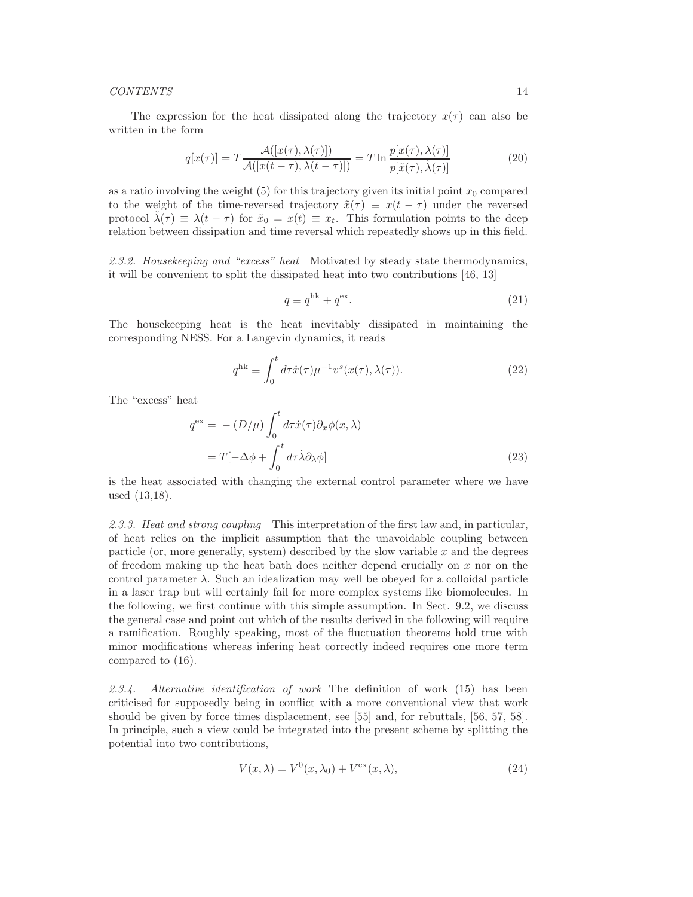The expression for the heat dissipated along the trajectory $x(\tau)$ can also be written in the form

$$q[x(\tau)] = T \frac{\mathcal{A}([x(\tau), \lambda(\tau)])}{\mathcal{A}([x(t-\tau), \lambda(t-\tau)])} = T \ln \frac{p[x(\tau), \lambda(\tau)]}{p[\tilde{x}(\tau), \tilde{\lambda}(\tau)]} \tag{20}$$

as a ratio involving the weight (5) for this trajectory given its initial point $x_0$ compared to the weight of the time-reversed trajectory $\tilde{x}(\tau) \equiv x(t - \tau)$ under the reversed protocol $\tilde{\lambda}(\tau) \equiv \lambda(t - \tau)$ for $\tilde{x}_0 = x(t) \equiv x_t$. This formulation points to the deep relation between dissipation and time reversal which repeatedly shows up in this field.

*2.3.2. Housekeeping and "excess" heat* Motivated by steady state thermodynamics, it will be convenient to split the dissipated heat into two contributions [46, 13]

$$q \equiv q^{\text{hk}} + q^{\text{ex}}. \tag{21}$$

The housekeeping heat is the heat inevitably dissipated in maintaining the corresponding NESS. For a Langevin dynamics, it reads

$$q^{\text{hk}} \equiv \int_0^t d\tau \dot{x}(\tau) \mu^{-1} v^s(x(\tau), \lambda(\tau)). \tag{22}$$

The "excess" heat

$$\begin{aligned} q^{\text{ex}} &= -(D/\mu) \int_0^t d\tau \dot{x}(\tau) \partial_x \phi(x, \lambda) \\ &= T[-\Delta\phi + \int_0^t d\tau \dot{\lambda} \partial_\lambda \phi] \end{aligned} \tag{23}$$

is the heat associated with changing the external control parameter where we have used (13,18).

*2.3.3. Heat and strong coupling* This interpretation of the first law and, in particular, of heat relies on the implicit assumption that the unavoidable coupling between particle (or, more generally, system) described by the slow variable $x$ and the degrees of freedom making up the heat bath does neither depend crucially on $x$ nor on the control parameter $\lambda$. Such an idealization may well be obeyed for a colloidal particle in a laser trap but will certainly fail for more complex systems like biomolecules. In the following, we first continue with this simple assumption. In Sect. 9.2, we discuss the general case and point out which of the results derived in the following will require a ramification. Roughly speaking, most of the fluctuation theorems hold true with minor modifications whereas infering heat correctly indeed requires one more term compared to (16).

*2.3.4. Alternative identification of work* The definition of work (15) has been criticised for supposedly being in conflict with a more conventional view that work should be given by force times displacement, see [55] and, for rebuttals, [56, 57, 58]. In principle, such a view could be integrated into the present scheme by splitting the potential into two contributions,

$$V(x, \lambda) = V^0(x, \lambda_0) + V^{\text{ex}}(x, \lambda), \tag{24}$$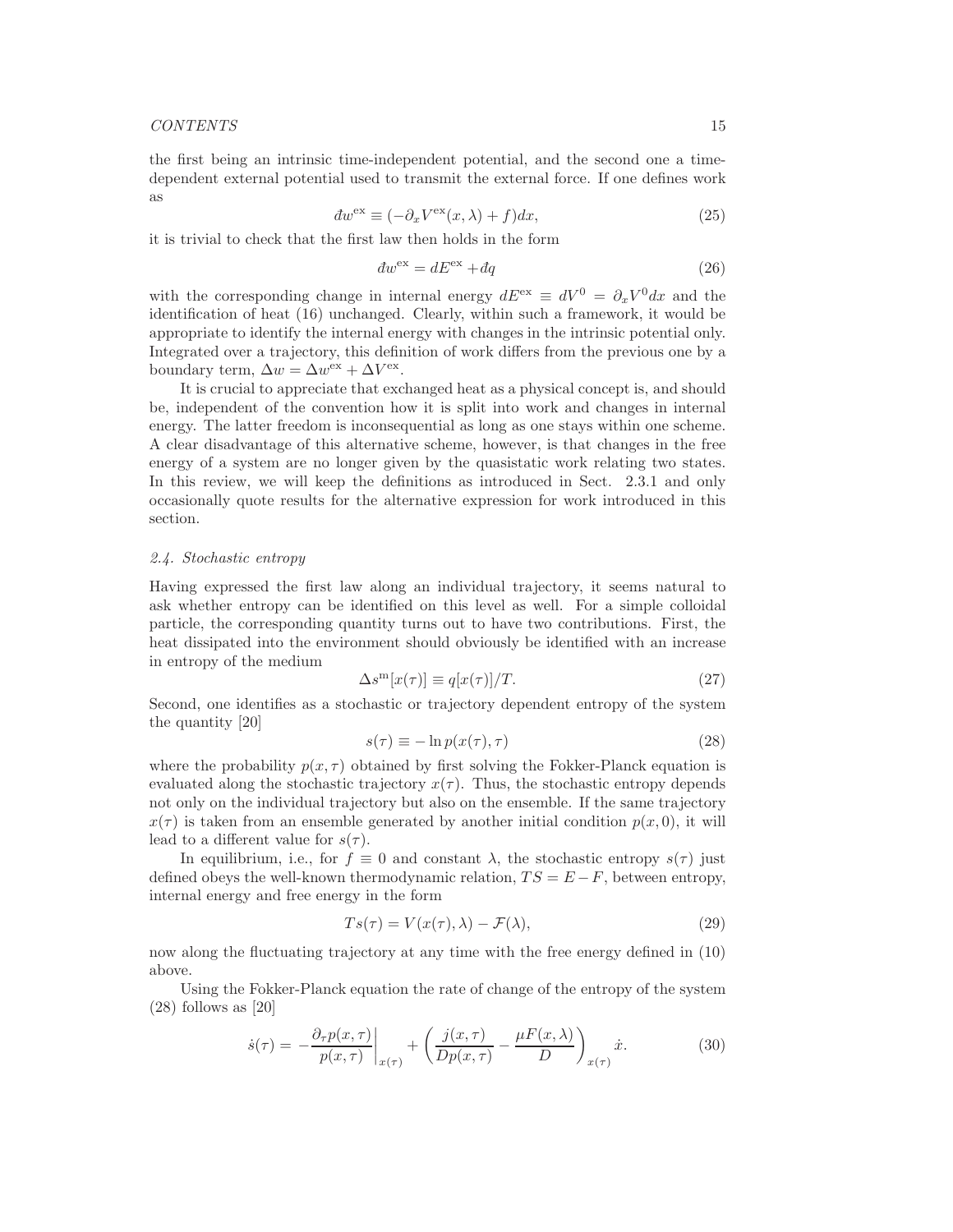the first being an intrinsic time-independent potential, and the second one a time-dependent external potential used to transmit the external force. If one defines work as

$$đw^{\text{ex}} \equiv (-\partial_x V^{\text{ex}}(x,\lambda) + f)dx, \tag{25}$$

it is trivial to check that the first law then holds in the form

$$đw^{\text{ex}} = dE^{\text{ex}} + đq \tag{26}$$

with the corresponding change in internal energy $dE^{\text{ex}} \equiv dV^0 = \partial_x V^0 dx$ and the identification of heat (16) unchanged. Clearly, within such a framework, it would be appropriate to identify the internal energy with changes in the intrinsic potential only. Integrated over a trajectory, this definition of work differs from the previous one by a boundary term, $\Delta w = \Delta w^{\text{ex}} + \Delta V^{\text{ex}}$.

It is crucial to appreciate that exchanged heat as a physical concept is, and should be, independent of the convention how it is split into work and changes in internal energy. The latter freedom is inconsequential as long as one stays within one scheme. A clear disadvantage of this alternative scheme, however, is that changes in the free energy of a system are no longer given by the quasistatic work relating two states. In this review, we will keep the definitions as introduced in Sect. 2.3.1 and only occasionally quote results for the alternative expression for work introduced in this section.

### *2.4. Stochastic entropy*

Having expressed the first law along an individual trajectory, it seems natural to ask whether entropy can be identified on this level as well. For a simple colloidal particle, the corresponding quantity turns out to have two contributions. First, the heat dissipated into the environment should obviously be identified with an increase in entropy of the medium

$$\Delta s^{\text{m}}[x(\tau)] \equiv q[x(\tau)]/T. \tag{27}$$

Second, one identifies as a stochastic or trajectory dependent entropy of the system the quantity [20]

$$s(\tau) \equiv -\ln p(x(\tau),\tau) \tag{28}$$

where the probability $p(x,\tau)$ obtained by first solving the Fokker-Planck equation is evaluated along the stochastic trajectory $x(\tau)$. Thus, the stochastic entropy depends not only on the individual trajectory but also on the ensemble. If the same trajectory $x(\tau)$ is taken from an ensemble generated by another initial condition $p(x,0)$, it will lead to a different value for $s(\tau)$.

In equilibrium, i.e., for $f \equiv 0$ and constant $\lambda$, the stochastic entropy $s(\tau)$ just defined obeys the well-known thermodynamic relation, $TS = E - F$, between entropy, internal energy and free energy in the form

$$Ts(\tau) = V(x(\tau),\lambda) - \mathcal{F}(\lambda), \tag{29}$$

now along the fluctuating trajectory at any time with the free energy defined in (10) above.

Using the Fokker-Planck equation the rate of change of the entropy of the system (28) follows as [20]

$$\dot{s}(\tau) = -\left.\frac{\partial_\tau p(x,\tau)}{p(x,\tau)}\right|_{x(\tau)} + \left(\frac{j(x,\tau)}{Dp(x,\tau)} - \frac{\mu F(x,\lambda)}{D}\right)_{x(\tau)} \dot{x}. \tag{30}$$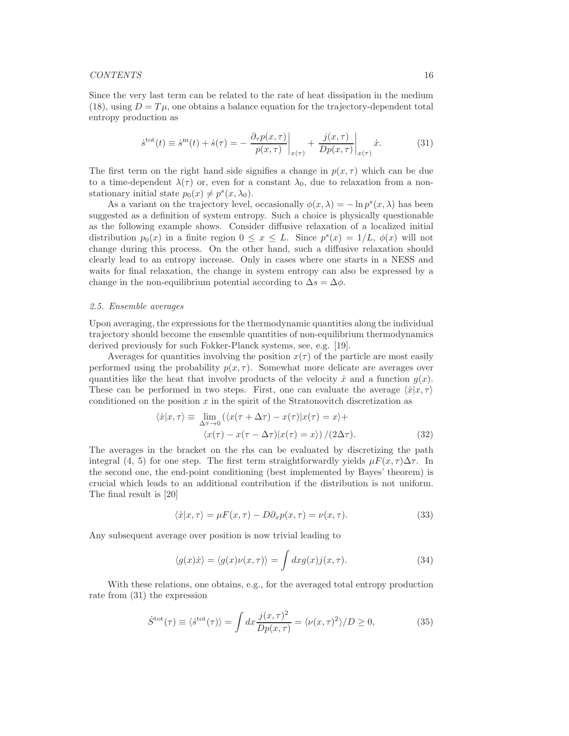Since the very last term can be related to the rate of heat dissipation in the medium (18), using $D = T\mu$, one obtains a balance equation for the trajectory-dependent total entropy production as

$$\dot{s}^{\rm tot}(t) \equiv \dot{s}^{\rm m}(t) + \dot{s}(\tau) = -\left.\frac{\partial_\tau p(x,\tau)}{p(x,\tau)}\right|_{x(\tau)} + \left.\frac{j(x,\tau)}{Dp(x,\tau)}\right|_{x(\tau)} \dot{x}. \tag{31}$$

The first term on the right hand side signifies a change in $p(x,\tau)$ which can be due to a time-dependent $\lambda(\tau)$ or, even for a constant $\lambda_0$, due to relaxation from a non-stationary initial state $p_0(x) \neq p^s(x,\lambda_0)$.

As a variant on the trajectory level, occasionally $\phi(x,\lambda) = -\ln p^s(x,\lambda)$ has been suggested as a definition of system entropy. Such a choice is physically questionable as the following example shows. Consider diffusive relaxation of a localized initial distribution $p_0(x)$ in a finite region $0 \leq x \leq L$. Since $p^s(x) = 1/L$, $\phi(x)$ will not change during this process. On the other hand, such a diffusive relaxation should clearly lead to an entropy increase. Only in cases where one starts in a NESS and waits for final relaxation, the change in system entropy can also be expressed by a change in the non-equilibrium potential according to $\Delta s = \Delta\phi$.

### *2.5. Ensemble averages*

Upon averaging, the expressions for the thermodynamic quantities along the individual trajectory should become the ensemble quantities of non-equilibrium thermodynamics derived previously for such Fokker-Planck systems, see, e.g. [19].

Averages for quantities involving the position $x(\tau)$ of the particle are most easily performed using the probability $p(x,\tau)$. Somewhat more delicate are averages over quantities like the heat that involve products of the velocity $\dot{x}$ and a function $g(x)$. These can be performed in two steps. First, one can evaluate the average $\langle \dot{x}|x,\tau\rangle$ conditioned on the position $x$ in the spirit of the Stratonovitch discretization as

$$\begin{aligned}\langle \dot{x}|x,\tau\rangle \equiv \lim_{\Delta\tau\to 0} \big(&\langle x(\tau+\Delta\tau) - x(\tau)|x(\tau) = x\rangle + \\ &\langle x(\tau) - x(\tau-\Delta\tau)|x(\tau) = x\rangle\big)/(2\Delta\tau).\end{aligned} \tag{32}$$

The averages in the bracket on the rhs can be evaluated by discretizing the path integral (4, 5) for one step. The first term straightforwardly yields $\mu F(x,\tau)\Delta\tau$. In the second one, the end-point conditioning (best implemented by Bayes' theorem) is crucial which leads to an additional contribution if the distribution is not uniform. The final result is [20]

$$\langle \dot{x}|x,\tau\rangle = \mu F(x,\tau) - D\partial_x p(x,\tau) = \nu(x,\tau). \tag{33}$$

Any subsequent average over position is now trivial leading to

$$\langle g(x)\dot{x}\rangle = \langle g(x)\nu(x,\tau)\rangle = \int dx g(x) j(x,\tau). \tag{34}$$

With these relations, one obtains, e.g., for the averaged total entropy production rate from (31) the expression

$$\dot{S}^{\rm tot}(\tau) \equiv \langle \dot{s}^{\rm tot}(\tau)\rangle = \int dx \frac{j(x,\tau)^2}{Dp(x,\tau)} = \langle \nu(x,\tau)^2\rangle/D \geq 0, \tag{35}$$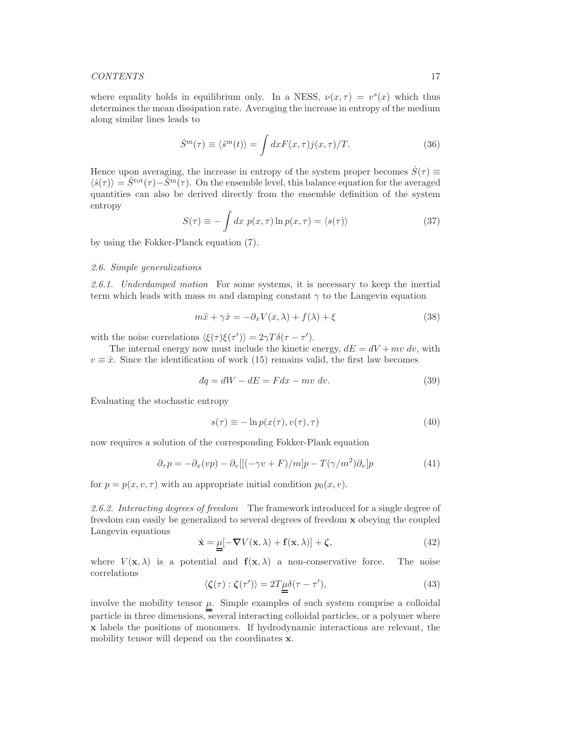where equality holds in equilibrium only. In a NESS, $\nu(x,\tau) = v^s(x)$ which thus determines the mean dissipation rate. Averaging the increase in entropy of the medium along similar lines leads to

$$\dot{S}^{\rm m}(\tau) \equiv \langle \dot{s}^{\rm m}(t)\rangle = \int dx F(x,\tau) j(x,\tau)/T. \tag{36}$$

Hence upon averaging, the increase in entropy of the system proper becomes $\dot{S}(\tau) \equiv \langle \dot{s}(\tau)\rangle = \dot{S}^{\rm tot}(\tau) - \dot{S}^{\rm m}(\tau)$. On the ensemble level, this balance equation for the averaged quantities can also be derived directly from the ensemble definition of the system entropy

$$S(\tau) \equiv -\int dx \; p(x,\tau) \ln p(x,\tau) = \langle s(\tau)\rangle \tag{37}$$

by using the Fokker-Planck equation (7).

### *2.6. Simple generalizations*

*2.6.1. Underdamped motion* For some systems, it is necessary to keep the inertial term which leads with mass $m$ and damping constant $\gamma$ to the Langevin equation

$$m\ddot{x} + \gamma \dot{x} = -\partial_x V(x,\lambda) + f(\lambda) + \xi \tag{38}$$

with the noise correlations $\langle \xi(\tau)\xi(\tau')\rangle = 2\gamma T \delta(\tau - \tau')$.

The internal energy now must include the kinetic energy, $dE = dV + mv \; dv$, with $v \equiv \dot{x}$. Since the identification of work (15) remains valid, the first law becomes

$$đq = dW - dE = F dx - mv \; dv. \tag{39}$$

Evaluating the stochastic entropy

$$s(\tau) \equiv -\ln p(x(\tau), v(\tau), \tau) \tag{40}$$

now requires a solution of the corresponding Fokker-Plank equation

$$\partial_\tau p = -\partial_x(vp) - \partial_v[[(-\gamma v + F)/m]p - T(\gamma/m^2)\partial_v]p \tag{41}$$

for $p = p(x, v, \tau)$ with an appropriate initial condition $p_0(x, v)$.

*2.6.2. Interacting degrees of freedom* The framework introduced for a single degree of freedom can easily be generalized to several degrees of freedom $\mathbf{x}$ obeying the coupled Langevin equations

$$\dot{\mathbf{x}} = \underline{\underline{\mu}}[-\boldsymbol{\nabla} V(\mathbf{x},\lambda) + \mathbf{f}(\mathbf{x},\lambda)] + \boldsymbol{\zeta}, \tag{42}$$

where $V(\mathbf{x},\lambda)$ is a potential and $\mathbf{f}(\mathbf{x},\lambda)$ a non-conservative force. The noise correlations

$$\langle \boldsymbol{\zeta}(\tau) : \boldsymbol{\zeta}(\tau')\rangle = 2T\underline{\underline{\mu}}\delta(\tau - \tau'), \tag{43}$$

involve the mobility tensor $\underline{\underline{\mu}}$. Simple examples of such system comprise a colloidal particle in three dimensions, several interacting colloidal particles, or a polymer where $\mathbf{x}$ labels the positions of monomers. If hydrodynamic interactions are relevant, the mobility tensor will depend on the coordinates $\mathbf{x}$.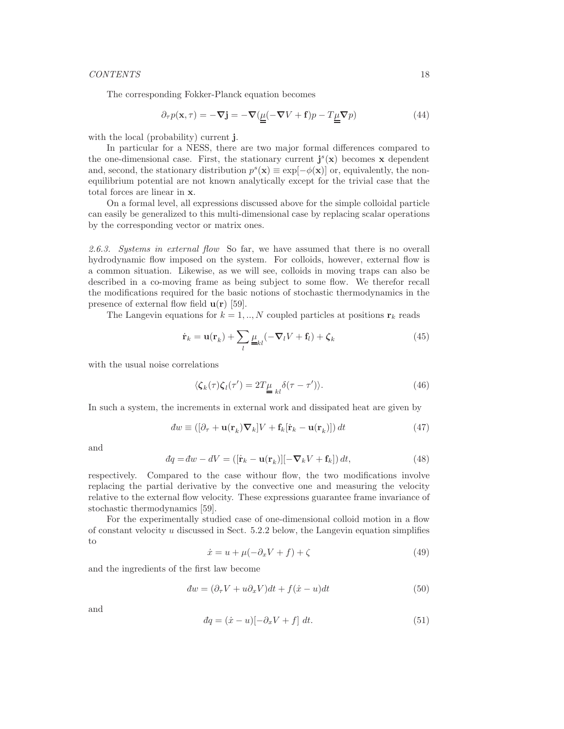The corresponding Fokker-Planck equation becomes

$$\partial_\tau p(\mathbf{x},\tau) = -\boldsymbol{\nabla}\mathbf{j} = -\boldsymbol{\nabla}(\underline{\underline{\mu}}(-\boldsymbol{\nabla}V + \mathbf{f})p - T\underline{\underline{\mu}}\boldsymbol{\nabla}p) \tag{44}$$

with the local (probability) current $\mathbf{j}$.

In particular for a NESS, there are two major formal differences compared to the one-dimensional case. First, the stationary current $\mathbf{j}^s(\mathbf{x})$ becomes $\mathbf{x}$ dependent and, second, the stationary distribution $p^s(\mathbf{x}) \equiv \exp[-\phi(\mathbf{x})]$ or, equivalently, the non-equilibrium potential are not known analytically except for the trivial case that the total forces are linear in $\mathbf{x}$.

On a formal level, all expressions discussed above for the simple colloidal particle can easily be generalized to this multi-dimensional case by replacing scalar operations by the corresponding vector or matrix ones.

*2.6.3. Systems in external flow* So far, we have assumed that there is no overall hydrodynamic flow imposed on the system. For colloids, however, external flow is a common situation. Likewise, as we will see, colloids in moving traps can also be described in a co-moving frame as being subject to some flow. We therefor recall the modifications required for the basic notions of stochastic thermodynamics in the presence of external flow field $\mathbf{u}(\mathbf{r})$ [59].

The Langevin equations for $k = 1,..,N$ coupled particles at positions $\mathbf{r}_k$ reads

$$\dot{\mathbf{r}}_k = \mathbf{u}(\mathbf{r}_k) + \sum_l \underline{\underline{\mu}}_{kl}(-\boldsymbol{\nabla}_l V + \mathbf{f}_l) + \boldsymbol{\zeta}_k \tag{45}$$

with the usual noise correlations

$$\langle \boldsymbol{\zeta}_k(\tau)\boldsymbol{\zeta}_l(\tau') = 2T\underline{\underline{\mu}}_{kl}\delta(\tau-\tau')\rangle. \tag{46}$$

In such a system, the increments in external work and dissipated heat are given by

$$đw \equiv ([\partial_\tau + \mathbf{u}(\mathbf{r}_k)\boldsymbol{\nabla}_k]V + \mathbf{f}_k[\dot{\mathbf{r}}_k - \mathbf{u}(\mathbf{r}_k)])\, dt \tag{47}$$

and

$$đq = đw - dV = ([\dot{\mathbf{r}}_k - \mathbf{u}(\mathbf{r}_k)][-\boldsymbol{\nabla}_k V + \mathbf{f}_k])\, dt, \tag{48}$$

respectively. Compared to the case withour flow, the two modifications involve replacing the partial derivative by the convective one and measuring the velocity relative to the external flow velocity. These expressions guarantee frame invariance of stochastic thermodynamics [59].

For the experimentally studied case of one-dimensional colloid motion in a flow of constant velocity $u$ discussed in Sect. 5.2.2 below, the Langevin equation simplifies to

$$\dot{x} = u + \mu(-\partial_x V + f) + \zeta \tag{49}$$

and the ingredients of the first law become

$$đw = (\partial_\tau V + u\partial_x V)dt + f(\dot{x} - u)dt \tag{50}$$

and

$$đq = (\dot{x} - u)[-\partial_x V + f]\ dt. \tag{51}$$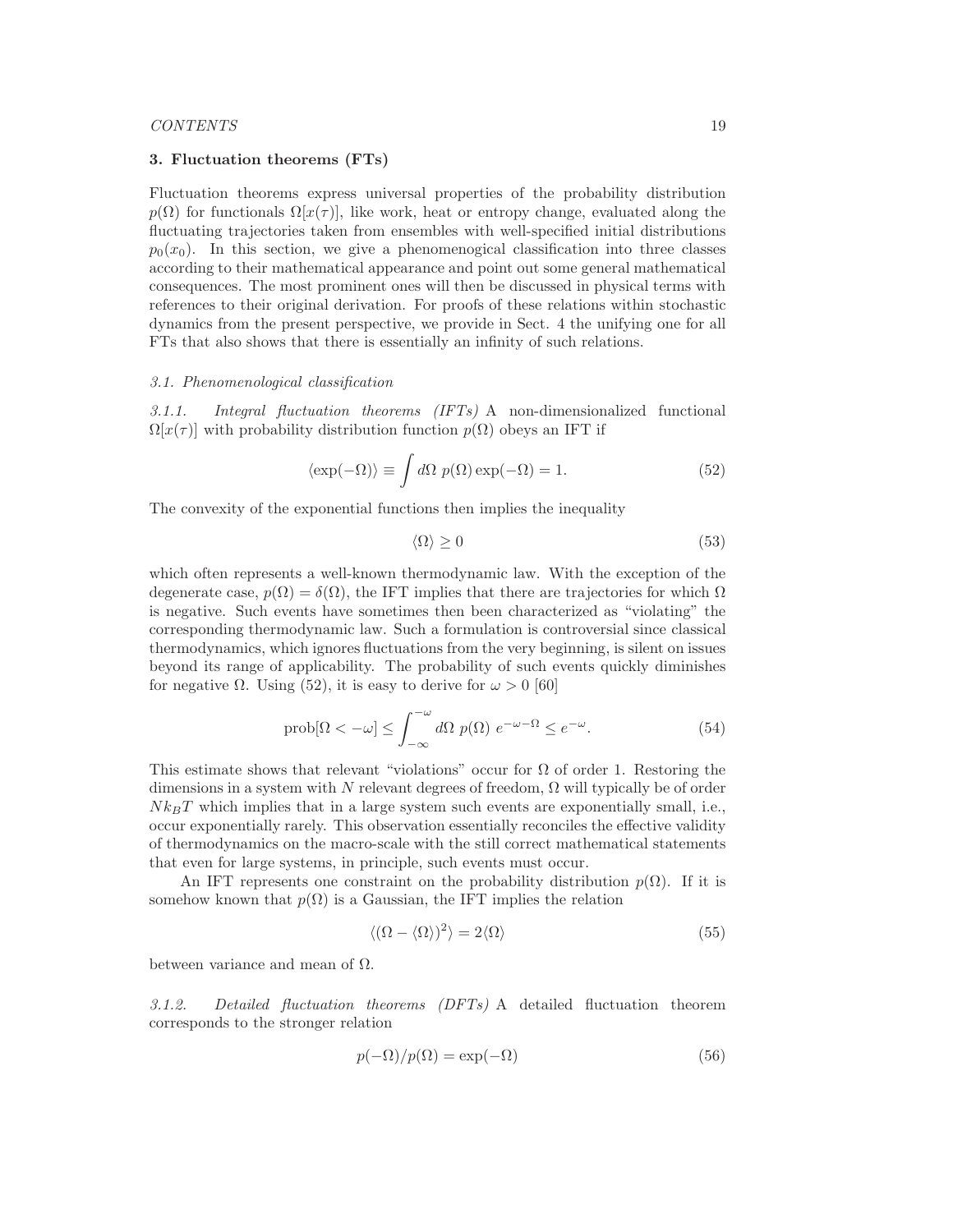## 3. Fluctuation theorems (FTs)

Fluctuation theorems express universal properties of the probability distribution $p(\Omega)$ for functionals $\Omega[x(\tau)]$, like work, heat or entropy change, evaluated along the fluctuating trajectories taken from ensembles with well-specified initial distributions $p_0(x_0)$. In this section, we give a phenomenological classification into three classes according to their mathematical appearance and point out some general mathematical consequences. The most prominent ones will then be discussed in physical terms with references to their original derivation. For proofs of these relations within stochastic dynamics from the present perspective, we provide in Sect. 4 the unifying one for all FTs that also shows that there is essentially an infinity of such relations.

### 3.1. Phenomenological classification

#### 3.1.1. *Integral fluctuation theorems (IFTs)*

A non-dimensionalized functional $\Omega[x(\tau)]$ with probability distribution function $p(\Omega)$ obeys an IFT if

$$\langle \exp(-\Omega) \rangle \equiv \int d\Omega \; p(\Omega) \exp(-\Omega) = 1. \tag{52}$$

The convexity of the exponential functions then implies the inequality

$$\langle \Omega \rangle \geq 0 \tag{53}$$

which often represents a well-known thermodynamic law. With the exception of the degenerate case, $p(\Omega) = \delta(\Omega)$, the IFT implies that there are trajectories for which $\Omega$ is negative. Such events have sometimes then been characterized as "violating" the corresponding thermodynamic law. Such a formulation is controversial since classical thermodynamics, which ignores fluctuations from the very beginning, is silent on issues beyond its range of applicability. The probability of such events quickly diminishes for negative $\Omega$. Using (52), it is easy to derive for $\omega > 0$ [60]

$$\text{prob}[\Omega < -\omega] \leq \int_{-\infty}^{-\omega} d\Omega \; p(\Omega) \; e^{-\omega-\Omega} \leq e^{-\omega}. \tag{54}$$

This estimate shows that relevant "violations" occur for $\Omega$ of order 1. Restoring the dimensions in a system with $N$ relevant degrees of freedom, $\Omega$ will typically be of order $Nk_BT$ which implies that in a large system such events are exponentially small, i.e., occur exponentially rarely. This observation essentially reconciles the effective validity of thermodynamics on the macro-scale with the still correct mathematical statements that even for large systems, in principle, such events must occur.

An IFT represents one constraint on the probability distribution $p(\Omega)$. If it is somehow known that $p(\Omega)$ is a Gaussian, the IFT implies the relation

$$\langle (\Omega - \langle \Omega \rangle)^2 \rangle = 2 \langle \Omega \rangle \tag{55}$$

between variance and mean of $\Omega$.

#### 3.1.2. *Detailed fluctuation theorems (DFTs)*

A detailed fluctuation theorem corresponds to the stronger relation

$$p(-\Omega)/p(\Omega) = \exp(-\Omega) \tag{56}$$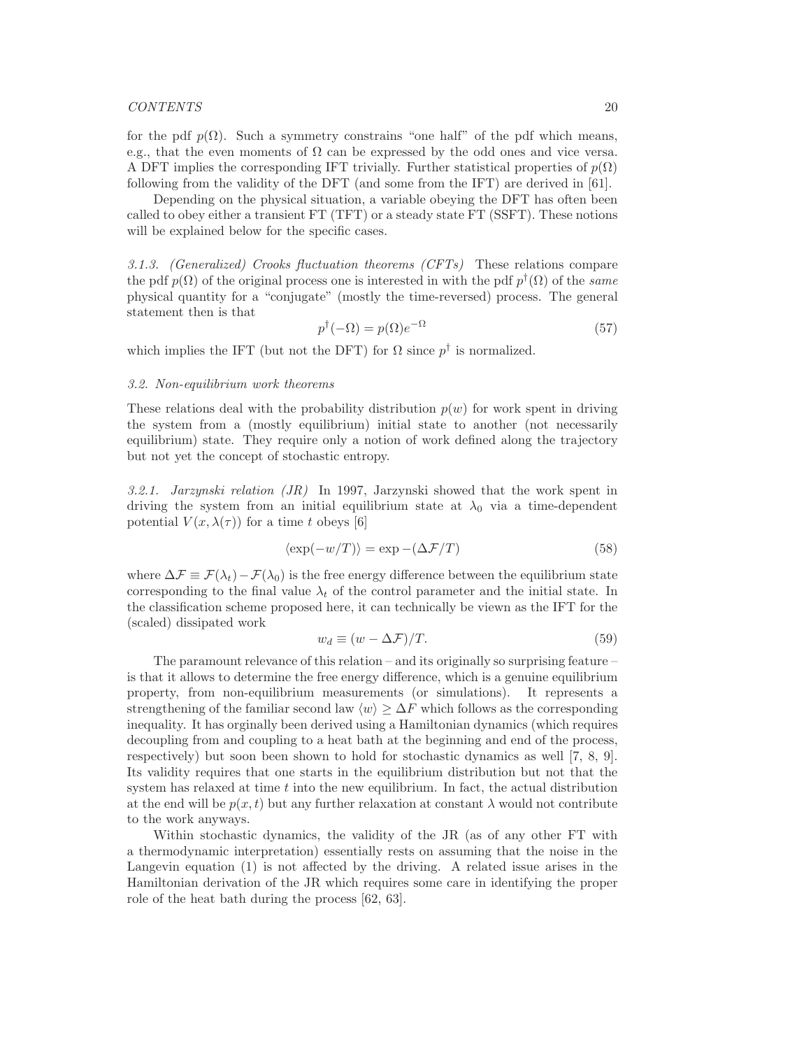for the pdf $p(\Omega)$. Such a symmetry constrains "one half" of the pdf which means, e.g., that the even moments of $\Omega$ can be expressed by the odd ones and vice versa. A DFT implies the corresponding IFT trivially. Further statistical properties of $p(\Omega)$ following from the validity of the DFT (and some from the IFT) are derived in [61].

Depending on the physical situation, a variable obeying the DFT has often been called to obey either a transient FT (TFT) or a steady state FT (SSFT). These notions will be explained below for the specific cases.

#### 3.1.3. (Generalized) Crooks fluctuation theorems (CFTs)

These relations compare the pdf $p(\Omega)$ of the original process one is interested in with the pdf $p^\dagger(\Omega)$ of the *same* physical quantity for a "conjugate" (mostly the time-reversed) process. The general statement then is that

$$p^\dagger(-\Omega) = p(\Omega)e^{-\Omega} \tag{57}$$

which implies the IFT (but not the DFT) for $\Omega$ since $p^\dagger$ is normalized.

### 3.2. Non-equilibrium work theorems

These relations deal with the probability distribution $p(w)$ for work spent in driving the system from a (mostly equilibrium) initial state to another (not necessarily equilibrium) state. They require only a notion of work defined along the trajectory but not yet the concept of stochastic entropy.

#### 3.2.1. Jarzynski relation (JR)

In 1997, Jarzynski showed that the work spent in driving the system from an initial equilibrium state at $\lambda_0$ via a time-dependent potential $V(x, \lambda(\tau))$ for a time $t$ obeys [6]

$$\langle \exp(-w/T) \rangle = \exp -(\Delta\mathcal{F}/T) \tag{58}$$

where $\Delta\mathcal{F} \equiv \mathcal{F}(\lambda_t) - \mathcal{F}(\lambda_0)$ is the free energy difference between the equilibrium state corresponding to the final value $\lambda_t$ of the control parameter and the initial state. In the classification scheme proposed here, it can technically be viewn as the IFT for the (scaled) dissipated work

$$w_d \equiv (w - \Delta\mathcal{F})/T. \tag{59}$$

The paramount relevance of this relation – and its originally so surprising feature – is that it allows to determine the free energy difference, which is a genuine equilibrium property, from non-equilibrium measurements (or simulations). It represents a strengthening of the familiar second law $\langle w \rangle \geq \Delta F$ which follows as the corresponding inequality. It has orginally been derived using a Hamiltonian dynamics (which requires decoupling from and coupling to a heat bath at the beginning and end of the process, respectively) but soon been shown to hold for stochastic dynamics as well [7, 8, 9]. Its validity requires that one starts in the equilibrium distribution but not that the system has relaxed at time $t$ into the new equilibrium. In fact, the actual distribution at the end will be $p(x, t)$ but any further relaxation at constant $\lambda$ would not contribute to the work anyways.

Within stochastic dynamics, the validity of the JR (as of any other FT with a thermodynamic interpretation) essentially rests on assuming that the noise in the Langevin equation (1) is not affected by the driving. A related issue arises in the Hamiltonian derivation of the JR which requires some care in identifying the proper role of the heat bath during the process [62, 63].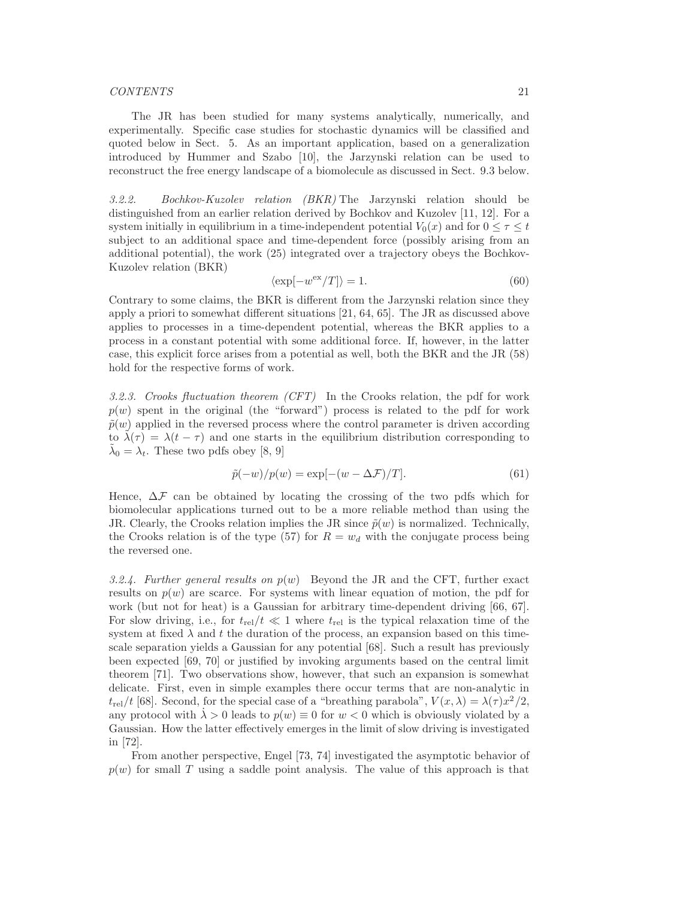The JR has been studied for many systems analytically, numerically, and experimentally. Specific case studies for stochastic dynamics will be classified and quoted below in Sect. 5. As an important application, based on a generalization introduced by Hummer and Szabo [10], the Jarzynski relation can be used to reconstruct the free energy landscape of a biomolecule as discussed in Sect. 9.3 below.

#### *3.2.2. Bochkov-Kuzolev relation (BKR)*

The Jarzynski relation should be distinguished from an earlier relation derived by Bochkov and Kuzolev [11, 12]. For a system initially in equilibrium in a time-independent potential $V_0(x)$ and for $0 \leq \tau \leq t$ subject to an additional space and time-dependent force (possibly arising from an additional potential), the work (25) integrated over a trajectory obeys the Bochkov-Kuzolev relation (BKR)

$$\langle \exp[-w^{\text{ex}}/T] \rangle = 1. \tag{60}$$

Contrary to some claims, the BKR is different from the Jarzynski relation since they apply a priori to somewhat different situations [21, 64, 65]. The JR as discussed above applies to processes in a time-dependent potential, whereas the BKR applies to a process in a constant potential with some additional force. If, however, in the latter case, this explicit force arises from a potential as well, both the BKR and the JR (58) hold for the respective forms of work.

#### *3.2.3. Crooks fluctuation theorem (CFT)*

In the Crooks relation, the pdf for work $p(w)$ spent in the original (the "forward") process is related to the pdf for work $\tilde{p}(w)$ applied in the reversed process where the control parameter is driven according to $\tilde{\lambda}(\tau) = \lambda(t - \tau)$ and one starts in the equilibrium distribution corresponding to $\tilde{\lambda}_0 = \lambda_t$. These two pdfs obey [8, 9]

$$\tilde{p}(-w)/p(w) = \exp[-(w - \Delta\mathcal{F})/T]. \tag{61}$$

Hence, $\Delta\mathcal{F}$ can be obtained by locating the crossing of the two pdfs which for biomolecular applications turned out to be a more reliable method than using the JR. Clearly, the Crooks relation implies the JR since $\tilde{p}(w)$ is normalized. Technically, the Crooks relation is of the type (57) for $R = w_d$ with the conjugate process being the reversed one.

#### *3.2.4. Further general results on $p(w)$*

Beyond the JR and the CFT, further exact results on $p(w)$ are scarce. For systems with linear equation of motion, the pdf for work (but not for heat) is a Gaussian for arbitrary time-dependent driving [66, 67]. For slow driving, i.e., for $t_{\text{rel}}/t \ll 1$ where $t_{\text{rel}}$ is the typical relaxation time of the system at fixed $\lambda$ and $t$ the duration of the process, an expansion based on this time-scale separation yields a Gaussian for any potential [68]. Such a result has previously been expected [69, 70] or justified by invoking arguments based on the central limit theorem [71]. Two observations show, however, that such an expansion is somewhat delicate. First, even in simple examples there occur terms that are non-analytic in $t_{\text{rel}}/t$ [68]. Second, for the special case of a "breathing parabola", $V(x, \lambda) = \lambda(\tau)x^2/2$, any protocol with $\dot{\lambda} > 0$ leads to $p(w) \equiv 0$ for $w < 0$ which is obviously violated by a Gaussian. How the latter effectively emerges in the limit of slow driving is investigated in [72].

From another perspective, Engel [73, 74] investigated the asymptotic behavior of $p(w)$ for small $T$ using a saddle point analysis. The value of this approach is that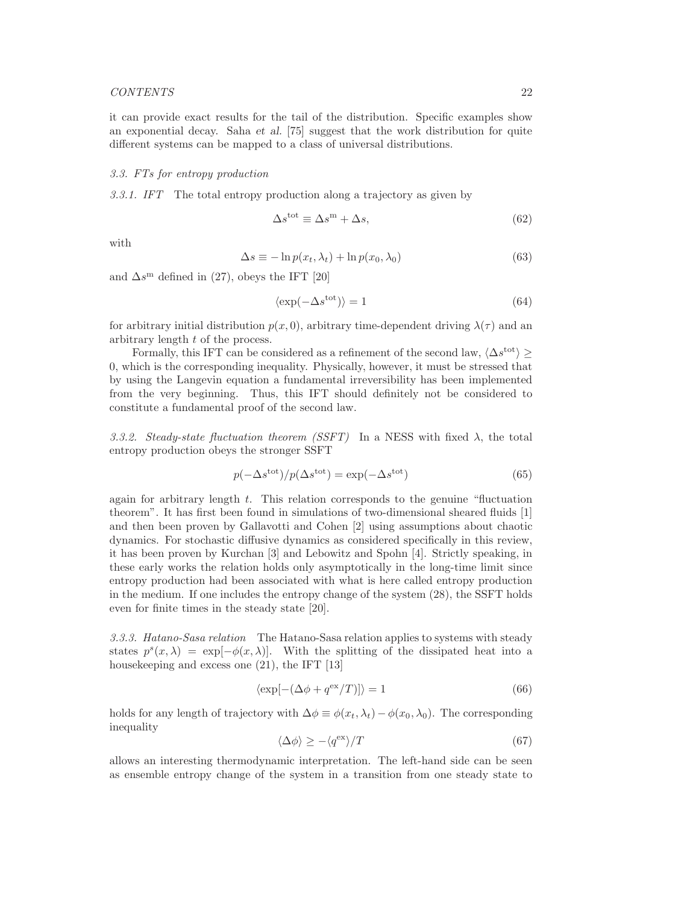it can provide exact results for the tail of the distribution. Specific examples show an exponential decay. Saha *et al.* [75] suggest that the work distribution for quite different systems can be mapped to a class of universal distributions.

### 3.3. FTs for entropy production

*3.3.1. IFT* The total entropy production along a trajectory as given by

$$\Delta s^{\mathrm{tot}} \equiv \Delta s^{\mathrm{m}} + \Delta s, \tag{62}$$

with

$$\Delta s \equiv -\ln p(x_t, \lambda_t) + \ln p(x_0, \lambda_0) \tag{63}$$

and $\Delta s^{\mathrm{m}}$ defined in (27), obeys the IFT [20]

$$\langle \exp(-\Delta s^{\mathrm{tot}}) \rangle = 1 \tag{64}$$

for arbitrary initial distribution $p(x, 0)$, arbitrary time-dependent driving $\lambda(\tau)$ and an arbitrary length $t$ of the process.

Formally, this IFT can be considered as a refinement of the second law, $\langle \Delta s^{\mathrm{tot}} \rangle \geq 0$, which is the corresponding inequality. Physically, however, it must be stressed that by using the Langevin equation a fundamental irreversibility has been implemented from the very beginning. Thus, this IFT should definitely not be considered to constitute a fundamental proof of the second law.

*3.3.2. Steady-state fluctuation theorem (SSFT)* In a NESS with fixed $\lambda$, the total entropy production obeys the stronger SSFT

$$p(-\Delta s^{\mathrm{tot}})/p(\Delta s^{\mathrm{tot}}) = \exp(-\Delta s^{\mathrm{tot}}) \tag{65}$$

again for arbitrary length $t$. This relation corresponds to the genuine "fluctuation theorem". It has first been found in simulations of two-dimensional sheared fluids [1] and then been proven by Gallavotti and Cohen [2] using assumptions about chaotic dynamics. For stochastic diffusive dynamics as considered specifically in this review, it has been proven by Kurchan [3] and Lebowitz and Spohn [4]. Strictly speaking, in these early works the relation holds only asymptotically in the long-time limit since entropy production had been associated with what is here called entropy production in the medium. If one includes the entropy change of the system (28), the SSFT holds even for finite times in the steady state [20].

*3.3.3. Hatano-Sasa relation* The Hatano-Sasa relation applies to systems with steady states $p^s(x, \lambda) = \exp[-\phi(x, \lambda)]$. With the splitting of the dissipated heat into a housekeeping and excess one (21), the IFT [13]

$$\langle \exp[-(\Delta\phi + q^{\mathrm{ex}}/T)] \rangle = 1 \tag{66}$$

holds for any length of trajectory with $\Delta\phi \equiv \phi(x_t, \lambda_t) - \phi(x_0, \lambda_0)$. The corresponding inequality

$$\langle \Delta\phi \rangle \geq -\langle q^{\mathrm{ex}} \rangle / T \tag{67}$$

allows an interesting thermodynamic interpretation. The left-hand side can be seen as ensemble entropy change of the system in a transition from one steady state to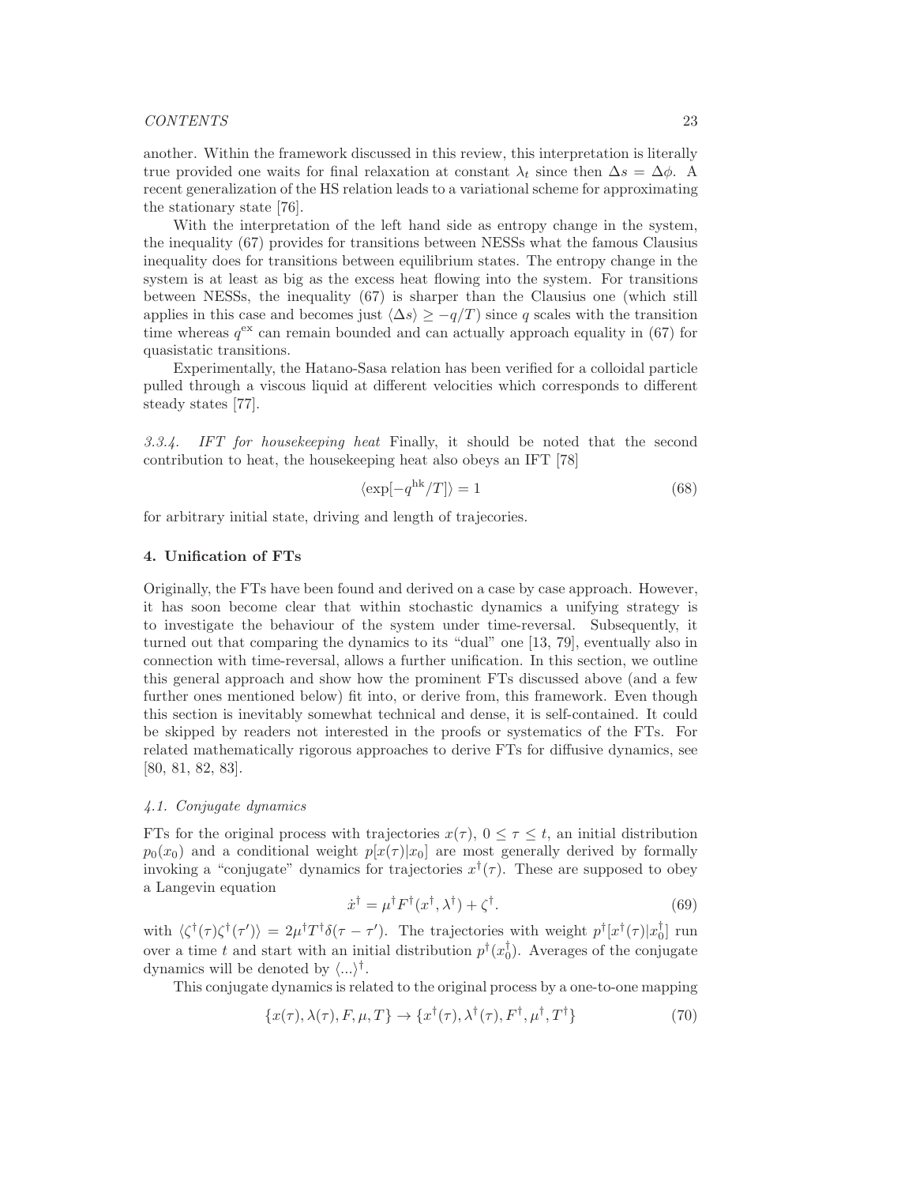another. Within the framework discussed in this review, this interpretation is literally true provided one waits for final relaxation at constant $\lambda_t$ since then $\Delta s = \Delta\phi$. A recent generalization of the HS relation leads to a variational scheme for approximating the stationary state [76].

With the interpretation of the left hand side as entropy change in the system, the inequality (67) provides for transitions between NESSs what the famous Clausius inequality does for transitions between equilibrium states. The entropy change in the system is at least as big as the excess heat flowing into the system. For transitions between NESSs, the inequality (67) is sharper than the Clausius one (which still applies in this case and becomes just $\langle\Delta s\rangle \geq -q/T$) since $q$ scales with the transition time whereas $q^{\rm ex}$ can remain bounded and can actually approach equality in (67) for quasistatic transitions.

Experimentally, the Hatano-Sasa relation has been verified for a colloidal particle pulled through a viscous liquid at different velocities which corresponds to different steady states [77].

*3.3.4. IFT for housekeeping heat* Finally, it should be noted that the second contribution to heat, the housekeeping heat also obeys an IFT [78]

$$\langle \exp[-q^{\rm hk}/T]\rangle = 1 \tag{68}$$

for arbitrary initial state, driving and length of trajecories.

## 4. Unification of FTs

Originally, the FTs have been found and derived on a case by case approach. However, it has soon become clear that within stochastic dynamics a unifying strategy is to investigate the behaviour of the system under time-reversal. Subsequently, it turned out that comparing the dynamics to its "dual" one [13, 79], eventually also in connection with time-reversal, allows a further unification. In this section, we outline this general approach and show how the prominent FTs discussed above (and a few further ones mentioned below) fit into, or derive from, this framework. Even though this section is inevitably somewhat technical and dense, it is self-contained. It could be skipped by readers not interested in the proofs or systematics of the FTs. For related mathematically rigorous approaches to derive FTs for diffusive dynamics, see [80, 81, 82, 83].

### *4.1. Conjugate dynamics*

FTs for the original process with trajectories $x(\tau)$, $0 \leq \tau \leq t$, an initial distribution $p_0(x_0)$ and a conditional weight $p[x(\tau)|x_0]$ are most generally derived by formally invoking a "conjugate" dynamics for trajectories $x^\dagger(\tau)$. These are supposed to obey a Langevin equation

$$\dot{x}^\dagger = \mu^\dagger F^\dagger(x^\dagger, \lambda^\dagger) + \zeta^\dagger. \tag{69}$$

with $\langle\zeta^\dagger(\tau)\zeta^\dagger(\tau')\rangle = 2\mu^\dagger T^\dagger \delta(\tau - \tau')$. The trajectories with weight $p^\dagger[x^\dagger(\tau)|x_0^\dagger]$ run over a time $t$ and start with an initial distribution $p^\dagger(x_0^\dagger)$. Averages of the conjugate dynamics will be denoted by $\langle ...\rangle^\dagger$.

This conjugate dynamics is related to the original process by a one-to-one mapping

$$\{x(\tau), \lambda(\tau), F, \mu, T\} \to \{x^\dagger(\tau), \lambda^\dagger(\tau), F^\dagger, \mu^\dagger, T^\dagger\} \tag{70}$$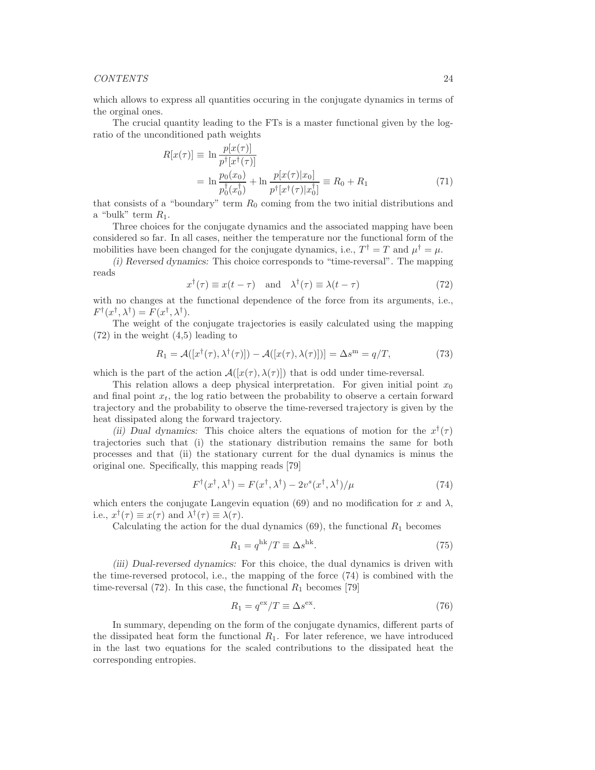which allows to express all quantities occuring in the conjugate dynamics in terms of the orginal ones.

The crucial quantity leading to the FTs is a master functional given by the log-ratio of the unconditioned path weights

$$
\begin{aligned}
R[x(\tau)] &\equiv \ln \frac{p[x(\tau)]}{p^\dagger[x^\dagger(\tau)]} \\
&= \ln \frac{p_0(x_0)}{p_0^\dagger(x_0^\dagger)} + \ln \frac{p[x(\tau)|x_0]}{p^\dagger[x^\dagger(\tau)|x_0^\dagger]} \equiv R_0 + R_1
\end{aligned}
\tag{71}
$$

that consists of a "boundary" term $R_0$ coming from the two initial distributions and a "bulk" term $R_1$.

Three choices for the conjugate dynamics and the associated mapping have been considered so far. In all cases, neither the temperature nor the functional form of the mobilities have been changed for the conjugate dynamics, i.e., $T^\dagger = T$ and $\mu^\dagger = \mu$.

*(i) Reversed dynamics:* This choice corresponds to "time-reversal". The mapping reads

$$
x^\dagger(\tau) \equiv x(t-\tau) \quad \text{and} \quad \lambda^\dagger(\tau) \equiv \lambda(t-\tau) \tag{72}
$$

with no changes at the functional dependence of the force from its arguments, i.e., $F^\dagger(x^\dagger, \lambda^\dagger) = F(x^\dagger, \lambda^\dagger)$.

The weight of the conjugate trajectories is easily calculated using the mapping (72) in the weight (4,5) leading to

$$
R_1 = \mathcal{A}([x^\dagger(\tau), \lambda^\dagger(\tau)]) - \mathcal{A}([x(\tau), \lambda(\tau)])] = \Delta s^{\mathrm{m}} = q/T, \tag{73}
$$

which is the part of the action $\mathcal{A}([x(\tau), \lambda(\tau)])$ that is odd under time-reversal.

This relation allows a deep physical interpretation. For given initial point $x_0$ and final point $x_t$, the log ratio between the probability to observe a certain forward trajectory and the probability to observe the time-reversed trajectory is given by the heat dissipated along the forward trajectory.

*(ii) Dual dynamics:* This choice alters the equations of motion for the $x^\dagger(\tau)$ trajectories such that (i) the stationary distribution remains the same for both processes and that (ii) the stationary current for the dual dynamics is minus the original one. Specifically, this mapping reads [79]

$$
F^\dagger(x^\dagger, \lambda^\dagger) = F(x^\dagger, \lambda^\dagger) - 2v^s(x^\dagger, \lambda^\dagger)/\mu \tag{74}
$$

which enters the conjugate Langevin equation (69) and no modification for $x$ and $\lambda$, i.e., $x^\dagger(\tau) \equiv x(\tau)$ and $\lambda^\dagger(\tau) \equiv \lambda(\tau)$.

Calculating the action for the dual dynamics (69), the functional $R_1$ becomes

$$
R_1 = q^{\mathrm{hk}}/T \equiv \Delta s^{\mathrm{hk}}. \tag{75}
$$

*(iii) Dual-reversed dynamics:* For this choice, the dual dynamics is driven with the time-reversed protocol, i.e., the mapping of the force (74) is combined with the time-reversal (72). In this case, the functional $R_1$ becomes [79]

$$
R_1 = q^{\mathrm{ex}}/T \equiv \Delta s^{\mathrm{ex}}. \tag{76}
$$

In summary, depending on the form of the conjugate dynamics, different parts of the dissipated heat form the functional $R_1$. For later reference, we have introduced in the last two equations for the scaled contributions to the dissipated heat the corresponding entropies.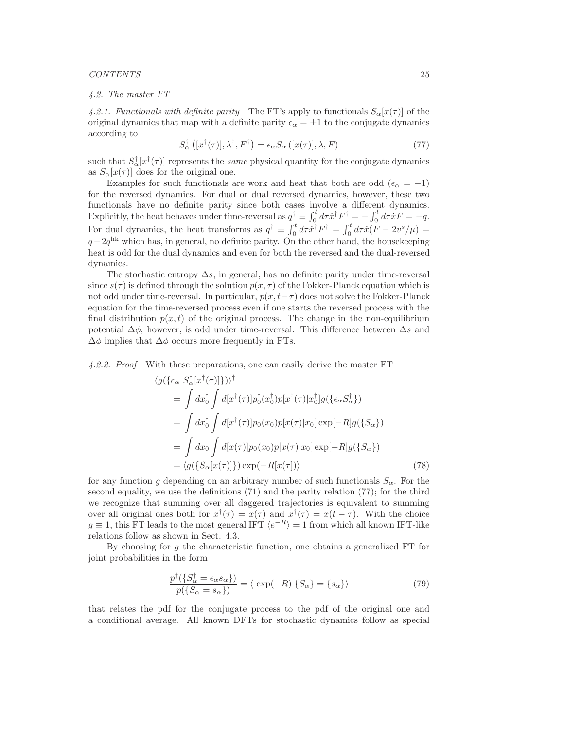### 4.2. The master FT

*4.2.1. Functionals with definite parity* The FT's apply to functionals $S_\alpha[x(\tau)]$ of the original dynamics that map with a definite parity $\epsilon_\alpha = \pm 1$ to the conjugate dynamics according to

$$S^\dagger_\alpha\left([x^\dagger(\tau)], \lambda^\dagger, F^\dagger\right) = \epsilon_\alpha S_\alpha\left([x(\tau)], \lambda, F\right) \tag{77}$$

such that $S^\dagger_\alpha[x^\dagger(\tau)]$ represents the *same* physical quantity for the conjugate dynamics as $S_\alpha[x(\tau)]$ does for the original one.

Examples for such functionals are work and heat that both are odd ($\epsilon_\alpha = -1$) for the reversed dynamics. For dual or dual reversed dynamics, however, these two functionals have no definite parity since both cases involve a different dynamics. Explicitly, the heat behaves under time-reversal as $q^\dagger \equiv \int_0^t d\tau \dot{x}^\dagger F^\dagger = -\int_0^t d\tau \dot{x} F = -q$. For dual dynamics, the heat transforms as $q^\dagger \equiv \int_0^t d\tau \dot{x}^\dagger F^\dagger = \int_0^t d\tau \dot{x}(F - 2v^s/\mu) = q - 2q^{\rm hk}$ which has, in general, no definite parity. On the other hand, the housekeeping heat is odd for the dual dynamics and even for both the reversed and the dual-reversed dynamics.

The stochastic entropy $\Delta s$, in general, has no definite parity under time-reversal since $s(\tau)$ is defined through the solution $p(x,\tau)$ of the Fokker-Planck equation which is not odd under time-reversal. In particular, $p(x, t-\tau)$ does not solve the Fokker-Planck equation for the time-reversed process even if one starts the reversed process with the final distribution $p(x,t)$ of the original process. The change in the non-equilibrium potential $\Delta\phi$, however, is odd under time-reversal. This difference between $\Delta s$ and $\Delta\phi$ implies that $\Delta\phi$ occurs more frequently in FTs.

*4.2.2. Proof* With these preparations, one can easily derive the master FT

$$\begin{aligned}
&\langle g(\{\epsilon_\alpha\; S^\dagger_\alpha[x^\dagger(\tau)]\})\rangle^\dagger \\
&= \int dx_0^\dagger \int d[x^\dagger(\tau)] p_0^\dagger(x_0^\dagger) p[x^\dagger(\tau)|x_0^\dagger] g(\{\epsilon_\alpha S^\dagger_\alpha\}) \\
&= \int dx_0^\dagger \int d[x^\dagger(\tau)] p_0(x_0) p[x(\tau)|x_0] \exp[-R] g(\{S_\alpha\}) \\
&= \int dx_0 \int d[x(\tau)] p_0(x_0) p[x(\tau)|x_0] \exp[-R] g(\{S_\alpha\}) \\
&= \langle g(\{S_\alpha[x(\tau)]\}) \exp(-R[x(\tau)])\rangle
\end{aligned} \tag{78}$$

for any function $g$ depending on an arbitrary number of such functionals $S_\alpha$. For the second equality, we use the definitions (71) and the parity relation (77); for the third we recognize that summing over all daggered trajectories is equivalent to summing over all original ones both for $x^\dagger(\tau) = x(\tau)$ and $x^\dagger(\tau) = x(t-\tau)$. With the choice $g \equiv 1$, this FT leads to the most general IFT $\langle e^{-R}\rangle = 1$ from which all known IFT-like relations follow as shown in Sect. 4.3.

By choosing for $g$ the characteristic function, one obtains a generalized FT for joint probabilities in the form

$$\frac{p^\dagger(\{S^\dagger_\alpha = \epsilon_\alpha s_\alpha\})}{p(\{S_\alpha = s_\alpha\})} = \langle\, \exp(-R) | \{S_\alpha\} = \{s_\alpha\}\rangle \tag{79}$$

that relates the pdf for the conjugate process to the pdf of the original one and a conditional average. All known DFTs for stochastic dynamics follow as special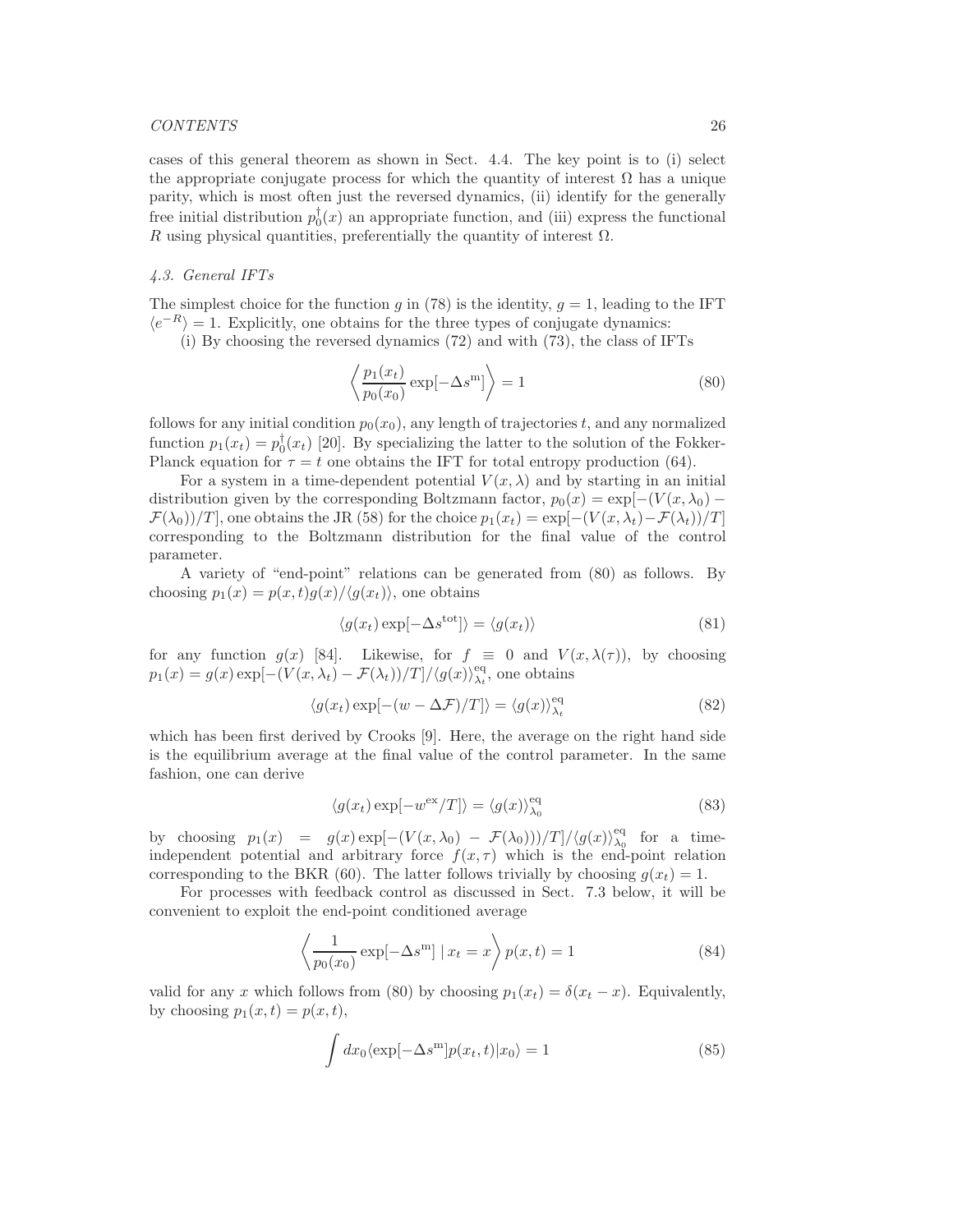cases of this general theorem as shown in Sect. 4.4. The key point is to (i) select the appropriate conjugate process for which the quantity of interest $\Omega$ has a unique parity, which is most often just the reversed dynamics, (ii) identify for the generally free initial distribution $p_0^\dagger(x)$ an appropriate function, and (iii) express the functional $R$ using physical quantities, preferentially the quantity of interest $\Omega$.

### *4.3. General IFTs*

The simplest choice for the function $g$ in (78) is the identity, $g = 1$, leading to the IFT $\langle e^{-R}\rangle = 1$. Explicitly, one obtains for the three types of conjugate dynamics:

(i) By choosing the reversed dynamics (72) and with (73), the class of IFTs

$$
\left\langle \frac{p_1(x_t)}{p_0(x_0)} \exp[-\Delta s^{\mathrm{m}}] \right\rangle = 1 \tag{80}
$$

follows for any initial condition $p_0(x_0)$, any length of trajectories $t$, and any normalized function $p_1(x_t) = p_0^\dagger(x_t)$ [20]. By specializing the latter to the solution of the Fokker-Planck equation for $\tau = t$ one obtains the IFT for total entropy production (64).

For a system in a time-dependent potential $V(x, \lambda)$ and by starting in an initial distribution given by the corresponding Boltzmann factor, $p_0(x) = \exp[-(V(x, \lambda_0) - \mathcal{F}(\lambda_0))/T]$, one obtains the JR (58) for the choice $p_1(x_t) = \exp[-(V(x, \lambda_t) - \mathcal{F}(\lambda_t))/T]$ corresponding to the Boltzmann distribution for the final value of the control parameter.

A variety of "end-point" relations can be generated from (80) as follows. By choosing $p_1(x) = p(x,t)g(x)/\langle g(x_t)\rangle$, one obtains

$$
\langle g(x_t) \exp[-\Delta s^{\mathrm{tot}}]\rangle = \langle g(x_t)\rangle \tag{81}
$$

for any function $g(x)$ [84]. Likewise, for $f \equiv 0$ and $V(x, \lambda(\tau))$, by choosing $p_1(x) = g(x) \exp[-(V(x, \lambda_t) - \mathcal{F}(\lambda_t))/T]/\langle g(x)\rangle_{\lambda_t}^{\mathrm{eq}}$, one obtains

$$
\langle g(x_t) \exp[-(w - \Delta\mathcal{F})/T]\rangle = \langle g(x)\rangle_{\lambda_t}^{\mathrm{eq}} \tag{82}
$$

which has been first derived by Crooks [9]. Here, the average on the right hand side is the equilibrium average at the final value of the control parameter. In the same fashion, one can derive

$$
\langle g(x_t) \exp[-w^{\mathrm{ex}}/T]\rangle = \langle g(x)\rangle_{\lambda_0}^{\mathrm{eq}} \tag{83}
$$

by choosing $p_1(x) = g(x) \exp[-(V(x, \lambda_0) - \mathcal{F}(\lambda_0)))/T]/\langle g(x)\rangle_{\lambda_0}^{\mathrm{eq}}$ for a time-independent potential and arbitrary force $f(x, \tau)$ which is the end-point relation corresponding to the BKR (60). The latter follows trivially by choosing $g(x_t) = 1$.

For processes with feedback control as discussed in Sect. 7.3 below, it will be convenient to exploit the end-point conditioned average

$$
\left\langle \frac{1}{p_0(x_0)} \exp[-\Delta s^{\mathrm{m}}] \mid x_t = x \right\rangle p(x,t) = 1 \tag{84}
$$

valid for any $x$ which follows from (80) by choosing $p_1(x_t) = \delta(x_t - x)$. Equivalently, by choosing $p_1(x,t) = p(x,t)$,

$$
\int dx_0 \langle \exp[-\Delta s^{\mathrm{m}}] p(x_t, t) | x_0\rangle = 1 \tag{85}
$$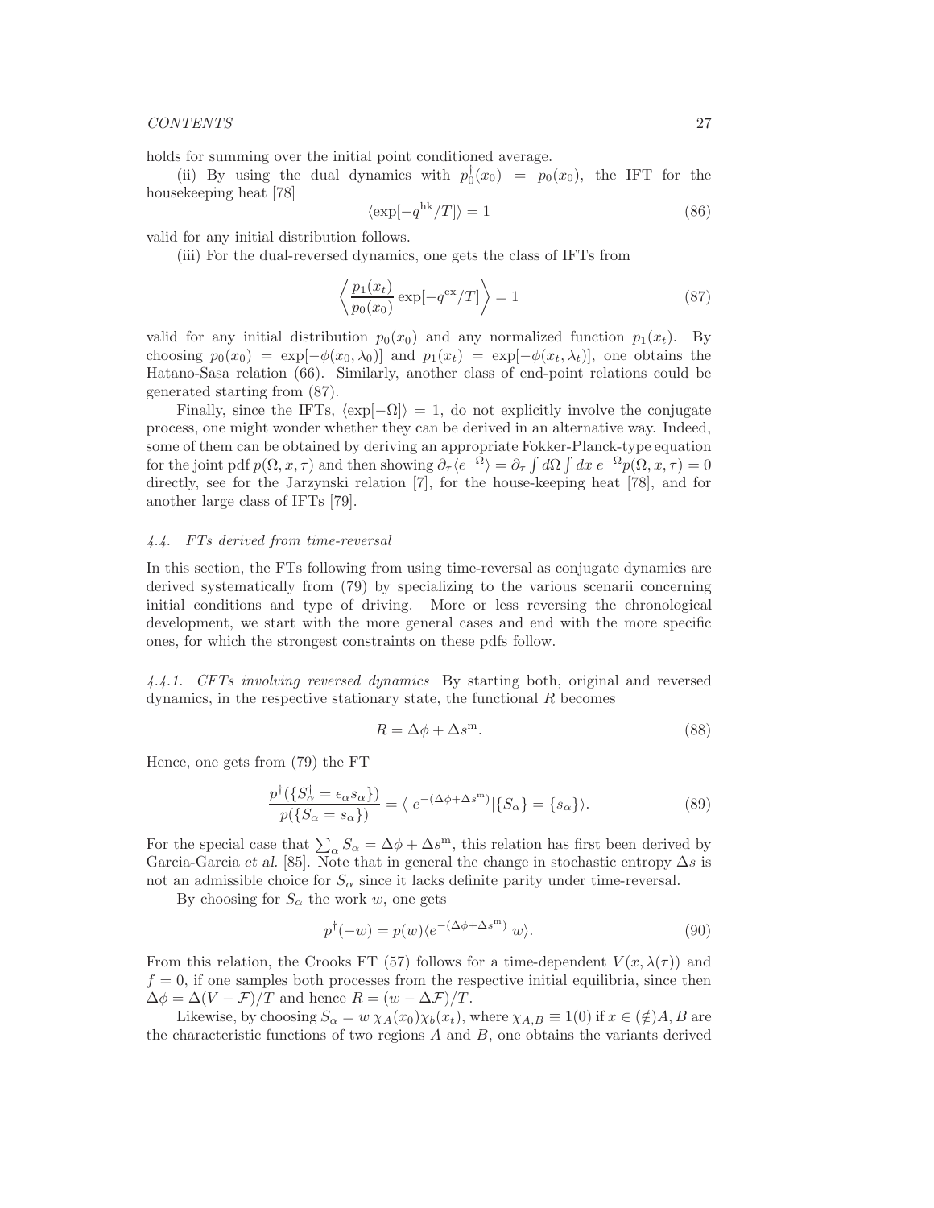holds for summing over the initial point conditioned average.

(ii) By using the dual dynamics with $p_0^\dagger(x_0) = p_0(x_0)$, the IFT for the housekeeping heat [78]

$$\langle \exp[-q^{\rm hk}/T] \rangle = 1 \tag{86}$$

valid for any initial distribution follows.

(iii) For the dual-reversed dynamics, one gets the class of IFTs from

$$\left\langle \frac{p_1(x_t)}{p_0(x_0)} \exp[-q^{\rm ex}/T] \right\rangle = 1 \tag{87}$$

valid for any initial distribution $p_0(x_0)$ and any normalized function $p_1(x_t)$. By choosing $p_0(x_0) = \exp[-\phi(x_0, \lambda_0)]$ and $p_1(x_t) = \exp[-\phi(x_t, \lambda_t)]$, one obtains the Hatano-Sasa relation (66). Similarly, another class of end-point relations could be generated starting from (87).

Finally, since the IFTs, $\langle \exp[-\Omega] \rangle = 1$, do not explicitly involve the conjugate process, one might wonder whether they can be derived in an alternative way. Indeed, some of them can be obtained by deriving an appropriate Fokker-Planck-type equation for the joint pdf $p(\Omega, x, \tau)$ and then showing $\partial_\tau \langle e^{-\Omega} \rangle = \partial_\tau \int d\Omega \int dx\; e^{-\Omega} p(\Omega, x, \tau) = 0$ directly, see for the Jarzynski relation [7], for the house-keeping heat [78], and for another large class of IFTs [79].

### *4.4. FTs derived from time-reversal*

In this section, the FTs following from using time-reversal as conjugate dynamics are derived systematically from (79) by specializing to the various scenarii concerning initial conditions and type of driving. More or less reversing the chronological development, we start with the more general cases and end with the more specific ones, for which the strongest constraints on these pdfs follow.

*4.4.1. CFTs involving reversed dynamics* By starting both, original and reversed dynamics, in the respective stationary state, the functional $R$ becomes

$$R = \Delta\phi + \Delta s^{\rm m}. \tag{88}$$

Hence, one gets from (79) the FT

$$\frac{p^\dagger(\{S_\alpha^\dagger = \epsilon_\alpha s_\alpha\})}{p(\{S_\alpha = s_\alpha\})} = \langle\; e^{-(\Delta\phi + \Delta s^{\rm m})} | \{S_\alpha\} = \{s_\alpha\} \rangle. \tag{89}$$

For the special case that $\sum_\alpha S_\alpha = \Delta\phi + \Delta s^{\rm m}$, this relation has first been derived by Garcia-Garcia *et al.* [85]. Note that in general the change in stochastic entropy $\Delta s$ is not an admissible choice for $S_\alpha$ since it lacks definite parity under time-reversal.

By choosing for $S_\alpha$ the work $w$, one gets

$$p^\dagger(-w) = p(w) \langle e^{-(\Delta\phi + \Delta s^{\rm m})} | w \rangle. \tag{90}$$

From this relation, the Crooks FT (57) follows for a time-dependent $V(x, \lambda(\tau))$ and $f = 0$, if one samples both processes from the respective initial equilibria, since then $\Delta\phi = \Delta(V - \mathcal{F})/T$ and hence $R = (w - \Delta\mathcal{F})/T$.

Likewise, by choosing $S_\alpha = w\; \chi_A(x_0)\chi_b(x_t)$, where $\chi_{A,B} \equiv 1(0)$ if $x \in (\notin) A, B$ are the characteristic functions of two regions $A$ and $B$, one obtains the variants derived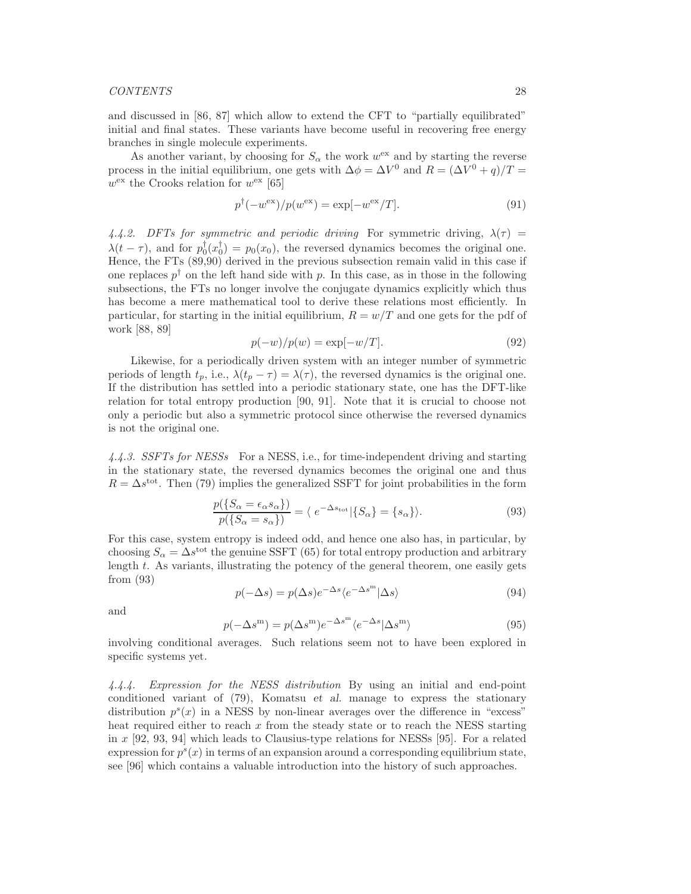and discussed in [86, 87] which allow to extend the CFT to "partially equilibrated" initial and final states. These variants have become useful in recovering free energy branches in single molecule experiments.

As another variant, by choosing for $S_\alpha$ the work $w^{\rm ex}$ and by starting the reverse process in the initial equilibrium, one gets with $\Delta\phi = \Delta V^0$ and $R = (\Delta V^0 + q)/T = w^{\rm ex}$ the Crooks relation for $w^{\rm ex}$ [65]

$$p^\dagger(-w^{\rm ex})/p(w^{\rm ex}) = \exp[-w^{\rm ex}/T]. \tag{91}$$

*4.4.2. DFTs for symmetric and periodic driving* For symmetric driving, $\lambda(\tau) = \lambda(t-\tau)$, and for $p_0^\dagger(x_0^\dagger) = p_0(x_0)$, the reversed dynamics becomes the original one. Hence, the FTs (89,90) derived in the previous subsection remain valid in this case if one replaces $p^\dagger$ on the left hand side with $p$. In this case, as in those in the following subsections, the FTs no longer involve the conjugate dynamics explicitly which thus has become a mere mathematical tool to derive these relations most efficiently. In particular, for starting in the initial equilibrium, $R = w/T$ and one gets for the pdf of work [88, 89]

$$p(-w)/p(w) = \exp[-w/T]. \tag{92}$$

Likewise, for a periodically driven system with an integer number of symmetric periods of length $t_p$, i.e., $\lambda(t_p - \tau) = \lambda(\tau)$, the reversed dynamics is the original one. If the distribution has settled into a periodic stationary state, one has the DFT-like relation for total entropy production [90, 91]. Note that it is crucial to choose not only a periodic but also a symmetric protocol since otherwise the reversed dynamics is not the original one.

*4.4.3. SSFTs for NESSs* For a NESS, i.e., for time-independent driving and starting in the stationary state, the reversed dynamics becomes the original one and thus $R = \Delta s^{\rm tot}$. Then (79) implies the generalized SSFT for joint probabilities in the form

$$\frac{p(\{S_\alpha = \epsilon_\alpha s_\alpha\})}{p(\{S_\alpha = s_\alpha\})} = \langle\, e^{-\Delta s_{\rm tot}} | \{S_\alpha\} = \{s_\alpha\}\rangle. \tag{93}$$

For this case, system entropy is indeed odd, and hence one also has, in particular, by choosing $S_\alpha = \Delta s^{\rm tot}$ the genuine SSFT (65) for total entropy production and arbitrary length $t$. As variants, illustrating the potency of the general theorem, one easily gets from (93)

$$p(-\Delta s) = p(\Delta s) e^{-\Delta s} \langle e^{-\Delta s^{\rm m}} | \Delta s\rangle \tag{94}$$

and

$$p(-\Delta s^{\rm m}) = p(\Delta s^{\rm m}) e^{-\Delta s^{\rm m}} \langle e^{-\Delta s} | \Delta s^{\rm m}\rangle \tag{95}$$

involving conditional averages. Such relations seem not to have been explored in specific systems yet.

*4.4.4. Expression for the NESS distribution* By using an initial and end-point conditioned variant of (79), Komatsu *et al.* manage to express the stationary distribution $p^s(x)$ in a NESS by non-linear averages over the difference in "excess" heat required either to reach $x$ from the steady state or to reach the NESS starting in $x$ [92, 93, 94] which leads to Clausius-type relations for NESSs [95]. For a related expression for $p^s(x)$ in terms of an expansion around a corresponding equilibrium state, see [96] which contains a valuable introduction into the history of such approaches.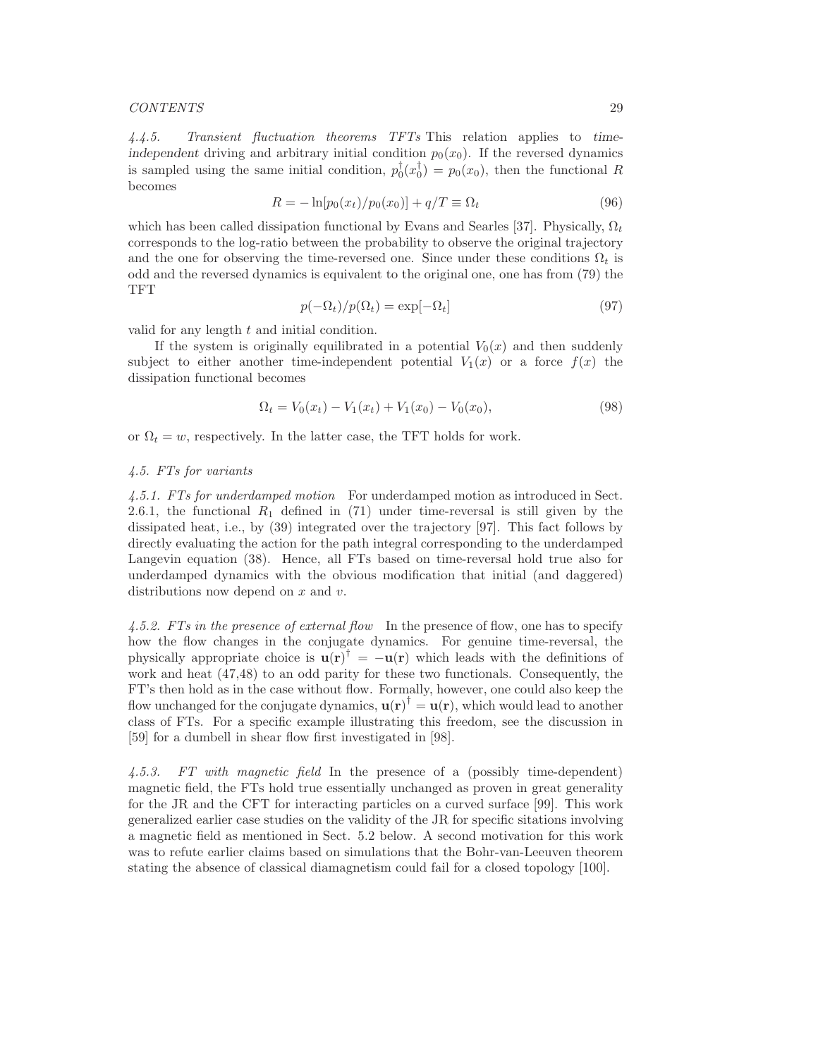*4.4.5. Transient fluctuation theorems TFTs* This relation applies to *time-independent* driving and arbitrary initial condition $p_0(x_0)$. If the reversed dynamics is sampled using the same initial condition, $p_0^\dagger(x_0^\dagger) = p_0(x_0)$, then the functional $R$ becomes

$$R = -\ln[p_0(x_t)/p_0(x_0)] + q/T \equiv \Omega_t \tag{96}$$

which has been called dissipation functional by Evans and Searles [37]. Physically, $\Omega_t$ corresponds to the log-ratio between the probability to observe the original trajectory and the one for observing the time-reversed one. Since under these conditions $\Omega_t$ is odd and the reversed dynamics is equivalent to the original one, one has from (79) the TFT

$$p(-\Omega_t)/p(\Omega_t) = \exp[-\Omega_t] \tag{97}$$

valid for any length $t$ and initial condition.

If the system is originally equilibrated in a potential $V_0(x)$ and then suddenly subject to either another time-independent potential $V_1(x)$ or a force $f(x)$ the dissipation functional becomes

$$\Omega_t = V_0(x_t) - V_1(x_t) + V_1(x_0) - V_0(x_0), \tag{98}$$

or $\Omega_t = w$, respectively. In the latter case, the TFT holds for work.

### *4.5. FTs for variants*

*4.5.1. FTs for underdamped motion* For underdamped motion as introduced in Sect. 2.6.1, the functional $R_1$ defined in (71) under time-reversal is still given by the dissipated heat, i.e., by (39) integrated over the trajectory [97]. This fact follows by directly evaluating the action for the path integral corresponding to the underdamped Langevin equation (38). Hence, all FTs based on time-reversal hold true also for underdamped dynamics with the obvious modification that initial (and daggered) distributions now depend on $x$ and $v$.

*4.5.2. FTs in the presence of external flow* In the presence of flow, one has to specify how the flow changes in the conjugate dynamics. For genuine time-reversal, the physically appropriate choice is $\mathbf{u}(\mathbf{r})^\dagger = -\mathbf{u}(\mathbf{r})$ which leads with the definitions of work and heat (47,48) to an odd parity for these two functionals. Consequently, the FT's then hold as in the case without flow. Formally, however, one could also keep the flow unchanged for the conjugate dynamics, $\mathbf{u}(\mathbf{r})^\dagger = \mathbf{u}(\mathbf{r})$, which would lead to another class of FTs. For a specific example illustrating this freedom, see the discussion in [59] for a dumbell in shear flow first investigated in [98].

*4.5.3. FT with magnetic field* In the presence of a (possibly time-dependent) magnetic field, the FTs hold true essentially unchanged as proven in great generality for the JR and the CFT for interacting particles on a curved surface [99]. This work generalized earlier case studies on the validity of the JR for specific sitations involving a magnetic field as mentioned in Sect. 5.2 below. A second motivation for this work was to refute earlier claims based on simulations that the Bohr-van-Leeuven theorem stating the absence of classical diamagnetism could fail for a closed topology [100].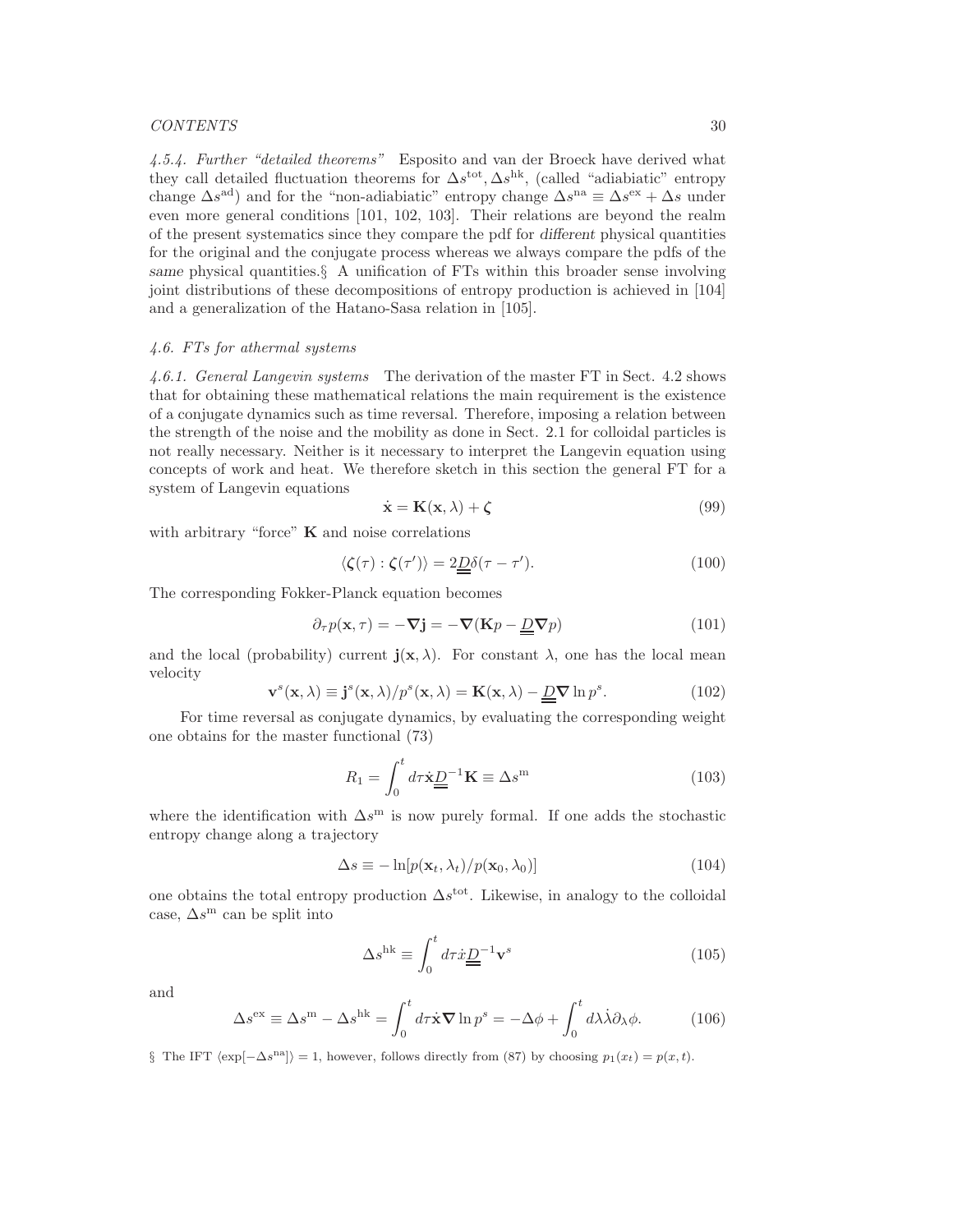#### 4.5.4. Further "detailed theorems"

Esposito and van der Broeck have derived what they call detailed fluctuation theorems for $\Delta s^{\rm tot}, \Delta s^{\rm hk}$, (called "adiabatic" entropy change $\Delta s^{\rm ad}$) and for the "non-adiabatic" entropy change $\Delta s^{\rm na} \equiv \Delta s^{\rm ex} + \Delta s$ under even more general conditions [101, 102, 103]. Their relations are beyond the realm of the present systematics since they compare the pdf for *different* physical quantities for the original and the conjugate process whereas we always compare the pdfs of the *same* physical quantities.§ A unification of FTs within this broader sense involving joint distributions of these decompositions of entropy production is achieved in [104] and a generalization of the Hatano-Sasa relation in [105].

### 4.6. FTs for athermal systems

#### 4.6.1. General Langevin systems

The derivation of the master FT in Sect. 4.2 shows that for obtaining these mathematical relations the main requirement is the existence of a conjugate dynamics such as time reversal. Therefore, imposing a relation between the strength of the noise and the mobility as done in Sect. 2.1 for colloidal particles is not really necessary. Neither is it necessary to interpret the Langevin equation using concepts of work and heat. We therefore sketch in this section the general FT for a system of Langevin equations

$$\dot{\mathbf{x}} = \mathbf{K}(\mathbf{x}, \lambda) + \boldsymbol{\zeta} \tag{99}$$

with arbitrary "force" $\mathbf{K}$ and noise correlations

$$\langle \boldsymbol{\zeta}(\tau) : \boldsymbol{\zeta}(\tau') \rangle = 2\underline{\underline{D}}\delta(\tau - \tau'). \tag{100}$$

The corresponding Fokker-Planck equation becomes

$$\partial_\tau p(\mathbf{x}, \tau) = -\boldsymbol{\nabla}\mathbf{j} = -\boldsymbol{\nabla}(\mathbf{K}p - \underline{\underline{D}}\boldsymbol{\nabla}p) \tag{101}$$

and the local (probability) current $\mathbf{j}(\mathbf{x}, \lambda)$. For constant $\lambda$, one has the local mean velocity

$$\mathbf{v}^s(\mathbf{x}, \lambda) \equiv \mathbf{j}^s(\mathbf{x}, \lambda)/p^s(\mathbf{x}, \lambda) = \mathbf{K}(\mathbf{x}, \lambda) - \underline{\underline{D}}\boldsymbol{\nabla}\ln p^s. \tag{102}$$

For time reversal as conjugate dynamics, by evaluating the corresponding weight one obtains for the master functional (73)

$$R_1 = \int_0^t d\tau \dot{\mathbf{x}}\underline{\underline{D}}^{-1}\mathbf{K} \equiv \Delta s^{\rm m} \tag{103}$$

where the identification with $\Delta s^{\rm m}$ is now purely formal. If one adds the stochastic entropy change along a trajectory

$$\Delta s \equiv -\ln[p(\mathbf{x}_t, \lambda_t)/p(\mathbf{x}_0, \lambda_0)] \tag{104}$$

one obtains the total entropy production $\Delta s^{\rm tot}$. Likewise, in analogy to the colloidal case, $\Delta s^{\rm m}$ can be split into

$$\Delta s^{\rm hk} \equiv \int_0^t d\tau \dot{x}\underline{\underline{D}}^{-1}\mathbf{v}^s \tag{105}$$

and

$$\Delta s^{\rm ex} \equiv \Delta s^{\rm m} - \Delta s^{\rm hk} = \int_0^t d\tau \dot{\mathbf{x}}\boldsymbol{\nabla}\ln p^s = -\Delta\phi + \int_0^t d\lambda\dot{\lambda}\partial_\lambda\phi. \tag{106}$$

§ The IFT $\langle \exp[-\Delta s^{\rm na}] \rangle = 1$, however, follows directly from (87) by choosing $p_1(x_t) = p(x, t)$.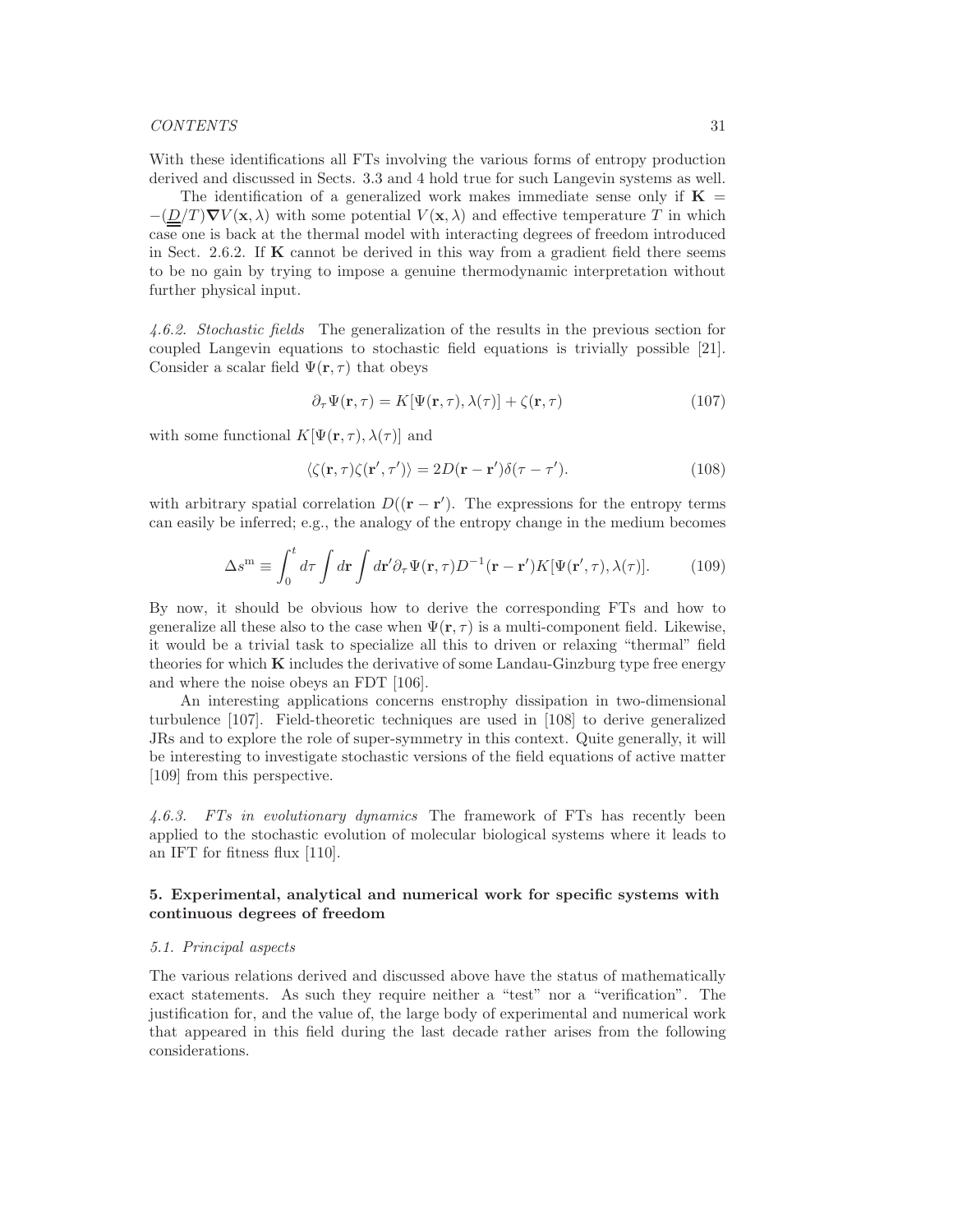With these identifications all FTs involving the various forms of entropy production derived and discussed in Sects. 3.3 and 4 hold true for such Langevin systems as well.

The identification of a generalized work makes immediate sense only if $\mathbf{K} = -(\underline{\underline{D}}/T)\boldsymbol{\nabla}V(\mathbf{x},\lambda)$ with some potential $V(\mathbf{x},\lambda)$ and effective temperature $T$ in which case one is back at the thermal model with interacting degrees of freedom introduced in Sect. 2.6.2. If $\mathbf{K}$ cannot be derived in this way from a gradient field there seems to be no gain by trying to impose a genuine thermodynamic interpretation without further physical input.

*4.6.2. Stochastic fields* The generalization of the results in the previous section for coupled Langevin equations to stochastic field equations is trivially possible [21]. Consider a scalar field $\Psi(\mathbf{r},\tau)$ that obeys

$$\partial_\tau \Psi(\mathbf{r},\tau) = K[\Psi(\mathbf{r},\tau),\lambda(\tau)] + \zeta(\mathbf{r},\tau) \tag{107}$$

with some functional $K[\Psi(\mathbf{r},\tau),\lambda(\tau)]$ and

$$\langle \zeta(\mathbf{r},\tau)\zeta(\mathbf{r}',\tau')\rangle = 2D(\mathbf{r}-\mathbf{r}')\delta(\tau-\tau'). \tag{108}$$

with arbitrary spatial correlation $D((\mathbf{r}-\mathbf{r}')$. The expressions for the entropy terms can easily be inferred; e.g., the analogy of the entropy change in the medium becomes

$$\Delta s^{\mathrm{m}} \equiv \int_0^t d\tau \int d\mathbf{r} \int d\mathbf{r}' \partial_\tau \Psi(\mathbf{r},\tau) D^{-1}(\mathbf{r}-\mathbf{r}') K[\Psi(\mathbf{r}',\tau),\lambda(\tau)]. \tag{109}$$

By now, it should be obvious how to derive the corresponding FTs and how to generalize all these also to the case when $\Psi(\mathbf{r},\tau)$ is a multi-component field. Likewise, it would be a trivial task to specialize all this to driven or relaxing "thermal" field theories for which $\mathbf{K}$ includes the derivative of some Landau-Ginzburg type free energy and where the noise obeys an FDT [106].

An interesting applications concerns enstrophy dissipation in two-dimensional turbulence [107]. Field-theoretic techniques are used in [108] to derive generalized JRs and to explore the role of super-symmetry in this context. Quite generally, it will be interesting to investigate stochastic versions of the field equations of active matter [109] from this perspective.

*4.6.3. FTs in evolutionary dynamics* The framework of FTs has recently been applied to the stochastic evolution of molecular biological systems where it leads to an IFT for fitness flux [110].

## 5. Experimental, analytical and numerical work for specific systems with continuous degrees of freedom

### *5.1. Principal aspects*

The various relations derived and discussed above have the status of mathematically exact statements. As such they require neither a "test" nor a "verification". The justification for, and the value of, the large body of experimental and numerical work that appeared in this field during the last decade rather arises from the following considerations.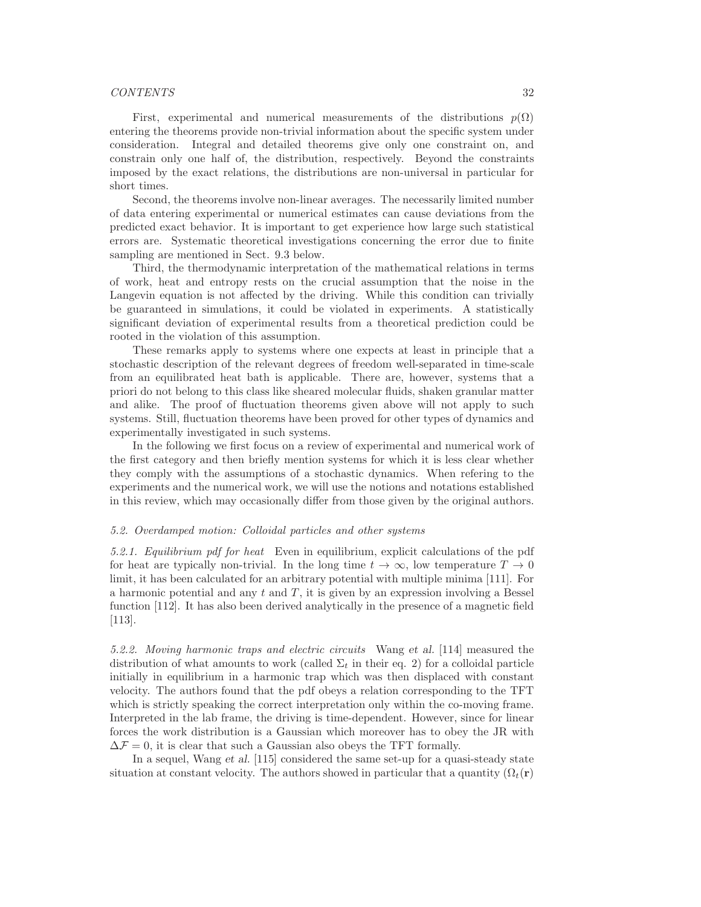First, experimental and numerical measurements of the distributions $p(\Omega)$ entering the theorems provide non-trivial information about the specific system under consideration. Integral and detailed theorems give only one constraint on, and constrain only one half of, the distribution, respectively. Beyond the constraints imposed by the exact relations, the distributions are non-universal in particular for short times.

Second, the theorems involve non-linear averages. The necessarily limited number of data entering experimental or numerical estimates can cause deviations from the predicted exact behavior. It is important to get experience how large such statistical errors are. Systematic theoretical investigations concerning the error due to finite sampling are mentioned in Sect. 9.3 below.

Third, the thermodynamic interpretation of the mathematical relations in terms of work, heat and entropy rests on the crucial assumption that the noise in the Langevin equation is not affected by the driving. While this condition can trivially be guaranteed in simulations, it could be violated in experiments. A statistically significant deviation of experimental results from a theoretical prediction could be rooted in the violation of this assumption.

These remarks apply to systems where one expects at least in principle that a stochastic description of the relevant degrees of freedom well-separated in time-scale from an equilibrated heat bath is applicable. There are, however, systems that a priori do not belong to this class like sheared molecular fluids, shaken granular matter and alike. The proof of fluctuation theorems given above will not apply to such systems. Still, fluctuation theorems have been proved for other types of dynamics and experimentally investigated in such systems.

In the following we first focus on a review of experimental and numerical work of the first category and then briefly mention systems for which it is less clear whether they comply with the assumptions of a stochastic dynamics. When refering to the experiments and the numerical work, we will use the notions and notations established in this review, which may occasionally differ from those given by the original authors.

### *5.2. Overdamped motion: Colloidal particles and other systems*

*5.2.1. Equilibrium pdf for heat* Even in equilibrium, explicit calculations of the pdf for heat are typically non-trivial. In the long time $t \to \infty$, low temperature $T \to 0$ limit, it has been calculated for an arbitrary potential with multiple minima [111]. For a harmonic potential and any $t$ and $T$, it is given by an expression involving a Bessel function [112]. It has also been derived analytically in the presence of a magnetic field [113].

*5.2.2. Moving harmonic traps and electric circuits* Wang *et al.* [114] measured the distribution of what amounts to work (called $\Sigma_t$ in their eq. 2) for a colloidal particle initially in equilibrium in a harmonic trap which was then displaced with constant velocity. The authors found that the pdf obeys a relation corresponding to the TFT which is strictly speaking the correct interpretation only within the co-moving frame. Interpreted in the lab frame, the driving is time-dependent. However, since for linear forces the work distribution is a Gaussian which moreover has to obey the JR with $\Delta\mathcal{F} = 0$, it is clear that such a Gaussian also obeys the TFT formally.

In a sequel, Wang *et al.* [115] considered the same set-up for a quasi-steady state situation at constant velocity. The authors showed in particular that a quantity ($\Omega_t(\mathbf{r})$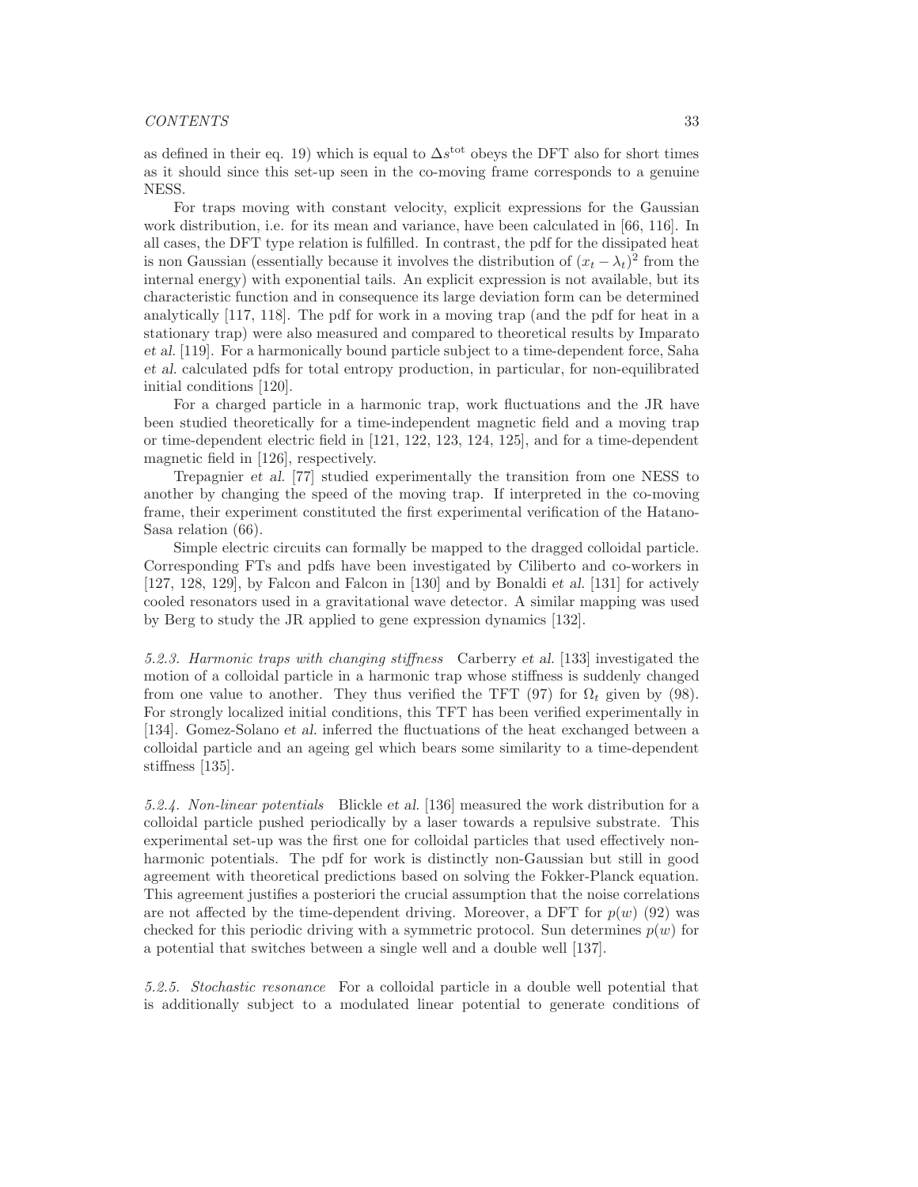as defined in their eq. 19) which is equal to $\Delta s^{\rm tot}$ obeys the DFT also for short times as it should since this set-up seen in the co-moving frame corresponds to a genuine NESS.

For traps moving with constant velocity, explicit expressions for the Gaussian work distribution, i.e. for its mean and variance, have been calculated in [66, 116]. In all cases, the DFT type relation is fulfilled. In contrast, the pdf for the dissipated heat is non Gaussian (essentially because it involves the distribution of $(x_t - \lambda_t)^2$ from the internal energy) with exponential tails. An explicit expression is not available, but its characteristic function and in consequence its large deviation form can be determined analytically [117, 118]. The pdf for work in a moving trap (and the pdf for heat in a stationary trap) were also measured and compared to theoretical results by Imparato *et al.* [119]. For a harmonically bound particle subject to a time-dependent force, Saha *et al.* calculated pdfs for total entropy production, in particular, for non-equilibrated initial conditions [120].

For a charged particle in a harmonic trap, work fluctuations and the JR have been studied theoretically for a time-independent magnetic field and a moving trap or time-dependent electric field in [121, 122, 123, 124, 125], and for a time-dependent magnetic field in [126], respectively.

Trepagnier *et al.* [77] studied experimentally the transition from one NESS to another by changing the speed of the moving trap. If interpreted in the co-moving frame, their experiment constituted the first experimental verification of the Hatano-Sasa relation (66).

Simple electric circuits can formally be mapped to the dragged colloidal particle. Corresponding FTs and pdfs have been investigated by Ciliberto and co-workers in [127, 128, 129], by Falcon and Falcon in [130] and by Bonaldi *et al.* [131] for actively cooled resonators used in a gravitational wave detector. A similar mapping was used by Berg to study the JR applied to gene expression dynamics [132].

*5.2.3. Harmonic traps with changing stiffness* Carberry *et al.* [133] investigated the motion of a colloidal particle in a harmonic trap whose stiffness is suddenly changed from one value to another. They thus verified the TFT (97) for $\Omega_t$ given by (98). For strongly localized initial conditions, this TFT has been verified experimentally in [134]. Gomez-Solano *et al.* inferred the fluctuations of the heat exchanged between a colloidal particle and an ageing gel which bears some similarity to a time-dependent stiffness [135].

*5.2.4. Non-linear potentials* Blickle *et al.* [136] measured the work distribution for a colloidal particle pushed periodically by a laser towards a repulsive substrate. This experimental set-up was the first one for colloidal particles that used effectively non-harmonic potentials. The pdf for work is distinctly non-Gaussian but still in good agreement with theoretical predictions based on solving the Fokker-Planck equation. This agreement justifies a posteriori the crucial assumption that the noise correlations are not affected by the time-dependent driving. Moreover, a DFT for $p(w)$ (92) was checked for this periodic driving with a symmetric protocol. Sun determines $p(w)$ for a potential that switches between a single well and a double well [137].

*5.2.5. Stochastic resonance* For a colloidal particle in a double well potential that is additionally subject to a modulated linear potential to generate conditions of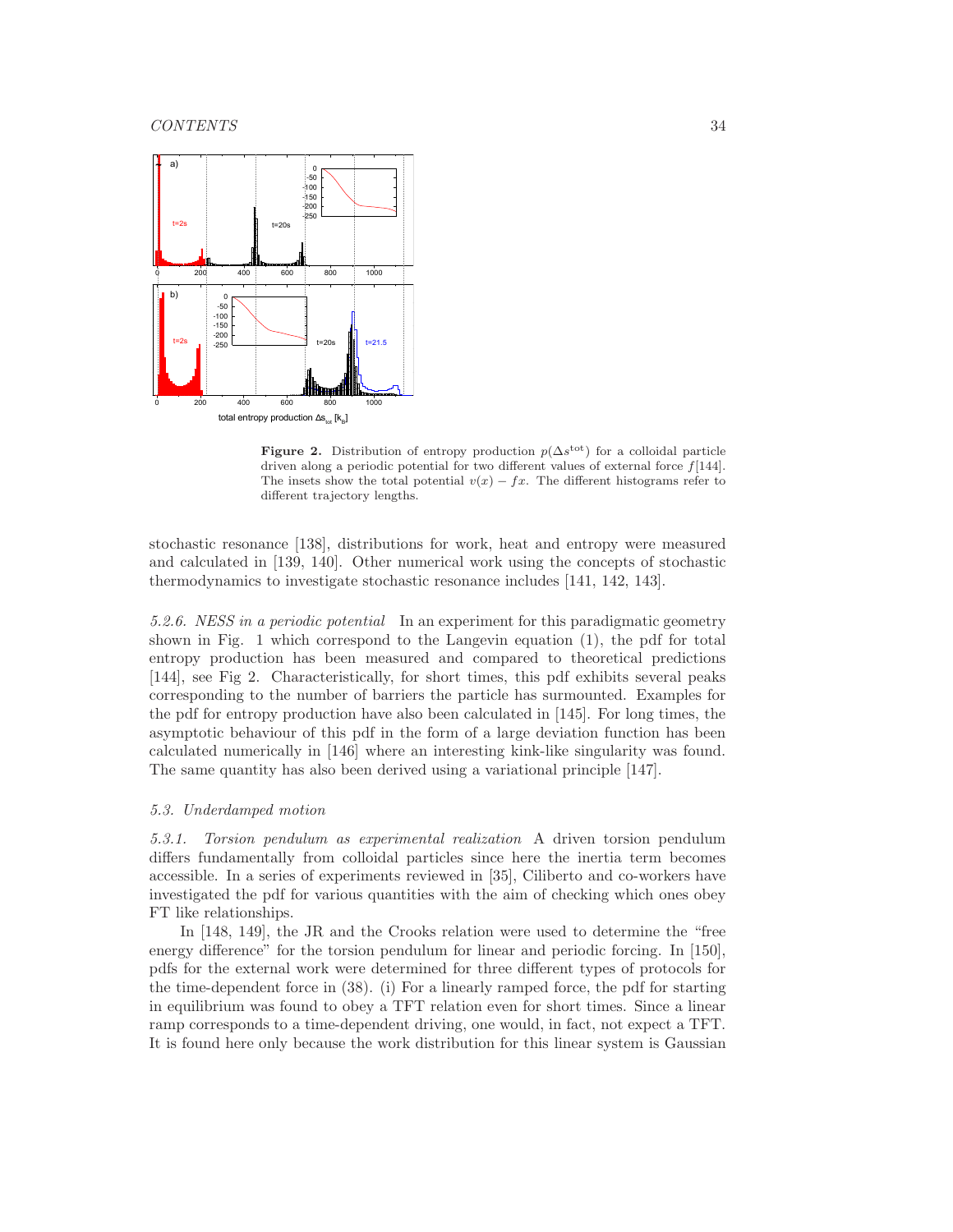**Figure 2.** Distribution of entropy production $p(\Delta s^{\mathrm{tot}})$ for a colloidal particle driven along a periodic potential for two different values of external force $f$[144]. The insets show the total potential $v(x) - fx$. The different histograms refer to different trajectory lengths.

stochastic resonance [138], distributions for work, heat and entropy were measured and calculated in [139, 140]. Other numerical work using the concepts of stochastic thermodynamics to investigate stochastic resonance includes [141, 142, 143].

*5.2.6. NESS in a periodic potential* In an experiment for this paradigmatic geometry shown in Fig. 1 which correspond to the Langevin equation (1), the pdf for total entropy production has been measured and compared to theoretical predictions [144], see Fig 2. Characteristically, for short times, this pdf exhibits several peaks corresponding to the number of barriers the particle has surmounted. Examples for the pdf for entropy production have also been calculated in [145]. For long times, the asymptotic behaviour of this pdf in the form of a large deviation function has been calculated numerically in [146] where an interesting kink-like singularity was found. The same quantity has also been derived using a variational principle [147].

### *5.3. Underdamped motion*

*5.3.1. Torsion pendulum as experimental realization* A driven torsion pendulum differs fundamentally from colloidal particles since here the inertia term becomes accessible. In a series of experiments reviewed in [35], Ciliberto and co-workers have investigated the pdf for various quantities with the aim of checking which ones obey FT like relationships.

In [148, 149], the JR and the Crooks relation were used to determine the "free energy difference" for the torsion pendulum for linear and periodic forcing. In [150], pdfs for the external work were determined for three different types of protocols for the time-dependent force in (38). (i) For a linearly ramped force, the pdf for starting in equilibrium was found to obey a TFT relation even for short times. Since a linear ramp corresponds to a time-dependent driving, one would, in fact, not expect a TFT. It is found here only because the work distribution for this linear system is Gaussian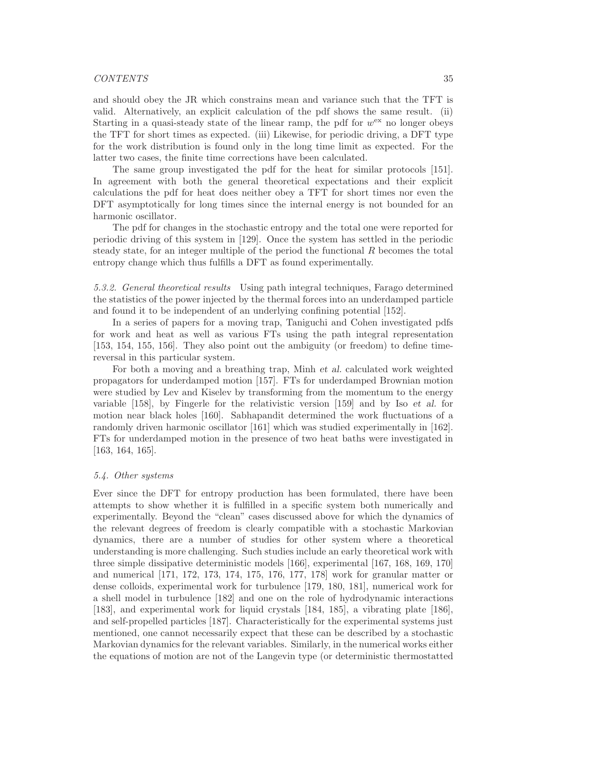and should obey the JR which constrains mean and variance such that the TFT is valid. Alternatively, an explicit calculation of the pdf shows the same result. (ii) Starting in a quasi-steady state of the linear ramp, the pdf for $w^{\mathrm{ex}}$ no longer obeys the TFT for short times as expected. (iii) Likewise, for periodic driving, a DFT type for the work distribution is found only in the long time limit as expected. For the latter two cases, the finite time corrections have been calculated.

The same group investigated the pdf for the heat for similar protocols [151]. In agreement with both the general theoretical expectations and their explicit calculations the pdf for heat does neither obey a TFT for short times nor even the DFT asymptotically for long times since the internal energy is not bounded for an harmonic oscillator.

The pdf for changes in the stochastic entropy and the total one were reported for periodic driving of this system in [129]. Once the system has settled in the periodic steady state, for an integer multiple of the period the functional $R$ becomes the total entropy change which thus fulfills a DFT as found experimentally.

*5.3.2. General theoretical results* Using path integral techniques, Farago determined the statistics of the power injected by the thermal forces into an underdamped particle and found it to be independent of an underlying confining potential [152].

In a series of papers for a moving trap, Taniguchi and Cohen investigated pdfs for work and heat as well as various FTs using the path integral representation [153, 154, 155, 156]. They also point out the ambiguity (or freedom) to define time-reversal in this particular system.

For both a moving and a breathing trap, Minh *et al.* calculated work weighted propagators for underdamped motion [157]. FTs for underdamped Brownian motion were studied by Lev and Kiselev by transforming from the momentum to the energy variable [158], by Fingerle for the relativistic version [159] and by Iso *et al.* for motion near black holes [160]. Sabhapandit determined the work fluctuations of a randomly driven harmonic oscillator [161] which was studied experimentally in [162]. FTs for underdamped motion in the presence of two heat baths were investigated in [163, 164, 165].

### *5.4. Other systems*

Ever since the DFT for entropy production has been formulated, there have been attempts to show whether it is fulfilled in a specific system both numerically and experimentally. Beyond the "clean" cases discussed above for which the dynamics of the relevant degrees of freedom is clearly compatible with a stochastic Markovian dynamics, there are a number of studies for other system where a theoretical understanding is more challenging. Such studies include an early theoretical work with three simple dissipative deterministic models [166], experimental [167, 168, 169, 170] and numerical [171, 172, 173, 174, 175, 176, 177, 178] work for granular matter or dense colloids, experimental work for turbulence [179, 180, 181], numerical work for a shell model in turbulence [182] and one on the role of hydrodynamic interactions [183], and experimental work for liquid crystals [184, 185], a vibrating plate [186], and self-propelled particles [187]. Characteristically for the experimental systems just mentioned, one cannot necessarily expect that these can be described by a stochastic Markovian dynamics for the relevant variables. Similarly, in the numerical works either the equations of motion are not of the Langevin type (or deterministic thermostatted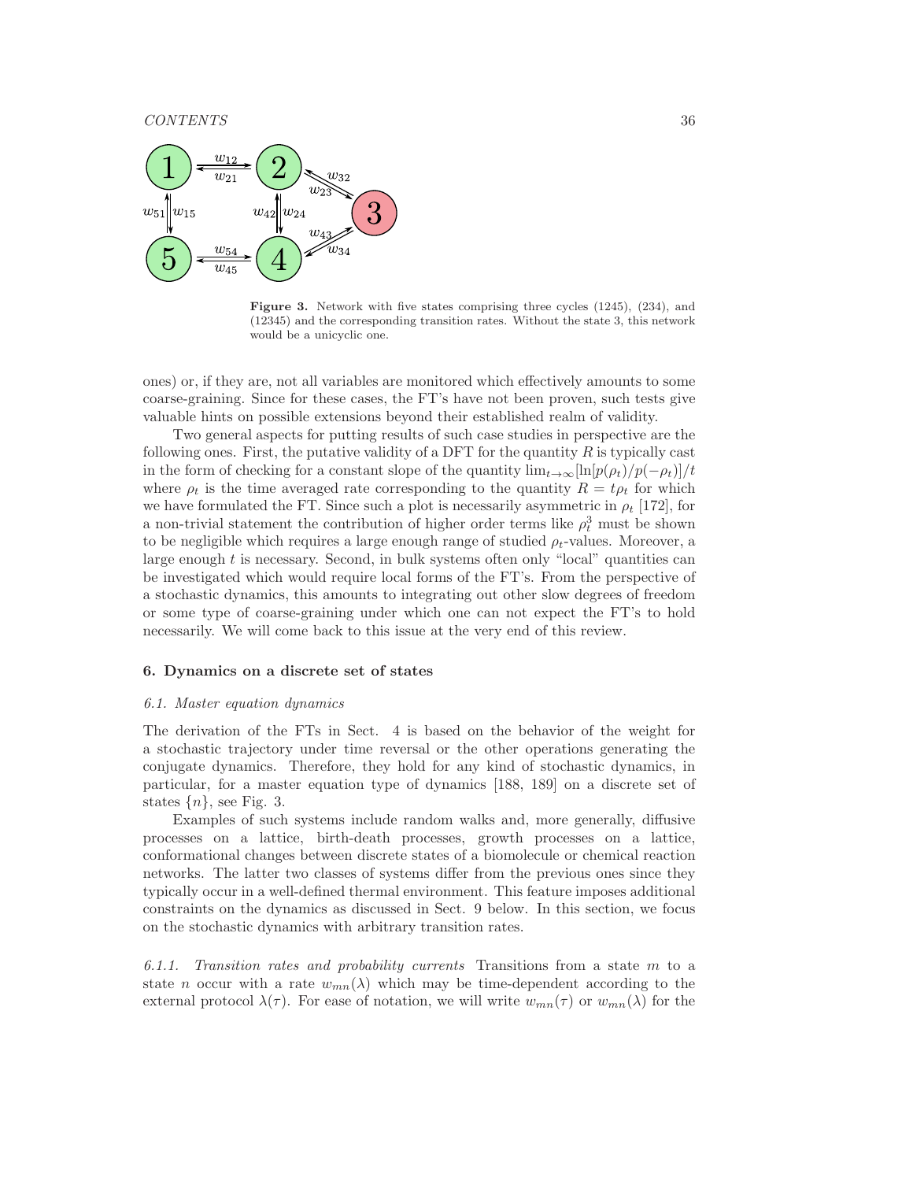**Figure 3.** Network with five states comprising three cycles (1245), (234), and (12345) and the corresponding transition rates. Without the state 3, this network would be a unicyclic one.

ones) or, if they are, not all variables are monitored which effectively amounts to some coarse-graining. Since for these cases, the FT's have not been proven, such tests give valuable hints on possible extensions beyond their established realm of validity.

Two general aspects for putting results of such case studies in perspective are the following ones. First, the putative validity of a DFT for the quantity $R$ is typically cast in the form of checking for a constant slope of the quantity $\lim_{t\to\infty}[\ln[p(\rho_t)/p(-\rho_t)]/t$ where $\rho_t$ is the time averaged rate corresponding to the quantity $R = t\rho_t$ for which we have formulated the FT. Since such a plot is necessarily asymmetric in $\rho_t$ [172], for a non-trivial statement the contribution of higher order terms like $\rho_t^3$ must be shown to be negligible which requires a large enough range of studied $\rho_t$-values. Moreover, a large enough $t$ is necessary. Second, in bulk systems often only "local" quantities can be investigated which would require local forms of the FT's. From the perspective of a stochastic dynamics, this amounts to integrating out other slow degrees of freedom or some type of coarse-graining under which one can not expect the FT's to hold necessarily. We will come back to this issue at the very end of this review.

## 6. Dynamics on a discrete set of states

### *6.1. Master equation dynamics*

The derivation of the FTs in Sect. 4 is based on the behavior of the weight for a stochastic trajectory under time reversal or the other operations generating the conjugate dynamics. Therefore, they hold for any kind of stochastic dynamics, in particular, for a master equation type of dynamics [188, 189] on a discrete set of states $\{n\}$, see Fig. 3.

Examples of such systems include random walks and, more generally, diffusive processes on a lattice, birth-death processes, growth processes on a lattice, conformational changes between discrete states of a biomolecule or chemical reaction networks. The latter two classes of systems differ from the previous ones since they typically occur in a well-defined thermal environment. This feature imposes additional constraints on the dynamics as discussed in Sect. 9 below. In this section, we focus on the stochastic dynamics with arbitrary transition rates.

*6.1.1. Transition rates and probability currents* Transitions from a state $m$ to a state $n$ occur with a rate $w_{mn}(\lambda)$ which may be time-dependent according to the external protocol $\lambda(\tau)$. For ease of notation, we will write $w_{mn}(\tau)$ or $w_{mn}(\lambda)$ for the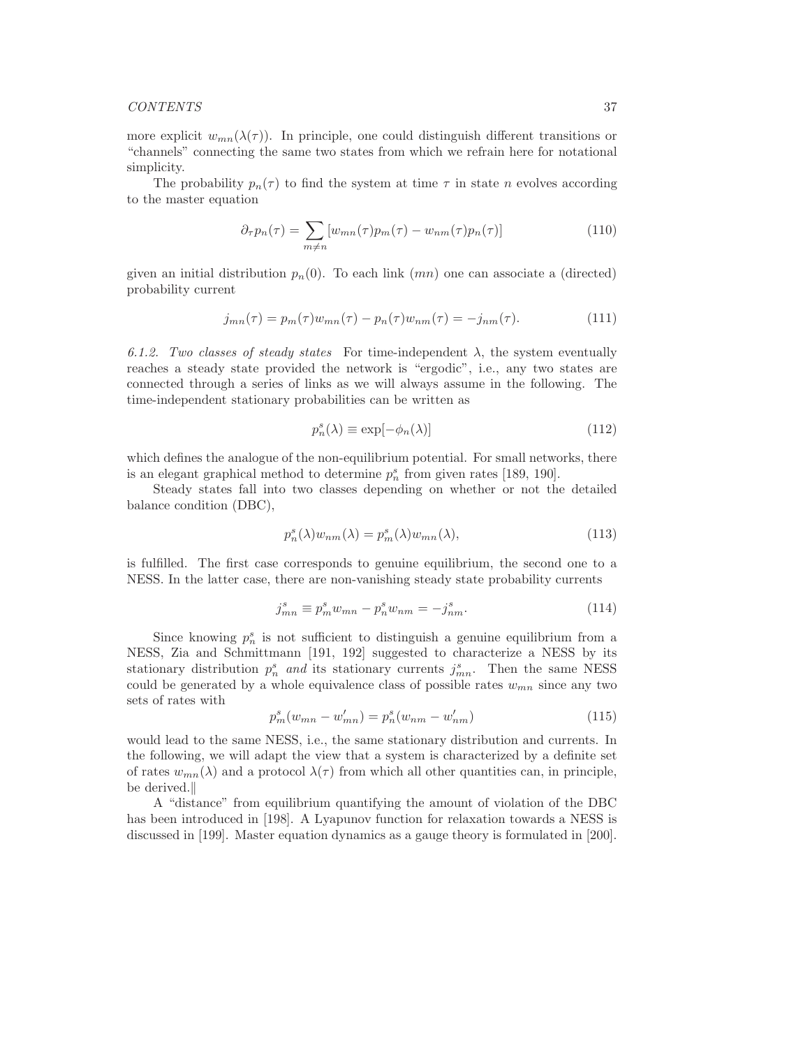more explicit $w_{mn}(\lambda(\tau))$. In principle, one could distinguish different transitions or "channels" connecting the same two states from which we refrain here for notational simplicity.

The probability $p_n(\tau)$ to find the system at time $\tau$ in state $n$ evolves according to the master equation

$$\partial_\tau p_n(\tau) = \sum_{m \neq n} [w_{mn}(\tau) p_m(\tau) - w_{nm}(\tau) p_n(\tau)] \tag{110}$$

given an initial distribution $p_n(0)$. To each link $(mn)$ one can associate a (directed) probability current

$$j_{mn}(\tau) = p_m(\tau) w_{mn}(\tau) - p_n(\tau) w_{nm}(\tau) = -j_{nm}(\tau). \tag{111}$$

*6.1.2. Two classes of steady states* For time-independent $\lambda$, the system eventually reaches a steady state provided the network is "ergodic", i.e., any two states are connected through a series of links as we will always assume in the following. The time-independent stationary probabilities can be written as

$$p_n^s(\lambda) \equiv \exp[-\phi_n(\lambda)] \tag{112}$$

which defines the analogue of the non-equilibrium potential. For small networks, there is an elegant graphical method to determine $p_n^s$ from given rates [189, 190].

Steady states fall into two classes depending on whether or not the detailed balance condition (DBC),

$$p_n^s(\lambda) w_{nm}(\lambda) = p_m^s(\lambda) w_{mn}(\lambda), \tag{113}$$

is fulfilled. The first case corresponds to genuine equilibrium, the second one to a NESS. In the latter case, there are non-vanishing steady state probability currents

$$j_{mn}^s \equiv p_m^s w_{mn} - p_n^s w_{nm} = -j_{nm}^s. \tag{114}$$

Since knowing $p_n^s$ is not sufficient to distinguish a genuine equilibrium from a NESS, Zia and Schmittmann [191, 192] suggested to characterize a NESS by its stationary distribution $p_n^s$ *and* its stationary currents $j_{mn}^s$. Then the same NESS could be generated by a whole equivalence class of possible rates $w_{mn}$ since any two sets of rates with

$$p_m^s(w_{mn} - w'_{mn}) = p_n^s(w_{nm} - w'_{nm}) \tag{115}$$

would lead to the same NESS, i.e., the same stationary distribution and currents. In the following, we will adapt the view that a system is characterized by a definite set of rates $w_{mn}(\lambda)$ and a protocol $\lambda(\tau)$ from which all other quantities can, in principle, be derived.‖

A "distance" from equilibrium quantifying the amount of violation of the DBC has been introduced in [198]. A Lyapunov function for relaxation towards a NESS is discussed in [199]. Master equation dynamics as a gauge theory is formulated in [200].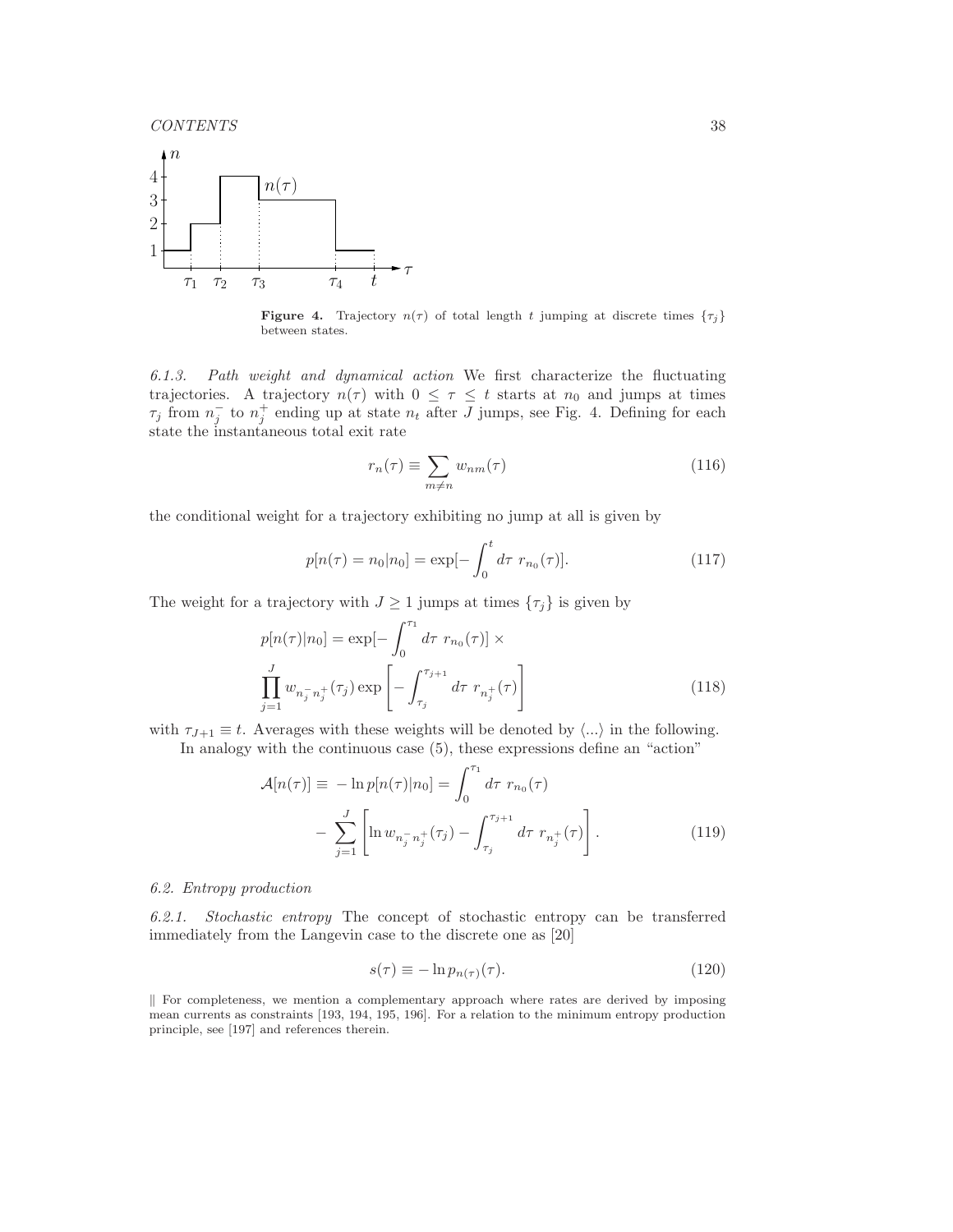**Figure 4.** Trajectory $n(\tau)$ of total length $t$ jumping at discrete times $\{\tau_j\}$ between states.

*6.1.3. Path weight and dynamical action* We first characterize the fluctuating trajectories. A trajectory $n(\tau)$ with $0 \leq \tau \leq t$ starts at $n_0$ and jumps at times $\tau_j$ from $n_j^-$ to $n_j^+$ ending up at state $n_t$ after $J$ jumps, see Fig. 4. Defining for each state the instantaneous total exit rate

$$r_n(\tau) \equiv \sum_{m \neq n} w_{nm}(\tau) \tag{116}$$

the conditional weight for a trajectory exhibiting no jump at all is given by

$$p[n(\tau) = n_0 | n_0] = \exp[-\int_0^t d\tau \; r_{n_0}(\tau)]. \tag{117}$$

The weight for a trajectory with $J \geq 1$ jumps at times $\{\tau_j\}$ is given by

$$p[n(\tau)|n_0] = \exp[-\int_0^{\tau_1} d\tau \; r_{n_0}(\tau)] \times \prod_{j=1}^{J} w_{n_j^- n_j^+}(\tau_j) \exp\left[-\int_{\tau_j}^{\tau_{j+1}} d\tau \; r_{n_j^+}(\tau)\right] \tag{118}$$

with $\tau_{J+1} \equiv t$. Averages with these weights will be denoted by $\langle ... \rangle$ in the following.

In analogy with the continuous case (5), these expressions define an "action"

$$\mathcal{A}[n(\tau)] \equiv -\ln p[n(\tau)|n_0] = \int_0^{\tau_1} d\tau \; r_{n_0}(\tau) - \sum_{j=1}^{J} \left[\ln w_{n_j^- n_j^+}(\tau_j) - \int_{\tau_j}^{\tau_{j+1}} d\tau \; r_{n_j^+}(\tau)\right]. \tag{119}$$

### 6.2. Entropy production

*6.2.1. Stochastic entropy* The concept of stochastic entropy can be transferred immediately from the Langevin case to the discrete one as [20]

$$s(\tau) \equiv -\ln p_{n(\tau)}(\tau). \tag{120}$$

‖ For completeness, we mention a complementary approach where rates are derived by imposing mean currents as constraints [193, 194, 195, 196]. For a relation to the minimum entropy production principle, see [197] and references therein.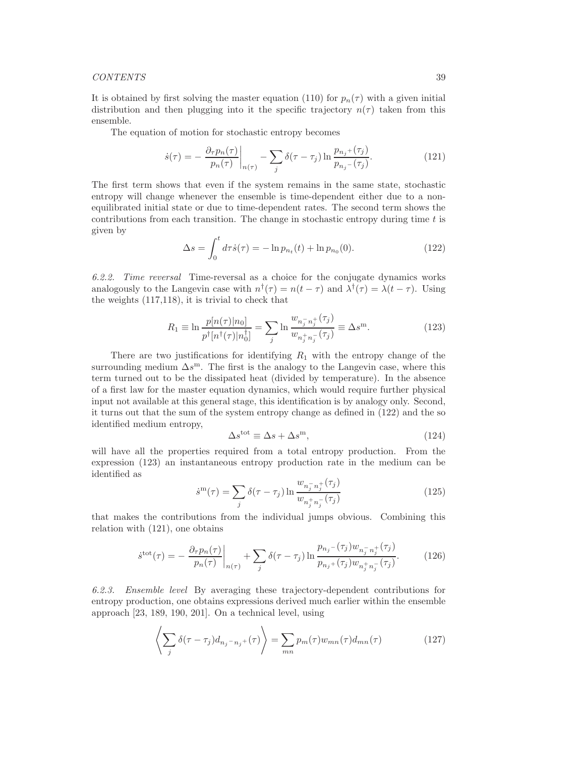It is obtained by first solving the master equation (110) for $p_n(\tau)$ with a given initial distribution and then plugging into it the specific trajectory $n(\tau)$ taken from this ensemble.

The equation of motion for stochastic entropy becomes

$$\dot{s}(\tau) = -\left.\frac{\partial_\tau p_n(\tau)}{p_n(\tau)}\right|_{n(\tau)} - \sum_j \delta(\tau - \tau_j) \ln \frac{p_{n_j^+}(\tau_j)}{p_{n_j^-}(\tau_j)}. \tag{121}$$

The first term shows that even if the system remains in the same state, stochastic entropy will change whenever the ensemble is time-dependent either due to a non-equilibrated initial state or due to time-dependent rates. The second term shows the contributions from each transition. The change in stochastic entropy during time $t$ is given by

$$\Delta s = \int_0^t d\tau \dot{s}(\tau) = -\ln p_{n_t}(t) + \ln p_{n_0}(0). \tag{122}$$

*6.2.2. Time reversal* Time-reversal as a choice for the conjugate dynamics works analogously to the Langevin case with $n^\dagger(\tau) = n(t-\tau)$ and $\lambda^\dagger(\tau) = \lambda(t-\tau)$. Using the weights (117,118), it is trivial to check that

$$R_1 \equiv \ln \frac{p[n(\tau)|n_0]}{p^\dagger[n^\dagger(\tau)|n_0^\dagger]} = \sum_j \ln \frac{w_{n_j^- n_j^+}(\tau_j)}{w_{n_j^+ n_j^-}(\tau_j)} \equiv \Delta s^{\mathrm{m}}. \tag{123}$$

There are two justifications for identifying $R_1$ with the entropy change of the surrounding medium $\Delta s^{\mathrm{m}}$. The first is the analogy to the Langevin case, where this term turned out to be the dissipated heat (divided by temperature). In the absence of a first law for the master equation dynamics, which would require further physical input not available at this general stage, this identification is by analogy only. Second, it turns out that the sum of the system entropy change as defined in (122) and the so identified medium entropy,

$$\Delta s^{\mathrm{tot}} \equiv \Delta s + \Delta s^{\mathrm{m}}, \tag{124}$$

will have all the properties required from a total entropy production. From the expression (123) an instantaneous entropy production rate in the medium can be identified as

$$\dot{s}^{\mathrm{m}}(\tau) = \sum_j \delta(\tau - \tau_j) \ln \frac{w_{n_j^- n_j^+}(\tau_j)}{w_{n_j^+ n_j^-}(\tau_j)} \tag{125}$$

that makes the contributions from the individual jumps obvious. Combining this relation with (121), one obtains

$$\dot{s}^{\mathrm{tot}}(\tau) = -\left.\frac{\partial_\tau p_n(\tau)}{p_n(\tau)}\right|_{n(\tau)} + \sum_j \delta(\tau - \tau_j) \ln \frac{p_{n_j^-}(\tau_j) w_{n_j^- n_j^+}(\tau_j)}{p_{n_j^+}(\tau_j) w_{n_j^+ n_j^-}(\tau_j)}. \tag{126}$$

*6.2.3. Ensemble level* By averaging these trajectory-dependent contributions for entropy production, one obtains expressions derived much earlier within the ensemble approach [23, 189, 190, 201]. On a technical level, using

$$\left\langle \sum_j \delta(\tau - \tau_j) d_{n_j^- n_j^+}(\tau) \right\rangle = \sum_{mn} p_m(\tau) w_{mn}(\tau) d_{mn}(\tau) \tag{127}$$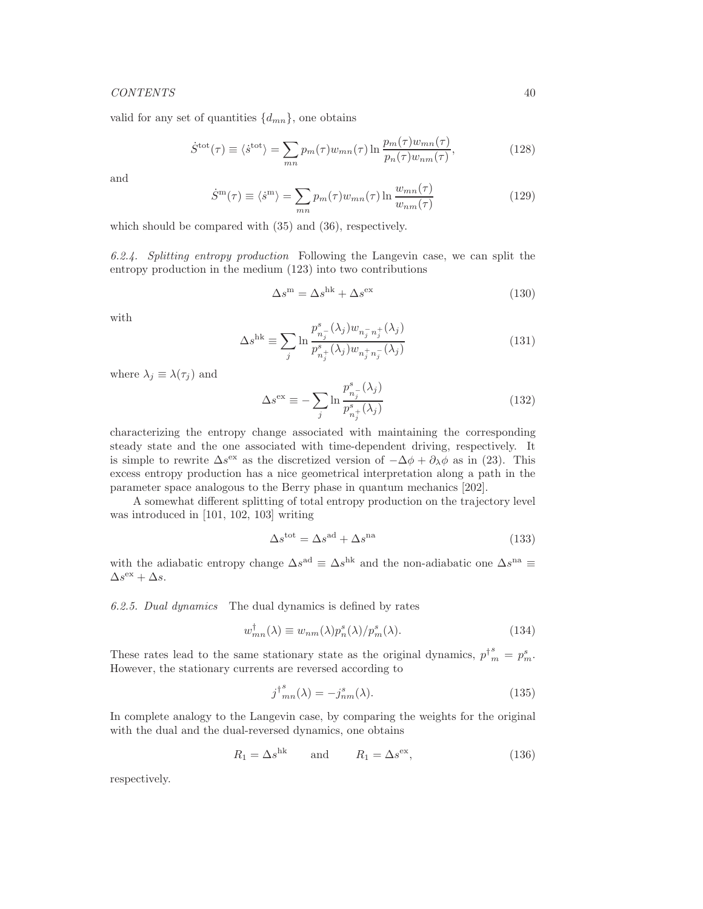valid for any set of quantities $\{d_{mn}\}$, one obtains

$$\dot{S}^{\rm tot}(\tau) \equiv \langle \dot{s}^{\rm tot} \rangle = \sum_{mn} p_m(\tau) w_{mn}(\tau) \ln \frac{p_m(\tau) w_{mn}(\tau)}{p_n(\tau) w_{nm}(\tau)}, \tag{128}$$

and

$$\dot{S}^{\rm m}(\tau) \equiv \langle \dot{s}^{\rm m} \rangle = \sum_{mn} p_m(\tau) w_{mn}(\tau) \ln \frac{w_{mn}(\tau)}{w_{nm}(\tau)} \tag{129}$$

which should be compared with (35) and (36), respectively.

*6.2.4. Splitting entropy production* Following the Langevin case, we can split the entropy production in the medium (123) into two contributions

$$\Delta s^{\rm m} = \Delta s^{\rm hk} + \Delta s^{\rm ex} \tag{130}$$

with

$$\Delta s^{\rm hk} \equiv \sum_j \ln \frac{p^s_{n_j^-}(\lambda_j) w_{n_j^- n_j^+}(\lambda_j)}{p^s_{n_j^+}(\lambda_j) w_{n_j^+ n_j^-}(\lambda_j)} \tag{131}$$

where $\lambda_j \equiv \lambda(\tau_j)$ and

$$\Delta s^{\rm ex} \equiv - \sum_j \ln \frac{p^s_{n_j^-}(\lambda_j)}{p^s_{n_j^+}(\lambda_j)} \tag{132}$$

characterizing the entropy change associated with maintaining the corresponding steady state and the one associated with time-dependent driving, respectively. It is simple to rewrite $\Delta s^{\rm ex}$ as the discretized version of $-\Delta\phi + \partial_\lambda \phi$ as in (23). This excess entropy production has a nice geometrical interpretation along a path in the parameter space analogous to the Berry phase in quantum mechanics [202].

A somewhat different splitting of total entropy production on the trajectory level was introduced in [101, 102, 103] writing

$$\Delta s^{\rm tot} = \Delta s^{\rm ad} + \Delta s^{\rm na} \tag{133}$$

with the adiabatic entropy change $\Delta s^{\rm ad} \equiv \Delta s^{\rm hk}$ and the non-adiabatic one $\Delta s^{\rm na} \equiv \Delta s^{\rm ex} + \Delta s$.

*6.2.5. Dual dynamics* The dual dynamics is defined by rates

$$w^\dagger_{mn}(\lambda) \equiv w_{nm}(\lambda) p^s_n(\lambda)/p^s_m(\lambda). \tag{134}$$

These rates lead to the same stationary state as the original dynamics, ${p^\dagger}^s_m = p^s_m$. However, the stationary currents are reversed according to

$${j^\dagger}^s_{mn}(\lambda) = -j^s_{nm}(\lambda). \tag{135}$$

In complete analogy to the Langevin case, by comparing the weights for the original with the dual and the dual-reversed dynamics, one obtains

$$R_1 = \Delta s^{\rm hk} \qquad \text{and} \qquad R_1 = \Delta s^{\rm ex}, \tag{136}$$

respectively.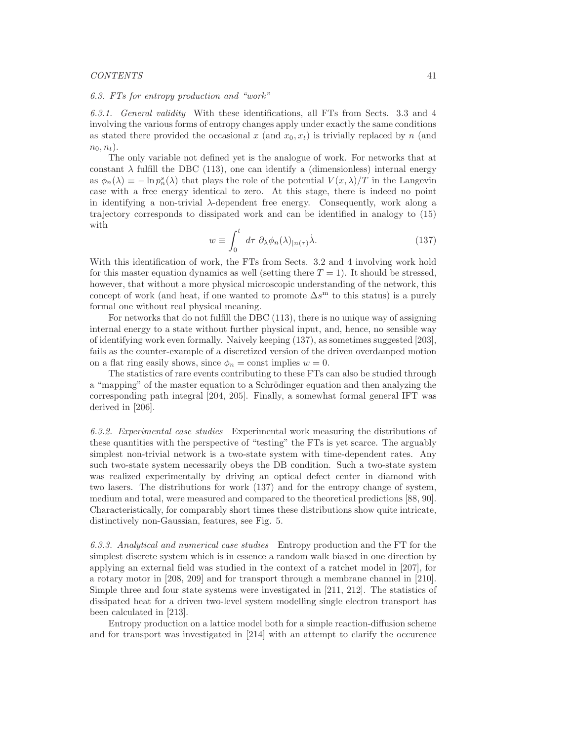### 6.3. FTs for entropy production and "work"

*6.3.1. General validity* With these identifications, all FTs from Sects. 3.3 and 4 involving the various forms of entropy changes apply under exactly the same conditions as stated there provided the occasional $x$ (and $x_0, x_t$) is trivially replaced by $n$ (and $n_0, n_t$).

The only variable not defined yet is the analogue of work. For networks that at constant $\lambda$ fulfill the DBC (113), one can identify a (dimensionless) internal energy as $\phi_n(\lambda) \equiv -\ln p_n^{\rm s}(\lambda)$ that plays the role of the potential $V(x,\lambda)/T$ in the Langevin case with a free energy identical to zero. At this stage, there is indeed no point in identifying a non-trivial $\lambda$-dependent free energy. Consequently, work along a trajectory corresponds to dissipated work and can be identified in analogy to (15) with

$$w \equiv \int_0^t d\tau \; \partial_\lambda \phi_n(\lambda)_{|n(\tau)} \dot{\lambda}. \tag{137}$$

With this identification of work, the FTs from Sects. 3.2 and 4 involving work hold for this master equation dynamics as well (setting there $T = 1$). It should be stressed, however, that without a more physical microscopic understanding of the network, this concept of work (and heat, if one wanted to promote $\Delta s^{\rm m}$ to this status) is a purely formal one without real physical meaning.

For networks that do not fulfill the DBC (113), there is no unique way of assigning internal energy to a state without further physical input, and, hence, no sensible way of identifying work even formally. Naively keeping (137), as sometimes suggested [203], fails as the counter-example of a discretized version of the driven overdamped motion on a flat ring easily shows, since $\phi_n = \text{const}$ implies $w = 0$.

The statistics of rare events contributing to these FTs can also be studied through a "mapping" of the master equation to a Schrödinger equation and then analyzing the corresponding path integral [204, 205]. Finally, a somewhat formal general IFT was derived in [206].

*6.3.2. Experimental case studies* Experimental work measuring the distributions of these quantities with the perspective of "testing" the FTs is yet scarce. The arguably simplest non-trivial network is a two-state system with time-dependent rates. Any such two-state system necessarily obeys the DB condition. Such a two-state system was realized experimentally by driving an optical defect center in diamond with two lasers. The distributions for work (137) and for the entropy change of system, medium and total, were measured and compared to the theoretical predictions [88, 90]. Characteristically, for comparably short times these distributions show quite intricate, distinctively non-Gaussian, features, see Fig. 5.

*6.3.3. Analytical and numerical case studies* Entropy production and the FT for the simplest discrete system which is in essence a random walk biased in one direction by applying an external field was studied in the context of a ratchet model in [207], for a rotary motor in [208, 209] and for transport through a membrane channel in [210]. Simple three and four state systems were investigated in [211, 212]. The statistics of dissipated heat for a driven two-level system modelling single electron transport has been calculated in [213].

Entropy production on a lattice model both for a simple reaction-diffusion scheme and for transport was investigated in [214] with an attempt to clarify the occurence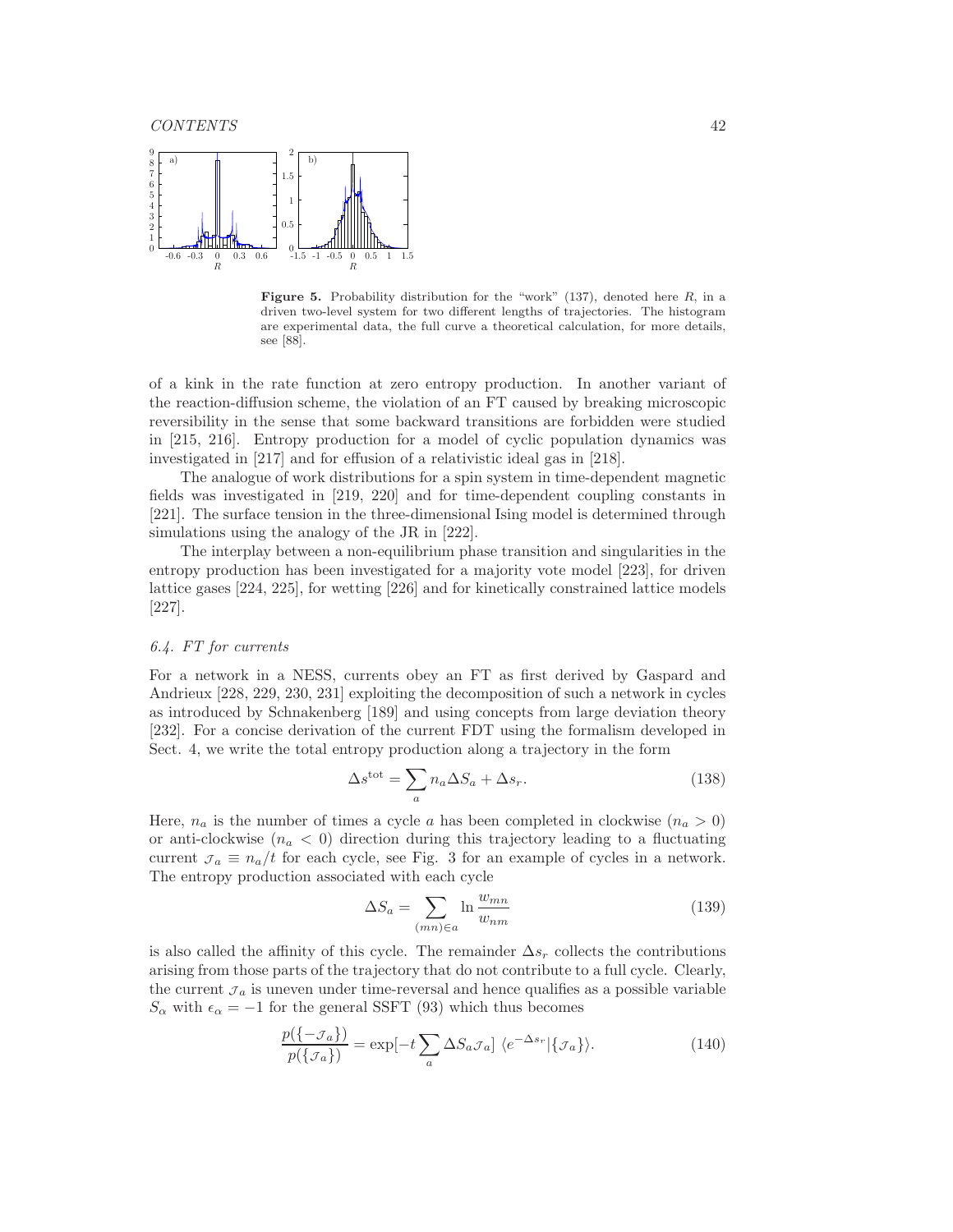**Figure 5.** Probability distribution for the "work" (137), denoted here $R$, in a driven two-level system for two different lengths of trajectories. The histogram are experimental data, the full curve a theoretical calculation, for more details, see [88].

of a kink in the rate function at zero entropy production. In another variant of the reaction-diffusion scheme, the violation of an FT caused by breaking microscopic reversibility in the sense that some backward transitions are forbidden were studied in [215, 216]. Entropy production for a model of cyclic population dynamics was investigated in [217] and for effusion of a relativistic ideal gas in [218].

The analogue of work distributions for a spin system in time-dependent magnetic fields was investigated in [219, 220] and for time-dependent coupling constants in [221]. The surface tension in the three-dimensional Ising model is determined through simulations using the analogy of the JR in [222].

The interplay between a non-equilibrium phase transition and singularities in the entropy production has been investigated for a majority vote model [223], for driven lattice gases [224, 225], for wetting [226] and for kinetically constrained lattice models [227].

### *6.4. FT for currents*

For a network in a NESS, currents obey an FT as first derived by Gaspard and Andrieux [228, 229, 230, 231] exploiting the decomposition of such a network in cycles as introduced by Schnakenberg [189] and using concepts from large deviation theory [232]. For a concise derivation of the current FDT using the formalism developed in Sect. 4, we write the total entropy production along a trajectory in the form

$$\Delta s^{\text{tot}} = \sum_a n_a \Delta S_a + \Delta s_r. \tag{138}$$

Here, $n_a$ is the number of times a cycle $a$ has been completed in clockwise ($n_a > 0$) or anti-clockwise ($n_a < 0$) direction during this trajectory leading to a fluctuating current $\mathcal{J}_a \equiv n_a/t$ for each cycle, see Fig. 3 for an example of cycles in a network. The entropy production associated with each cycle

$$\Delta S_a = \sum_{(mn)\in a} \ln \frac{w_{mn}}{w_{nm}} \tag{139}$$

is also called the affinity of this cycle. The remainder $\Delta s_r$ collects the contributions arising from those parts of the trajectory that do not contribute to a full cycle. Clearly, the current $\mathcal{J}_a$ is uneven under time-reversal and hence qualifies as a possible variable $S_\alpha$ with $\epsilon_\alpha = -1$ for the general SSFT (93) which thus becomes

$$\frac{p(\{-\mathcal{J}_a\})}{p(\{\mathcal{J}_a\})} = \exp[-t \sum_a \Delta S_a \mathcal{J}_a] \; \langle e^{-\Delta s_r} | \{\mathcal{J}_a\} \rangle. \tag{140}$$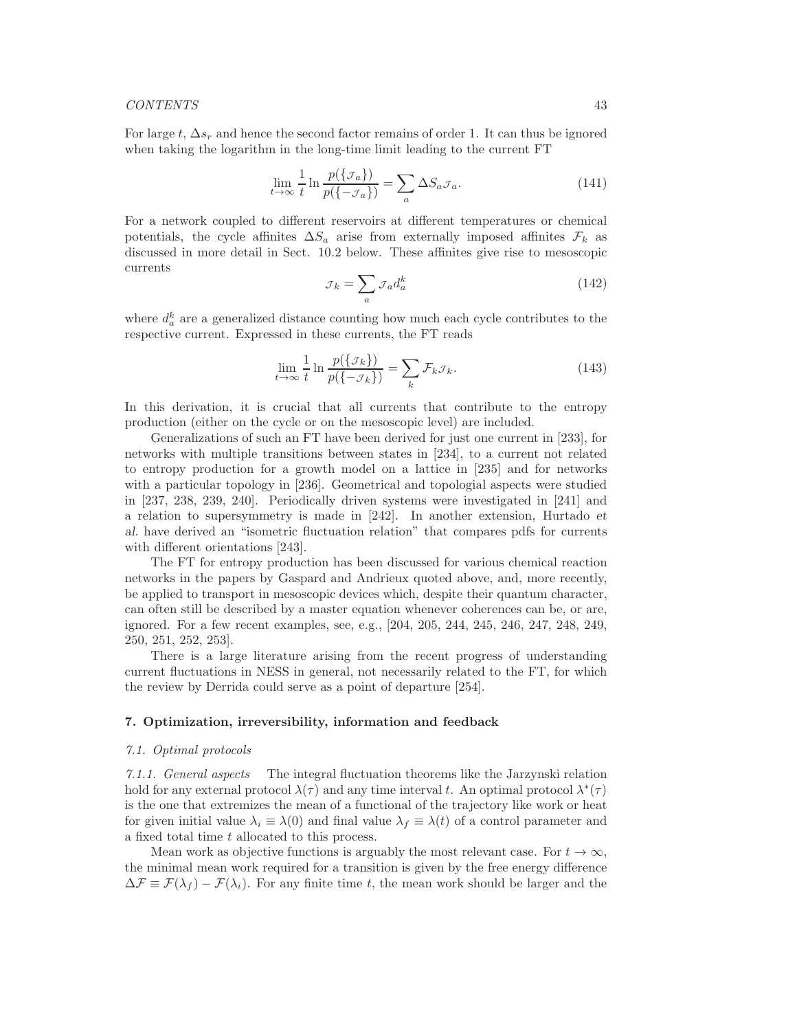For large $t$, $\Delta s_r$ and hence the second factor remains of order 1. It can thus be ignored when taking the logarithm in the long-time limit leading to the current FT

$$\lim_{t\to\infty} \frac{1}{t} \ln \frac{p(\{\mathcal{J}_a\})}{p(\{-\mathcal{J}_a\})} = \sum_a \Delta S_a \mathcal{J}_a. \tag{141}$$

For a network coupled to different reservoirs at different temperatures or chemical potentials, the cycle affinites $\Delta S_a$ arise from externally imposed affinites $\mathcal{F}_k$ as discussed in more detail in Sect. 10.2 below. These affinites give rise to mesoscopic currents

$$\mathcal{J}_k = \sum_a \mathcal{J}_a d_a^k \tag{142}$$

where $d_a^k$ are a generalized distance counting how much each cycle contributes to the respective current. Expressed in these currents, the FT reads

$$\lim_{t\to\infty} \frac{1}{t} \ln \frac{p(\{\mathcal{J}_k\})}{p(\{-\mathcal{J}_k\})} = \sum_k \mathcal{F}_k \mathcal{J}_k. \tag{143}$$

In this derivation, it is crucial that all currents that contribute to the entropy production (either on the cycle or on the mesoscopic level) are included.

Generalizations of such an FT have been derived for just one current in [233], for networks with multiple transitions between states in [234], to a current not related to entropy production for a growth model on a lattice in [235] and for networks with a particular topology in [236]. Geometrical and topologial aspects were studied in [237, 238, 239, 240]. Periodically driven systems were investigated in [241] and a relation to supersymmetry is made in [242]. In another extension, Hurtado *et al.* have derived an "isometric fluctuation relation" that compares pdfs for currents with different orientations [243].

The FT for entropy production has been discussed for various chemical reaction networks in the papers by Gaspard and Andrieux quoted above, and, more recently, be applied to transport in mesoscopic devices which, despite their quantum character, can often still be described by a master equation whenever coherences can be, or are, ignored. For a few recent examples, see, e.g., [204, 205, 244, 245, 246, 247, 248, 249, 250, 251, 252, 253].

There is a large literature arising from the recent progress of understanding current fluctuations in NESS in general, not necessarily related to the FT, for which the review by Derrida could serve as a point of departure [254].

## 7. Optimization, irreversibility, information and feedback

### *7.1. Optimal protocols*

*7.1.1. General aspects* The integral fluctuation theorems like the Jarzynski relation hold for any external protocol $\lambda(\tau)$ and any time interval $t$. An optimal protocol $\lambda^*(\tau)$ is the one that extremizes the mean of a functional of the trajectory like work or heat for given initial value $\lambda_i \equiv \lambda(0)$ and final value $\lambda_f \equiv \lambda(t)$ of a control parameter and a fixed total time $t$ allocated to this process.

Mean work as objective functions is arguably the most relevant case. For $t \to \infty$, the minimal mean work required for a transition is given by the free energy difference $\Delta\mathcal{F} \equiv \mathcal{F}(\lambda_f) - \mathcal{F}(\lambda_i)$. For any finite time $t$, the mean work should be larger and the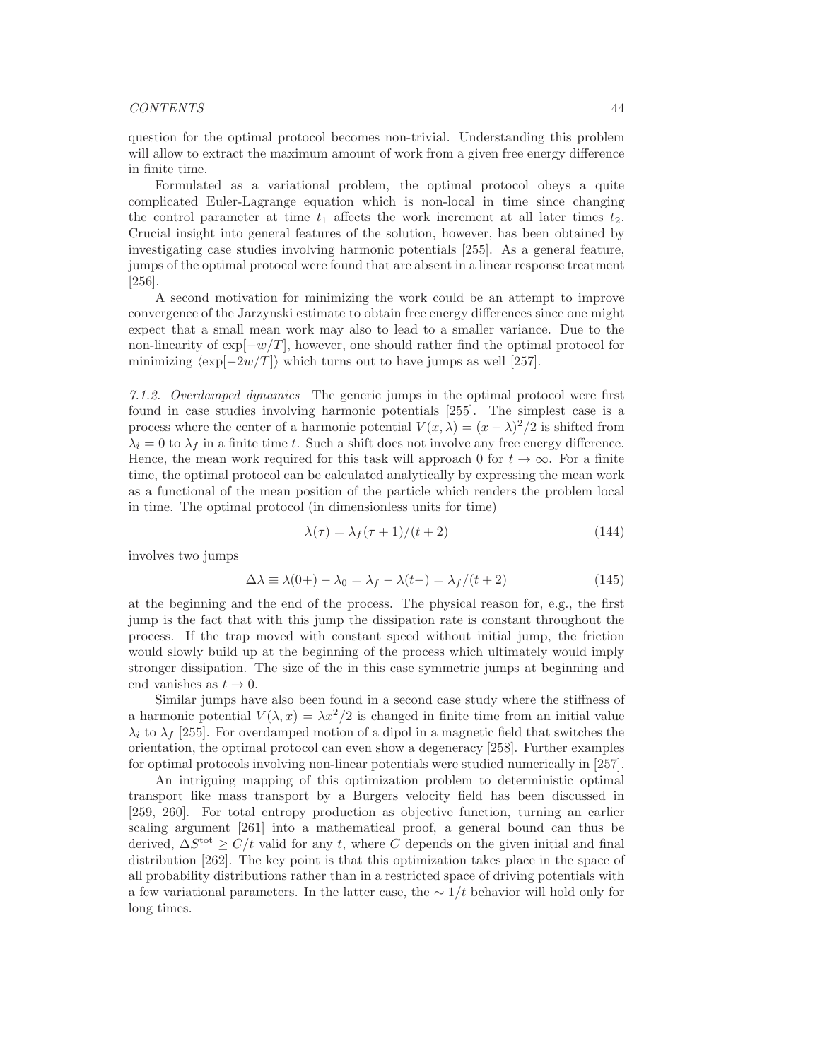question for the optimal protocol becomes non-trivial. Understanding this problem will allow to extract the maximum amount of work from a given free energy difference in finite time.

Formulated as a variational problem, the optimal protocol obeys a quite complicated Euler-Lagrange equation which is non-local in time since changing the control parameter at time $t_1$ affects the work increment at all later times $t_2$. Crucial insight into general features of the solution, however, has been obtained by investigating case studies involving harmonic potentials [255]. As a general feature, jumps of the optimal protocol were found that are absent in a linear response treatment [256].

A second motivation for minimizing the work could be an attempt to improve convergence of the Jarzynski estimate to obtain free energy differences since one might expect that a small mean work may also to lead to a smaller variance. Due to the non-linearity of $\exp[-w/T]$, however, one should rather find the optimal protocol for minimizing $\langle \exp[-2w/T] \rangle$ which turns out to have jumps as well [257].

*7.1.2. Overdamped dynamics* The generic jumps in the optimal protocol were first found in case studies involving harmonic potentials [255]. The simplest case is a process where the center of a harmonic potential $V(x, \lambda) = (x - \lambda)^2/2$ is shifted from $\lambda_i = 0$ to $\lambda_f$ in a finite time $t$. Such a shift does not involve any free energy difference. Hence, the mean work required for this task will approach 0 for $t \to \infty$. For a finite time, the optimal protocol can be calculated analytically by expressing the mean work as a functional of the mean position of the particle which renders the problem local in time. The optimal protocol (in dimensionless units for time)

$$\lambda(\tau) = \lambda_f(\tau + 1)/(t + 2) \tag{144}$$

involves two jumps

$$\Delta\lambda \equiv \lambda(0+) - \lambda_0 = \lambda_f - \lambda(t-) = \lambda_f/(t + 2) \tag{145}$$

at the beginning and the end of the process. The physical reason for, e.g., the first jump is the fact that with this jump the dissipation rate is constant throughout the process. If the trap moved with constant speed without initial jump, the friction would slowly build up at the beginning of the process which ultimately would imply stronger dissipation. The size of the in this case symmetric jumps at beginning and end vanishes as $t \to 0$.

Similar jumps have also been found in a second case study where the stiffness of a harmonic potential $V(\lambda, x) = \lambda x^2/2$ is changed in finite time from an initial value $\lambda_i$ to $\lambda_f$ [255]. For overdamped motion of a dipol in a magnetic field that switches the orientation, the optimal protocol can even show a degeneracy [258]. Further examples for optimal protocols involving non-linear potentials were studied numerically in [257].

An intriguing mapping of this optimization problem to deterministic optimal transport like mass transport by a Burgers velocity field has been discussed in [259, 260]. For total entropy production as objective function, turning an earlier scaling argument [261] into a mathematical proof, a general bound can thus be derived, $\Delta S^{\text{tot}} \geq C/t$ valid for any $t$, where $C$ depends on the given initial and final distribution [262]. The key point is that this optimization takes place in the space of all probability distributions rather than in a restricted space of driving potentials with a few variational parameters. In the latter case, the $\sim 1/t$ behavior will hold only for long times.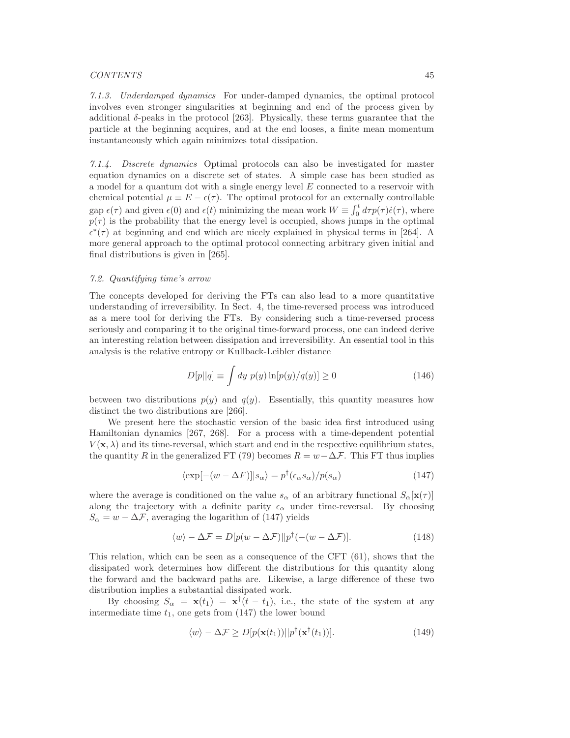*7.1.3. Underdamped dynamics* For under-damped dynamics, the optimal protocol involves even stronger singularities at beginning and end of the process given by additional $\delta$-peaks in the protocol [263]. Physically, these terms guarantee that the particle at the beginning acquires, and at the end looses, a finite mean momentum instantaneously which again minimizes total dissipation.

*7.1.4. Discrete dynamics* Optimal protocols can also be investigated for master equation dynamics on a discrete set of states. A simple case has been studied as a model for a quantum dot with a single energy level $E$ connected to a reservoir with chemical potential $\mu \equiv E - \epsilon(\tau)$. The optimal protocol for an externally controllable gap $\epsilon(\tau)$ and given $\epsilon(0)$ and $\epsilon(t)$ minimizing the mean work $W \equiv \int_0^t d\tau p(\tau)\dot{\epsilon}(\tau)$, where $p(\tau)$ is the probability that the energy level is occupied, shows jumps in the optimal $\epsilon^*(\tau)$ at beginning and end which are nicely explained in physical terms in [264]. A more general approach to the optimal protocol connecting arbitrary given initial and final distributions is given in [265].

### *7.2. Quantifying time's arrow*

The concepts developed for deriving the FTs can also lead to a more quantitative understanding of irreversibility. In Sect. 4, the time-reversed process was introduced as a mere tool for deriving the FTs. By considering such a time-reversed process seriously and comparing it to the original time-forward process, one can indeed derive an interesting relation between dissipation and irreversibility. An essential tool in this analysis is the relative entropy or Kullback-Leibler distance

$$D[p||q] \equiv \int dy \; p(y) \ln[p(y)/q(y)] \geq 0 \tag{146}$$

between two distributions $p(y)$ and $q(y)$. Essentially, this quantity measures how distinct the two distributions are [266].

We present here the stochastic version of the basic idea first introduced using Hamiltonian dynamics [267, 268]. For a process with a time-dependent potential $V(\mathbf{x}, \lambda)$ and its time-reversal, which start and end in the respective equilibrium states, the quantity $R$ in the generalized FT (79) becomes $R = w - \Delta\mathcal{F}$. This FT thus implies

$$\langle \exp[-(w - \Delta F)] | s_\alpha \rangle = p^\dagger(\epsilon_\alpha s_\alpha)/p(s_\alpha) \tag{147}$$

where the average is conditioned on the value $s_\alpha$ of an arbitrary functional $S_\alpha[\mathbf{x}(\tau)]$ along the trajectory with a definite parity $\epsilon_\alpha$ under time-reversal. By choosing $S_\alpha = w - \Delta\mathcal{F}$, averaging the logarithm of (147) yields

$$\langle w \rangle - \Delta\mathcal{F} = D[p(w - \Delta\mathcal{F})||p^\dagger(-(w - \Delta\mathcal{F})]. \tag{148}$$

This relation, which can be seen as a consequence of the CFT (61), shows that the dissipated work determines how different the distributions for this quantity along the forward and the backward paths are. Likewise, a large difference of these two distribution implies a substantial dissipated work.

By choosing $S_\alpha = \mathbf{x}(t_1) = \mathbf{x}^\dagger(t - t_1)$, i.e., the state of the system at any intermediate time $t_1$, one gets from (147) the lower bound

$$\langle w \rangle - \Delta\mathcal{F} \geq D[p(\mathbf{x}(t_1))||p^\dagger(\mathbf{x}^\dagger(t_1))]. \tag{149}$$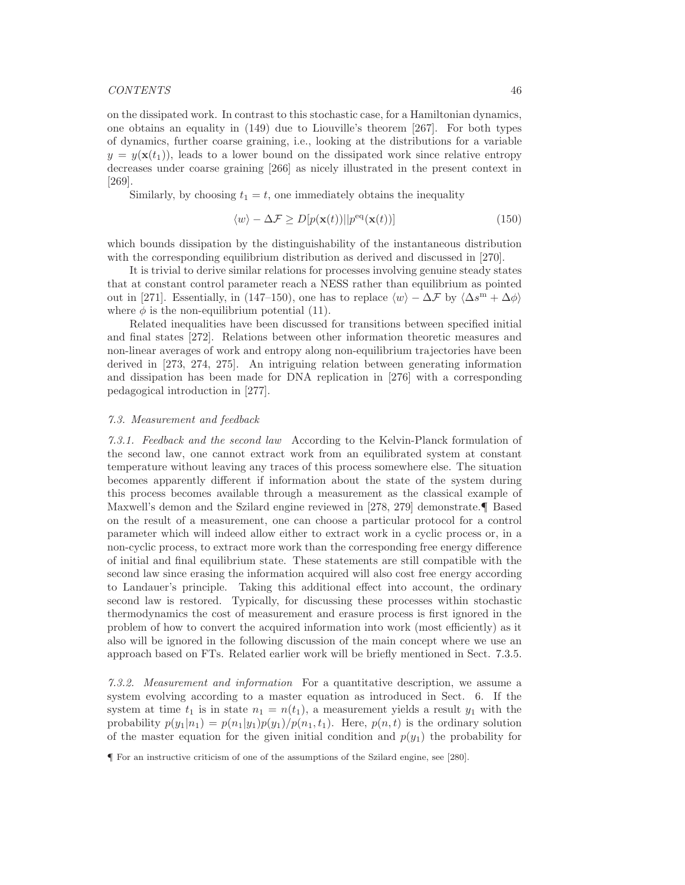on the dissipated work. In contrast to this stochastic case, for a Hamiltonian dynamics, one obtains an equality in (149) due to Liouville's theorem [267]. For both types of dynamics, further coarse graining, i.e., looking at the distributions for a variable $y = y(\mathbf{x}(t_1))$, leads to a lower bound on the dissipated work since relative entropy decreases under coarse graining [266] as nicely illustrated in the present context in [269].

Similarly, by choosing $t_1 = t$, one immediately obtains the inequality

$$\langle w \rangle - \Delta \mathcal{F} \geq D[p(\mathbf{x}(t))||p^{\text{eq}}(\mathbf{x}(t))] \tag{150}$$

which bounds dissipation by the distinguishability of the instantaneous distribution with the corresponding equilibrium distribution as derived and discussed in [270].

It is trivial to derive similar relations for processes involving genuine steady states that at constant control parameter reach a NESS rather than equilibrium as pointed out in [271]. Essentially, in (147–150), one has to replace $\langle w \rangle - \Delta \mathcal{F}$ by $\langle \Delta s^{\text{m}} + \Delta \phi \rangle$ where $\phi$ is the non-equilibrium potential (11).

Related inequalities have been discussed for transitions between specified initial and final states [272]. Relations between other information theoretic measures and non-linear averages of work and entropy along non-equilibrium trajectories have been derived in [273, 274, 275]. An intriguing relation between generating information and dissipation has been made for DNA replication in [276] with a corresponding pedagogical introduction in [277].

### *7.3. Measurement and feedback*

*7.3.1. Feedback and the second law* According to the Kelvin-Planck formulation of the second law, one cannot extract work from an equilibrated system at constant temperature without leaving any traces of this process somewhere else. The situation becomes apparently different if information about the state of the system during this process becomes available through a measurement as the classical example of Maxwell's demon and the Szilard engine reviewed in [278, 279] demonstrate.¶ Based on the result of a measurement, one can choose a particular protocol for a control parameter which will indeed allow either to extract work in a cyclic process or, in a non-cyclic process, to extract more work than the corresponding free energy difference of initial and final equilibrium state. These statements are still compatible with the second law since erasing the information acquired will also cost free energy according to Landauer's principle. Taking this additional effect into account, the ordinary second law is restored. Typically, for discussing these processes within stochastic thermodynamics the cost of measurement and erasure process is first ignored in the problem of how to convert the acquired information into work (most efficiently) as it also will be ignored in the following discussion of the main concept where we use an approach based on FTs. Related earlier work will be briefly mentioned in Sect. 7.3.5.

*7.3.2. Measurement and information* For a quantitative description, we assume a system evolving according to a master equation as introduced in Sect. 6. If the system at time $t_1$ is in state $n_1 = n(t_1)$, a measurement yields a result $y_1$ with the probability $p(y_1|n_1) = p(n_1|y_1)p(y_1)/p(n_1, t_1)$. Here, $p(n, t)$ is the ordinary solution of the master equation for the given initial condition and $p(y_1)$ the probability for

¶ For an instructive criticism of one of the assumptions of the Szilard engine, see [280].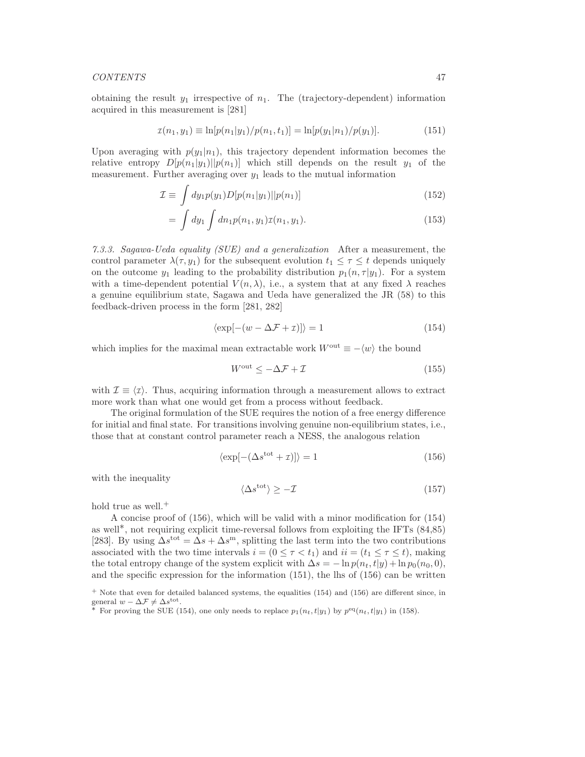obtaining the result $y_1$ irrespective of $n_1$. The (trajectory-dependent) information acquired in this measurement is [281]

$$\imath(n_1, y_1) \equiv \ln[p(n_1|y_1)/p(n_1, t_1)] = \ln[p(y_1|n_1)/p(y_1)]. \tag{151}$$

Upon averaging with $p(y_1|n_1)$, this trajectory dependent information becomes the relative entropy $D[p(n_1|y_1)||p(n_1)]$ which still depends on the result $y_1$ of the measurement. Further averaging over $y_1$ leads to the mutual information

$$\mathcal{I} \equiv \int dy_1 p(y_1) D[p(n_1|y_1)||p(n_1)] \tag{152}$$

$$= \int dy_1 \int dn_1 p(n_1, y_1) \imath(n_1, y_1). \tag{153}$$

*7.3.3. Sagawa-Ueda equality (SUE) and a generalization* After a measurement, the control parameter $\lambda(\tau, y_1)$ for the subsequent evolution $t_1 \leq \tau \leq t$ depends uniquely on the outcome $y_1$ leading to the probability distribution $p_1(n, \tau|y_1)$. For a system with a time-dependent potential $V(n, \lambda)$, i.e., a system that at any fixed $\lambda$ reaches a genuine equilibrium state, Sagawa and Ueda have generalized the JR (58) to this feedback-driven process in the form [281, 282]

$$\langle \exp[-(w - \Delta\mathcal{F} + \imath)] \rangle = 1 \tag{154}$$

which implies for the maximal mean extractable work $W^{\rm out} \equiv -\langle w \rangle$ the bound

$$W^{\rm out} \leq -\Delta\mathcal{F} + \mathcal{I} \tag{155}$$

with $\mathcal{I} \equiv \langle \imath \rangle$. Thus, acquiring information through a measurement allows to extract more work than what one would get from a process without feedback.

The original formulation of the SUE requires the notion of a free energy difference for initial and final state. For transitions involving genuine non-equilibrium states, i.e., those that at constant control parameter reach a NESS, the analogous relation

$$\langle \exp[-(\Delta s^{\rm tot} + \imath)] \rangle = 1 \tag{156}$$

with the inequality

$$\langle \Delta s^{\rm tot} \rangle \geq -\mathcal{I} \tag{157}$$

hold true as well.[+]

A concise proof of (156), which will be valid with a minor modification for (154) as well[*], not requiring explicit time-reversal follows from exploiting the IFTs (84,85) [283]. By using $\Delta s^{\rm tot} = \Delta s + \Delta s^{\rm m}$, splitting the last term into the two contributions associated with the two time intervals $i = (0 \leq \tau < t_1)$ and $ii = (t_1 \leq \tau \leq t)$, making the total entropy change of the system explicit with $\Delta s = -\ln p(n_t, t|y) + \ln p_0(n_0, 0)$, and the specific expression for the information (151), the lhs of (156) can be written

[+] Note that even for detailed balanced systems, the equalities (154) and (156) are different since, in general $w - \Delta\mathcal{F} \neq \Delta s^{\rm tot}$.

[*] For proving the SUE (154), one only needs to replace $p_1(n_t, t|y_1)$ by $p^{\rm eq}(n_t, t|y_1)$ in (158).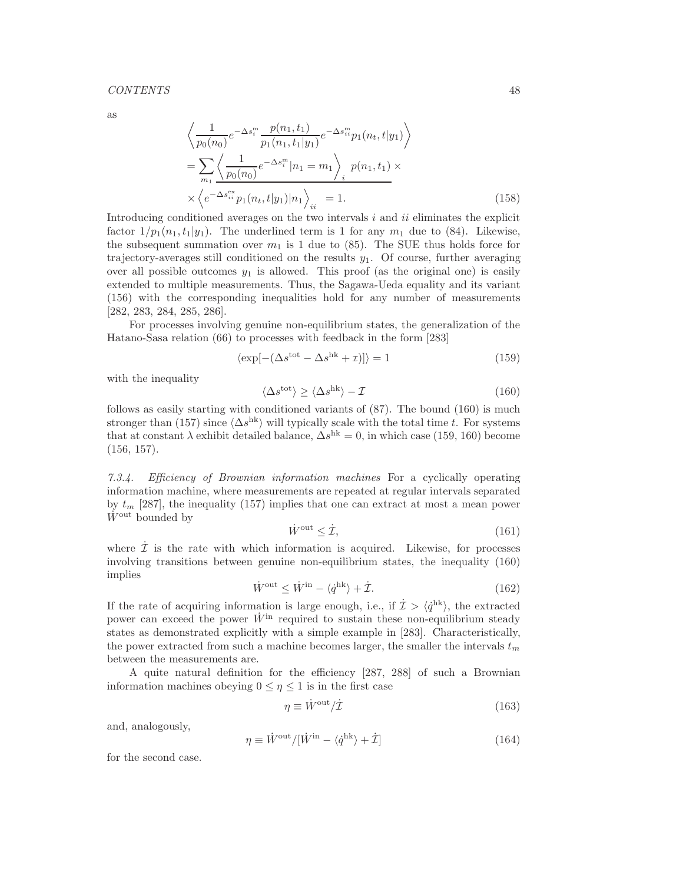as

$$
\begin{aligned}
&\left\langle \frac{1}{p_0(n_0)} e^{-\Delta s_i^{\rm m}} \frac{p(n_1,t_1)}{p_1(n_1,t_1|y_1)} e^{-\Delta s_{ii}^{\rm m}} p_1(n_t,t|y_1) \right\rangle \\
&= \sum_{m_1} \underline{\left\langle \frac{1}{p_0(n_0)} e^{-\Delta s_i^{\rm m}} | n_1 = m_1 \right\rangle_i \; p(n_1,t_1) \times} \\
&\times \underline{\left\langle e^{-\Delta s_{ii}^{\rm ex}} p_1(n_t,t|y_1) | n_1 \right\rangle_{ii}} = 1. \qquad (158)
\end{aligned}
$$

Introducing conditioned averages on the two intervals $i$ and $ii$ eliminates the explicit factor $1/p_1(n_1,t_1|y_1)$. The underlined term is 1 for any $m_1$ due to (84). Likewise, the subsequent summation over $m_1$ is 1 due to (85). The SUE thus holds force for trajectory-averages still conditioned on the results $y_1$. Of course, further averaging over all possible outcomes $y_1$ is allowed. This proof (as the original one) is easily extended to multiple measurements. Thus, the Sagawa-Ueda equality and its variant (156) with the corresponding inequalities hold for any number of measurements [282, 283, 284, 285, 286].

For processes involving genuine non-equilibrium states, the generalization of the Hatano-Sasa relation (66) to processes with feedback in the form [283]

$$
\langle \exp[-(\Delta s^{\rm tot} - \Delta s^{\rm hk} + \mathcal{I})] \rangle = 1 \qquad (159)
$$

with the inequality

$$
\langle \Delta s^{\rm tot} \rangle \geq \langle \Delta s^{\rm hk} \rangle - \mathcal{I} \qquad (160)
$$

follows as easily starting with conditioned variants of (87). The bound (160) is much stronger than (157) since $\langle \Delta s^{\rm hk} \rangle$ will typically scale with the total time $t$. For systems that at constant $\lambda$ exhibit detailed balance, $\Delta s^{\rm hk} = 0$, in which case (159, 160) become (156, 157).

*7.3.4. Efficiency of Brownian information machines* For a cyclically operating information machine, where measurements are repeated at regular intervals separated by $t_m$ [287], the inequality (157) implies that one can extract at most a mean power $\dot{W}^{\rm out}$ bounded by

$$
\dot{W}^{\rm out} \leq \dot{\mathcal{I}}, \qquad (161)
$$

where $\dot{\mathcal{I}}$ is the rate with which information is acquired. Likewise, for processes involving transitions between genuine non-equilibrium states, the inequality (160) implies

$$
\dot{W}^{\rm out} \leq \dot{W}^{\rm in} - \langle \dot{q}^{\rm hk} \rangle + \dot{\mathcal{I}}. \qquad (162)
$$

If the rate of acquiring information is large enough, i.e., if $\dot{\mathcal{I}} > \langle \dot{q}^{\rm hk} \rangle$, the extracted power can exceed the power $\dot{W}^{\rm in}$ required to sustain these non-equilibrium steady states as demonstrated explicitly with a simple example in [283]. Characteristically, the power extracted from such a machine becomes larger, the smaller the intervals $t_m$ between the measurements are.

A quite natural definition for the efficiency [287, 288] of such a Brownian information machines obeying $0 \leq \eta \leq 1$ is in the first case

$$
\eta \equiv \dot{W}^{\rm out} / \dot{\mathcal{I}} \qquad (163)
$$

and, analogously,

$$
\eta \equiv \dot{W}^{\rm out} / [\dot{W}^{\rm in} - \langle \dot{q}^{\rm hk} \rangle + \dot{\mathcal{I}}] \qquad (164)
$$

for the second case.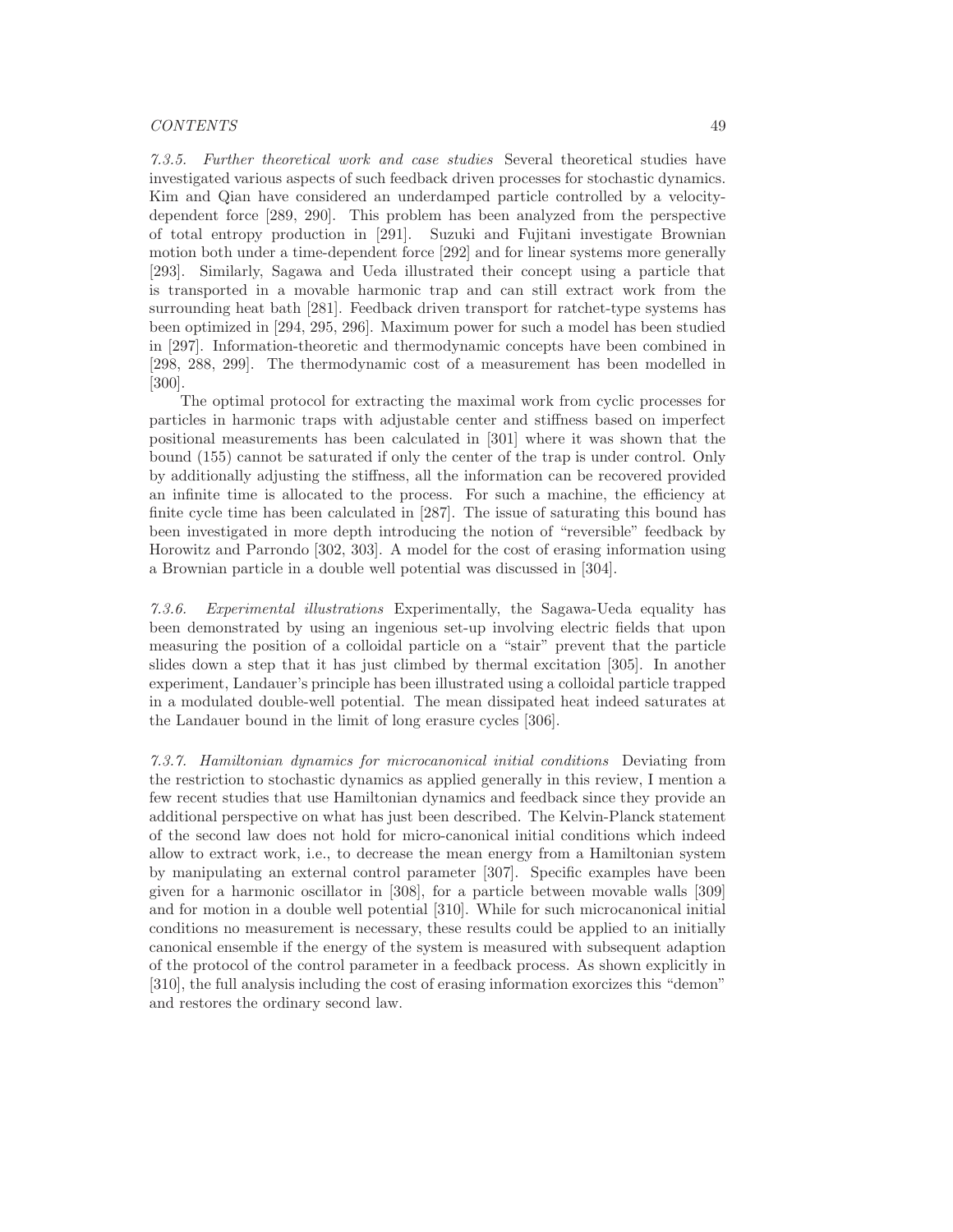*7.3.5. Further theoretical work and case studies* Several theoretical studies have investigated various aspects of such feedback driven processes for stochastic dynamics. Kim and Qian have considered an underdamped particle controlled by a velocity-dependent force [289, 290]. This problem has been analyzed from the perspective of total entropy production in [291]. Suzuki and Fujitani investigate Brownian motion both under a time-dependent force [292] and for linear systems more generally [293]. Similarly, Sagawa and Ueda illustrated their concept using a particle that is transported in a movable harmonic trap and can still extract work from the surrounding heat bath [281]. Feedback driven transport for ratchet-type systems has been optimized in [294, 295, 296]. Maximum power for such a model has been studied in [297]. Information-theoretic and thermodynamic concepts have been combined in [298, 288, 299]. The thermodynamic cost of a measurement has been modelled in [300].

The optimal protocol for extracting the maximal work from cyclic processes for particles in harmonic traps with adjustable center and stiffness based on imperfect positional measurements has been calculated in [301] where it was shown that the bound (155) cannot be saturated if only the center of the trap is under control. Only by additionally adjusting the stiffness, all the information can be recovered provided an infinite time is allocated to the process. For such a machine, the efficiency at finite cycle time has been calculated in [287]. The issue of saturating this bound has been investigated in more depth introducing the notion of "reversible" feedback by Horowitz and Parrondo [302, 303]. A model for the cost of erasing information using a Brownian particle in a double well potential was discussed in [304].

*7.3.6. Experimental illustrations* Experimentally, the Sagawa-Ueda equality has been demonstrated by using an ingenious set-up involving electric fields that upon measuring the position of a colloidal particle on a "stair" prevent that the particle slides down a step that it has just climbed by thermal excitation [305]. In another experiment, Landauer's principle has been illustrated using a colloidal particle trapped in a modulated double-well potential. The mean dissipated heat indeed saturates at the Landauer bound in the limit of long erasure cycles [306].

*7.3.7. Hamiltonian dynamics for microcanonical initial conditions* Deviating from the restriction to stochastic dynamics as applied generally in this review, I mention a few recent studies that use Hamiltonian dynamics and feedback since they provide an additional perspective on what has just been described. The Kelvin-Planck statement of the second law does not hold for micro-canonical initial conditions which indeed allow to extract work, i.e., to decrease the mean energy from a Hamiltonian system by manipulating an external control parameter [307]. Specific examples have been given for a harmonic oscillator in [308], for a particle between movable walls [309] and for motion in a double well potential [310]. While for such microcanonical initial conditions no measurement is necessary, these results could be applied to an initially canonical ensemble if the energy of the system is measured with subsequent adaption of the protocol of the control parameter in a feedback process. As shown explicitly in [310], the full analysis including the cost of erasing information exorcizes this "demon" and restores the ordinary second law.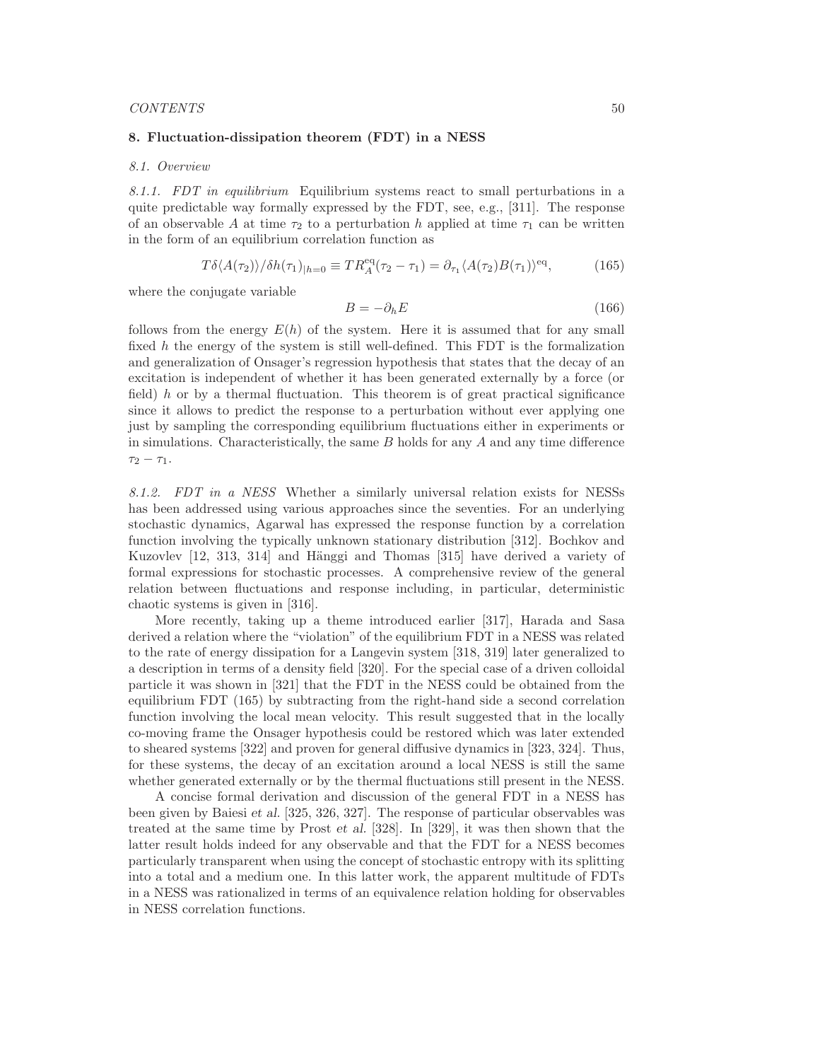## 8. Fluctuation-dissipation theorem (FDT) in a NESS

### 8.1. Overview

*8.1.1. FDT in equilibrium* Equilibrium systems react to small perturbations in a quite predictable way formally expressed by the FDT, see, e.g., [311]. The response of an observable $A$ at time $\tau_2$ to a perturbation $h$ applied at time $\tau_1$ can be written in the form of an equilibrium correlation function as

$$T\delta\langle A(\tau_2)\rangle/\delta h(\tau_1)_{|h=0} \equiv T R_A^{\rm eq}(\tau_2-\tau_1) = \partial_{\tau_1}\langle A(\tau_2)B(\tau_1)\rangle^{\rm eq}, \tag{165}$$

where the conjugate variable

$$B = -\partial_h E \tag{166}$$

follows from the energy $E(h)$ of the system. Here it is assumed that for any small fixed $h$ the energy of the system is still well-defined. This FDT is the formalization and generalization of Onsager's regression hypothesis that states that the decay of an excitation is independent of whether it has been generated externally by a force (or field) $h$ or by a thermal fluctuation. This theorem is of great practical significance since it allows to predict the response to a perturbation without ever applying one just by sampling the corresponding equilibrium fluctuations either in experiments or in simulations. Characteristically, the same $B$ holds for any $A$ and any time difference $\tau_2 - \tau_1$.

*8.1.2. FDT in a NESS* Whether a similarly universal relation exists for NESSs has been addressed using various approaches since the seventies. For an underlying stochastic dynamics, Agarwal has expressed the response function by a correlation function involving the typically unknown stationary distribution [312]. Bochkov and Kuzovlev [12, 313, 314] and Hänggi and Thomas [315] have derived a variety of formal expressions for stochastic processes. A comprehensive review of the general relation between fluctuations and response including, in particular, deterministic chaotic systems is given in [316].

More recently, taking up a theme introduced earlier [317], Harada and Sasa derived a relation where the "violation" of the equilibrium FDT in a NESS was related to the rate of energy dissipation for a Langevin system [318, 319] later generalized to a description in terms of a density field [320]. For the special case of a driven colloidal particle it was shown in [321] that the FDT in the NESS could be obtained from the equilibrium FDT (165) by subtracting from the right-hand side a second correlation function involving the local mean velocity. This result suggested that in the locally co-moving frame the Onsager hypothesis could be restored which was later extended to sheared systems [322] and proven for general diffusive dynamics in [323, 324]. Thus, for these systems, the decay of an excitation around a local NESS is still the same whether generated externally or by the thermal fluctuations still present in the NESS.

A concise formal derivation and discussion of the general FDT in a NESS has been given by Baiesi *et al.* [325, 326, 327]. The response of particular observables was treated at the same time by Prost *et al.* [328]. In [329], it was then shown that the latter result holds indeed for any observable and that the FDT for a NESS becomes particularly transparent when using the concept of stochastic entropy with its splitting into a total and a medium one. In this latter work, the apparent multitude of FDTs in a NESS was rationalized in terms of an equivalence relation holding for observables in NESS correlation functions.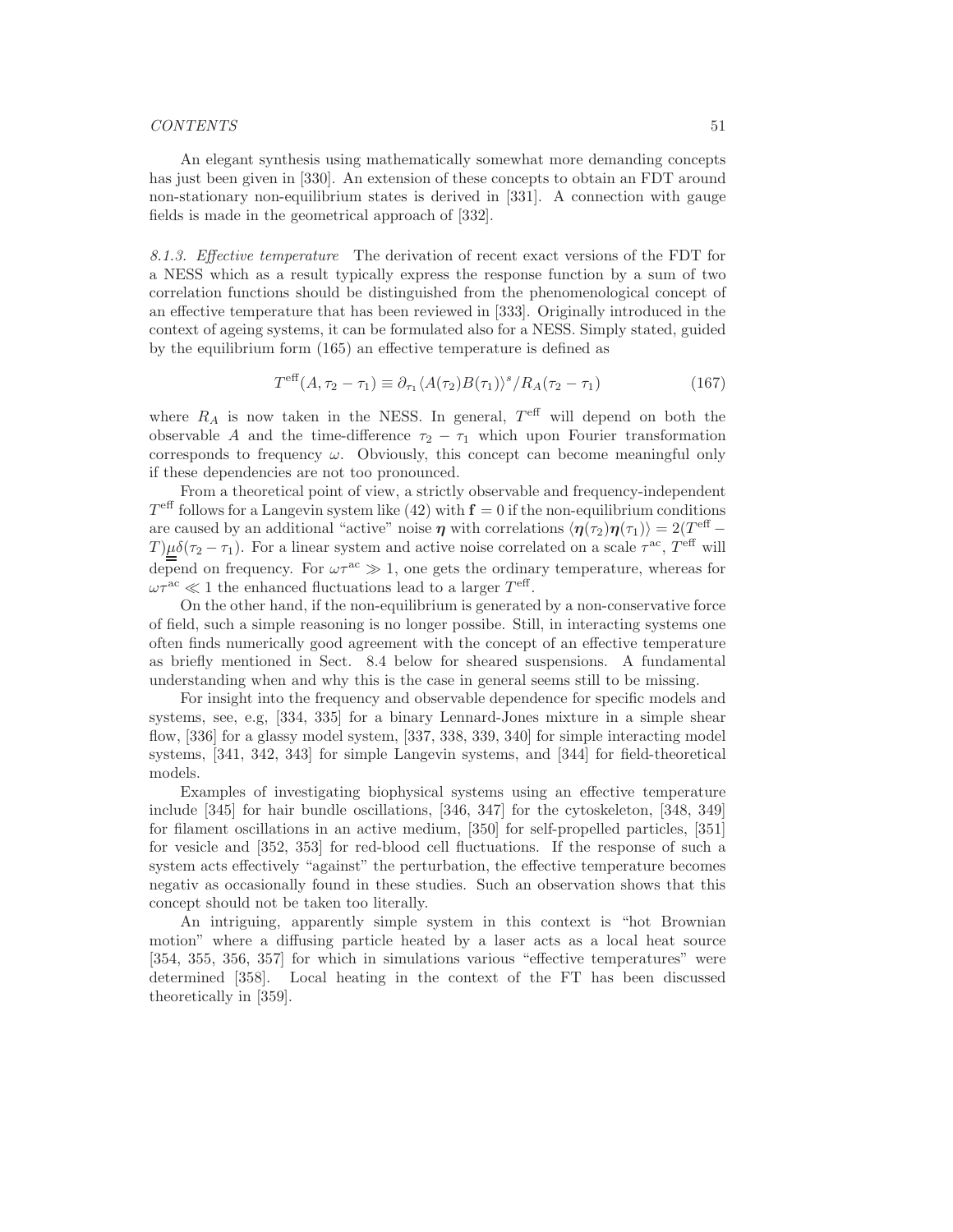An elegant synthesis using mathematically somewhat more demanding concepts has just been given in [330]. An extension of these concepts to obtain an FDT around non-stationary non-equilibrium states is derived in [331]. A connection with gauge fields is made in the geometrical approach of [332].

*8.1.3. Effective temperature* The derivation of recent exact versions of the FDT for a NESS which as a result typically express the response function by a sum of two correlation functions should be distinguished from the phenomenological concept of an effective temperature that has been reviewed in [333]. Originally introduced in the context of ageing systems, it can be formulated also for a NESS. Simply stated, guided by the equilibrium form (165) an effective temperature is defined as

$$T^{\rm eff}(A, \tau_2 - \tau_1) \equiv \partial_{\tau_1} \langle A(\tau_2) B(\tau_1) \rangle^s / R_A(\tau_2 - \tau_1) \tag{167}$$

where $R_A$ is now taken in the NESS. In general, $T^{\rm eff}$ will depend on both the observable $A$ and the time-difference $\tau_2 - \tau_1$ which upon Fourier transformation corresponds to frequency $\omega$. Obviously, this concept can become meaningful only if these dependencies are not too pronounced.

From a theoretical point of view, a strictly observable and frequency-independent $T^{\rm eff}$ follows for a Langevin system like (42) with $\mathbf{f} = 0$ if the non-equilibrium conditions are caused by an additional "active" noise $\boldsymbol{\eta}$ with correlations $\langle \boldsymbol{\eta}(\tau_2) \boldsymbol{\eta}(\tau_1) \rangle = 2(T^{\rm eff} - T)\underline{\underline{\mu}}\delta(\tau_2 - \tau_1)$. For a linear system and active noise correlated on a scale $\tau^{\rm ac}$, $T^{\rm eff}$ will depend on frequency. For $\omega\tau^{\rm ac} \gg 1$, one gets the ordinary temperature, whereas for $\omega\tau^{\rm ac} \ll 1$ the enhanced fluctuations lead to a larger $T^{\rm eff}$.

On the other hand, if the non-equilibrium is generated by a non-conservative force of field, such a simple reasoning is no longer possibe. Still, in interacting systems one often finds numerically good agreement with the concept of an effective temperature as briefly mentioned in Sect. 8.4 below for sheared suspensions. A fundamental understanding when and why this is the case in general seems still to be missing.

For insight into the frequency and observable dependence for specific models and systems, see, e.g, [334, 335] for a binary Lennard-Jones mixture in a simple shear flow, [336] for a glassy model system, [337, 338, 339, 340] for simple interacting model systems, [341, 342, 343] for simple Langevin systems, and [344] for field-theoretical models.

Examples of investigating biophysical systems using an effective temperature include [345] for hair bundle oscillations, [346, 347] for the cytoskeleton, [348, 349] for filament oscillations in an active medium, [350] for self-propelled particles, [351] for vesicle and [352, 353] for red-blood cell fluctuations. If the response of such a system acts effectively "against" the perturbation, the effective temperature becomes negativ as occasionally found in these studies. Such an observation shows that this concept should not be taken too literally.

An intriguing, apparently simple system in this context is "hot Brownian motion" where a diffusing particle heated by a laser acts as a local heat source [354, 355, 356, 357] for which in simulations various "effective temperatures" were determined [358]. Local heating in the context of the FT has been discussed theoretically in [359].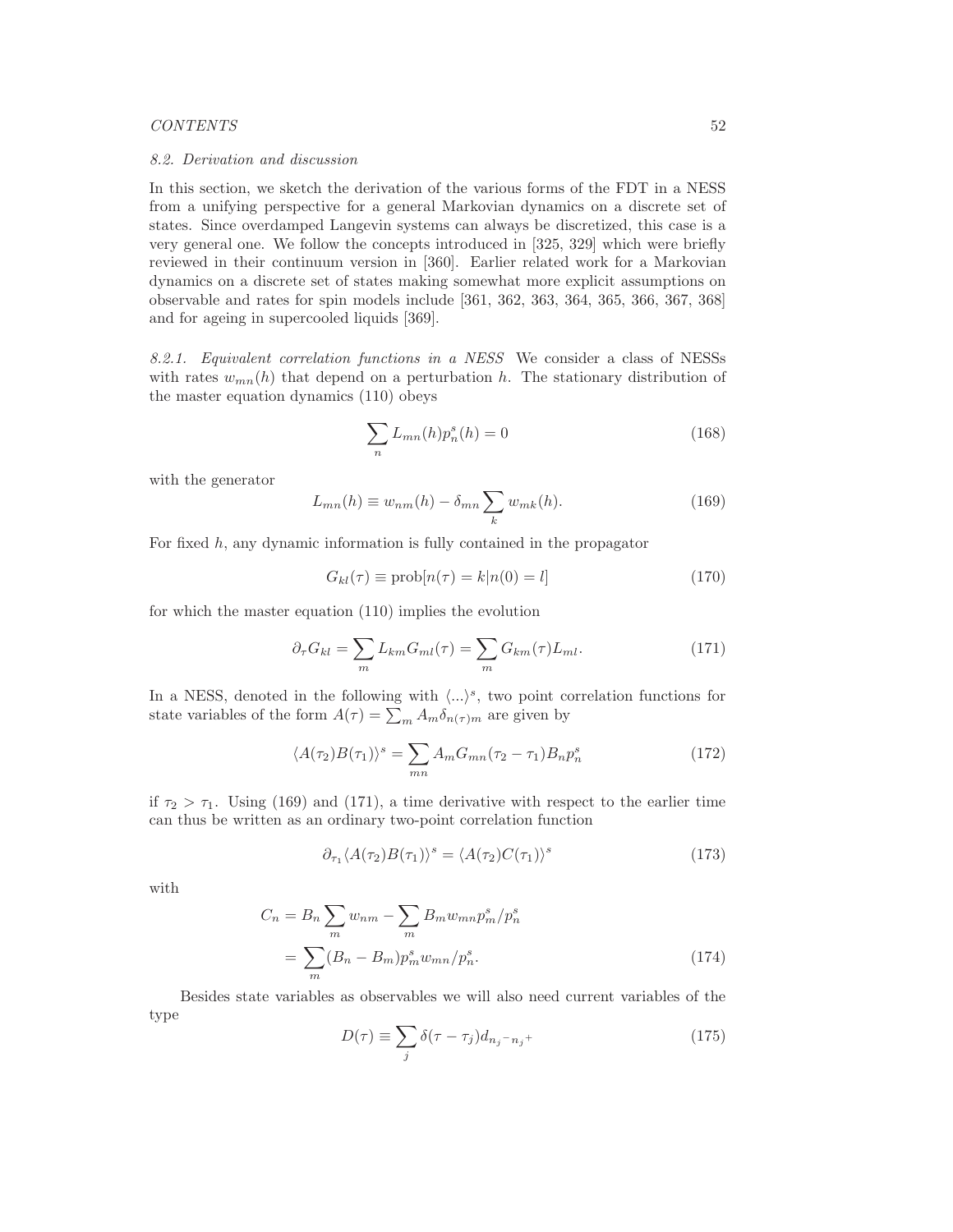### 8.2. Derivation and discussion

In this section, we sketch the derivation of the various forms of the FDT in a NESS from a unifying perspective for a general Markovian dynamics on a discrete set of states. Since overdamped Langevin systems can always be discretized, this case is a very general one. We follow the concepts introduced in [325, 329] which were briefly reviewed in their continuum version in [360]. Earlier related work for a Markovian dynamics on a discrete set of states making somewhat more explicit assumptions on observable and rates for spin models include [361, 362, 363, 364, 365, 366, 367, 368] and for ageing in supercooled liquids [369].

*8.2.1. Equivalent correlation functions in a NESS* We consider a class of NESSs with rates $w_{mn}(h)$ that depend on a perturbation $h$. The stationary distribution of the master equation dynamics (110) obeys

$$\sum_n L_{mn}(h) p_n^s(h) = 0 \tag{168}$$

with the generator

$$L_{mn}(h) \equiv w_{nm}(h) - \delta_{mn} \sum_k w_{mk}(h). \tag{169}$$

For fixed $h$, any dynamic information is fully contained in the propagator

$$G_{kl}(\tau) \equiv \mathrm{prob}[n(\tau) = k | n(0) = l] \tag{170}$$

for which the master equation (110) implies the evolution

$$\partial_\tau G_{kl} = \sum_m L_{km} G_{ml}(\tau) = \sum_m G_{km}(\tau) L_{ml}. \tag{171}$$

In a NESS, denoted in the following with $\langle ... \rangle^s$, two point correlation functions for state variables of the form $A(\tau) = \sum_m A_m \delta_{n(\tau)m}$ are given by

$$\langle A(\tau_2) B(\tau_1) \rangle^s = \sum_{mn} A_m G_{mn}(\tau_2 - \tau_1) B_n p_n^s \tag{172}$$

if $\tau_2 > \tau_1$. Using (169) and (171), a time derivative with respect to the earlier time can thus be written as an ordinary two-point correlation function

$$\partial_{\tau_1} \langle A(\tau_2) B(\tau_1) \rangle^s = \langle A(\tau_2) C(\tau_1) \rangle^s \tag{173}$$

with

$$\begin{aligned} C_n &= B_n \sum_m w_{nm} - \sum_m B_m w_{mn} p_m^s / p_n^s \\ &= \sum_m (B_n - B_m) p_m^s w_{mn} / p_n^s. \end{aligned} \tag{174}$$

Besides state variables as observables we will also need current variables of the type

$$D(\tau) \equiv \sum_j \delta(\tau - \tau_j) d_{n_j^- n_j^+} \tag{175}$$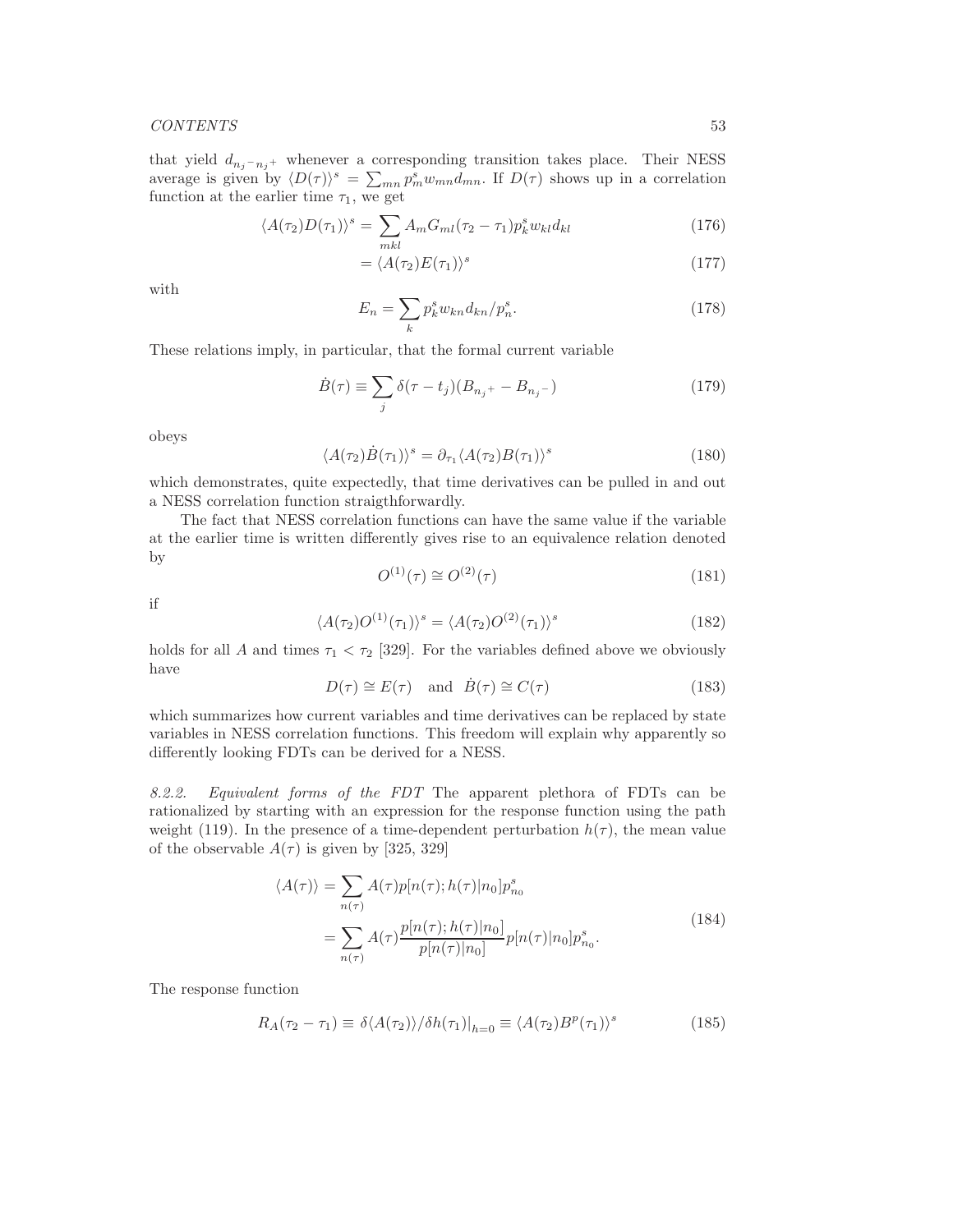that yield $d_{n_j^- n_j^+}$ whenever a corresponding transition takes place. Their NESS average is given by $\langle D(\tau)\rangle^s = \sum_{mn} p^s_m w_{mn} d_{mn}$. If $D(\tau)$ shows up in a correlation function at the earlier time $\tau_1$, we get

$$\langle A(\tau_2)D(\tau_1)\rangle^s = \sum_{mkl} A_m G_{ml}(\tau_2 - \tau_1) p^s_k w_{kl} d_{kl} \tag{176}$$

$$= \langle A(\tau_2)E(\tau_1)\rangle^s \tag{177}$$

with

$$E_n = \sum_k p^s_k w_{kn} d_{kn}/p^s_n. \tag{178}$$

These relations imply, in particular, that the formal current variable

$$\dot{B}(\tau) \equiv \sum_j \delta(\tau - t_j)(B_{n_j^+} - B_{n_j^-}) \tag{179}$$

obeys

$$\langle A(\tau_2)\dot{B}(\tau_1)\rangle^s = \partial_{\tau_1}\langle A(\tau_2)B(\tau_1)\rangle^s \tag{180}$$

which demonstrates, quite expectedly, that time derivatives can be pulled in and out a NESS correlation function straigthforwardly.

The fact that NESS correlation functions can have the same value if the variable at the earlier time is written differently gives rise to an equivalence relation denoted by

$$O^{(1)}(\tau) \cong O^{(2)}(\tau) \tag{181}$$

if

$$\langle A(\tau_2)O^{(1)}(\tau_1)\rangle^s = \langle A(\tau_2)O^{(2)}(\tau_1)\rangle^s \tag{182}$$

holds for all $A$ and times $\tau_1 < \tau_2$ [329]. For the variables defined above we obviously have

$$D(\tau) \cong E(\tau) \quad \text{and} \quad \dot{B}(\tau) \cong C(\tau) \tag{183}$$

which summarizes how current variables and time derivatives can be replaced by state variables in NESS correlation functions. This freedom will explain why apparently so differently looking FDTs can be derived for a NESS.

*8.2.2. Equivalent forms of the FDT* The apparent plethora of FDTs can be rationalized by starting with an expression for the response function using the path weight (119). In the presence of a time-dependent perturbation $h(\tau)$, the mean value of the observable $A(\tau)$ is given by [325, 329]

$$\begin{aligned}
\langle A(\tau)\rangle &= \sum_{n(\tau)} A(\tau) p[n(\tau); h(\tau)|n_0] p^s_{n_0} \\
&= \sum_{n(\tau)} A(\tau) \frac{p[n(\tau); h(\tau)|n_0]}{p[n(\tau)|n_0]} p[n(\tau)|n_0] p^s_{n_0}.
\end{aligned} \tag{184}$$

The response function

$$R_A(\tau_2 - \tau_1) \equiv \delta\langle A(\tau_2)\rangle/\delta h(\tau_1)|_{h=0} \equiv \langle A(\tau_2)B^p(\tau_1)\rangle^s \tag{185}$$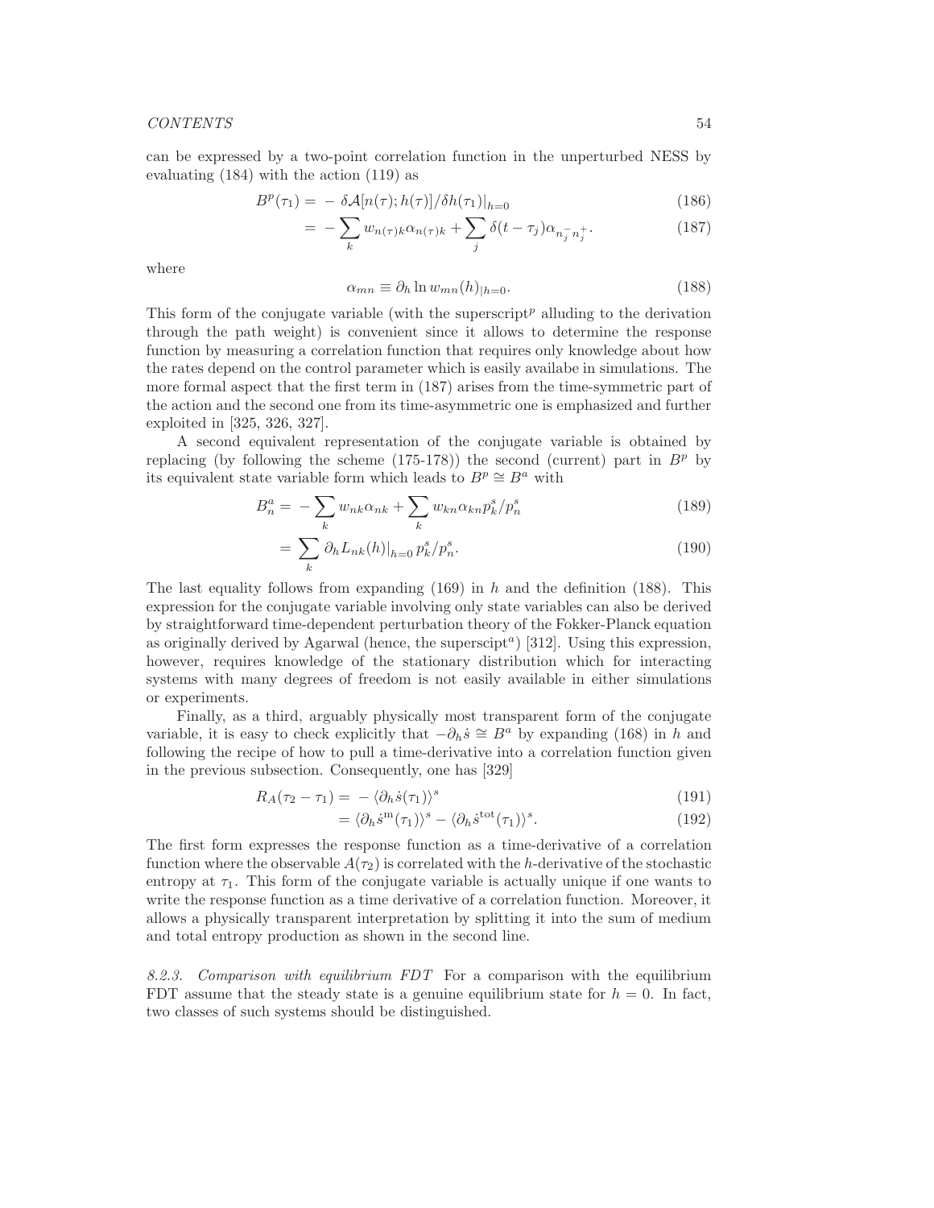can be expressed by a two-point correlation function in the unperturbed NESS by evaluating (184) with the action (119) as

$$B^p(\tau_1) = -\delta\mathcal{A}[n(\tau);h(\tau)]/\delta h(\tau_1)|_{h=0} \tag{186}$$

$$= -\sum_k w_{n(\tau)k}\alpha_{n(\tau)k} + \sum_j \delta(t-\tau_j)\alpha_{n_j^- n_j^+}. \tag{187}$$

where

$$\alpha_{mn} \equiv \partial_h \ln w_{mn}(h)_{|h=0}. \tag{188}$$

This form of the conjugate variable (with the superscript$^p$ alluding to the derivation through the path weight) is convenient since it allows to determine the response function by measuring a correlation function that requires only knowledge about how the rates depend on the control parameter which is easily availabe in simulations. The more formal aspect that the first term in (187) arises from the time-symmetric part of the action and the second one from its time-asymmetric one is emphasized and further exploited in [325, 326, 327].

A second equivalent representation of the conjugate variable is obtained by replacing (by following the scheme (175-178)) the second (current) part in $B^p$ by its equivalent state variable form which leads to $B^p \cong B^a$ with

$$B_n^a = -\sum_k w_{nk}\alpha_{nk} + \sum_k w_{kn}\alpha_{kn} p_k^s/p_n^s \tag{189}$$

$$= \sum_k \partial_h L_{nk}(h)|_{h=0}\, p_k^s/p_n^s. \tag{190}$$

The last equality follows from expanding (169) in $h$ and the definition (188). This expression for the conjugate variable involving only state variables can also be derived by straightforward time-dependent perturbation theory of the Fokker-Planck equation as originally derived by Agarwal (hence, the superscipt$^a$) [312]. Using this expression, however, requires knowledge of the stationary distribution which for interacting systems with many degrees of freedom is not easily available in either simulations or experiments.

Finally, as a third, arguably physically most transparent form of the conjugate variable, it is easy to check explicitly that $-\partial_h \dot{s} \cong B^a$ by expanding (168) in $h$ and following the recipe of how to pull a time-derivative into a correlation function given in the previous subsection. Consequently, one has [329]

$$R_A(\tau_2 - \tau_1) = -\langle \partial_h \dot{s}(\tau_1)\rangle^s \tag{191}$$

$$= \langle \partial_h \dot{s}^{\rm m}(\tau_1)\rangle^s - \langle \partial_h \dot{s}^{\rm tot}(\tau_1)\rangle^s. \tag{192}$$

The first form expresses the response function as a time-derivative of a correlation function where the observable $A(\tau_2)$ is correlated with the $h$-derivative of the stochastic entropy at $\tau_1$. This form of the conjugate variable is actually unique if one wants to write the response function as a time derivative of a correlation function. Moreover, it allows a physically transparent interpretation by splitting it into the sum of medium and total entropy production as shown in the second line.

*8.2.3. Comparison with equilibrium FDT* For a comparison with the equilibrium FDT assume that the steady state is a genuine equilibrium state for $h = 0$. In fact, two classes of such systems should be distinguished.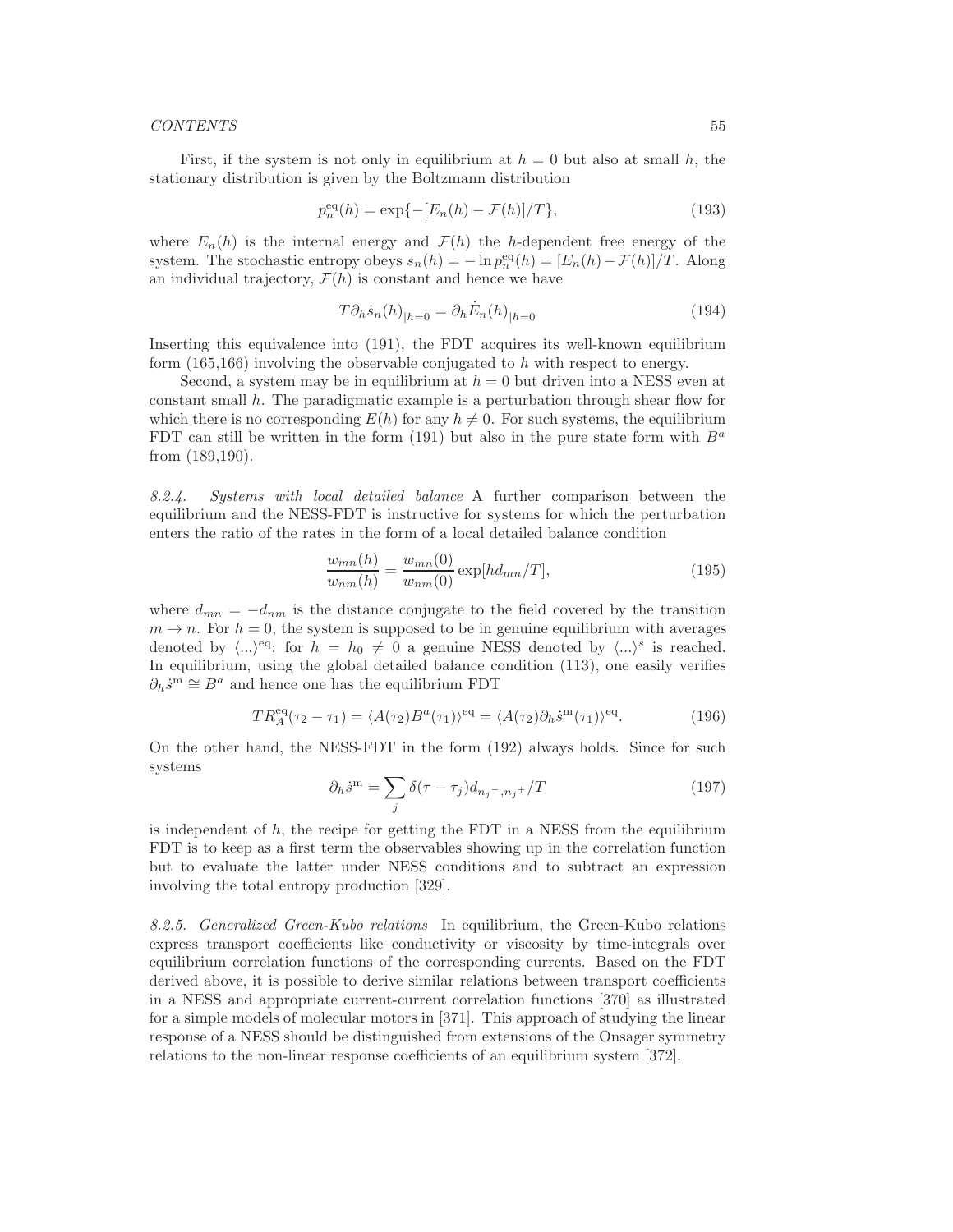First, if the system is not only in equilibrium at $h = 0$ but also at small $h$, the stationary distribution is given by the Boltzmann distribution

$$p_n^{\rm eq}(h) = \exp\{-[E_n(h) - \mathcal{F}(h)]/T\}, \tag{193}$$

where $E_n(h)$ is the internal energy and $\mathcal{F}(h)$ the $h$-dependent free energy of the system. The stochastic entropy obeys $s_n(h) = -\ln p_n^{\rm eq}(h) = [E_n(h) - \mathcal{F}(h)]/T$. Along an individual trajectory, $\mathcal{F}(h)$ is constant and hence we have

$$T\partial_h \dot{s}_n(h)_{|h=0} = \partial_h \dot{E}_n(h)_{|h=0} \tag{194}$$

Inserting this equivalence into (191), the FDT acquires its well-known equilibrium form (165,166) involving the observable conjugated to $h$ with respect to energy.

Second, a system may be in equilibrium at $h = 0$ but driven into a NESS even at constant small $h$. The paradigmatic example is a perturbation through shear flow for which there is no corresponding $E(h)$ for any $h \neq 0$. For such systems, the equilibrium FDT can still be written in the form (191) but also in the pure state form with $B^a$ from (189,190).

*8.2.4. Systems with local detailed balance* A further comparison between the equilibrium and the NESS-FDT is instructive for systems for which the perturbation enters the ratio of the rates in the form of a local detailed balance condition

$$\frac{w_{mn}(h)}{w_{nm}(h)} = \frac{w_{mn}(0)}{w_{nm}(0)} \exp[hd_{mn}/T], \tag{195}$$

where $d_{mn} = -d_{nm}$ is the distance conjugate to the field covered by the transition $m \to n$. For $h = 0$, the system is supposed to be in genuine equilibrium with averages denoted by $\langle ... \rangle^{\rm eq}$; for $h = h_0 \neq 0$ a genuine NESS denoted by $\langle ... \rangle^s$ is reached. In equilibrium, using the global detailed balance condition (113), one easily verifies $\partial_h \dot{s}^{\rm m} \cong B^a$ and hence one has the equilibrium FDT

$$TR_A^{\rm eq}(\tau_2 - \tau_1) = \langle A(\tau_2) B^a(\tau_1) \rangle^{\rm eq} = \langle A(\tau_2) \partial_h \dot{s}^{\rm m}(\tau_1) \rangle^{\rm eq}. \tag{196}$$

On the other hand, the NESS-FDT in the form (192) always holds. Since for such systems

$$\partial_h \dot{s}^{\rm m} = \sum_j \delta(\tau - \tau_j) d_{n_j{}^-, n_j{}^+}/T \tag{197}$$

is independent of $h$, the recipe for getting the FDT in a NESS from the equilibrium FDT is to keep as a first term the observables showing up in the correlation function but to evaluate the latter under NESS conditions and to subtract an expression involving the total entropy production [329].

*8.2.5. Generalized Green-Kubo relations* In equilibrium, the Green-Kubo relations express transport coefficients like conductivity or viscosity by time-integrals over equilibrium correlation functions of the corresponding currents. Based on the FDT derived above, it is possible to derive similar relations between transport coefficients in a NESS and appropriate current-current correlation functions [370] as illustrated for a simple models of molecular motors in [371]. This approach of studying the linear response of a NESS should be distinguished from extensions of the Onsager symmetry relations to the non-linear response coefficients of an equilibrium system [372].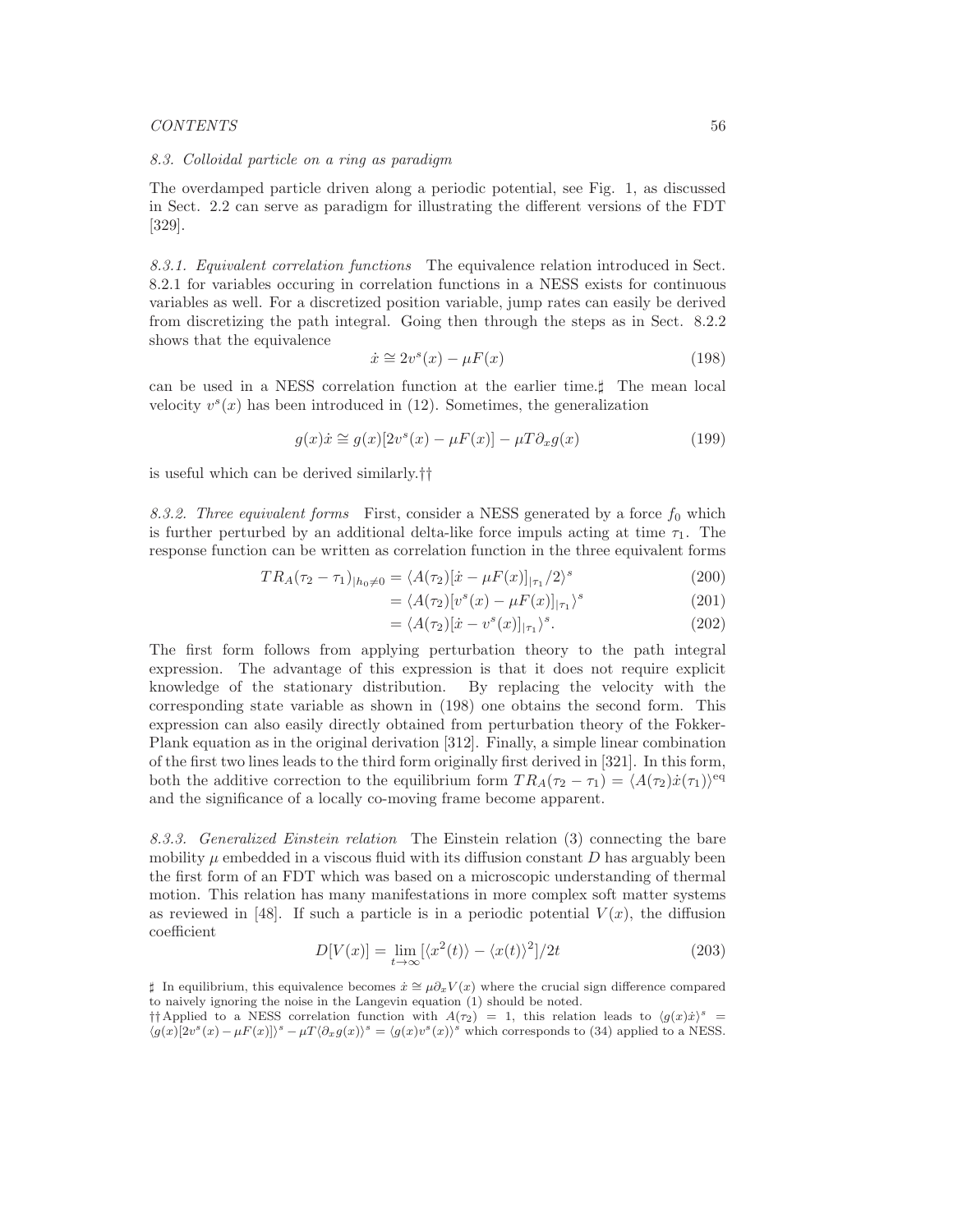### 8.3. Colloidal particle on a ring as paradigm

The overdamped particle driven along a periodic potential, see Fig. 1, as discussed in Sect. 2.2 can serve as paradigm for illustrating the different versions of the FDT [329].

*8.3.1. Equivalent correlation functions* The equivalence relation introduced in Sect. 8.2.1 for variables occuring in correlation functions in a NESS exists for continuous variables as well. For a discretized position variable, jump rates can easily be derived from discretizing the path integral. Going then through the steps as in Sect. 8.2.2 shows that the equivalence

$$\dot{x} \cong 2v^s(x) - \mu F(x) \tag{198}$$

can be used in a NESS correlation function at the earlier time.♯ The mean local velocity $v^s(x)$ has been introduced in (12). Sometimes, the generalization

$$g(x)\dot{x} \cong g(x)[2v^s(x) - \mu F(x)] - \mu T \partial_x g(x) \tag{199}$$

is useful which can be derived similarly.††

*8.3.2. Three equivalent forms* First, consider a NESS generated by a force $f_0$ which is further perturbed by an additional delta-like force impuls acting at time $\tau_1$. The response function can be written as correlation function in the three equivalent forms

$$TR_A(\tau_2 - \tau_1)_{|h_0 \neq 0} = \langle A(\tau_2)[\dot{x} - \mu F(x)]_{|\tau_1}/2\rangle^s \tag{200}$$

$$= \langle A(\tau_2)[v^s(x) - \mu F(x)]_{|\tau_1}\rangle^s \tag{201}$$

$$= \langle A(\tau_2)[\dot{x} - v^s(x)]_{|\tau_1}\rangle^s. \tag{202}$$

The first form follows from applying perturbation theory to the path integral expression. The advantage of this expression is that it does not require explicit knowledge of the stationary distribution. By replacing the velocity with the corresponding state variable as shown in (198) one obtains the second form. This expression can also easily directly obtained from perturbation theory of the Fokker-Plank equation as in the original derivation [312]. Finally, a simple linear combination of the first two lines leads to the third form originally first derived in [321]. In this form, both the additive correction to the equilibrium form $TR_A(\tau_2 - \tau_1) = \langle A(\tau_2)\dot{x}(\tau_1)\rangle^{\text{eq}}$ and the significance of a locally co-moving frame become apparent.

*8.3.3. Generalized Einstein relation* The Einstein relation (3) connecting the bare mobility $\mu$ embedded in a viscous fluid with its diffusion constant $D$ has arguably been the first form of an FDT which was based on a microscopic understanding of thermal motion. This relation has many manifestations in more complex soft matter systems as reviewed in [48]. If such a particle is in a periodic potential $V(x)$, the diffusion coefficient

$$D[V(x)] = \lim_{t\to\infty}[\langle x^2(t)\rangle - \langle x(t)\rangle^2]/2t \tag{203}$$

♯ In equilibrium, this equivalence becomes $\dot{x} \cong \mu\partial_x V(x)$ where the crucial sign difference compared to naively ignoring the noise in the Langevin equation (1) should be noted.

†† Applied to a NESS correlation function with $A(\tau_2) = 1$, this relation leads to $\langle g(x)\dot{x}\rangle^s = \langle g(x)[2v^s(x) - \mu F(x)]\rangle^s - \mu T\langle\partial_x g(x)\rangle^s = \langle g(x)v^s(x)\rangle^s$ which corresponds to (34) applied to a NESS.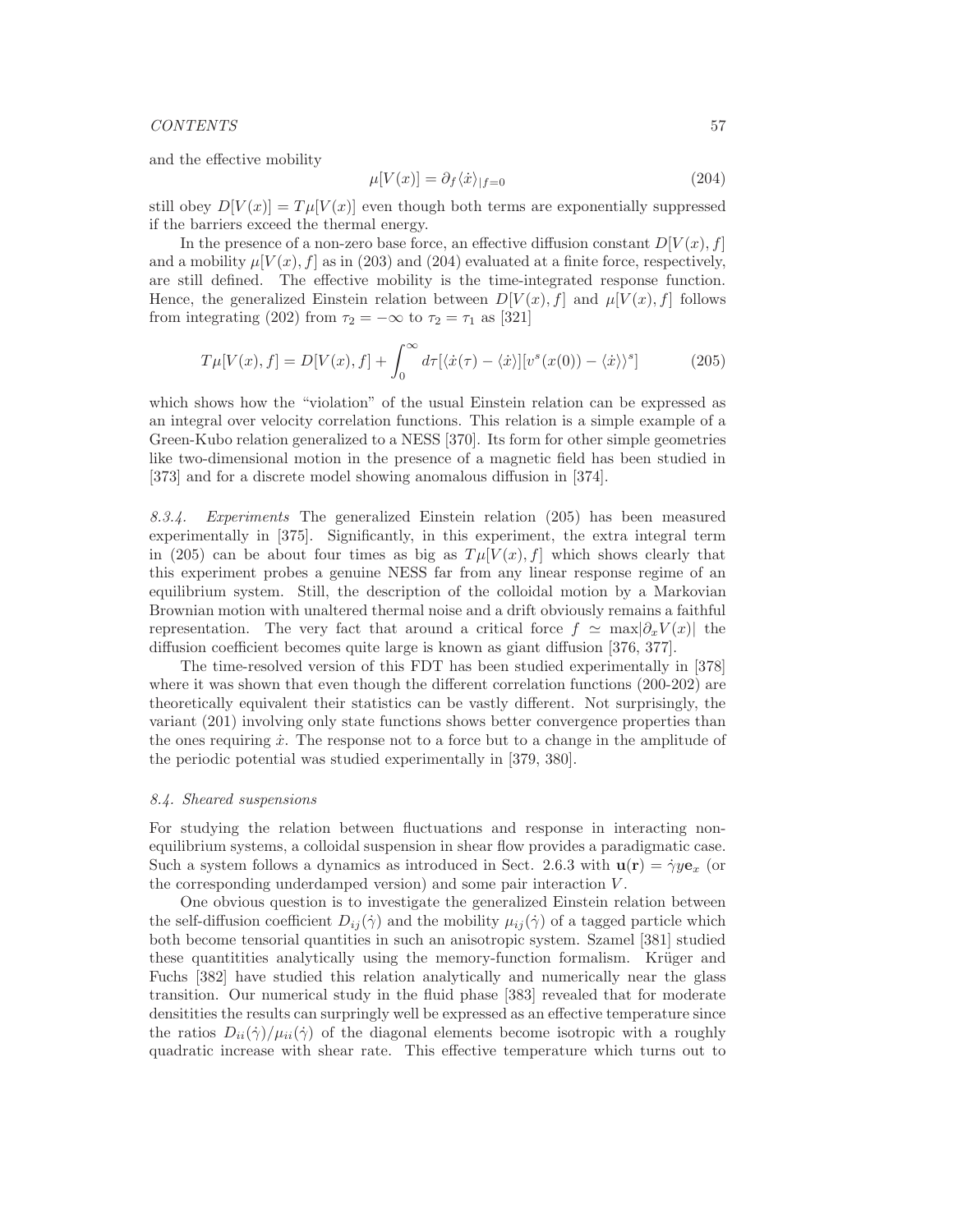and the effective mobility

$$\mu[V(x)] = \partial_f \langle \dot{x} \rangle_{|f=0} \tag{204}$$

still obey $D[V(x)] = T\mu[V(x)]$ even though both terms are exponentially suppressed if the barriers exceed the thermal energy.

In the presence of a non-zero base force, an effective diffusion constant $D[V(x), f]$ and a mobility $\mu[V(x), f]$ as in (203) and (204) evaluated at a finite force, respectively, are still defined. The effective mobility is the time-integrated response function. Hence, the generalized Einstein relation between $D[V(x), f]$ and $\mu[V(x), f]$ follows from integrating (202) from $\tau_2 = -\infty$ to $\tau_2 = \tau_1$ as [321]

$$T\mu[V(x), f] = D[V(x), f] + \int_0^\infty d\tau [\langle \dot{x}(\tau) - \langle \dot{x} \rangle][v^s(x(0)) - \langle \dot{x} \rangle\rangle^s] \tag{205}$$

which shows how the "violation" of the usual Einstein relation can be expressed as an integral over velocity correlation functions. This relation is a simple example of a Green-Kubo relation generalized to a NESS [370]. Its form for other simple geometries like two-dimensional motion in the presence of a magnetic field has been studied in [373] and for a discrete model showing anomalous diffusion in [374].

### 8.3.4. *Experiments*

The generalized Einstein relation (205) has been measured experimentally in [375]. Significantly, in this experiment, the extra integral term in (205) can be about four times as big as $T\mu[V(x), f]$ which shows clearly that this experiment probes a genuine NESS far from any linear response regime of an equilibrium system. Still, the description of the colloidal motion by a Markovian Brownian motion with unaltered thermal noise and a drift obviously remains a faithful representation. The very fact that around a critical force $f \simeq \max|\partial_x V(x)|$ the diffusion coefficient becomes quite large is known as giant diffusion [376, 377].

The time-resolved version of this FDT has been studied experimentally in [378] where it was shown that even though the different correlation functions (200-202) are theoretically equivalent their statistics can be vastly different. Not surprisingly, the variant (201) involving only state functions shows better convergence properties than the ones requiring $\dot{x}$. The response not to a force but to a change in the amplitude of the periodic potential was studied experimentally in [379, 380].

## 8.4. *Sheared suspensions*

For studying the relation between fluctuations and response in interacting non-equilibrium systems, a colloidal suspension in shear flow provides a paradigmatic case. Such a system follows a dynamics as introduced in Sect. 2.6.3 with $\mathbf{u}(\mathbf{r}) = \dot{\gamma} y \mathbf{e}_x$ (or the corresponding underdamped version) and some pair interaction $V$.

One obvious question is to investigate the generalized Einstein relation between the self-diffusion coefficient $D_{ij}(\dot{\gamma})$ and the mobility $\mu_{ij}(\dot{\gamma})$ of a tagged particle which both become tensorial quantities in such an anisotropic system. Szamel [381] studied these quantitities analytically using the memory-function formalism. Krüger and Fuchs [382] have studied this relation analytically and numerically near the glass transition. Our numerical study in the fluid phase [383] revealed that for moderate densitities the results can surpringly well be expressed as an effective temperature since the ratios $D_{ii}(\dot{\gamma})/\mu_{ii}(\dot{\gamma})$ of the diagonal elements become isotropic with a roughly quadratic increase with shear rate. This effective temperature which turns out to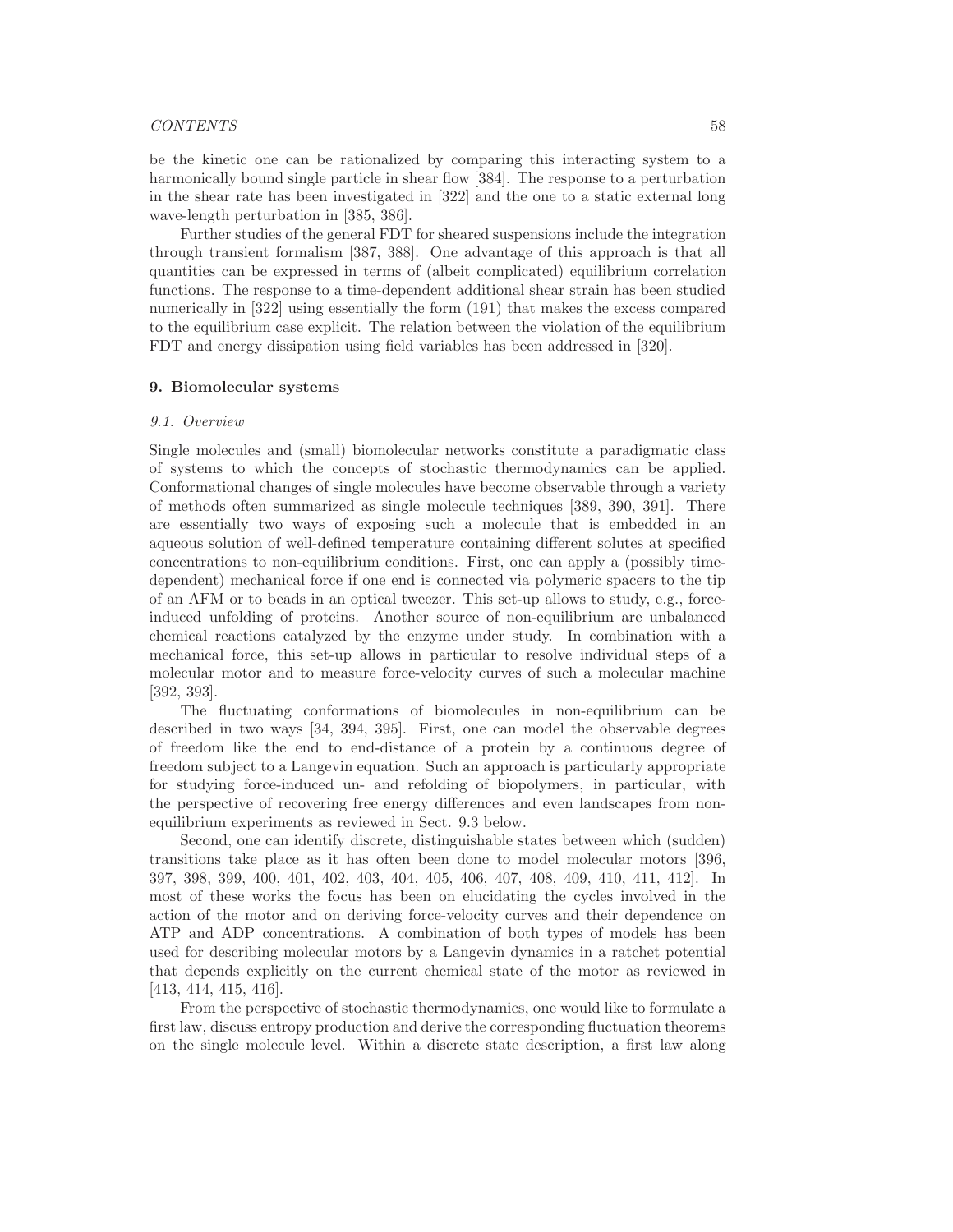be the kinetic one can be rationalized by comparing this interacting system to a harmonically bound single particle in shear flow [384]. The response to a perturbation in the shear rate has been investigated in [322] and the one to a static external long wave-length perturbation in [385, 386].

Further studies of the general FDT for sheared suspensions include the integration through transient formalism [387, 388]. One advantage of this approach is that all quantities can be expressed in terms of (albeit complicated) equilibrium correlation functions. The response to a time-dependent additional shear strain has been studied numerically in [322] using essentially the form (191) that makes the excess compared to the equilibrium case explicit. The relation between the violation of the equilibrium FDT and energy dissipation using field variables has been addressed in [320].

## 9. Biomolecular systems

### *9.1. Overview*

Single molecules and (small) biomolecular networks constitute a paradigmatic class of systems to which the concepts of stochastic thermodynamics can be applied. Conformational changes of single molecules have become observable through a variety of methods often summarized as single molecule techniques [389, 390, 391]. There are essentially two ways of exposing such a molecule that is embedded in an aqueous solution of well-defined temperature containing different solutes at specified concentrations to non-equilibrium conditions. First, one can apply a (possibly time-dependent) mechanical force if one end is connected via polymeric spacers to the tip of an AFM or to beads in an optical tweezer. This set-up allows to study, e.g., force-induced unfolding of proteins. Another source of non-equilibrium are unbalanced chemical reactions catalyzed by the enzyme under study. In combination with a mechanical force, this set-up allows in particular to resolve individual steps of a molecular motor and to measure force-velocity curves of such a molecular machine [392, 393].

The fluctuating conformations of biomolecules in non-equilibrium can be described in two ways [34, 394, 395]. First, one can model the observable degrees of freedom like the end to end-distance of a protein by a continuous degree of freedom subject to a Langevin equation. Such an approach is particularly appropriate for studying force-induced un- and refolding of biopolymers, in particular, with the perspective of recovering free energy differences and even landscapes from non-equilibrium experiments as reviewed in Sect. 9.3 below.

Second, one can identify discrete, distinguishable states between which (sudden) transitions take place as it has often been done to model molecular motors [396, 397, 398, 399, 400, 401, 402, 403, 404, 405, 406, 407, 408, 409, 410, 411, 412]. In most of these works the focus has been on elucidating the cycles involved in the action of the motor and on deriving force-velocity curves and their dependence on ATP and ADP concentrations. A combination of both types of models has been used for describing molecular motors by a Langevin dynamics in a ratchet potential that depends explicitly on the current chemical state of the motor as reviewed in [413, 414, 415, 416].

From the perspective of stochastic thermodynamics, one would like to formulate a first law, discuss entropy production and derive the corresponding fluctuation theorems on the single molecule level. Within a discrete state description, a first law along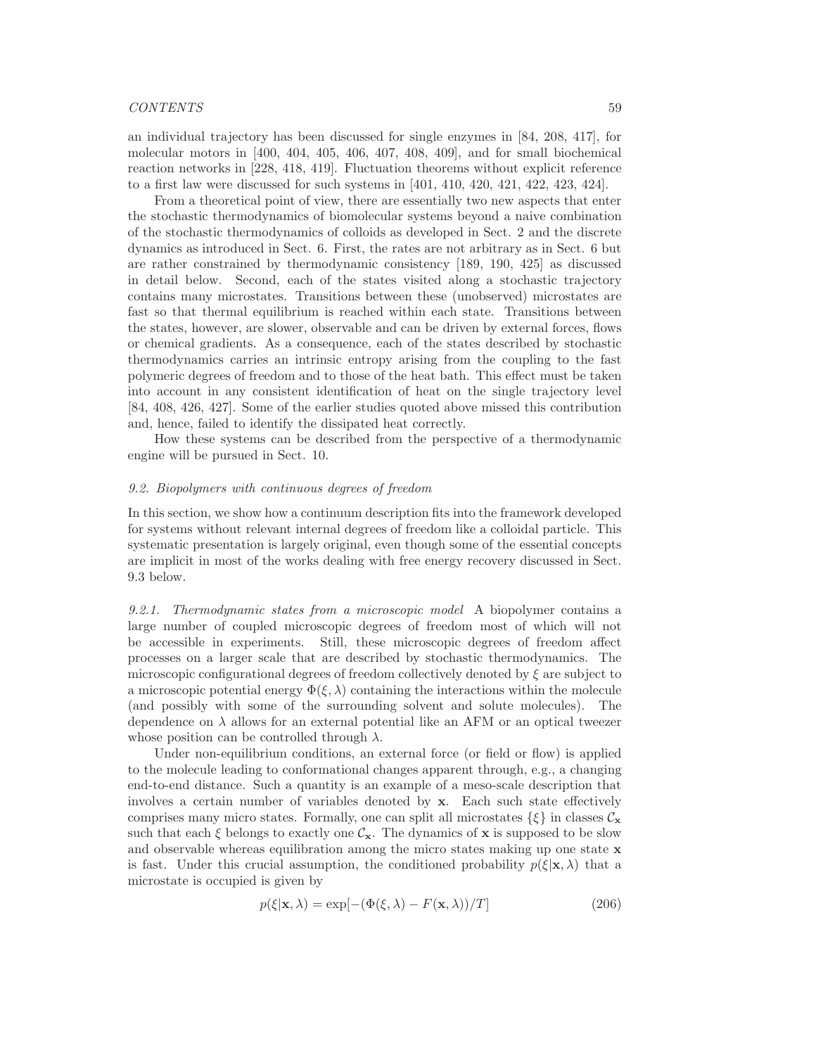an individual trajectory has been discussed for single enzymes in [84, 208, 417], for molecular motors in [400, 404, 405, 406, 407, 408, 409], and for small biochemical reaction networks in [228, 418, 419]. Fluctuation theorems without explicit reference to a first law were discussed for such systems in [401, 410, 420, 421, 422, 423, 424].

From a theoretical point of view, there are essentially two new aspects that enter the stochastic thermodynamics of biomolecular systems beyond a naive combination of the stochastic thermodynamics of colloids as developed in Sect. 2 and the discrete dynamics as introduced in Sect. 6. First, the rates are not arbitrary as in Sect. 6 but are rather constrained by thermodynamic consistency [189, 190, 425] as discussed in detail below. Second, each of the states visited along a stochastic trajectory contains many microstates. Transitions between these (unobserved) microstates are fast so that thermal equilibrium is reached within each state. Transitions between the states, however, are slower, observable and can be driven by external forces, flows or chemical gradients. As a consequence, each of the states described by stochastic thermodynamics carries an intrinsic entropy arising from the coupling to the fast polymeric degrees of freedom and to those of the heat bath. This effect must be taken into account in any consistent identification of heat on the single trajectory level [84, 408, 426, 427]. Some of the earlier studies quoted above missed this contribution and, hence, failed to identify the dissipated heat correctly.

How these systems can be described from the perspective of a thermodynamic engine will be pursued in Sect. 10.

### *9.2. Biopolymers with continuous degrees of freedom*

In this section, we show how a continuum description fits into the framework developed for systems without relevant internal degrees of freedom like a colloidal particle. This systematic presentation is largely original, even though some of the essential concepts are implicit in most of the works dealing with free energy recovery discussed in Sect. 9.3 below.

*9.2.1. Thermodynamic states from a microscopic model* A biopolymer contains a large number of coupled microscopic degrees of freedom most of which will not be accessible in experiments. Still, these microscopic degrees of freedom affect processes on a larger scale that are described by stochastic thermodynamics. The microscopic configurational degrees of freedom collectively denoted by $\xi$ are subject to a microscopic potential energy $\Phi(\xi, \lambda)$ containing the interactions within the molecule (and possibly with some of the surrounding solvent and solute molecules). The dependence on $\lambda$ allows for an external potential like an AFM or an optical tweezer whose position can be controlled through $\lambda$.

Under non-equilibrium conditions, an external force (or field or flow) is applied to the molecule leading to conformational changes apparent through, e.g., a changing end-to-end distance. Such a quantity is an example of a meso-scale description that involves a certain number of variables denoted by $\mathbf{x}$. Each such state effectively comprises many micro states. Formally, one can split all microstates $\{\xi\}$ in classes $\mathcal{C}_{\mathbf{x}}$ such that each $\xi$ belongs to exactly one $\mathcal{C}_{\mathbf{x}}$. The dynamics of $\mathbf{x}$ is supposed to be slow and observable whereas equilibration among the micro states making up one state $\mathbf{x}$ is fast. Under this crucial assumption, the conditioned probability $p(\xi|\mathbf{x}, \lambda)$ that a microstate is occupied is given by

$$p(\xi|\mathbf{x}, \lambda) = \exp[-(\Phi(\xi, \lambda) - F(\mathbf{x}, \lambda))/T] \qquad (206)$$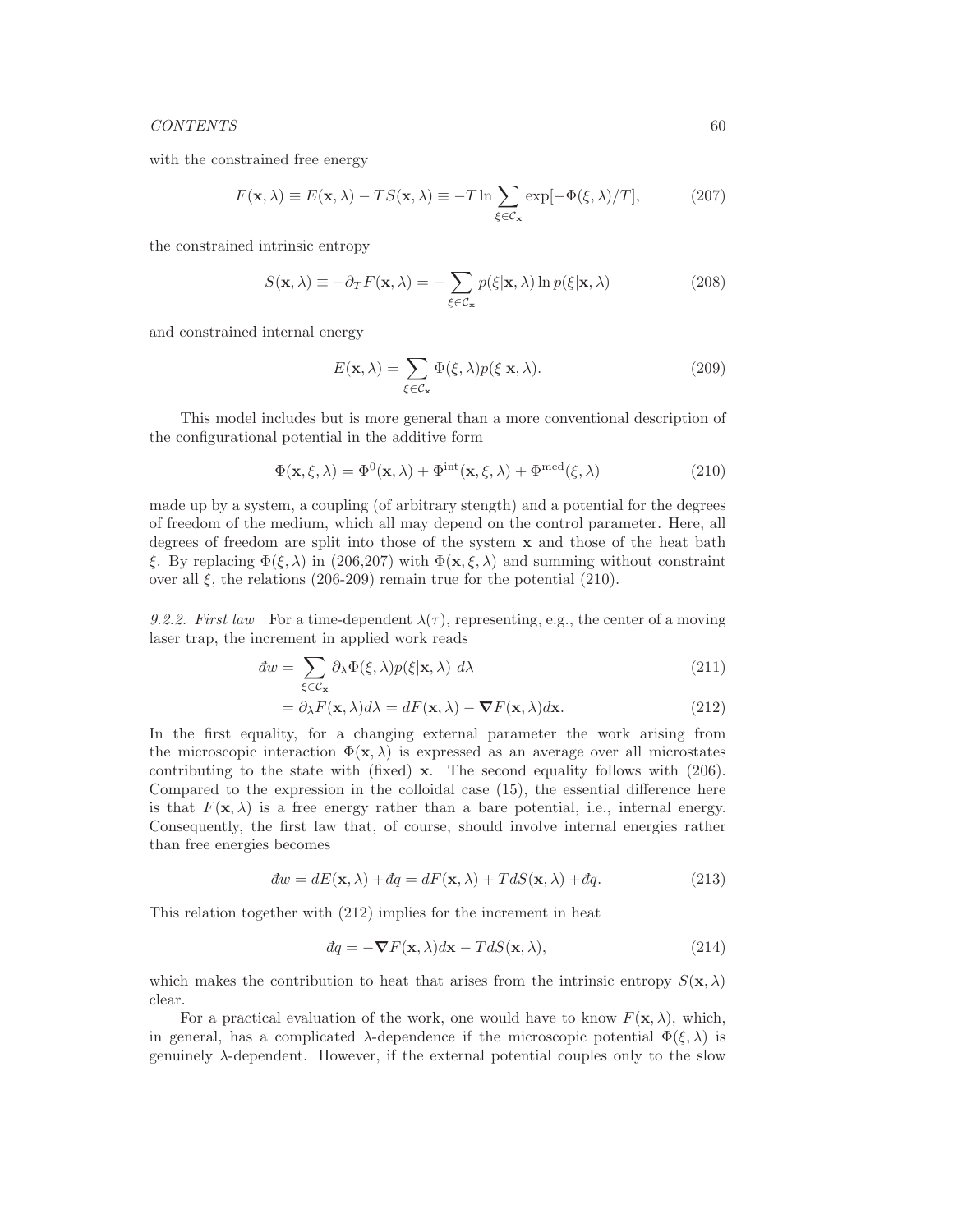with the constrained free energy

$$F(\mathbf{x}, \lambda) \equiv E(\mathbf{x}, \lambda) - TS(\mathbf{x}, \lambda) \equiv -T \ln \sum_{\xi \in \mathcal{C}_{\mathbf{x}}} \exp[-\Phi(\xi, \lambda)/T], \tag{207}$$

the constrained intrinsic entropy

$$S(\mathbf{x}, \lambda) \equiv -\partial_T F(\mathbf{x}, \lambda) = -\sum_{\xi \in \mathcal{C}_{\mathbf{x}}} p(\xi|\mathbf{x}, \lambda) \ln p(\xi|\mathbf{x}, \lambda) \tag{208}$$

and constrained internal energy

$$E(\mathbf{x}, \lambda) = \sum_{\xi \in \mathcal{C}_{\mathbf{x}}} \Phi(\xi, \lambda) p(\xi|\mathbf{x}, \lambda). \tag{209}$$

This model includes but is more general than a more conventional description of the configurational potential in the additive form

$$\Phi(\mathbf{x}, \xi, \lambda) = \Phi^0(\mathbf{x}, \lambda) + \Phi^{\text{int}}(\mathbf{x}, \xi, \lambda) + \Phi^{\text{med}}(\xi, \lambda) \tag{210}$$

made up by a system, a coupling (of arbitrary stength) and a potential for the degrees of freedom of the medium, which all may depend on the control parameter. Here, all degrees of freedom are split into those of the system $\mathbf{x}$ and those of the heat bath $\xi$. By replacing $\Phi(\xi, \lambda)$ in (206,207) with $\Phi(\mathbf{x}, \xi, \lambda)$ and summing without constraint over all $\xi$, the relations (206-209) remain true for the potential (210).

*9.2.2. First law* For a time-dependent $\lambda(\tau)$, representing, e.g., the center of a moving laser trap, the increment in applied work reads

$$\begin{aligned} đw &= \sum_{\xi \in \mathcal{C}_{\mathbf{x}}} \partial_\lambda \Phi(\xi, \lambda) p(\xi|\mathbf{x}, \lambda) \; d\lambda & (211) \\ &= \partial_\lambda F(\mathbf{x}, \lambda) d\lambda = dF(\mathbf{x}, \lambda) - \boldsymbol{\nabla} F(\mathbf{x}, \lambda) d\mathbf{x}. & (212) \end{aligned}$$

In the first equality, for a changing external parameter the work arising from the microscopic interaction $\Phi(\mathbf{x}, \lambda)$ is expressed as an average over all microstates contributing to the state with (fixed) $\mathbf{x}$. The second equality follows with (206). Compared to the expression in the colloidal case (15), the essential difference here is that $F(\mathbf{x}, \lambda)$ is a free energy rather than a bare potential, i.e., internal energy. Consequently, the first law that, of course, should involve internal energies rather than free energies becomes

$$đw = dE(\mathbf{x}, \lambda) + đq = dF(\mathbf{x}, \lambda) + TdS(\mathbf{x}, \lambda) + đq. \tag{213}$$

This relation together with (212) implies for the increment in heat

$$đq = -\boldsymbol{\nabla} F(\mathbf{x}, \lambda) d\mathbf{x} - TdS(\mathbf{x}, \lambda), \tag{214}$$

which makes the contribution to heat that arises from the intrinsic entropy $S(\mathbf{x}, \lambda)$ clear.

For a practical evaluation of the work, one would have to know $F(\mathbf{x}, \lambda)$, which, in general, has a complicated $\lambda$-dependence if the microscopic potential $\Phi(\xi, \lambda)$ is genuinely $\lambda$-dependent. However, if the external potential couples only to the slow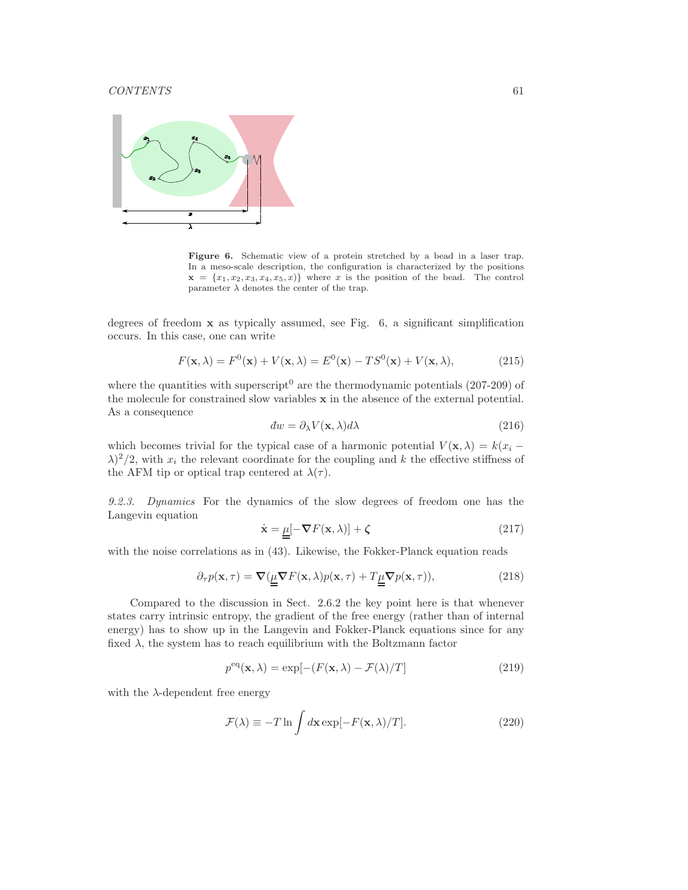**Figure 6.** Schematic view of a protein stretched by a bead in a laser trap. In a meso-scale description, the configuration is characterized by the positions $\mathbf{x} = \{x_1, x_2, x_3, x_4, x_5, x\}$ where $x$ is the position of the bead. The control parameter $\lambda$ denotes the center of the trap.

degrees of freedom $\mathbf{x}$ as typically assumed, see Fig. 6, a significant simplification occurs. In this case, one can write

$$F(\mathbf{x}, \lambda) = F^0(\mathbf{x}) + V(\mathbf{x}, \lambda) = E^0(\mathbf{x}) - TS^0(\mathbf{x}) + V(\mathbf{x}, \lambda), \tag{215}$$

where the quantities with superscript$^0$ are the thermodynamic potentials (207-209) of the molecule for constrained slow variables $\mathbf{x}$ in the absence of the external potential. As a consequence

$$đw = \partial_\lambda V(\mathbf{x}, \lambda) d\lambda \tag{216}$$

which becomes trivial for the typical case of a harmonic potential $V(\mathbf{x}, \lambda) = k(x_i - \lambda)^2/2$, with $x_i$ the relevant coordinate for the coupling and $k$ the effective stiffness of the AFM tip or optical trap centered at $\lambda(\tau)$.

*9.2.3. Dynamics* For the dynamics of the slow degrees of freedom one has the Langevin equation

$$\dot{\mathbf{x}} = \underline{\underline{\mu}}[-\boldsymbol{\nabla} F(\mathbf{x}, \lambda)] + \boldsymbol{\zeta} \tag{217}$$

with the noise correlations as in (43). Likewise, the Fokker-Planck equation reads

$$\partial_\tau p(\mathbf{x}, \tau) = \boldsymbol{\nabla}(\underline{\underline{\mu}} \boldsymbol{\nabla} F(\mathbf{x}, \lambda) p(\mathbf{x}, \tau) + T \underline{\underline{\mu}} \boldsymbol{\nabla} p(\mathbf{x}, \tau)), \tag{218}$$

Compared to the discussion in Sect. 2.6.2 the key point here is that whenever states carry intrinsic entropy, the gradient of the free energy (rather than of internal energy) has to show up in the Langevin and Fokker-Planck equations since for any fixed $\lambda$, the system has to reach equilibrium with the Boltzmann factor

$$p^{\text{eq}}(\mathbf{x}, \lambda) = \exp[-(F(\mathbf{x}, \lambda) - \mathcal{F}(\lambda)/T] \tag{219}$$

with the $\lambda$-dependent free energy

$$\mathcal{F}(\lambda) \equiv -T \ln \int d\mathbf{x} \exp[-F(\mathbf{x}, \lambda)/T]. \tag{220}$$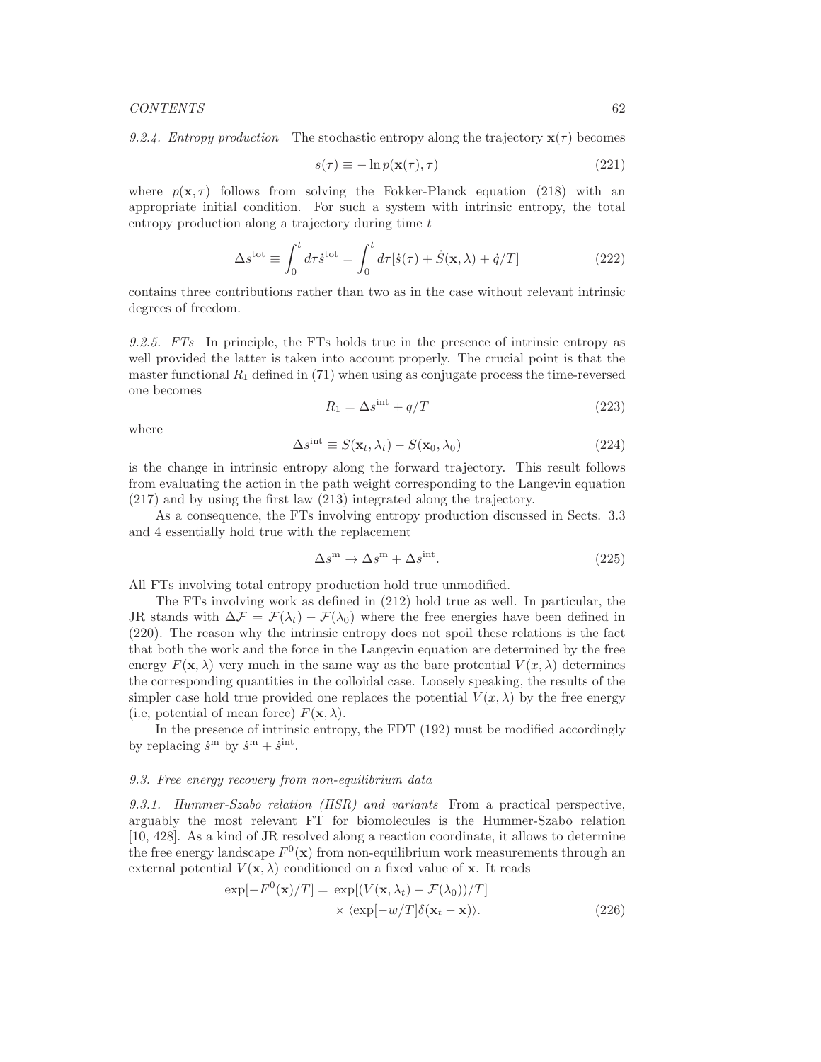*9.2.4. Entropy production* The stochastic entropy along the trajectory $\mathbf{x}(\tau)$ becomes

$$s(\tau) \equiv -\ln p(\mathbf{x}(\tau), \tau) \tag{221}$$

where $p(\mathbf{x}, \tau)$ follows from solving the Fokker-Planck equation (218) with an appropriate initial condition. For such a system with intrinsic entropy, the total entropy production along a trajectory during time $t$

$$\Delta s^{\rm tot} \equiv \int_0^t d\tau \dot{s}^{\rm tot} = \int_0^t d\tau [\dot{s}(\tau) + \dot{S}(\mathbf{x}, \lambda) + \dot{q}/T] \tag{222}$$

contains three contributions rather than two as in the case without relevant intrinsic degrees of freedom.

*9.2.5. FTs* In principle, the FTs holds true in the presence of intrinsic entropy as well provided the latter is taken into account properly. The crucial point is that the master functional $R_1$ defined in (71) when using as conjugate process the time-reversed one becomes

$$R_1 = \Delta s^{\rm int} + q/T \tag{223}$$

where

$$\Delta s^{\rm int} \equiv S(\mathbf{x}_t, \lambda_t) - S(\mathbf{x}_0, \lambda_0) \tag{224}$$

is the change in intrinsic entropy along the forward trajectory. This result follows from evaluating the action in the path weight corresponding to the Langevin equation (217) and by using the first law (213) integrated along the trajectory.

As a consequence, the FTs involving entropy production discussed in Sects. 3.3 and 4 essentially hold true with the replacement

$$\Delta s^{\rm m} \to \Delta s^{\rm m} + \Delta s^{\rm int}. \tag{225}$$

All FTs involving total entropy production hold true unmodified.

The FTs involving work as defined in (212) hold true as well. In particular, the JR stands with $\Delta\mathcal{F} = \mathcal{F}(\lambda_t) - \mathcal{F}(\lambda_0)$ where the free energies have been defined in (220). The reason why the intrinsic entropy does not spoil these relations is the fact that both the work and the force in the Langevin equation are determined by the free energy $F(\mathbf{x}, \lambda)$ very much in the same way as the bare protential $V(x, \lambda)$ determines the corresponding quantities in the colloidal case. Loosely speaking, the results of the simpler case hold true provided one replaces the potential $V(x, \lambda)$ by the free energy (i.e, potential of mean force) $F(\mathbf{x}, \lambda)$.

In the presence of intrinsic entropy, the FDT (192) must be modified accordingly by replacing $\dot{s}^{\rm m}$ by $\dot{s}^{\rm m} + \dot{s}^{\rm int}$.

### 9.3. Free energy recovery from non-equilibrium data

*9.3.1. Hummer-Szabo relation (HSR) and variants* From a practical perspective, arguably the most relevant FT for biomolecules is the Hummer-Szabo relation [10, 428]. As a kind of JR resolved along a reaction coordinate, it allows to determine the free energy landscape $F^0(\mathbf{x})$ from non-equilibrium work measurements through an external potential $V(\mathbf{x}, \lambda)$ conditioned on a fixed value of $\mathbf{x}$. It reads

$$\begin{aligned} \exp[-F^0(\mathbf{x})/T] = \; & \exp[(V(\mathbf{x}, \lambda_t) - \mathcal{F}(\lambda_0))/T] \\ & \times \langle \exp[-w/T] \delta(\mathbf{x}_t - \mathbf{x}) \rangle. \end{aligned} \tag{226}$$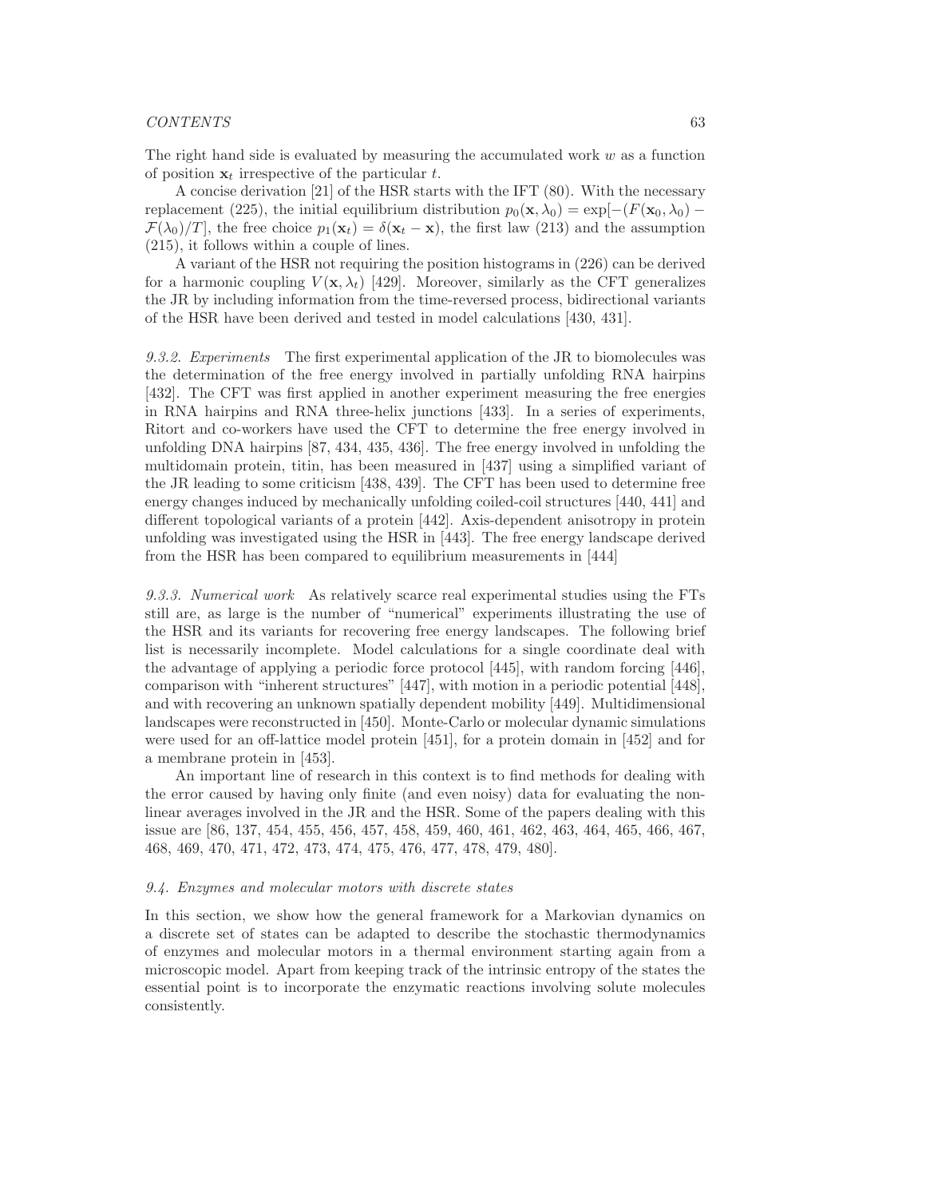The right hand side is evaluated by measuring the accumulated work $w$ as a function of position $\mathbf{x}_t$ irrespective of the particular $t$.

A concise derivation [21] of the HSR starts with the IFT (80). With the necessary replacement (225), the initial equilibrium distribution $p_0(\mathbf{x}, \lambda_0) = \exp[-(F(\mathbf{x}_0, \lambda_0) - \mathcal{F}(\lambda_0)/T]$, the free choice $p_1(\mathbf{x}_t) = \delta(\mathbf{x}_t - \mathbf{x})$, the first law (213) and the assumption (215), it follows within a couple of lines.

A variant of the HSR not requiring the position histograms in (226) can be derived for a harmonic coupling $V(\mathbf{x}, \lambda_t)$ [429]. Moreover, similarly as the CFT generalizes the JR by including information from the time-reversed process, bidirectional variants of the HSR have been derived and tested in model calculations [430, 431].

*9.3.2. Experiments* The first experimental application of the JR to biomolecules was the determination of the free energy involved in partially unfolding RNA hairpins [432]. The CFT was first applied in another experiment measuring the free energies in RNA hairpins and RNA three-helix junctions [433]. In a series of experiments, Ritort and co-workers have used the CFT to determine the free energy involved in unfolding DNA hairpins [87, 434, 435, 436]. The free energy involved in unfolding the multidomain protein, titin, has been measured in [437] using a simplified variant of the JR leading to some criticism [438, 439]. The CFT has been used to determine free energy changes induced by mechanically unfolding coiled-coil structures [440, 441] and different topological variants of a protein [442]. Axis-dependent anisotropy in protein unfolding was investigated using the HSR in [443]. The free energy landscape derived from the HSR has been compared to equilibrium measurements in [444]

*9.3.3. Numerical work* As relatively scarce real experimental studies using the FTs still are, as large is the number of "numerical" experiments illustrating the use of the HSR and its variants for recovering free energy landscapes. The following brief list is necessarily incomplete. Model calculations for a single coordinate deal with the advantage of applying a periodic force protocol [445], with random forcing [446], comparison with "inherent structures" [447], with motion in a periodic potential [448], and with recovering an unknown spatially dependent mobility [449]. Multidimensional landscapes were reconstructed in [450]. Monte-Carlo or molecular dynamic simulations were used for an off-lattice model protein [451], for a protein domain in [452] and for a membrane protein in [453].

An important line of research in this context is to find methods for dealing with the error caused by having only finite (and even noisy) data for evaluating the non-linear averages involved in the JR and the HSR. Some of the papers dealing with this issue are [86, 137, 454, 455, 456, 457, 458, 459, 460, 461, 462, 463, 464, 465, 466, 467, 468, 469, 470, 471, 472, 473, 474, 475, 476, 477, 478, 479, 480].

### *9.4. Enzymes and molecular motors with discrete states*

In this section, we show how the general framework for a Markovian dynamics on a discrete set of states can be adapted to describe the stochastic thermodynamics of enzymes and molecular motors in a thermal environment starting again from a microscopic model. Apart from keeping track of the intrinsic entropy of the states the essential point is to incorporate the enzymatic reactions involving solute molecules consistently.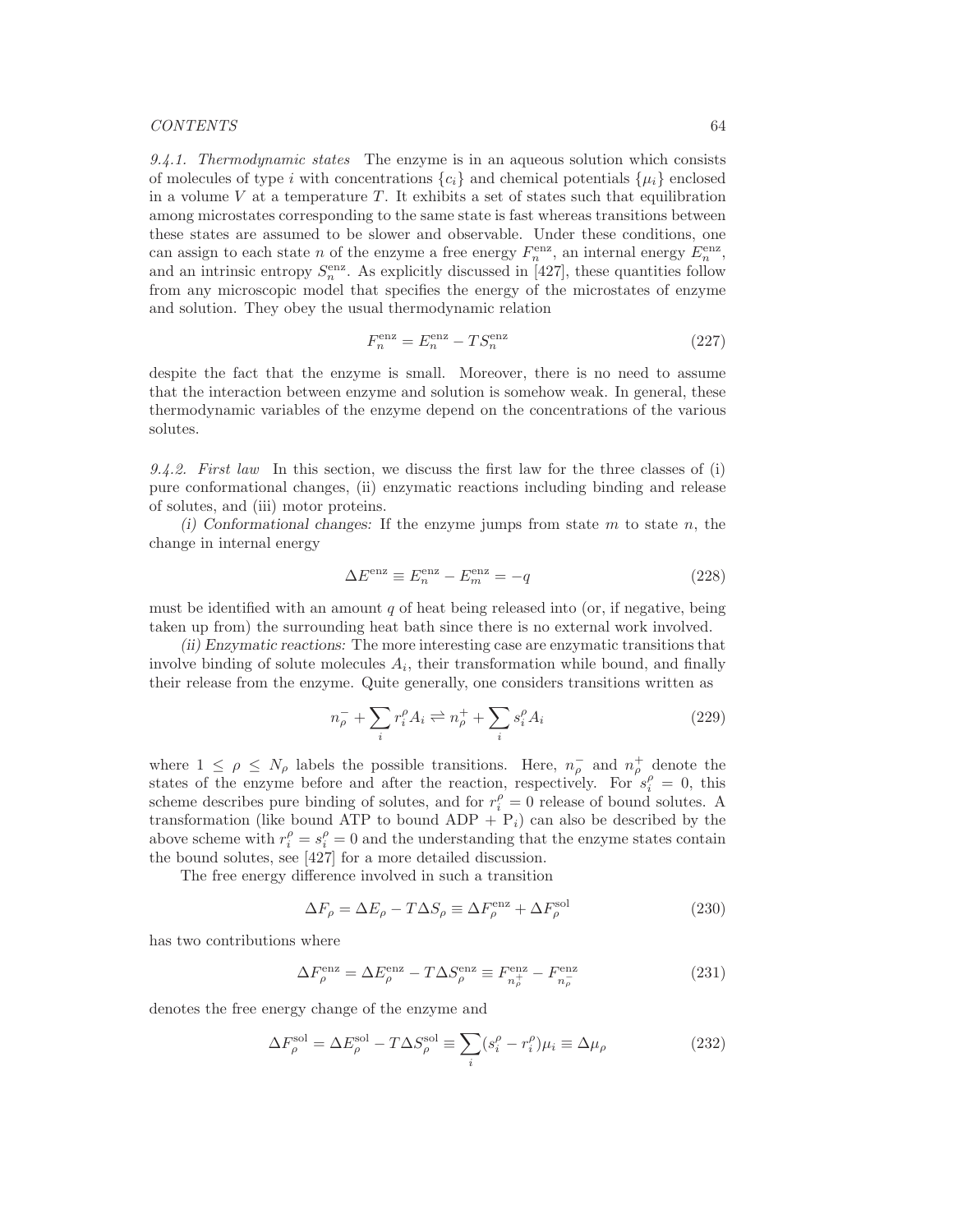*9.4.1. Thermodynamic states* The enzyme is in an aqueous solution which consists of molecules of type $i$ with concentrations $\{c_i\}$ and chemical potentials $\{\mu_i\}$ enclosed in a volume $V$ at a temperature $T$. It exhibits a set of states such that equilibration among microstates corresponding to the same state is fast whereas transitions between these states are assumed to be slower and observable. Under these conditions, one can assign to each state $n$ of the enzyme a free energy $F_n^{\rm enz}$, an internal energy $E_n^{\rm enz}$, and an intrinsic entropy $S_n^{\rm enz}$. As explicitly discussed in [427], these quantities follow from any microscopic model that specifies the energy of the microstates of enzyme and solution. They obey the usual thermodynamic relation

$$F_n^{\rm enz} = E_n^{\rm enz} - TS_n^{\rm enz} \tag{227}$$

despite the fact that the enzyme is small. Moreover, there is no need to assume that the interaction between enzyme and solution is somehow weak. In general, these thermodynamic variables of the enzyme depend on the concentrations of the various solutes.

*9.4.2. First law* In this section, we discuss the first law for the three classes of (i) pure conformational changes, (ii) enzymatic reactions including binding and release of solutes, and (iii) motor proteins.

*(i) Conformational changes:* If the enzyme jumps from state $m$ to state $n$, the change in internal energy

$$\Delta E^{\rm enz} \equiv E_n^{\rm enz} - E_m^{\rm enz} = -q \tag{228}$$

must be identified with an amount $q$ of heat being released into (or, if negative, being taken up from) the surrounding heat bath since there is no external work involved.

*(ii) Enzymatic reactions:* The more interesting case are enzymatic transitions that involve binding of solute molecules $A_i$, their transformation while bound, and finally their release from the enzyme. Quite generally, one considers transitions written as

$$n_\rho^- + \sum_i r_i^\rho A_i \rightleftharpoons n_\rho^+ + \sum_i s_i^\rho A_i \tag{229}$$

where $1 \leq \rho \leq N_\rho$ labels the possible transitions. Here, $n_\rho^-$ and $n_\rho^+$ denote the states of the enzyme before and after the reaction, respectively. For $s_i^\rho = 0$, this scheme describes pure binding of solutes, and for $r_i^\rho = 0$ release of bound solutes. A transformation (like bound ATP to bound ADP + $P_i$) can also be described by the above scheme with $r_i^\rho = s_i^\rho = 0$ and the understanding that the enzyme states contain the bound solutes, see [427] for a more detailed discussion.

The free energy difference involved in such a transition

$$\Delta F_\rho = \Delta E_\rho - T\Delta S_\rho \equiv \Delta F_\rho^{\rm enz} + \Delta F_\rho^{\rm sol} \tag{230}$$

has two contributions where

$$\Delta F_\rho^{\rm enz} = \Delta E_\rho^{\rm enz} - T\Delta S_\rho^{\rm enz} \equiv F_{n_\rho^+}^{\rm enz} - F_{n_\rho^-}^{\rm enz} \tag{231}$$

denotes the free energy change of the enzyme and

$$\Delta F_\rho^{\rm sol} = \Delta E_\rho^{\rm sol} - T\Delta S_\rho^{\rm sol} \equiv \sum_i (s_i^\rho - r_i^\rho)\mu_i \equiv \Delta \mu_\rho \tag{232}$$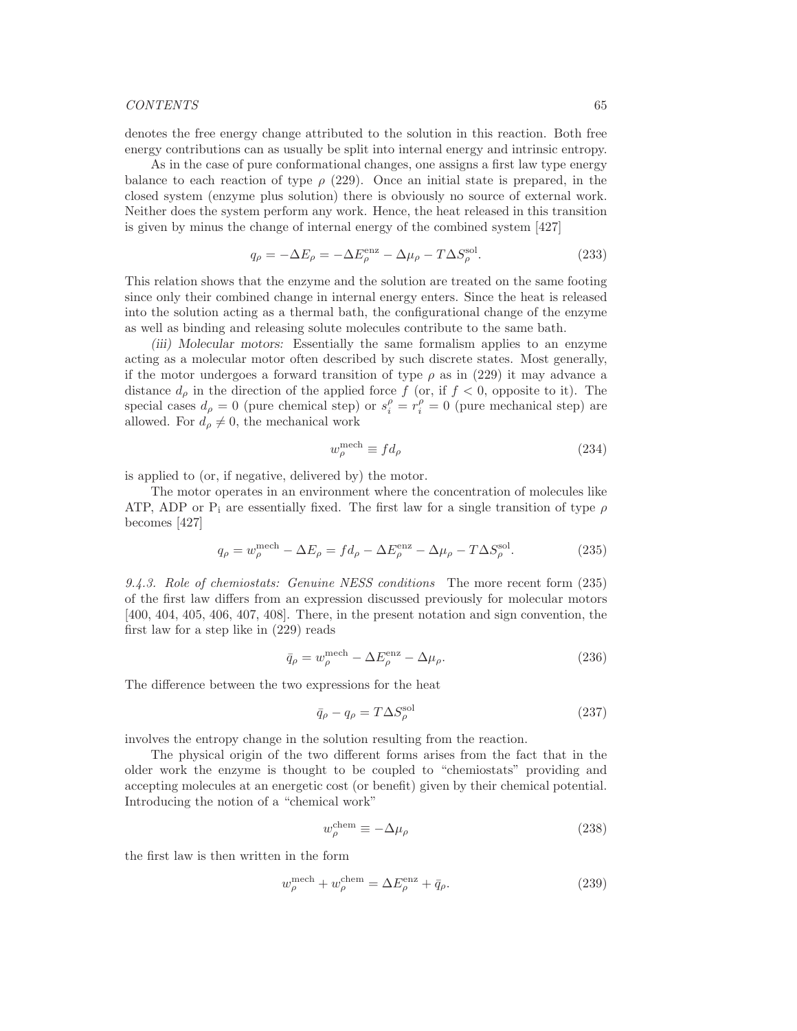denotes the free energy change attributed to the solution in this reaction. Both free energy contributions can as usually be split into internal energy and intrinsic entropy.

As in the case of pure conformational changes, one assigns a first law type energy balance to each reaction of type $\rho$ (229). Once an initial state is prepared, in the closed system (enzyme plus solution) there is obviously no source of external work. Neither does the system perform any work. Hence, the heat released in this transition is given by minus the change of internal energy of the combined system [427]

$$q_\rho = -\Delta E_\rho = -\Delta E_\rho^{\mathrm{enz}} - \Delta\mu_\rho - T\Delta S_\rho^{\mathrm{sol}}. \tag{233}$$

This relation shows that the enzyme and the solution are treated on the same footing since only their combined change in internal energy enters. Since the heat is released into the solution acting as a thermal bath, the configurational change of the enzyme as well as binding and releasing solute molecules contribute to the same bath.

*(iii) Molecular motors:* Essentially the same formalism applies to an enzyme acting as a molecular motor often described by such discrete states. Most generally, if the motor undergoes a forward transition of type $\rho$ as in (229) it may advance a distance $d_\rho$ in the direction of the applied force $f$ (or, if $f < 0$, opposite to it). The special cases $d_\rho = 0$ (pure chemical step) or $s_i^\rho = r_i^\rho = 0$ (pure mechanical step) are allowed. For $d_\rho \neq 0$, the mechanical work

$$w_\rho^{\mathrm{mech}} \equiv f d_\rho \tag{234}$$

is applied to (or, if negative, delivered by) the motor.

The motor operates in an environment where the concentration of molecules like ATP, ADP or $\mathrm{P_i}$ are essentially fixed. The first law for a single transition of type $\rho$ becomes [427]

$$q_\rho = w_\rho^{\mathrm{mech}} - \Delta E_\rho = f d_\rho - \Delta E_\rho^{\mathrm{enz}} - \Delta\mu_\rho - T\Delta S_\rho^{\mathrm{sol}}. \tag{235}$$

*9.4.3. Role of chemiostats: Genuine NESS conditions* The more recent form (235) of the first law differs from an expression discussed previously for molecular motors [400, 404, 405, 406, 407, 408]. There, in the present notation and sign convention, the first law for a step like in (229) reads

$$\bar{q}_\rho = w_\rho^{\mathrm{mech}} - \Delta E_\rho^{\mathrm{enz}} - \Delta\mu_\rho. \tag{236}$$

The difference between the two expressions for the heat

$$\bar{q}_\rho - q_\rho = T\Delta S_\rho^{\mathrm{sol}} \tag{237}$$

involves the entropy change in the solution resulting from the reaction.

The physical origin of the two different forms arises from the fact that in the older work the enzyme is thought to be coupled to "chemiostats" providing and accepting molecules at an energetic cost (or benefit) given by their chemical potential. Introducing the notion of a "chemical work"

$$w_\rho^{\mathrm{chem}} \equiv -\Delta\mu_\rho \tag{238}$$

the first law is then written in the form

$$w_\rho^{\mathrm{mech}} + w_\rho^{\mathrm{chem}} = \Delta E_\rho^{\mathrm{enz}} + \bar{q}_\rho. \tag{239}$$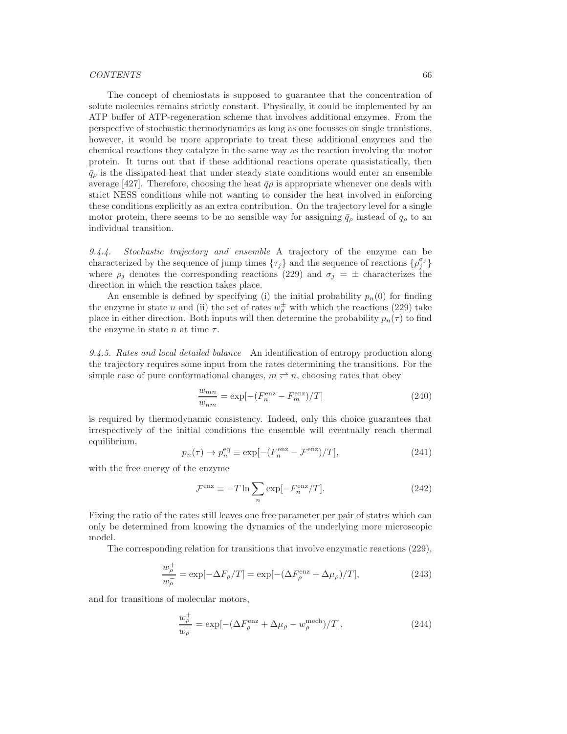The concept of chemiostats is supposed to guarantee that the concentration of solute molecules remains strictly constant. Physically, it could be implemented by an ATP buffer of ATP-regeneration scheme that involves additional enzymes. From the perspective of stochastic thermodynamics as long as one focusses on single tranistions, however, it would be more appropriate to treat these additional enzymes and the chemical reactions they catalyze in the same way as the reaction involving the motor protein. It turns out that if these additional reactions operate quasistatically, then $\bar{q}_\rho$ is the dissipated heat that under steady state conditions would enter an ensemble average [427]. Therefore, choosing the heat $\bar{q}\rho$ is appropriate whenever one deals with strict NESS conditions while not wanting to consider the heat involved in enforcing these conditions explicitly as an extra contribution. On the trajectory level for a single motor protein, there seems to be no sensible way for assigning $\bar{q}_\rho$ instead of $q_\rho$ to an individual transition.

*9.4.4. Stochastic trajectory and ensemble* A trajectory of the enzyme can be characterized by the sequence of jump times $\{\tau_j\}$ and the sequence of reactions $\{\rho_j^{\sigma_j}\}$ where $\rho_j$ denotes the corresponding reactions (229) and $\sigma_j = \pm$ characterizes the direction in which the reaction takes place.

An ensemble is defined by specifying (i) the initial probability $p_n(0)$ for finding the enzyme in state $n$ and (ii) the set of rates $w_\rho^\pm$ with which the reactions (229) take place in either direction. Both inputs will then determine the probability $p_n(\tau)$ to find the enzyme in state $n$ at time $\tau$.

*9.4.5. Rates and local detailed balance* An identification of entropy production along the trajectory requires some input from the rates determining the transitions. For the simple case of pure conformational changes, $m \rightleftharpoons n$, choosing rates that obey

$$\frac{w_{mn}}{w_{nm}} = \exp[-(F_n^{\rm enz} - F_m^{\rm enz})/T] \tag{240}$$

is required by thermodynamic consistency. Indeed, only this choice guarantees that irrespectively of the initial conditions the ensemble will eventually reach thermal equilibrium,

$$p_n(\tau) \to p_n^{\rm eq} \equiv \exp[-(F_n^{\rm enz} - \mathcal{F}^{\rm enz})/T], \tag{241}$$

with the free energy of the enzyme

$$\mathcal{F}^{\rm enz} \equiv -T \ln \sum_n \exp[-F_n^{\rm enz}/T]. \tag{242}$$

Fixing the ratio of the rates still leaves one free parameter per pair of states which can only be determined from knowing the dynamics of the underlying more microscopic model.

The corresponding relation for transitions that involve enzymatic reactions (229),

$$\frac{w_\rho^+}{w_\rho^-} = \exp[-\Delta F_\rho/T] = \exp[-(\Delta F_\rho^{\rm enz} + \Delta\mu_\rho)/T], \tag{243}$$

and for transitions of molecular motors,

$$\frac{w_\rho^+}{w_\rho^-} = \exp[-(\Delta F_\rho^{\rm enz} + \Delta\mu_\rho - w_\rho^{\rm mech})/T], \tag{244}$$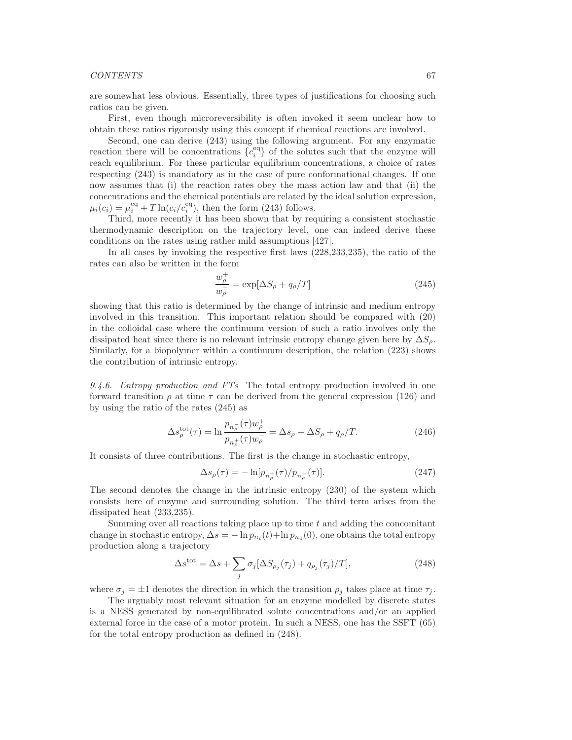are somewhat less obvious. Essentially, three types of justifications for choosing such ratios can be given.

First, even though microreversibility is often invoked it seem unclear how to obtain these ratios rigorously using this concept if chemical reactions are involved.

Second, one can derive (243) using the following argument. For any enzymatic reaction there will be concentrations $\{c_i^{\rm eq}\}$ of the solutes such that the enzyme will reach equilibrium. For these particular equilibrium concentrations, a choice of rates respecting (243) is mandatory as in the case of pure conformational changes. If one now assumes that (i) the reaction rates obey the mass action law and that (ii) the concentrations and the chemical potentials are related by the ideal solution expression, $\mu_i(c_i) = \mu_i^{\rm eq} + T\ln(c_i/c_i^{\rm eq})$, then the form (243) follows.

Third, more recently it has been shown that by requiring a consistent stochastic thermodynamic description on the trajectory level, one can indeed derive these conditions on the rates using rather mild assumptions [427].

In all cases by invoking the respective first laws (228,233,235), the ratio of the rates can also be written in the form

$$\frac{w_\rho^+}{w_\rho^-} = \exp[\Delta S_\rho + q_\rho/T] \tag{245}$$

showing that this ratio is determined by the change of intrinsic and medium entropy involved in this transition. This important relation should be compared with (20) in the colloidal case where the continuum version of such a ratio involves only the dissipated heat since there is no relevant intrinsic entropy change given here by $\Delta S_\rho$. Similarly, for a biopolymer within a continuum description, the relation (223) shows the contribution of intrinsic entropy.

*9.4.6. Entropy production and FTs* The total entropy production involved in one forward transition $\rho$ at time $\tau$ can be derived from the general expression (126) and by using the ratio of the rates (245) as

$$\Delta s_\rho^{\rm tot}(\tau) = \ln \frac{p_{n_\rho^-}(\tau) w_\rho^+}{p_{n_\rho^+}(\tau) w_\rho^-} = \Delta s_\rho + \Delta S_\rho + q_\rho/T. \tag{246}$$

It consists of three contributions. The first is the change in stochastic entropy,

$$\Delta s_\rho(\tau) = -\ln[p_{n_\rho^+}(\tau)/p_{n_\rho^-}(\tau)]. \tag{247}$$

The second denotes the change in the intrinsic entropy (230) of the system which consists here of enzyme and surrounding solution. The third term arises from the dissipated heat (233,235).

Summing over all reactions taking place up to time $t$ and adding the concomitant change in stochastic entropy, $\Delta s = -\ln p_{n_t}(t) + \ln p_{n_0}(0)$, one obtains the total entropy production along a trajectory

$$\Delta s^{\rm tot} = \Delta s + \sum_j \sigma_j [\Delta S_{\rho_j}(\tau_j) + q_{\rho_j}(\tau_j)/T], \tag{248}$$

where $\sigma_j = \pm 1$ denotes the direction in which the transition $\rho_j$ takes place at time $\tau_j$.

The arguably most relevant situation for an enzyme modelled by discrete states is a NESS generated by non-equilibrated solute concentrations and/or an applied external force in the case of a motor protein. In such a NESS, one has the SSFT (65) for the total entropy production as defined in (248).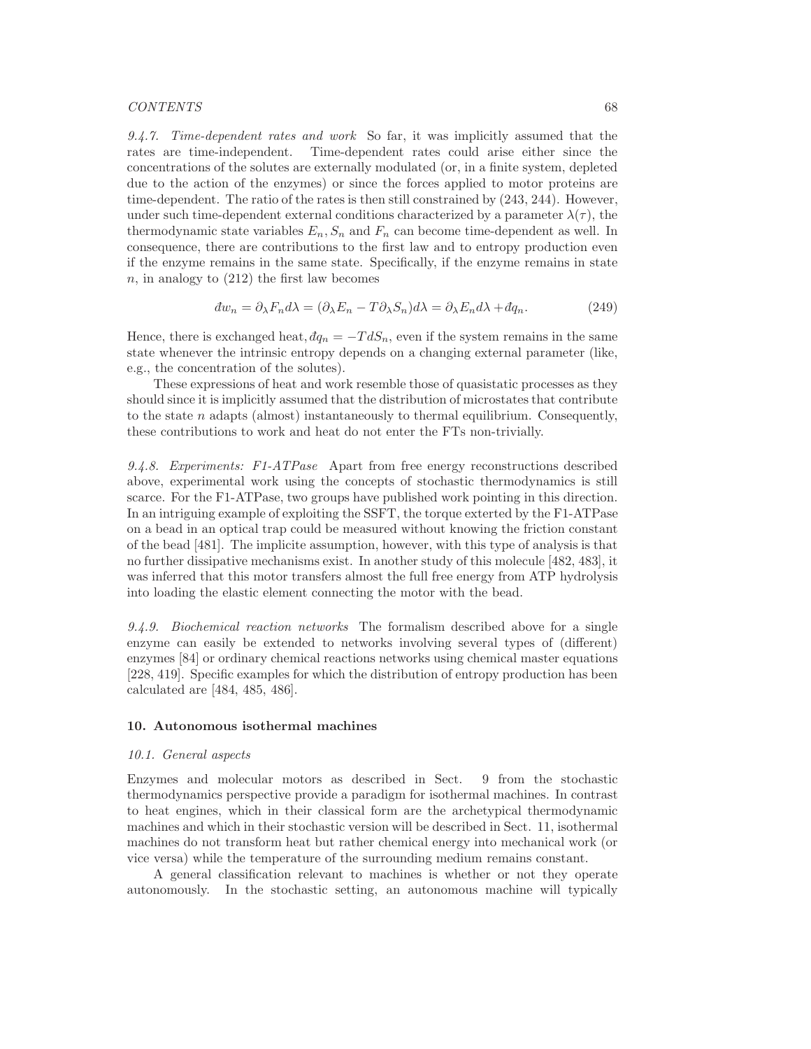*9.4.7. Time-dependent rates and work* So far, it was implicitly assumed that the rates are time-independent. Time-dependent rates could arise either since the concentrations of the solutes are externally modulated (or, in a finite system, depleted due to the action of the enzymes) or since the forces applied to motor proteins are time-dependent. The ratio of the rates is then still constrained by (243, 244). However, under such time-dependent external conditions characterized by a parameter $\lambda(\tau)$, the thermodynamic state variables $E_n, S_n$ and $F_n$ can become time-dependent as well. In consequence, there are contributions to the first law and to entropy production even if the enzyme remains in the same state. Specifically, if the enzyme remains in state $n$, in analogy to (212) the first law becomes

$$đw_n = \partial_\lambda F_n d\lambda = (\partial_\lambda E_n - T\partial_\lambda S_n)d\lambda = \partial_\lambda E_n d\lambda + đq_n. \tag{249}$$

Hence, there is exchanged heat, $đq_n = -TdS_n$, even if the system remains in the same state whenever the intrinsic entropy depends on a changing external parameter (like, e.g., the concentration of the solutes).

These expressions of heat and work resemble those of quasistatic processes as they should since it is implicitly assumed that the distribution of microstates that contribute to the state $n$ adapts (almost) instantaneously to thermal equilibrium. Consequently, these contributions to work and heat do not enter the FTs non-trivially.

*9.4.8. Experiments: F1-ATPase* Apart from free energy reconstructions described above, experimental work using the concepts of stochastic thermodynamics is still scarce. For the F1-ATPase, two groups have published work pointing in this direction. In an intriguing example of exploiting the SSFT, the torque exterted by the F1-ATPase on a bead in an optical trap could be measured without knowing the friction constant of the bead [481]. The implicite assumption, however, with this type of analysis is that no further dissipative mechanisms exist. In another study of this molecule [482, 483], it was inferred that this motor transfers almost the full free energy from ATP hydrolysis into loading the elastic element connecting the motor with the bead.

*9.4.9. Biochemical reaction networks* The formalism described above for a single enzyme can easily be extended to networks involving several types of (different) enzymes [84] or ordinary chemical reactions networks using chemical master equations [228, 419]. Specific examples for which the distribution of entropy production has been calculated are [484, 485, 486].

## 10. Autonomous isothermal machines

### *10.1. General aspects*

Enzymes and molecular motors as described in Sect. 9 from the stochastic thermodynamics perspective provide a paradigm for isothermal machines. In contrast to heat engines, which in their classical form are the archetypical thermodynamic machines and which in their stochastic version will be described in Sect. 11, isothermal machines do not transform heat but rather chemical energy into mechanical work (or vice versa) while the temperature of the surrounding medium remains constant.

A general classification relevant to machines is whether or not they operate autonomously. In the stochastic setting, an autonomous machine will typically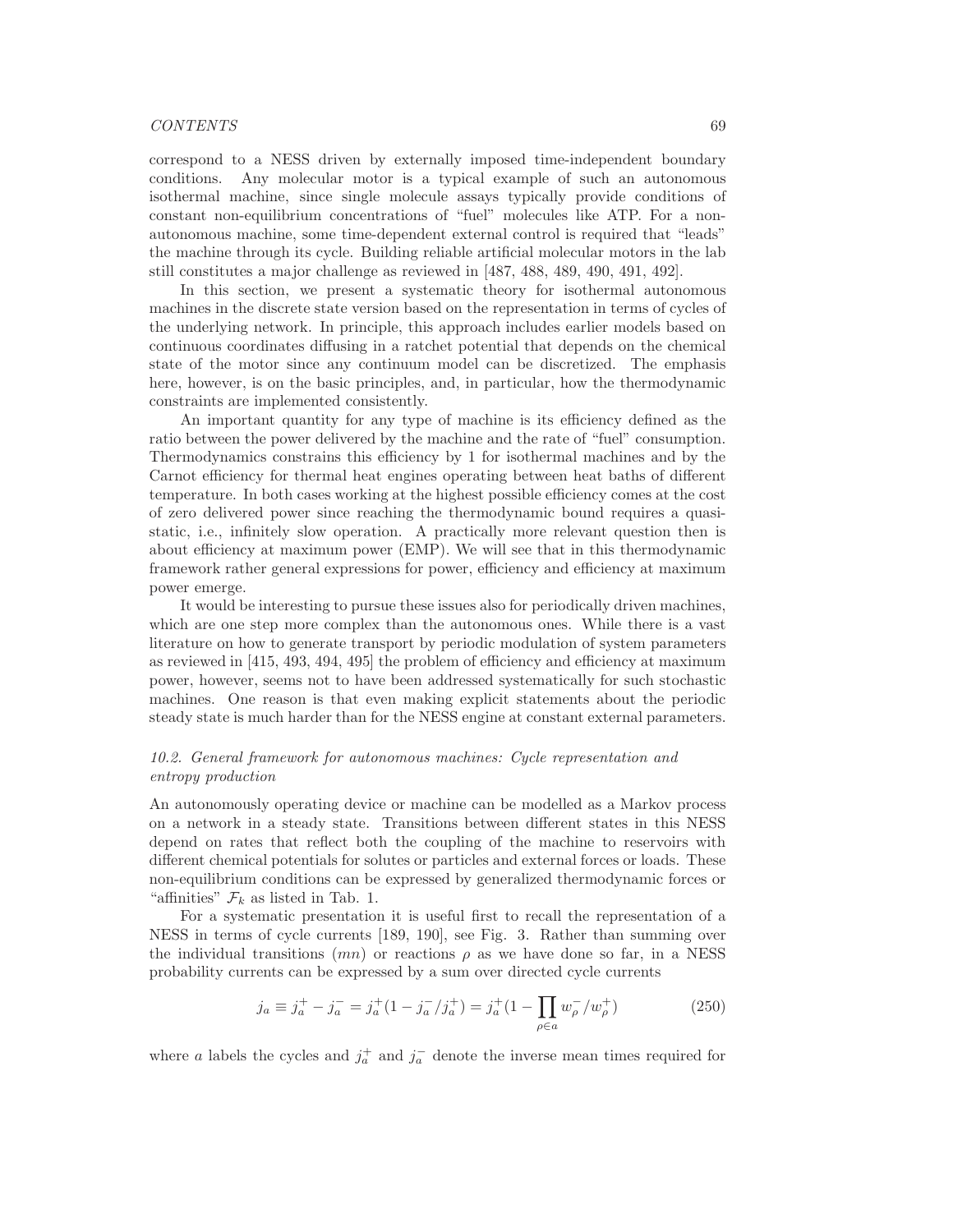correspond to a NESS driven by externally imposed time-independent boundary conditions. Any molecular motor is a typical example of such an autonomous isothermal machine, since single molecule assays typically provide conditions of constant non-equilibrium concentrations of "fuel" molecules like ATP. For a non-autonomous machine, some time-dependent external control is required that "leads" the machine through its cycle. Building reliable artificial molecular motors in the lab still constitutes a major challenge as reviewed in [487, 488, 489, 490, 491, 492].

In this section, we present a systematic theory for isothermal autonomous machines in the discrete state version based on the representation in terms of cycles of the underlying network. In principle, this approach includes earlier models based on continuous coordinates diffusing in a ratchet potential that depends on the chemical state of the motor since any continuum model can be discretized. The emphasis here, however, is on the basic principles, and, in particular, how the thermodynamic constraints are implemented consistently.

An important quantity for any type of machine is its efficiency defined as the ratio between the power delivered by the machine and the rate of "fuel" consumption. Thermodynamics constrains this efficiency by 1 for isothermal machines and by the Carnot efficiency for thermal heat engines operating between heat baths of different temperature. In both cases working at the highest possible efficiency comes at the cost of zero delivered power since reaching the thermodynamic bound requires a quasi-static, i.e., infinitely slow operation. A practically more relevant question then is about efficiency at maximum power (EMP). We will see that in this thermodynamic framework rather general expressions for power, efficiency and efficiency at maximum power emerge.

It would be interesting to pursue these issues also for periodically driven machines, which are one step more complex than the autonomous ones. While there is a vast literature on how to generate transport by periodic modulation of system parameters as reviewed in [415, 493, 494, 495] the problem of efficiency and efficiency at maximum power, however, seems not to have been addressed systematically for such stochastic machines. One reason is that even making explicit statements about the periodic steady state is much harder than for the NESS engine at constant external parameters.

### *10.2. General framework for autonomous machines: Cycle representation and entropy production*

An autonomously operating device or machine can be modelled as a Markov process on a network in a steady state. Transitions between different states in this NESS depend on rates that reflect both the coupling of the machine to reservoirs with different chemical potentials for solutes or particles and external forces or loads. These non-equilibrium conditions can be expressed by generalized thermodynamic forces or "affinities" $\mathcal{F}_k$ as listed in Tab. 1.

For a systematic presentation it is useful first to recall the representation of a NESS in terms of cycle currents [189, 190], see Fig. 3. Rather than summing over the individual transitions $(mn)$ or reactions $\rho$ as we have done so far, in a NESS probability currents can be expressed by a sum over directed cycle currents

$$j_a \equiv j_a^+ - j_a^- = j_a^+(1 - j_a^-/j_a^+) = j_a^+(1 - \prod_{\rho \in a} w_\rho^-/w_\rho^+) \tag{250}$$

where $a$ labels the cycles and $j_a^+$ and $j_a^-$ denote the inverse mean times required for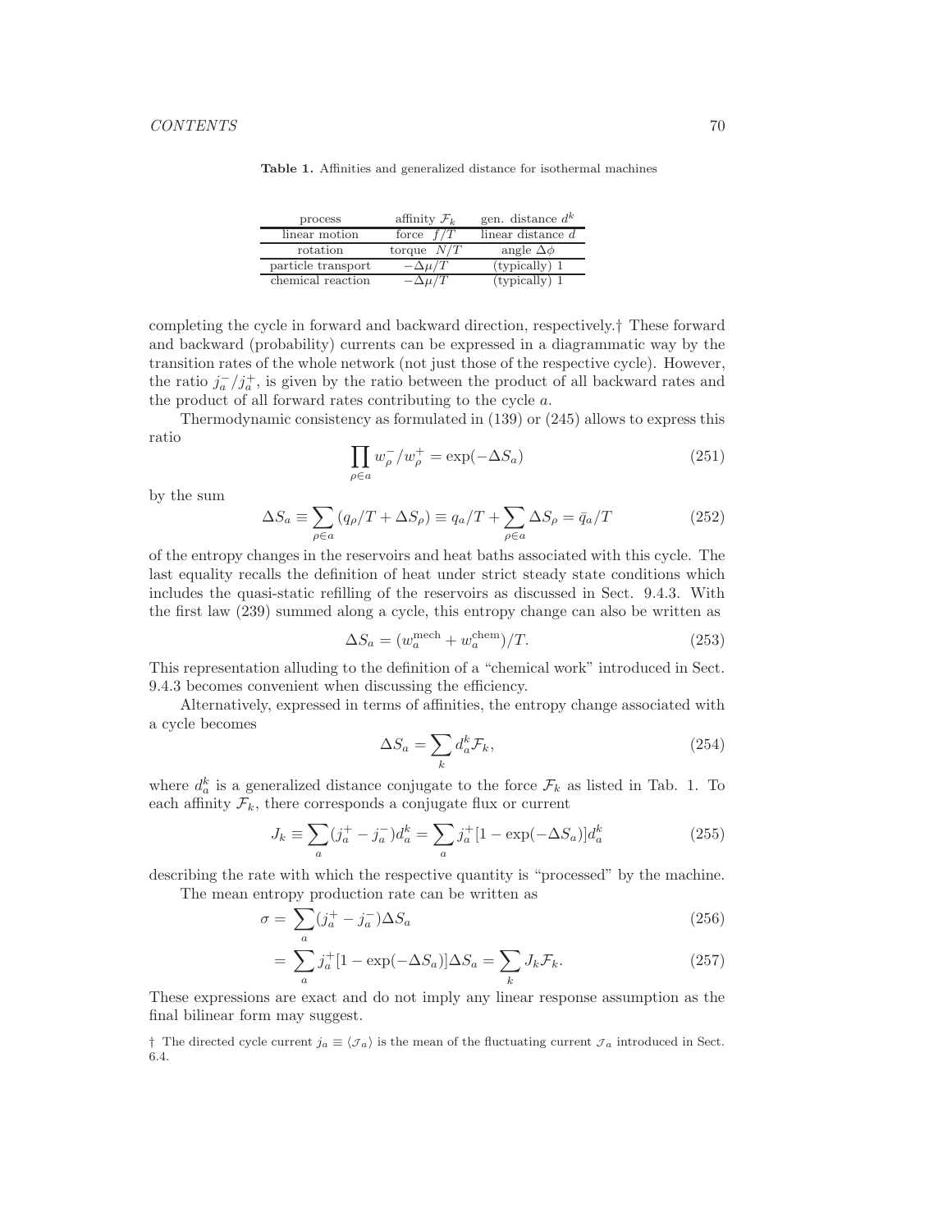**Table 1.** Affinities and generalized distance for isothermal machines

| process | affinity $\mathcal{F}_k$ | gen. distance $d^k$ |
|---|---|---|
| linear motion | force $f/T$ | linear distance $d$ |
| rotation | torque $N/T$ | angle $\Delta\phi$ |
| particle transport | $-\Delta\mu/T$ | (typically) 1 |
| chemical reaction | $-\Delta\mu/T$ | (typically) 1 |

completing the cycle in forward and backward direction, respectively.† These forward and backward (probability) currents can be expressed in a diagrammatic way by the transition rates of the whole network (not just those of the respective cycle). However, the ratio $j_a^-/j_a^+$, is given by the ratio between the product of all backward rates and the product of all forward rates contributing to the cycle $a$.

Thermodynamic consistency as formulated in (139) or (245) allows to express this ratio

$$\prod_{\rho\in a} w_\rho^-/w_\rho^+ = \exp(-\Delta S_a) \tag{251}$$

by the sum

$$\Delta S_a \equiv \sum_{\rho\in a}(q_\rho/T + \Delta S_\rho) \equiv q_a/T + \sum_{\rho\in a}\Delta S_\rho = \bar{q}_a/T \tag{252}$$

of the entropy changes in the reservoirs and heat baths associated with this cycle. The last equality recalls the definition of heat under strict steady state conditions which includes the quasi-static refilling of the reservoirs as discussed in Sect. 9.4.3. With the first law (239) summed along a cycle, this entropy change can also be written as

$$\Delta S_a = (w_a^{\text{mech}} + w_a^{\text{chem}})/T. \tag{253}$$

This representation alluding to the definition of a "chemical work" introduced in Sect. 9.4.3 becomes convenient when discussing the efficiency.

Alternatively, expressed in terms of affinities, the entropy change associated with a cycle becomes

$$\Delta S_a = \sum_k d_a^k \mathcal{F}_k, \tag{254}$$

where $d_a^k$ is a generalized distance conjugate to the force $\mathcal{F}_k$ as listed in Tab. 1. To each affinity $\mathcal{F}_k$, there corresponds a conjugate flux or current

$$J_k \equiv \sum_a (j_a^+ - j_a^-)d_a^k = \sum_a j_a^+[1-\exp(-\Delta S_a)]d_a^k \tag{255}$$

describing the rate with which the respective quantity is "processed" by the machine.

The mean entropy production rate can be written as

$$\sigma = \sum_a (j_a^+ - j_a^-)\Delta S_a \tag{256}$$

$$= \sum_a j_a^+[1-\exp(-\Delta S_a)]\Delta S_a = \sum_k J_k\mathcal{F}_k. \tag{257}$$

These expressions are exact and do not imply any linear response assumption as the final bilinear form may suggest.

† The directed cycle current $j_a \equiv \langle \mathcal{J}_a \rangle$ is the mean of the fluctuating current $\mathcal{J}_a$ introduced in Sect. 6.4.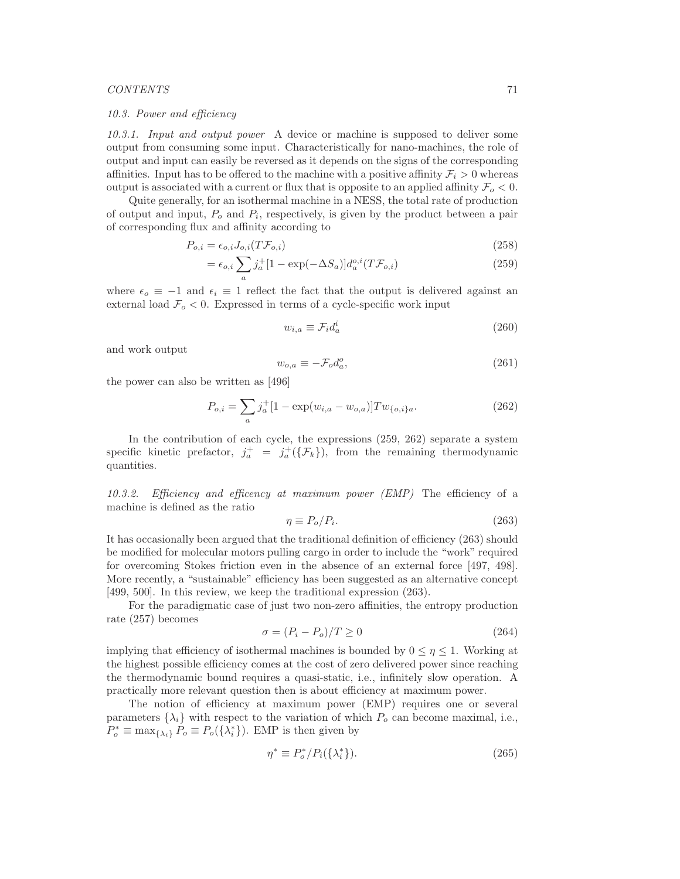### 10.3. Power and efficiency

*10.3.1. Input and output power* A device or machine is supposed to deliver some output from consuming some input. Characteristically for nano-machines, the role of output and input can easily be reversed as it depends on the signs of the corresponding affinities. Input has to be offered to the machine with a positive affinity $\mathcal{F}_i > 0$ whereas output is associated with a current or flux that is opposite to an applied affinity $\mathcal{F}_o < 0$.

Quite generally, for an isothermal machine in a NESS, the total rate of production of output and input, $P_o$ and $P_i$, respectively, is given by the product between a pair of corresponding flux and affinity according to

$$P_{o,i} = \epsilon_{o,i} J_{o,i}(T\mathcal{F}_{o,i}) \tag{258}$$

$$= \epsilon_{o,i} \sum_a j_a^+ [1 - \exp(-\Delta S_a)] d_a^{o,i} (T\mathcal{F}_{o,i}) \tag{259}$$

where $\epsilon_o \equiv -1$ and $\epsilon_i \equiv 1$ reflect the fact that the output is delivered against an external load $\mathcal{F}_o < 0$. Expressed in terms of a cycle-specific work input

$$w_{i,a} \equiv \mathcal{F}_i d_a^i \tag{260}$$

and work output

$$w_{o,a} \equiv -\mathcal{F}_o d_a^o, \tag{261}$$

the power can also be written as [496]

$$P_{o,i} = \sum_a j_a^+ [1 - \exp(w_{i,a} - w_{o,a})] T w_{\{o,i\}a}. \tag{262}$$

In the contribution of each cycle, the expressions (259, 262) separate a system specific kinetic prefactor, $j_a^+ = j_a^+(\{\mathcal{F}_k\})$, from the remaining thermodynamic quantities.

*10.3.2. Efficiency and efficency at maximum power (EMP)* The efficiency of a machine is defined as the ratio

$$\eta \equiv P_o/P_i. \tag{263}$$

It has occasionally been argued that the traditional definition of efficiency (263) should be modified for molecular motors pulling cargo in order to include the "work" required for overcoming Stokes friction even in the absence of an external force [497, 498]. More recently, a "sustainable" efficiency has been suggested as an alternative concept [499, 500]. In this review, we keep the traditional expression (263).

For the paradigmatic case of just two non-zero affinities, the entropy production rate (257) becomes

$$\sigma = (P_i - P_o)/T \geq 0 \tag{264}$$

implying that efficiency of isothermal machines is bounded by $0 \leq \eta \leq 1$. Working at the highest possible efficiency comes at the cost of zero delivered power since reaching the thermodynamic bound requires a quasi-static, i.e., infinitely slow operation. A practically more relevant question then is about efficiency at maximum power.

The notion of efficiency at maximum power (EMP) requires one or several parameters $\{\lambda_i\}$ with respect to the variation of which $P_o$ can become maximal, i.e., $P_o^* \equiv \max_{\{\lambda_i\}} P_o \equiv P_o(\{\lambda_i^*\})$. EMP is then given by

$$\eta^* \equiv P_o^*/P_i(\{\lambda_i^*\}). \tag{265}$$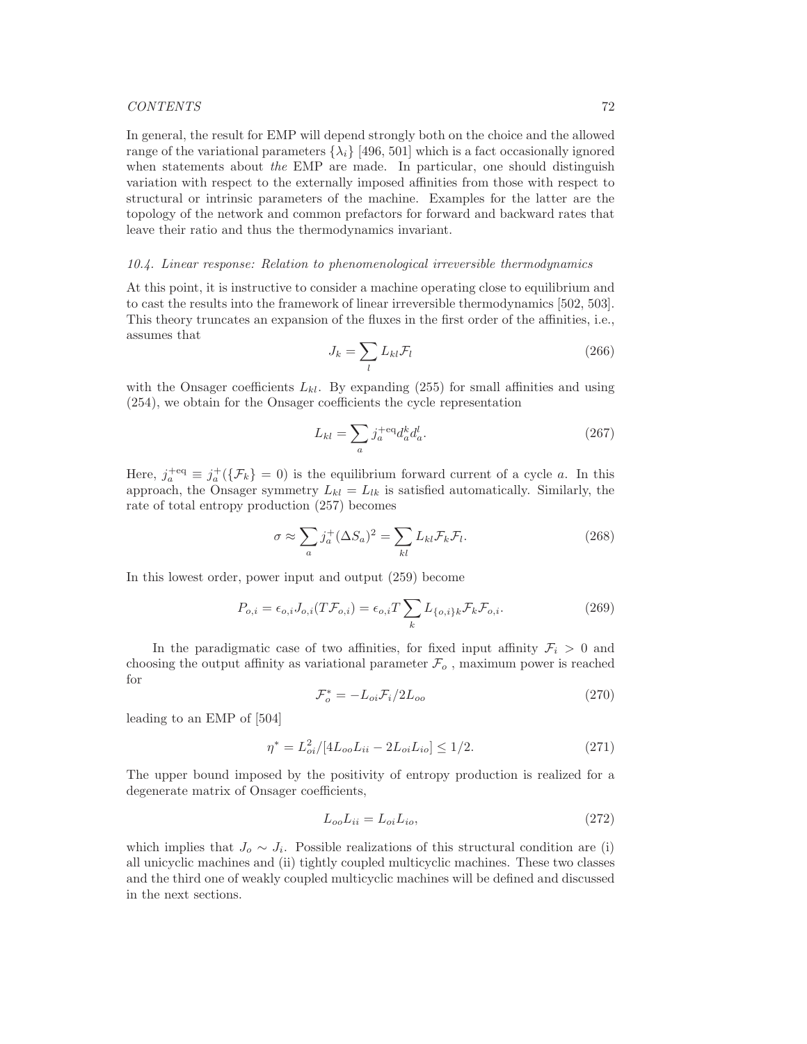In general, the result for EMP will depend strongly both on the choice and the allowed range of the variational parameters $\{\lambda_i\}$ [496, 501] which is a fact occasionally ignored when statements about *the* EMP are made. In particular, one should distinguish variation with respect to the externally imposed affinities from those with respect to structural or intrinsic parameters of the machine. Examples for the latter are the topology of the network and common prefactors for forward and backward rates that leave their ratio and thus the thermodynamics invariant.

### *10.4. Linear response: Relation to phenomenological irreversible thermodynamics*

At this point, it is instructive to consider a machine operating close to equilibrium and to cast the results into the framework of linear irreversible thermodynamics [502, 503]. This theory truncates an expansion of the fluxes in the first order of the affinities, i.e., assumes that

$$J_k = \sum_l L_{kl} \mathcal{F}_l \tag{266}$$

with the Onsager coefficients $L_{kl}$. By expanding (255) for small affinities and using (254), we obtain for the Onsager coefficients the cycle representation

$$L_{kl} = \sum_a j_a^{+\mathrm{eq}} d_a^k d_a^l. \tag{267}$$

Here, $j_a^{+\mathrm{eq}} \equiv j_a^+(\{\mathcal{F}_k\} = 0)$ is the equilibrium forward current of a cycle $a$. In this approach, the Onsager symmetry $L_{kl} = L_{lk}$ is satisfied automatically. Similarly, the rate of total entropy production (257) becomes

$$\sigma \approx \sum_a j_a^+ (\Delta S_a)^2 = \sum_{kl} L_{kl} \mathcal{F}_k \mathcal{F}_l. \tag{268}$$

In this lowest order, power input and output (259) become

$$P_{o,i} = \epsilon_{o,i} J_{o,i} (T\mathcal{F}_{o,i}) = \epsilon_{o,i} T \sum_k L_{\{o,i\}k} \mathcal{F}_k \mathcal{F}_{o,i}. \tag{269}$$

In the paradigmatic case of two affinities, for fixed input affinity $\mathcal{F}_i > 0$ and choosing the output affinity as variational parameter $\mathcal{F}_o$ , maximum power is reached for

$$\mathcal{F}_o^* = -L_{oi}\mathcal{F}_i / 2L_{oo} \tag{270}$$

leading to an EMP of [504]

$$\eta^* = L_{oi}^2 / [4L_{oo}L_{ii} - 2L_{oi}L_{io}] \leq 1/2. \tag{271}$$

The upper bound imposed by the positivity of entropy production is realized for a degenerate matrix of Onsager coefficients,

$$L_{oo}L_{ii} = L_{oi}L_{io}, \tag{272}$$

which implies that $J_o \sim J_i$. Possible realizations of this structural condition are (i) all unicyclic machines and (ii) tightly coupled multicyclic machines. These two classes and the third one of weakly coupled multicyclic machines will be defined and discussed in the next sections.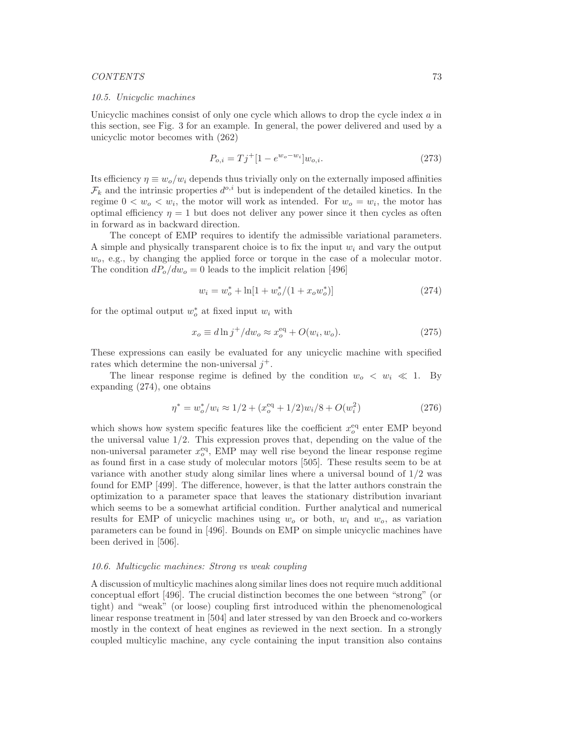### 10.5. Unicyclic machines

Unicyclic machines consist of only one cycle which allows to drop the cycle index $a$ in this section, see Fig. 3 for an example. In general, the power delivered and used by a unicyclic motor becomes with (262)

$$P_{o,i} = Tj^+[1 - e^{w_o - w_i}]w_{o,i}. \tag{273}$$

Its efficiency $\eta \equiv w_o/w_i$ depends thus trivially only on the externally imposed affinities $\mathcal{F}_k$ and the intrinsic properties $d^{o,i}$ but is independent of the detailed kinetics. In the regime $0 < w_o < w_i$, the motor will work as intended. For $w_o = w_i$, the motor has optimal efficiency $\eta = 1$ but does not deliver any power since it then cycles as often in forward as in backward direction.

The concept of EMP requires to identify the admissible variational parameters. A simple and physically transparent choice is to fix the input $w_i$ and vary the output $w_o$, e.g., by changing the applied force or torque in the case of a molecular motor. The condition $dP_o/dw_o = 0$ leads to the implicit relation [496]

$$w_i = w_o^* + \ln[1 + w_o^*/(1 + x_o w_o^*)] \tag{274}$$

for the optimal output $w_o^*$ at fixed input $w_i$ with

$$x_o \equiv d \ln j^+/dw_o \approx x_o^{\mathrm{eq}} + O(w_i, w_o). \tag{275}$$

These expressions can easily be evaluated for any unicyclic machine with specified rates which determine the non-universal $j^+$.

The linear response regime is defined by the condition $w_o < w_i \ll 1$. By expanding (274), one obtains

$$\eta^* = w_o^*/w_i \approx 1/2 + (x_o^{\mathrm{eq}} + 1/2)w_i/8 + O(w_i^2) \tag{276}$$

which shows how system specific features like the coefficient $x_o^{\mathrm{eq}}$ enter EMP beyond the universal value 1/2. This expression proves that, depending on the value of the non-universal parameter $x_o^{\mathrm{eq}}$, EMP may well rise beyond the linear response regime as found first in a case study of molecular motors [505]. These results seem to be at variance with another study along similar lines where a universal bound of 1/2 was found for EMP [499]. The difference, however, is that the latter authors constrain the optimization to a parameter space that leaves the stationary distribution invariant which seems to be a somewhat artificial condition. Further analytical and numerical results for EMP of unicyclic machines using $w_o$ or both, $w_i$ and $w_o$, as variation parameters can be found in [496]. Bounds on EMP on simple unicyclic machines have been derived in [506].

### 10.6. Multicyclic machines: Strong vs weak coupling

A discussion of multicylic machines along similar lines does not require much additional conceptual effort [496]. The crucial distinction becomes the one between "strong" (or tight) and "weak" (or loose) coupling first introduced within the phenomenological linear response treatment in [504] and later stressed by van den Broeck and co-workers mostly in the context of heat engines as reviewed in the next section. In a strongly coupled multicylic machine, any cycle containing the input transition also contains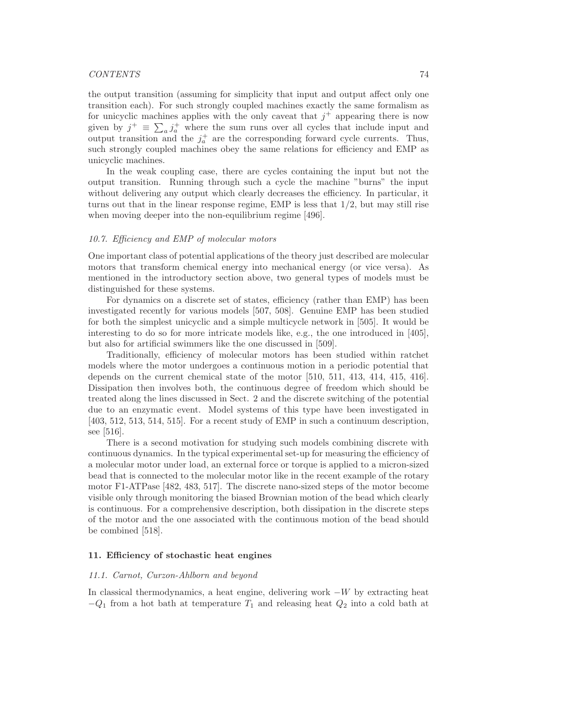the output transition (assuming for simplicity that input and output affect only one transition each). For such strongly coupled machines exactly the same formalism as for unicyclic machines applies with the only caveat that $j^+$ appearing there is now given by $j^+ \equiv \sum_a j_a^+$ where the sum runs over all cycles that include input and output transition and the $j_a^+$ are the corresponding forward cycle currents. Thus, such strongly coupled machines obey the same relations for efficiency and EMP as unicyclic machines.

In the weak coupling case, there are cycles containing the input but not the output transition. Running through such a cycle the machine "burns" the input without delivering any output which clearly decreases the efficiency. In particular, it turns out that in the linear response regime, EMP is less that 1/2, but may still rise when moving deeper into the non-equilibrium regime [496].

### *10.7. Efficiency and EMP of molecular motors*

One important class of potential applications of the theory just described are molecular motors that transform chemical energy into mechanical energy (or vice versa). As mentioned in the introductory section above, two general types of models must be distinguished for these systems.

For dynamics on a discrete set of states, efficiency (rather than EMP) has been investigated recently for various models [507, 508]. Genuine EMP has been studied for both the simplest unicyclic and a simple multicycle network in [505]. It would be interesting to do so for more intricate models like, e.g., the one introduced in [405], but also for artificial swimmers like the one discussed in [509].

Traditionally, efficiency of molecular motors has been studied within ratchet models where the motor undergoes a continuous motion in a periodic potential that depends on the current chemical state of the motor [510, 511, 413, 414, 415, 416]. Dissipation then involves both, the continuous degree of freedom which should be treated along the lines discussed in Sect. 2 and the discrete switching of the potential due to an enzymatic event. Model systems of this type have been investigated in [403, 512, 513, 514, 515]. For a recent study of EMP in such a continuum description, see [516].

There is a second motivation for studying such models combining discrete with continuous dynamics. In the typical experimental set-up for measuring the efficiency of a molecular motor under load, an external force or torque is applied to a micron-sized bead that is connected to the molecular motor like in the recent example of the rotary motor F1-ATPase [482, 483, 517]. The discrete nano-sized steps of the motor become visible only through monitoring the biased Brownian motion of the bead which clearly is continuous. For a comprehensive description, both dissipation in the discrete steps of the motor and the one associated with the continuous motion of the bead should be combined [518].

## 11. Efficiency of stochastic heat engines

### *11.1. Carnot, Curzon-Ahlborn and beyond*

In classical thermodynamics, a heat engine, delivering work $-W$ by extracting heat $-Q_1$ from a hot bath at temperature $T_1$ and releasing heat $Q_2$ into a cold bath at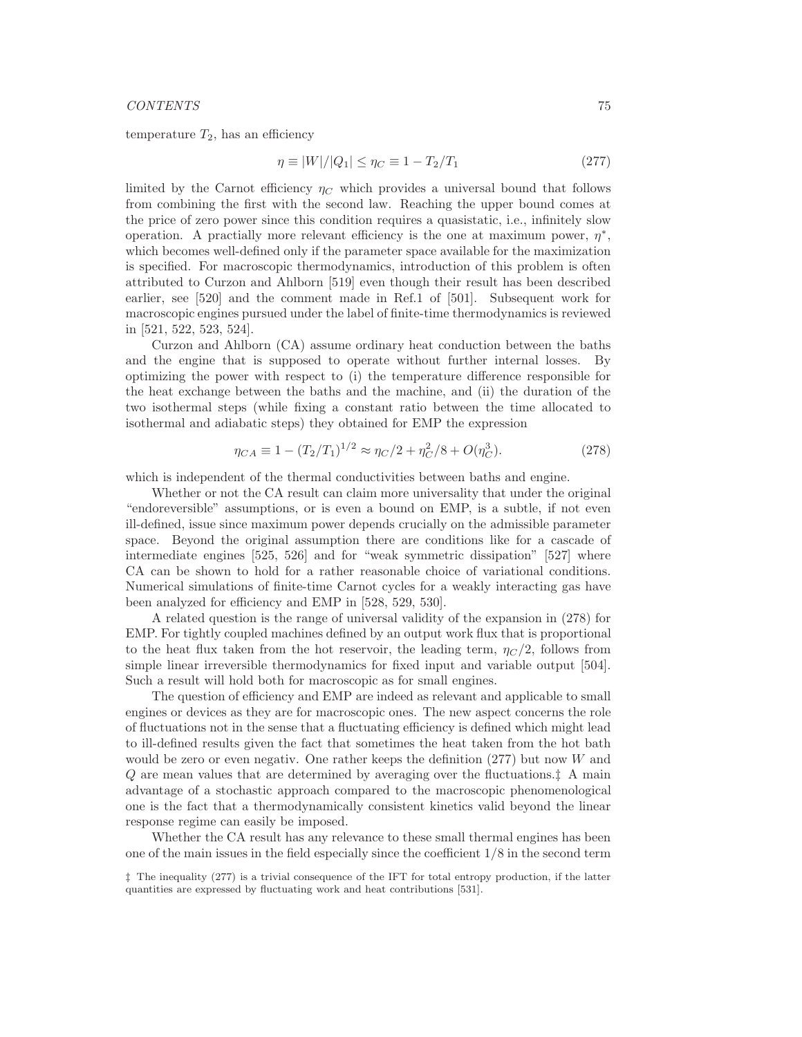temperature $T_2$, has an efficiency

$$
\eta \equiv |W|/|Q_1| \leq \eta_C \equiv 1 - T_2/T_1 \tag{277}
$$

limited by the Carnot efficiency $\eta_C$ which provides a universal bound that follows from combining the first with the second law. Reaching the upper bound comes at the price of zero power since this condition requires a quasistatic, i.e., infinitely slow operation. A practically more relevant efficiency is the one at maximum power, $\eta^*$, which becomes well-defined only if the parameter space available for the maximization is specified. For macroscopic thermodynamics, introduction of this problem is often attributed to Curzon and Ahlborn [519] even though their result has been described earlier, see [520] and the comment made in Ref.1 of [501]. Subsequent work for macroscopic engines pursued under the label of finite-time thermodynamics is reviewed in [521, 522, 523, 524].

Curzon and Ahlborn (CA) assume ordinary heat conduction between the baths and the engine that is supposed to operate without further internal losses. By optimizing the power with respect to (i) the temperature difference responsible for the heat exchange between the baths and the machine, and (ii) the duration of the two isothermal steps (while fixing a constant ratio between the time allocated to isothermal and adiabatic steps) they obtained for EMP the expression

$$
\eta_{CA} \equiv 1 - (T_2/T_1)^{1/2} \approx \eta_C/2 + \eta_C^2/8 + O(\eta_C^3). \tag{278}
$$

which is independent of the thermal conductivities between baths and engine.

Whether or not the CA result can claim more universality that under the original "endoreversible" assumptions, or is even a bound on EMP, is a subtle, if not even ill-defined, issue since maximum power depends crucially on the admissible parameter space. Beyond the original assumption there are conditions like for a cascade of intermediate engines [525, 526] and for "weak symmetric dissipation" [527] where CA can be shown to hold for a rather reasonable choice of variational conditions. Numerical simulations of finite-time Carnot cycles for a weakly interacting gas have been analyzed for efficiency and EMP in [528, 529, 530].

A related question is the range of universal validity of the expansion in (278) for EMP. For tightly coupled machines defined by an output work flux that is proportional to the heat flux taken from the hot reservoir, the leading term, $\eta_C/2$, follows from simple linear irreversible thermodynamics for fixed input and variable output [504]. Such a result will hold both for macroscopic as for small engines.

The question of efficiency and EMP are indeed as relevant and applicable to small engines or devices as they are for macroscopic ones. The new aspect concerns the role of fluctuations not in the sense that a fluctuating efficiency is defined which might lead to ill-defined results given the fact that sometimes the heat taken from the hot bath would be zero or even negativ. One rather keeps the definition (277) but now $W$ and $Q$ are mean values that are determined by averaging over the fluctuations.‡ A main advantage of a stochastic approach compared to the macroscopic phenomenological one is the fact that a thermodynamically consistent kinetics valid beyond the linear response regime can easily be imposed.

Whether the CA result has any relevance to these small thermal engines has been one of the main issues in the field especially since the coefficient 1/8 in the second term

‡ The inequality (277) is a trivial consequence of the IFT for total entropy production, if the latter quantities are expressed by fluctuating work and heat contributions [531].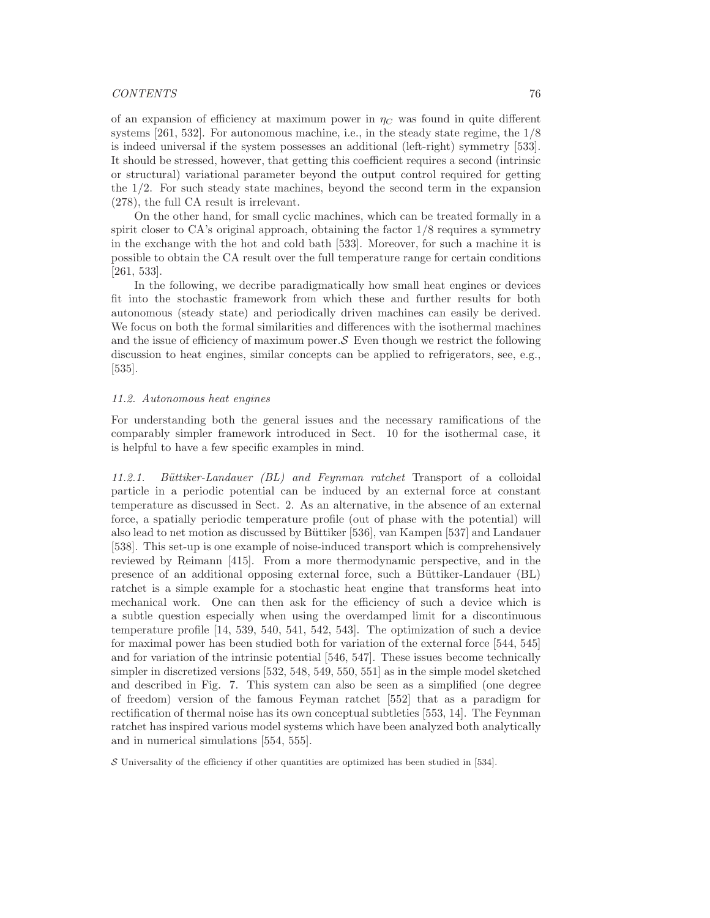of an expansion of efficiency at maximum power in $\eta_C$ was found in quite different systems [261, 532]. For autonomous machine, i.e., in the steady state regime, the 1/8 is indeed universal if the system possesses an additional (left-right) symmetry [533]. It should be stressed, however, that getting this coefficient requires a second (intrinsic or structural) variational parameter beyond the output control required for getting the 1/2. For such steady state machines, beyond the second term in the expansion (278), the full CA result is irrelevant.

On the other hand, for small cyclic machines, which can be treated formally in a spirit closer to CA's original approach, obtaining the factor 1/8 requires a symmetry in the exchange with the hot and cold bath [533]. Moreover, for such a machine it is possible to obtain the CA result over the full temperature range for certain conditions [261, 533].

In the following, we decribe paradigmatically how small heat engines or devices fit into the stochastic framework from which these and further results for both autonomous (steady state) and periodically driven machines can easily be derived. We focus on both the formal similarities and differences with the isothermal machines and the issue of efficiency of maximum power.$\mathcal{S}$ Even though we restrict the following discussion to heat engines, similar concepts can be applied to refrigerators, see, e.g., [535].

### *11.2. Autonomous heat engines*

For understanding both the general issues and the necessary ramifications of the comparably simpler framework introduced in Sect. 10 for the isothermal case, it is helpful to have a few specific examples in mind.

*11.2.1. Büttiker-Landauer (BL) and Feynman ratchet* Transport of a colloidal particle in a periodic potential can be induced by an external force at constant temperature as discussed in Sect. 2. As an alternative, in the absence of an external force, a spatially periodic temperature profile (out of phase with the potential) will also lead to net motion as discussed by Büttiker [536], van Kampen [537] and Landauer [538]. This set-up is one example of noise-induced transport which is comprehensively reviewed by Reimann [415]. From a more thermodynamic perspective, and in the presence of an additional opposing external force, such a Büttiker-Landauer (BL) ratchet is a simple example for a stochastic heat engine that transforms heat into mechanical work. One can then ask for the efficiency of such a device which is a subtle question especially when using the overdamped limit for a discontinuous temperature profile [14, 539, 540, 541, 542, 543]. The optimization of such a device for maximal power has been studied both for variation of the external force [544, 545] and for variation of the intrinsic potential [546, 547]. These issues become technically simpler in discretized versions [532, 548, 549, 550, 551] as in the simple model sketched and described in Fig. 7. This system can also be seen as a simplified (one degree of freedom) version of the famous Feyman ratchet [552] that as a paradigm for rectification of thermal noise has its own conceptual subtleties [553, 14]. The Feynman ratchet has inspired various model systems which have been analyzed both analytically and in numerical simulations [554, 555].

$\mathcal{S}$ Universality of the efficiency if other quantities are optimized has been studied in [534].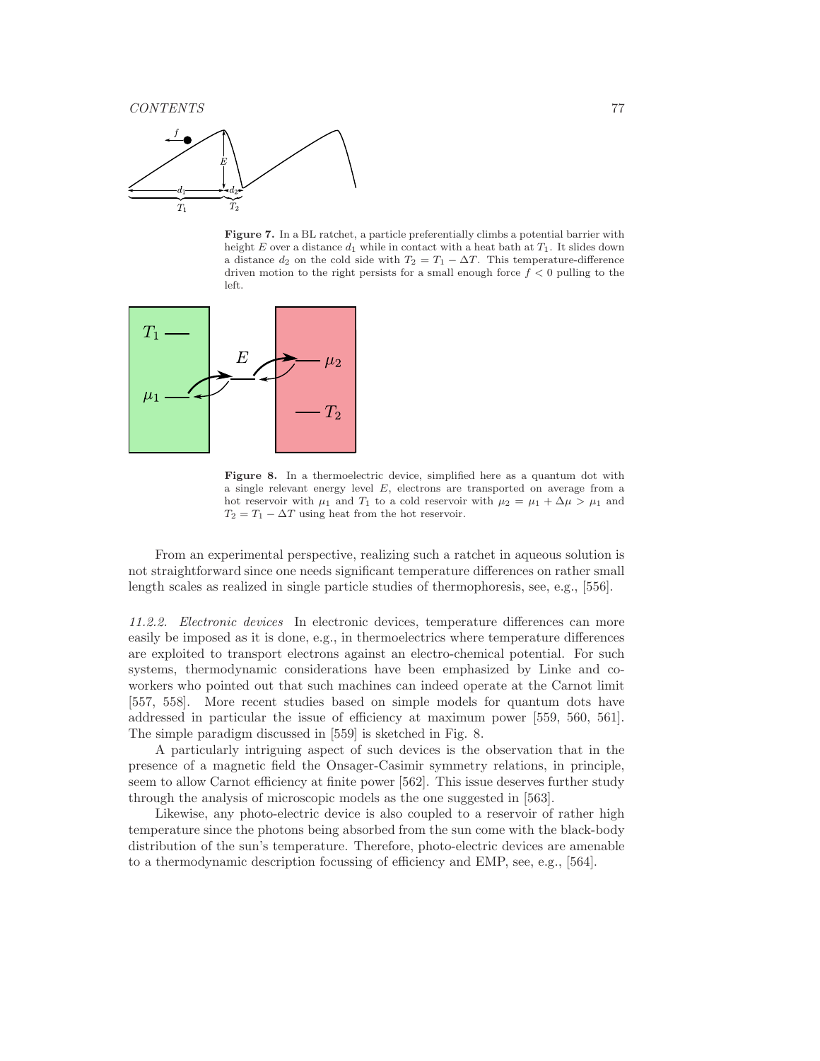**Figure 7.** In a BL ratchet, a particle preferentially climbs a potential barrier with height $E$ over a distance $d_1$ while in contact with a heat bath at $T_1$. It slides down a distance $d_2$ on the cold side with $T_2 = T_1 - \Delta T$. This temperature-difference driven motion to the right persists for a small enough force $f < 0$ pulling to the left.

**Figure 8.** In a thermoelectric device, simplified here as a quantum dot with a single relevant energy level $E$, electrons are transported on average from a hot reservoir with $\mu_1$ and $T_1$ to a cold reservoir with $\mu_2 = \mu_1 + \Delta\mu > \mu_1$ and $T_2 = T_1 - \Delta T$ using heat from the hot reservoir.

From an experimental perspective, realizing such a ratchet in aqueous solution is not straightforward since one needs significant temperature differences on rather small length scales as realized in single particle studies of thermophoresis, see, e.g., [556].

*11.2.2. Electronic devices* In electronic devices, temperature differences can more easily be imposed as it is done, e.g., in thermoelectrics where temperature differences are exploited to transport electrons against an electro-chemical potential. For such systems, thermodynamic considerations have been emphasized by Linke and co-workers who pointed out that such machines can indeed operate at the Carnot limit [557, 558]. More recent studies based on simple models for quantum dots have addressed in particular the issue of efficiency at maximum power [559, 560, 561]. The simple paradigm discussed in [559] is sketched in Fig. 8.

A particularly intriguing aspect of such devices is the observation that in the presence of a magnetic field the Onsager-Casimir symmetry relations, in principle, seem to allow Carnot efficiency at finite power [562]. This issue deserves further study through the analysis of microscopic models as the one suggested in [563].

Likewise, any photo-electric device is also coupled to a reservoir of rather high temperature since the photons being absorbed from the sun come with the black-body distribution of the sun's temperature. Therefore, photo-electric devices are amenable to a thermodynamic description focussing of efficiency and EMP, see, e.g., [564].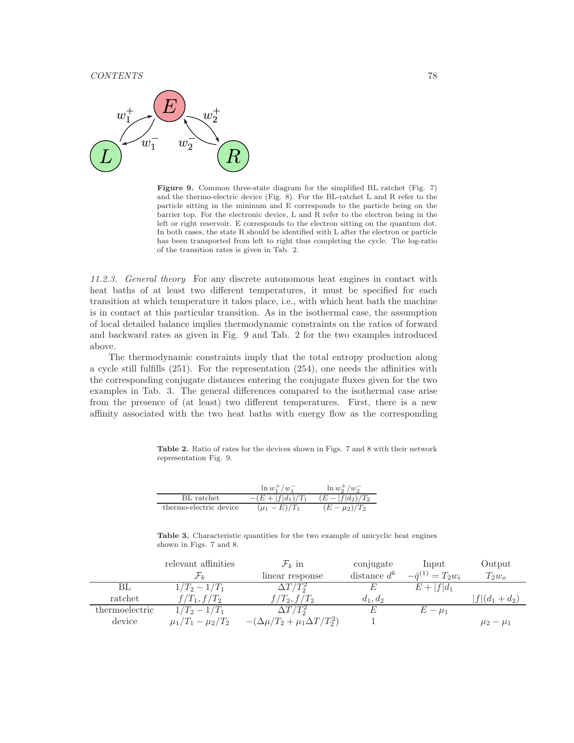**Figure 9.** Common three-state diagram for the simplified BL ratchet (Fig. 7) and the thermo-electric device (Fig. 8). For the BL-ratchet L and R refer to the particle sitting in the mininum and E corresponds to the particle being on the barrier top. For the electronic device, L and R refer to the electron being in the left or right reservoir. E corresponds to the electron sitting on the quantum dot. In both cases, the state R should be identified with L after the electron or particle has been transported from left to right thus completing the cycle. The log-ratio of the transition rates is given in Tab. 2.

*11.2.3. General theory* For any discrete autonomous heat engines in contact with heat baths of at least two different temperatures, it must be specified for each transition at which temperature it takes place, i.e., with which heat bath the machine is in contact at this particular transition. As in the isothermal case, the assumption of local detailed balance implies thermodynamic constraints on the ratios of forward and backward rates as given in Fig. 9 and Tab. 2 for the two examples introduced above.

The thermodynamic constraints imply that the total entropy production along a cycle still fulfills (251). For the representation (254), one needs the affinities with the corresponding conjugate distances entering the conjugate fluxes given for the two examples in Tab. 3. The general differences compared to the isothermal case arise from the presence of (at least) two different temperatures. First, there is a new affinity associated with the two heat baths with energy flow as the corresponding

**Table 2.** Ratio of rates for the devices shown in Figs. 7 and 8 with their network representation Fig. 9.

| | $\ln w_1^+/w_1^-$ | $\ln w_2^+/w_2^-$ |
|---|---|---|
| BL ratchet | $-(E+\|f\|d_1)/T_1$ | $(E-\|f\|d_2)/T_2$ |
| thermo-electric device | $(\mu_1 - E)/T_1$ | $(E-\mu_2)/T_2$ |

**Table 3.** Characteristic quantities for the two example of unicyclic heat engines shown in Figs. 7 and 8.

| | relevant affinities $\mathcal{F}_k$ | $\mathcal{F}_k$ in linear response | conjugate distance $d^k$ | Input $-\bar{q}^{(1)} = T_2 w_i$ | Output $T_2 w_o$ |
|---|---|---|---|---|---|
| BL | $1/T_2 - 1/T_1$ | $\Delta T/T_2^2$ | $E$ | $E + \|f\|d_1$ | |
| ratchet | $f/T_1, f/T_2$ | $f/T_2, f/T_2$ | $d_1, d_2$ | | $\|f\|(d_1+d_2)$ |
| thermoelectric | $1/T_2 - 1/T_1$ | $\Delta T/T_2^2$ | $E$ | $E - \mu_1$ | |
| device | $\mu_1/T_1 - \mu_2/T_2$ | $-(\Delta\mu/T_2 + \mu_1 \Delta T/T_2^2)$ | $1$ | | $\mu_2 - \mu_1$ |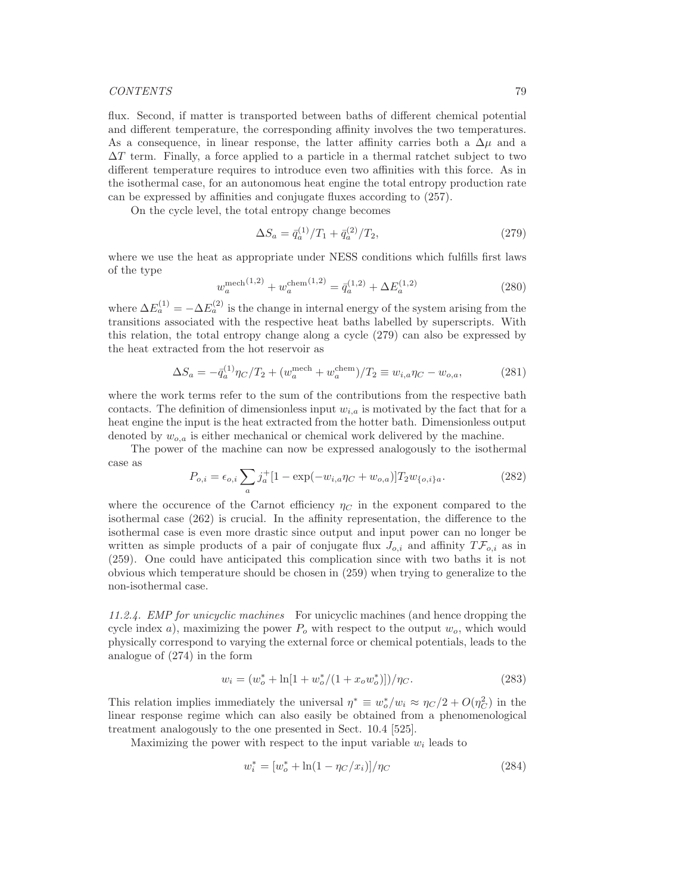flux. Second, if matter is transported between baths of different chemical potential and different temperature, the corresponding affinity involves the two temperatures. As a consequence, in linear response, the latter affinity carries both a $\Delta\mu$ and a $\Delta T$ term. Finally, a force applied to a particle in a thermal ratchet subject to two different temperature requires to introduce even two affinities with this force. As in the isothermal case, for an autonomous heat engine the total entropy production rate can be expressed by affinities and conjugate fluxes according to (257).

On the cycle level, the total entropy change becomes

$$\Delta S_a = \bar{q}_a^{(1)}/T_1 + \bar{q}_a^{(2)}/T_2, \tag{279}$$

where we use the heat as appropriate under NESS conditions which fulfills first laws of the type

$$w_a^{\mathrm{mech}(1,2)} + w_a^{\mathrm{chem}(1,2)} = \bar{q}_a^{(1,2)} + \Delta E_a^{(1,2)} \tag{280}$$

where $\Delta E_a^{(1)} = -\Delta E_a^{(2)}$ is the change in internal energy of the system arising from the transitions associated with the respective heat baths labelled by superscripts. With this relation, the total entropy change along a cycle (279) can also be expressed by the heat extracted from the hot reservoir as

$$\Delta S_a = -\bar{q}_a^{(1)}\eta_C/T_2 + (w_a^{\mathrm{mech}} + w_a^{\mathrm{chem}})/T_2 \equiv w_{i,a}\eta_C - w_{o,a}, \tag{281}$$

where the work terms refer to the sum of the contributions from the respective bath contacts. The definition of dimensionless input $w_{i,a}$ is motivated by the fact that for a heat engine the input is the heat extracted from the hotter bath. Dimensionless output denoted by $w_{o,a}$ is either mechanical or chemical work delivered by the machine.

The power of the machine can now be expressed analogously to the isothermal case as

$$P_{o,i} = \epsilon_{o,i} \sum_a j_a^+ [1 - \exp(-w_{i,a}\eta_C + w_{o,a})] T_2 w_{\{o,i\}a}. \tag{282}$$

where the occurence of the Carnot efficiency $\eta_C$ in the exponent compared to the isothermal case (262) is crucial. In the affinity representation, the difference to the isothermal case is even more drastic since output and input power can no longer be written as simple products of a pair of conjugate flux $J_{o,i}$ and affinity $T\mathcal{F}_{o,i}$ as in (259). One could have anticipated this complication since with two baths it is not obvious which temperature should be chosen in (259) when trying to generalize to the non-isothermal case.

*11.2.4. EMP for unicyclic machines* For unicyclic machines (and hence dropping the cycle index $a$), maximizing the power $P_o$ with respect to the output $w_o$, which would physically correspond to varying the external force or chemical potentials, leads to the analogue of (274) in the form

$$w_i = (w_o^* + \ln[1 + w_o^*/(1 + x_o w_o^*)])/\eta_C. \tag{283}$$

This relation implies immediately the universal $\eta^* \equiv w_o^*/w_i \approx \eta_C/2 + O(\eta_C^2)$ in the linear response regime which can also easily be obtained from a phenomenological treatment analogously to the one presented in Sect. 10.4 [525].

Maximizing the power with respect to the input variable $w_i$ leads to

$$w_i^* = [w_o^* + \ln(1 - \eta_C/x_i)]/\eta_C \tag{284}$$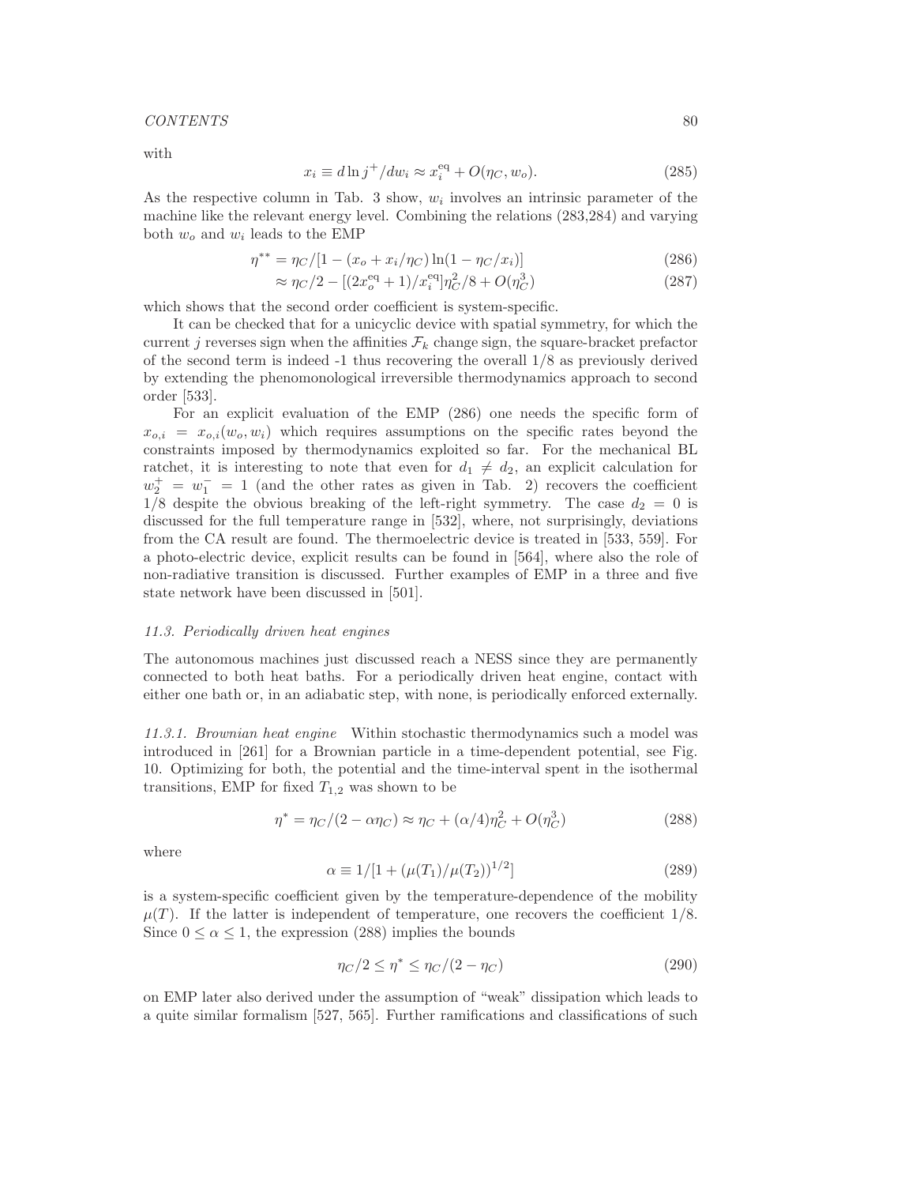with

$$x_i \equiv d \ln j^+/dw_i \approx x_i^{\rm eq} + O(\eta_C, w_o). \tag{285}$$

As the respective column in Tab. 3 show, $w_i$ involves an intrinsic parameter of the machine like the relevant energy level. Combining the relations (283,284) and varying both $w_o$ and $w_i$ leads to the EMP

$$\eta^{**} = \eta_C/[1 - (x_o + x_i/\eta_C)\ln(1 - \eta_C/x_i)] \tag{286}$$

$$\approx \eta_C/2 - [(2x_o^{\rm eq} + 1)/x_i^{\rm eq}]\eta_C^2/8 + O(\eta_C^3) \tag{287}$$

which shows that the second order coefficient is system-specific.

It can be checked that for a unicyclic device with spatial symmetry, for which the current $j$ reverses sign when the affinities $\mathcal{F}_k$ change sign, the square-bracket prefactor of the second term is indeed -1 thus recovering the overall 1/8 as previously derived by extending the phenomonological irreversible thermodynamics approach to second order [533].

For an explicit evaluation of the EMP (286) one needs the specific form of $x_{o,i} = x_{o,i}(w_o, w_i)$ which requires assumptions on the specific rates beyond the constraints imposed by thermodynamics exploited so far. For the mechanical BL ratchet, it is interesting to note that even for $d_1 \neq d_2$, an explicit calculation for $w_2^+ = w_1^- = 1$ (and the other rates as given in Tab. 2) recovers the coefficient 1/8 despite the obvious breaking of the left-right symmetry. The case $d_2 = 0$ is discussed for the full temperature range in [532], where, not surprisingly, deviations from the CA result are found. The thermoelectric device is treated in [533, 559]. For a photo-electric device, explicit results can be found in [564], where also the role of non-radiative transition is discussed. Further examples of EMP in a three and five state network have been discussed in [501].

### *11.3. Periodically driven heat engines*

The autonomous machines just discussed reach a NESS since they are permanently connected to both heat baths. For a periodically driven heat engine, contact with either one bath or, in an adiabatic step, with none, is periodically enforced externally.

*11.3.1. Brownian heat engine* Within stochastic thermodynamics such a model was introduced in [261] for a Brownian particle in a time-dependent potential, see Fig. 10. Optimizing for both, the potential and the time-interval spent in the isothermal transitions, EMP for fixed $T_{1,2}$ was shown to be

$$\eta^* = \eta_C/(2 - \alpha\eta_C) \approx \eta_C + (\alpha/4)\eta_C^2 + O(\eta_C^3) \tag{288}$$

where

$$\alpha \equiv 1/[1 + (\mu(T_1)/\mu(T_2))^{1/2}] \tag{289}$$

is a system-specific coefficient given by the temperature-dependence of the mobility $\mu(T)$. If the latter is independent of temperature, one recovers the coefficient 1/8. Since $0 \leq \alpha \leq 1$, the expression (288) implies the bounds

$$\eta_C/2 \leq \eta^* \leq \eta_C/(2 - \eta_C) \tag{290}$$

on EMP later also derived under the assumption of "weak" dissipation which leads to a quite similar formalism [527, 565]. Further ramifications and classifications of such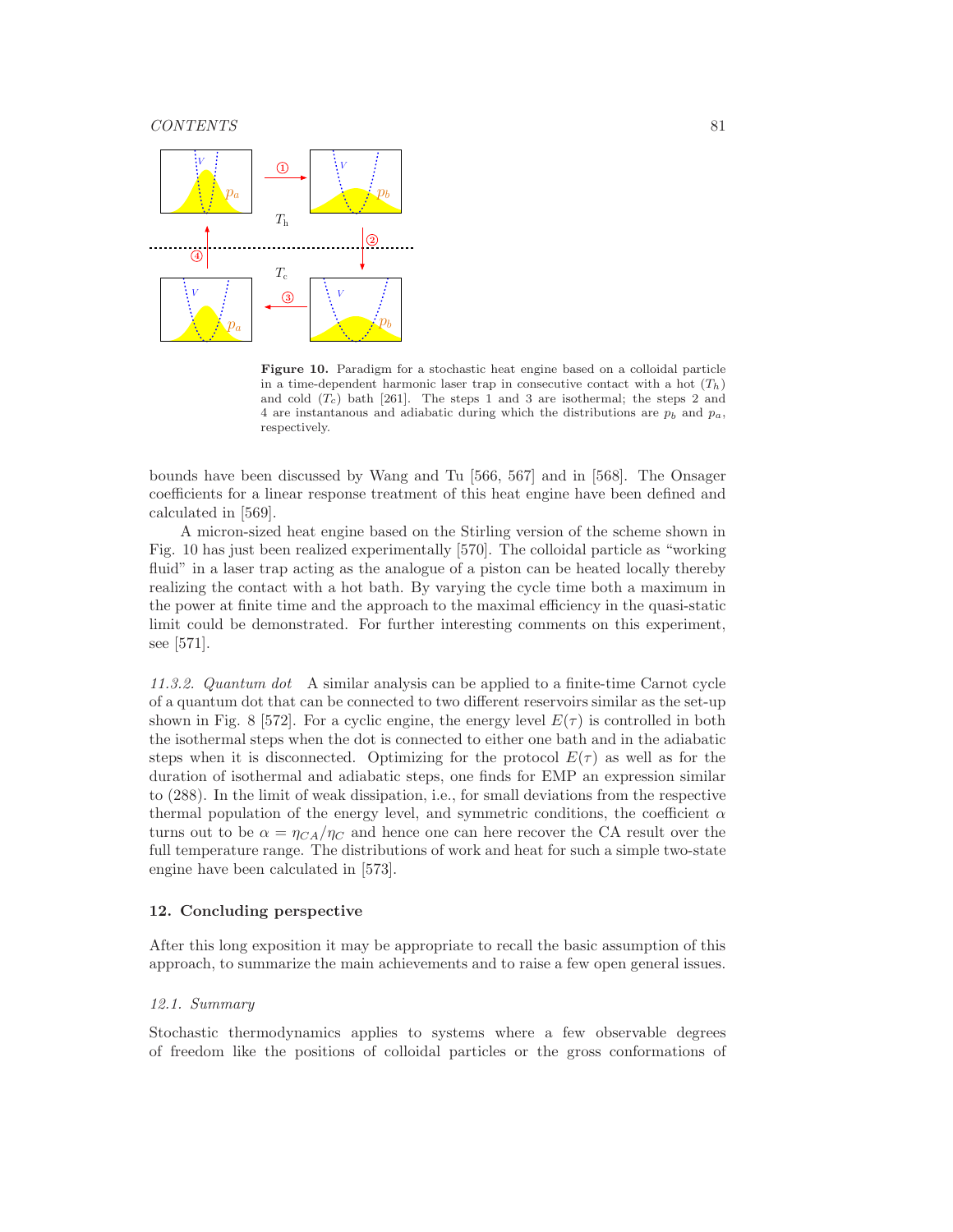**Figure 10.** Paradigm for a stochastic heat engine based on a colloidal particle in a time-dependent harmonic laser trap in consecutive contact with a hot ($T_h$) and cold ($T_c$) bath [261]. The steps 1 and 3 are isothermal; the steps 2 and 4 are instantanous and adiabatic during which the distributions are $p_b$ and $p_a$, respectively.

bounds have been discussed by Wang and Tu [566, 567] and in [568]. The Onsager coefficients for a linear response treatment of this heat engine have been defined and calculated in [569].

A micron-sized heat engine based on the Stirling version of the scheme shown in Fig. 10 has just been realized experimentally [570]. The colloidal particle as "working fluid" in a laser trap acting as the analogue of a piston can be heated locally thereby realizing the contact with a hot bath. By varying the cycle time both a maximum in the power at finite time and the approach to the maximal efficiency in the quasi-static limit could be demonstrated. For further interesting comments on this experiment, see [571].

*11.3.2. Quantum dot* A similar analysis can be applied to a finite-time Carnot cycle of a quantum dot that can be connected to two different reservoirs similar as the set-up shown in Fig. 8 [572]. For a cyclic engine, the energy level $E(\tau)$ is controlled in both the isothermal steps when the dot is connected to either one bath and in the adiabatic steps when it is disconnected. Optimizing for the protocol $E(\tau)$ as well as for the duration of isothermal and adiabatic steps, one finds for EMP an expression similar to (288). In the limit of weak dissipation, i.e., for small deviations from the respective thermal population of the energy level, and symmetric conditions, the coefficient $\alpha$ turns out to be $\alpha = \eta_{CA}/\eta_C$ and hence one can here recover the CA result over the full temperature range. The distributions of work and heat for such a simple two-state engine have been calculated in [573].

## 12. Concluding perspective

After this long exposition it may be appropriate to recall the basic assumption of this approach, to summarize the main achievements and to raise a few open general issues.

### *12.1. Summary*

Stochastic thermodynamics applies to systems where a few observable degrees of freedom like the positions of colloidal particles or the gross conformations of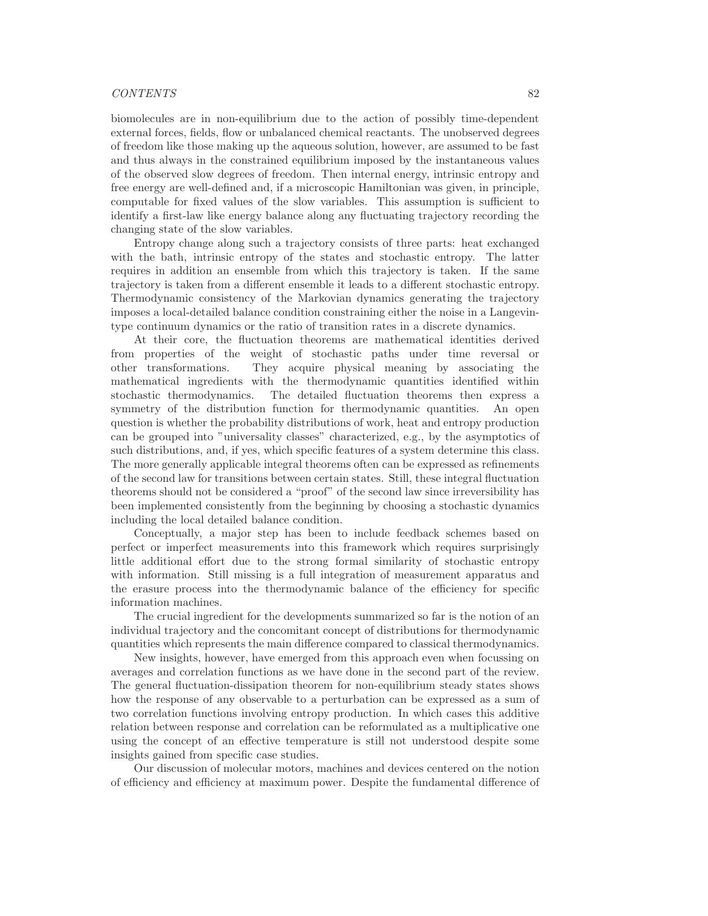biomolecules are in non-equilibrium due to the action of possibly time-dependent external forces, fields, flow or unbalanced chemical reactants. The unobserved degrees of freedom like those making up the aqueous solution, however, are assumed to be fast and thus always in the constrained equilibrium imposed by the instantaneous values of the observed slow degrees of freedom. Then internal energy, intrinsic entropy and free energy are well-defined and, if a microscopic Hamiltonian was given, in principle, computable for fixed values of the slow variables. This assumption is sufficient to identify a first-law like energy balance along any fluctuating trajectory recording the changing state of the slow variables.

Entropy change along such a trajectory consists of three parts: heat exchanged with the bath, intrinsic entropy of the states and stochastic entropy. The latter requires in addition an ensemble from which this trajectory is taken. If the same trajectory is taken from a different ensemble it leads to a different stochastic entropy. Thermodynamic consistency of the Markovian dynamics generating the trajectory imposes a local-detailed balance condition constraining either the noise in a Langevin-type continuum dynamics or the ratio of transition rates in a discrete dynamics.

At their core, the fluctuation theorems are mathematical identities derived from properties of the weight of stochastic paths under time reversal or other transformations. They acquire physical meaning by associating the mathematical ingredients with the thermodynamic quantities identified within stochastic thermodynamics. The detailed fluctuation theorems then express a symmetry of the distribution function for thermodynamic quantities. An open question is whether the probability distributions of work, heat and entropy production can be grouped into "universality classes" characterized, e.g., by the asymptotics of such distributions, and, if yes, which specific features of a system determine this class. The more generally applicable integral theorems often can be expressed as refinements of the second law for transitions between certain states. Still, these integral fluctuation theorems should not be considered a "proof" of the second law since irreversibility has been implemented consistently from the beginning by choosing a stochastic dynamics including the local detailed balance condition.

Conceptually, a major step has been to include feedback schemes based on perfect or imperfect measurements into this framework which requires surprisingly little additional effort due to the strong formal similarity of stochastic entropy with information. Still missing is a full integration of measurement apparatus and the erasure process into the thermodynamic balance of the efficiency for specific information machines.

The crucial ingredient for the developments summarized so far is the notion of an individual trajectory and the concomitant concept of distributions for thermodynamic quantities which represents the main difference compared to classical thermodynamics.

New insights, however, have emerged from this approach even when focussing on averages and correlation functions as we have done in the second part of the review. The general fluctuation-dissipation theorem for non-equilibrium steady states shows how the response of any observable to a perturbation can be expressed as a sum of two correlation functions involving entropy production. In which cases this additive relation between response and correlation can be reformulated as a multiplicative one using the concept of an effective temperature is still not understood despite some insights gained from specific case studies.

Our discussion of molecular motors, machines and devices centered on the notion of efficiency and efficiency at maximum power. Despite the fundamental difference of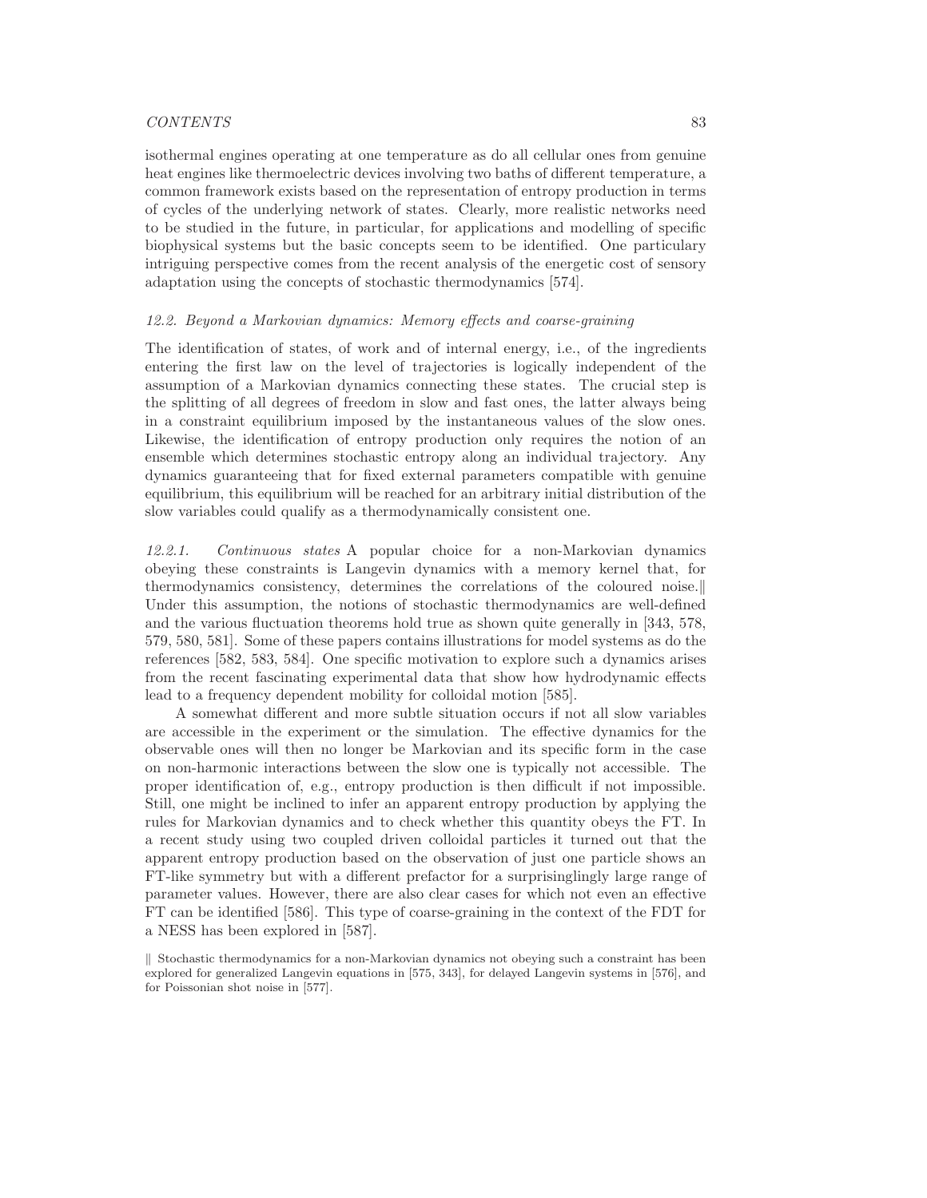isothermal engines operating at one temperature as do all cellular ones from genuine heat engines like thermoelectric devices involving two baths of different temperature, a common framework exists based on the representation of entropy production in terms of cycles of the underlying network of states. Clearly, more realistic networks need to be studied in the future, in particular, for applications and modelling of specific biophysical systems but the basic concepts seem to be identified. One particulary intriguing perspective comes from the recent analysis of the energetic cost of sensory adaptation using the concepts of stochastic thermodynamics [574].

### *12.2. Beyond a Markovian dynamics: Memory effects and coarse-graining*

The identification of states, of work and of internal energy, i.e., of the ingredients entering the first law on the level of trajectories is logically independent of the assumption of a Markovian dynamics connecting these states. The crucial step is the splitting of all degrees of freedom in slow and fast ones, the latter always being in a constraint equilibrium imposed by the instantaneous values of the slow ones. Likewise, the identification of entropy production only requires the notion of an ensemble which determines stochastic entropy along an individual trajectory. Any dynamics guaranteeing that for fixed external parameters compatible with genuine equilibrium, this equilibrium will be reached for an arbitrary initial distribution of the slow variables could qualify as a thermodynamically consistent one.

*12.2.1. Continuous states* A popular choice for a non-Markovian dynamics obeying these constraints is Langevin dynamics with a memory kernel that, for thermodynamics consistency, determines the correlations of the coloured noise.‖ Under this assumption, the notions of stochastic thermodynamics are well-defined and the various fluctuation theorems hold true as shown quite generally in [343, 578, 579, 580, 581]. Some of these papers contains illustrations for model systems as do the references [582, 583, 584]. One specific motivation to explore such a dynamics arises from the recent fascinating experimental data that show how hydrodynamic effects lead to a frequency dependent mobility for colloidal motion [585].

A somewhat different and more subtle situation occurs if not all slow variables are accessible in the experiment or the simulation. The effective dynamics for the observable ones will then no longer be Markovian and its specific form in the case on non-harmonic interactions between the slow one is typically not accessible. The proper identification of, e.g., entropy production is then difficult if not impossible. Still, one might be inclined to infer an apparent entropy production by applying the rules for Markovian dynamics and to check whether this quantity obeys the FT. In a recent study using two coupled driven colloidal particles it turned out that the apparent entropy production based on the observation of just one particle shows an FT-like symmetry but with a different prefactor for a surprisinglingly large range of parameter values. However, there are also clear cases for which not even an effective FT can be identified [586]. This type of coarse-graining in the context of the FDT for a NESS has been explored in [587].

‖ Stochastic thermodynamics for a non-Markovian dynamics not obeying such a constraint has been explored for generalized Langevin equations in [575, 343], for delayed Langevin systems in [576], and for Poissonian shot noise in [577].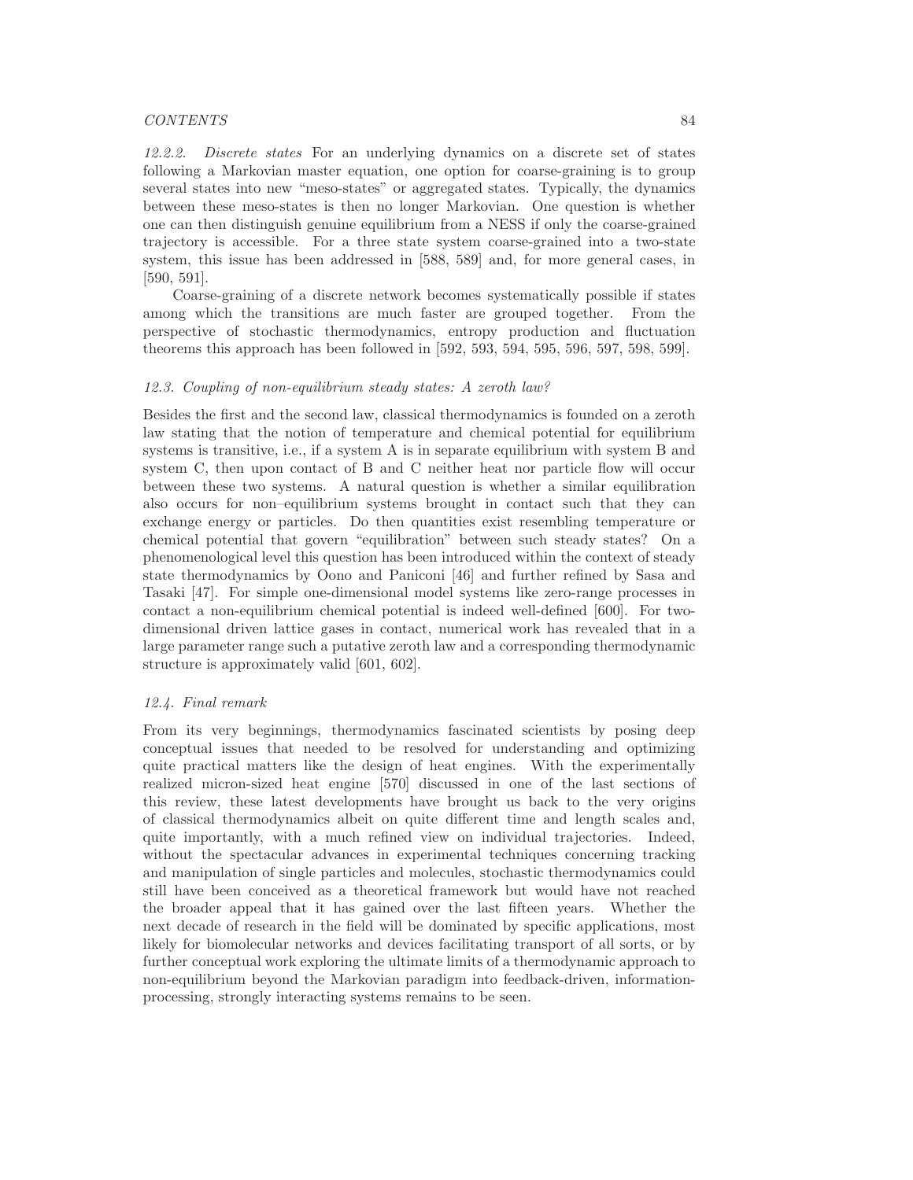*12.2.2. Discrete states* For an underlying dynamics on a discrete set of states following a Markovian master equation, one option for coarse-graining is to group several states into new "meso-states" or aggregated states. Typically, the dynamics between these meso-states is then no longer Markovian. One question is whether one can then distinguish genuine equilibrium from a NESS if only the coarse-grained trajectory is accessible. For a three state system coarse-grained into a two-state system, this issue has been addressed in [588, 589] and, for more general cases, in [590, 591].

Coarse-graining of a discrete network becomes systematically possible if states among which the transitions are much faster are grouped together. From the perspective of stochastic thermodynamics, entropy production and fluctuation theorems this approach has been followed in [592, 593, 594, 595, 596, 597, 598, 599].

### *12.3. Coupling of non-equilibrium steady states: A zeroth law?*

Besides the first and the second law, classical thermodynamics is founded on a zeroth law stating that the notion of temperature and chemical potential for equilibrium systems is transitive, i.e., if a system A is in separate equilibrium with system B and system C, then upon contact of B and C neither heat nor particle flow will occur between these two systems. A natural question is whether a similar equilibration also occurs for non–equilibrium systems brought in contact such that they can exchange energy or particles. Do then quantities exist resembling temperature or chemical potential that govern "equilibration" between such steady states? On a phenomenological level this question has been introduced within the context of steady state thermodynamics by Oono and Paniconi [46] and further refined by Sasa and Tasaki [47]. For simple one-dimensional model systems like zero-range processes in contact a non-equilibrium chemical potential is indeed well-defined [600]. For two-dimensional driven lattice gases in contact, numerical work has revealed that in a large parameter range such a putative zeroth law and a corresponding thermodynamic structure is approximately valid [601, 602].

### *12.4. Final remark*

From its very beginnings, thermodynamics fascinated scientists by posing deep conceptual issues that needed to be resolved for understanding and optimizing quite practical matters like the design of heat engines. With the experimentally realized micron-sized heat engine [570] discussed in one of the last sections of this review, these latest developments have brought us back to the very origins of classical thermodynamics albeit on quite different time and length scales and, quite importantly, with a much refined view on individual trajectories. Indeed, without the spectacular advances in experimental techniques concerning tracking and manipulation of single particles and molecules, stochastic thermodynamics could still have been conceived as a theoretical framework but would have not reached the broader appeal that it has gained over the last fifteen years. Whether the next decade of research in the field will be dominated by specific applications, most likely for biomolecular networks and devices facilitating transport of all sorts, or by further conceptual work exploring the ultimate limits of a thermodynamic approach to non-equilibrium beyond the Markovian paradigm into feedback-driven, information-processing, strongly interacting systems remains to be seen.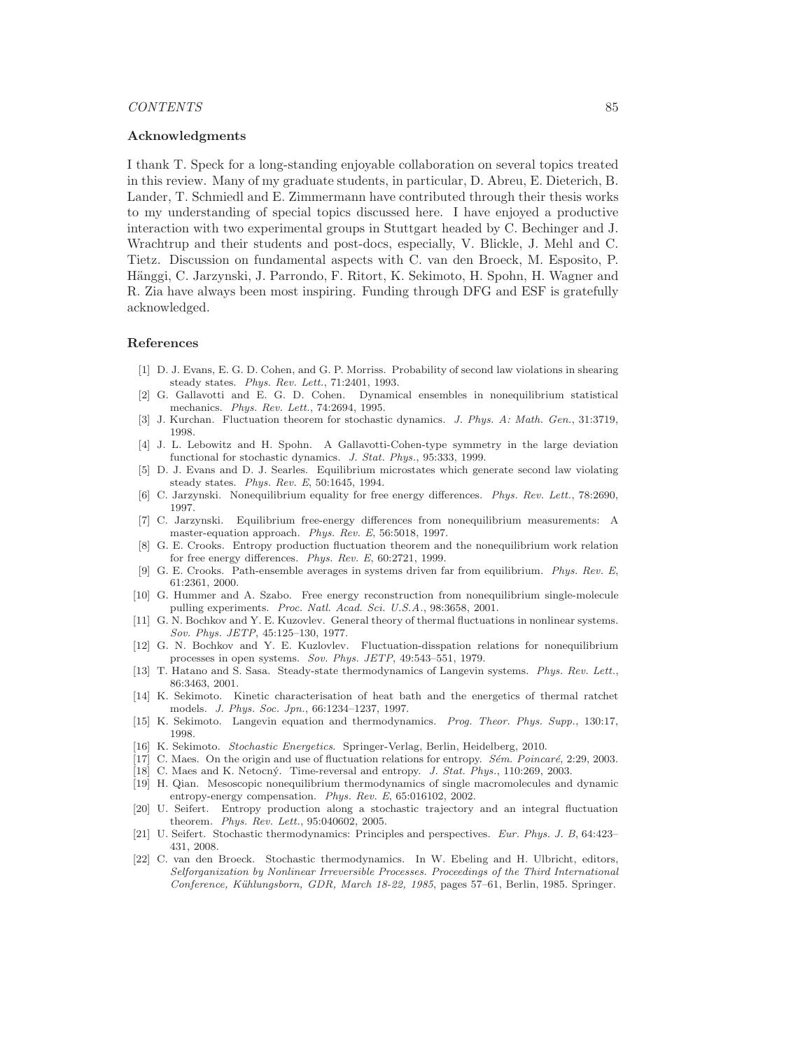## Acknowledgments

I thank T. Speck for a long-standing enjoyable collaboration on several topics treated in this review. Many of my graduate students, in particular, D. Abreu, E. Dieterich, B. Lander, T. Schmiedl and E. Zimmermann have contributed through their thesis works to my understanding of special topics discussed here. I have enjoyed a productive interaction with two experimental groups in Stuttgart headed by C. Bechinger and J. Wrachtrup and their students and post-docs, especially, V. Blickle, J. Mehl and C. Tietz. Discussion on fundamental aspects with C. van den Broeck, M. Esposito, P. Hänggi, C. Jarzynski, J. Parrondo, F. Ritort, K. Sekimoto, H. Spohn, H. Wagner and R. Zia have always been most inspiring. Funding through DFG and ESF is gratefully acknowledged.

## References

[1] D. J. Evans, E. G. D. Cohen, and G. P. Morriss. Probability of second law violations in shearing steady states. *Phys. Rev. Lett.*, 71:2401, 1993.

[2] G. Gallavotti and E. G. D. Cohen. Dynamical ensembles in nonequilibrium statistical mechanics. *Phys. Rev. Lett.*, 74:2694, 1995.

[3] J. Kurchan. Fluctuation theorem for stochastic dynamics. *J. Phys. A: Math. Gen.*, 31:3719, 1998.

[4] J. L. Lebowitz and H. Spohn. A Gallavotti-Cohen-type symmetry in the large deviation functional for stochastic dynamics. *J. Stat. Phys.*, 95:333, 1999.

[5] D. J. Evans and D. J. Searles. Equilibrium microstates which generate second law violating steady states. *Phys. Rev. E*, 50:1645, 1994.

[6] C. Jarzynski. Nonequilibrium equality for free energy differences. *Phys. Rev. Lett.*, 78:2690, 1997.

[7] C. Jarzynski. Equilibrium free-energy differences from nonequilibrium measurements: A master-equation approach. *Phys. Rev. E*, 56:5018, 1997.

[8] G. E. Crooks. Entropy production fluctuation theorem and the nonequilibrium work relation for free energy differences. *Phys. Rev. E*, 60:2721, 1999.

[9] G. E. Crooks. Path-ensemble averages in systems driven far from equilibrium. *Phys. Rev. E*, 61:2361, 2000.

[10] G. Hummer and A. Szabo. Free energy reconstruction from nonequilibrium single-molecule pulling experiments. *Proc. Natl. Acad. Sci. U.S.A.*, 98:3658, 2001.

[11] G. N. Bochkov and Y. E. Kuzovlev. General theory of thermal fluctuations in nonlinear systems. *Sov. Phys. JETP*, 45:125–130, 1977.

[12] G. N. Bochkov and Y. E. Kuzlovlev. Fluctuation-disspation relations for nonequilibrium processes in open systems. *Sov. Phys. JETP*, 49:543–551, 1979.

[13] T. Hatano and S. Sasa. Steady-state thermodynamics of Langevin systems. *Phys. Rev. Lett.*, 86:3463, 2001.

[14] K. Sekimoto. Kinetic characterisation of heat bath and the energetics of thermal ratchet models. *J. Phys. Soc. Jpn.*, 66:1234–1237, 1997.

[15] K. Sekimoto. Langevin equation and thermodynamics. *Prog. Theor. Phys. Supp.*, 130:17, 1998.

[16] K. Sekimoto. *Stochastic Energetics*. Springer-Verlag, Berlin, Heidelberg, 2010.

[17] C. Maes. On the origin and use of fluctuation relations for entropy. *Sém. Poincaré*, 2:29, 2003.

[18] C. Maes and K. Netocný. Time-reversal and entropy. *J. Stat. Phys.*, 110:269, 2003.

[19] H. Qian. Mesoscopic nonequilibrium thermodynamics of single macromolecules and dynamic entropy-energy compensation. *Phys. Rev. E*, 65:016102, 2002.

[20] U. Seifert. Entropy production along a stochastic trajectory and an integral fluctuation theorem. *Phys. Rev. Lett.*, 95:040602, 2005.

[21] U. Seifert. Stochastic thermodynamics: Principles and perspectives. *Eur. Phys. J. B*, 64:423–431, 2008.

[22] C. van den Broeck. Stochastic thermodynamics. In W. Ebeling and H. Ulbricht, editors, *Selforganization by Nonlinear Irreversible Processes. Proceedings of the Third International Conference, Kühlungsborn, GDR, March 18-22, 1985*, pages 57–61, Berlin, 1985. Springer.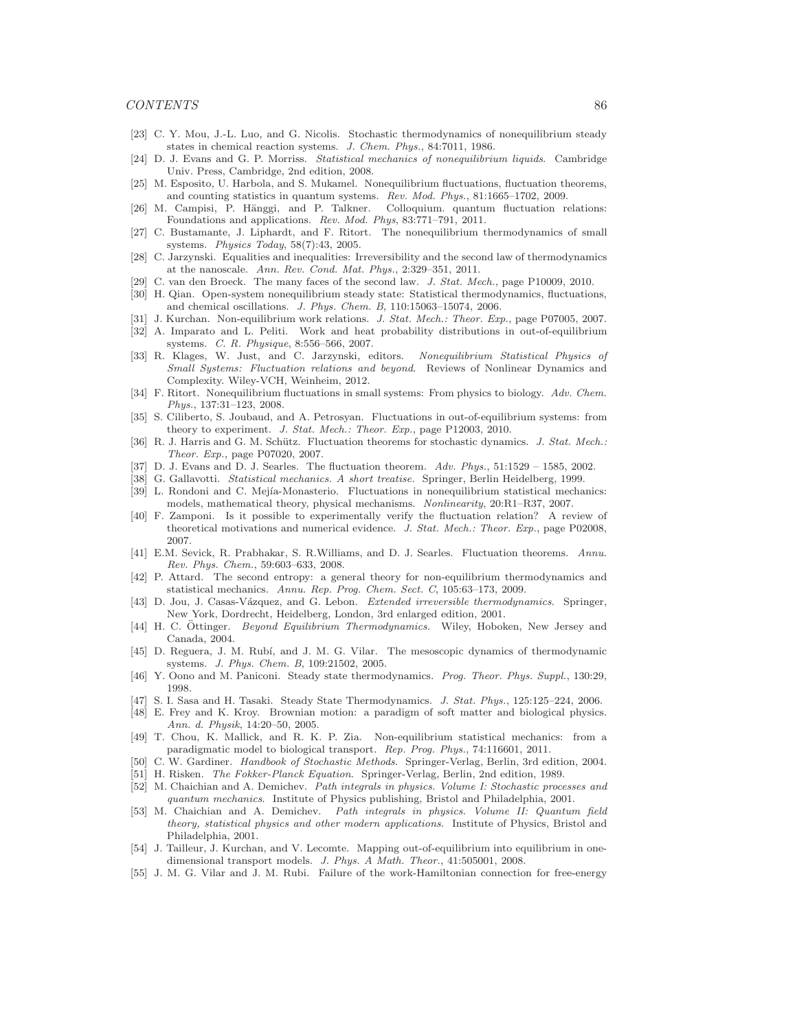[23] C. Y. Mou, J.-L. Luo, and G. Nicolis. Stochastic thermodynamics of nonequilibrium steady states in chemical reaction systems. *J. Chem. Phys.*, 84:7011, 1986.

[24] D. J. Evans and G. P. Morriss. *Statistical mechanics of nonequilibrium liquids*. Cambridge Univ. Press, Cambridge, 2nd edition, 2008.

[25] M. Esposito, U. Harbola, and S. Mukamel. Nonequilibrium fluctuations, fluctuation theorems, and counting statistics in quantum systems. *Rev. Mod. Phys.*, 81:1665–1702, 2009.

[26] M. Campisi, P. Hänggi, and P. Talkner. Colloquium. quantum fluctuation relations: Foundations and applications. *Rev. Mod. Phys*, 83:771–791, 2011.

[27] C. Bustamante, J. Liphardt, and F. Ritort. The nonequilibrium thermodynamics of small systems. *Physics Today*, 58(7):43, 2005.

[28] C. Jarzynski. Equalities and inequalities: Irreversibility and the second law of thermodynamics at the nanoscale. *Ann. Rev. Cond. Mat. Phys.*, 2:329–351, 2011.

[29] C. van den Broeck. The many faces of the second law. *J. Stat. Mech.*, page P10009, 2010.

[30] H. Qian. Open-system nonequilibrium steady state: Statistical thermodynamics, fluctuations, and chemical oscillations. *J. Phys. Chem. B*, 110:15063–15074, 2006.

[31] J. Kurchan. Non-equilibrium work relations. *J. Stat. Mech.: Theor. Exp.*, page P07005, 2007.

[32] A. Imparato and L. Peliti. Work and heat probability distributions in out-of-equilibrium systems. *C. R. Physique*, 8:556–566, 2007.

[33] R. Klages, W. Just, and C. Jarzynski, editors. *Nonequilibrium Statistical Physics of Small Systems: Fluctuation relations and beyond*. Reviews of Nonlinear Dynamics and Complexity. Wiley-VCH, Weinheim, 2012.

[34] F. Ritort. Nonequilibrium fluctuations in small systems: From physics to biology. *Adv. Chem. Phys.*, 137:31–123, 2008.

[35] S. Ciliberto, S. Joubaud, and A. Petrosyan. Fluctuations in out-of-equilibrium systems: from theory to experiment. *J. Stat. Mech.: Theor. Exp.*, page P12003, 2010.

[36] R. J. Harris and G. M. Schütz. Fluctuation theorems for stochastic dynamics. *J. Stat. Mech.: Theor. Exp.*, page P07020, 2007.

[37] D. J. Evans and D. J. Searles. The fluctuation theorem. *Adv. Phys.*, 51:1529 – 1585, 2002.

[38] G. Gallavotti. *Statistical mechanics. A short treatise*. Springer, Berlin Heidelberg, 1999.

[39] L. Rondoni and C. Mejía-Monasterio. Fluctuations in nonequilibrium statistical mechanics: models, mathematical theory, physical mechanisms. *Nonlinearity*, 20:R1–R37, 2007.

[40] F. Zamponi. Is it possible to experimentally verify the fluctuation relation? A review of theoretical motivations and numerical evidence. *J. Stat. Mech.: Theor. Exp.*, page P02008, 2007.

[41] E.M. Sevick, R. Prabhakar, S. R.Williams, and D. J. Searles. Fluctuation theorems. *Annu. Rev. Phys. Chem.*, 59:603–633, 2008.

[42] P. Attard. The second entropy: a general theory for non-equilibrium thermodynamics and statistical mechanics. *Annu. Rep. Prog. Chem. Sect. C*, 105:63–173, 2009.

[43] D. Jou, J. Casas-Vázquez, and G. Lebon. *Extended irreversible thermodynamics*. Springer, New York, Dordrecht, Heidelberg, London, 3rd enlarged edition, 2001.

[44] H. C. Öttinger. *Beyond Equilibrium Thermodynamics*. Wiley, Hoboken, New Jersey and Canada, 2004.

[45] D. Reguera, J. M. Rubí, and J. M. G. Vilar. The mesoscopic dynamics of thermodynamic systems. *J. Phys. Chem. B*, 109:21502, 2005.

[46] Y. Oono and M. Paniconi. Steady state thermodynamics. *Prog. Theor. Phys. Suppl.*, 130:29, 1998.

[47] S. I. Sasa and H. Tasaki. Steady State Thermodynamics. *J. Stat. Phys.*, 125:125–224, 2006.

[48] E. Frey and K. Kroy. Brownian motion: a paradigm of soft matter and biological physics. *Ann. d. Physik*, 14:20–50, 2005.

[49] T. Chou, K. Mallick, and R. K. P. Zia. Non-equilibrium statistical mechanics: from a paradigmatic model to biological transport. *Rep. Prog. Phys.*, 74:116601, 2011.

[50] C. W. Gardiner. *Handbook of Stochastic Methods*. Springer-Verlag, Berlin, 3rd edition, 2004.

[51] H. Risken. *The Fokker-Planck Equation*. Springer-Verlag, Berlin, 2nd edition, 1989.

[52] M. Chaichian and A. Demichev. *Path integrals in physics. Volume I: Stochastic processes and quantum mechanics*. Institute of Physics publishing, Bristol and Philadelphia, 2001.

[53] M. Chaichian and A. Demichev. *Path integrals in physics. Volume II: Quantum field theory, statistical physics and other modern applications*. Institute of Physics, Bristol and Philadelphia, 2001.

[54] J. Tailleur, J. Kurchan, and V. Lecomte. Mapping out-of-equilibrium into equilibrium in one-dimensional transport models. *J. Phys. A Math. Theor.*, 41:505001, 2008.

[55] J. M. G. Vilar and J. M. Rubi. Failure of the work-Hamiltonian connection for free-energy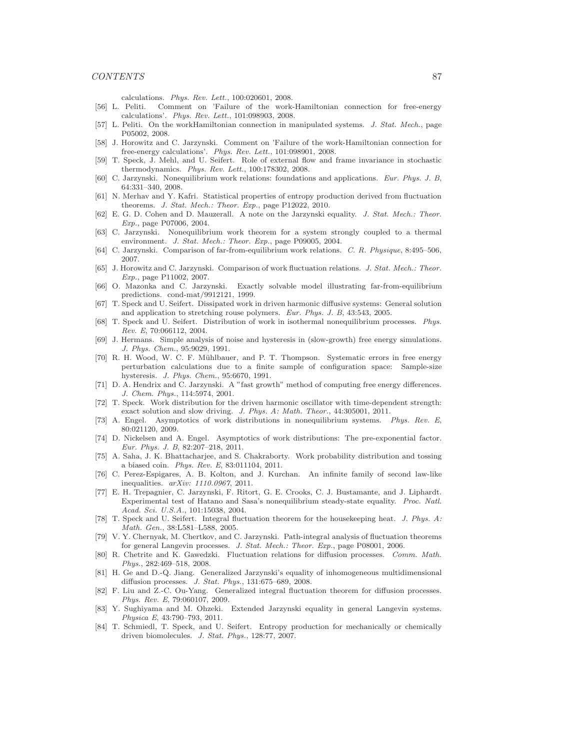calculations. *Phys. Rev. Lett.*, 100:020601, 2008.

[56] L. Peliti. Comment on 'Failure of the work-Hamiltonian connection for free-energy calculations'. *Phys. Rev. Lett.*, 101:098903, 2008.

[57] L. Peliti. On the workHamiltonian connection in manipulated systems. *J. Stat. Mech.*, page P05002, 2008.

[58] J. Horowitz and C. Jarzynski. Comment on 'Failure of the work-Hamiltonian connection for free-energy calculations'. *Phys. Rev. Lett.*, 101:098901, 2008.

[59] T. Speck, J. Mehl, and U. Seifert. Role of external flow and frame invariance in stochastic thermodynamics. *Phys. Rev. Lett.*, 100:178302, 2008.

[60] C. Jarzynski. Nonequilibrium work relations: foundations and applications. *Eur. Phys. J. B*, 64:331–340, 2008.

[61] N. Merhav and Y. Kafri. Statistical properties of entropy production derived from fluctuation theorems. *J. Stat. Mech.: Theor. Exp.*, page P12022, 2010.

[62] E. G. D. Cohen and D. Mauzerall. A note on the Jarzynski equality. *J. Stat. Mech.: Theor. Exp.*, page P07006, 2004.

[63] C. Jarzynski. Nonequilibrium work theorem for a system strongly coupled to a thermal environment. *J. Stat. Mech.: Theor. Exp.*, page P09005, 2004.

[64] C. Jarzynski. Comparison of far-from-equilibrium work relations. *C. R. Physique*, 8:495–506, 2007.

[65] J. Horowitz and C. Jarzynski. Comparison of work fluctuation relations. *J. Stat. Mech.: Theor. Exp.*, page P11002, 2007.

[66] O. Mazonka and C. Jarzynski. Exactly solvable model illustrating far-from-equilibrium predictions. cond-mat/9912121, 1999.

[67] T. Speck and U. Seifert. Dissipated work in driven harmonic diffusive systems: General solution and application to stretching rouse polymers. *Eur. Phys. J. B*, 43:543, 2005.

[68] T. Speck and U. Seifert. Distribution of work in isothermal nonequilibrium processes. *Phys. Rev. E*, 70:066112, 2004.

[69] J. Hermans. Simple analysis of noise and hysteresis in (slow-growth) free energy simulations. *J. Phys. Chem.*, 95:9029, 1991.

[70] R. H. Wood, W. C. F. Mühlbauer, and P. T. Thompson. Systematic errors in free energy perturbation calculations due to a finite sample of configuration space: Sample-size hysteresis. *J. Phys. Chem.*, 95:6670, 1991.

[71] D. A. Hendrix and C. Jarzynski. A "fast growth" method of computing free energy differences. *J. Chem. Phys.*, 114:5974, 2001.

[72] T. Speck. Work distribution for the driven harmonic oscillator with time-dependent strength: exact solution and slow driving. *J. Phys. A: Math. Theor.*, 44:305001, 2011.

[73] A. Engel. Asymptotics of work distributions in nonequilibrium systems. *Phys. Rev. E*, 80:021120, 2009.

[74] D. Nickelsen and A. Engel. Asymptotics of work distributions: The pre-exponential factor. *Eur. Phys. J. B*, 82:207–218, 2011.

[75] A. Saha, J. K. Bhattacharjee, and S. Chakraborty. Work probability distribution and tossing a biased coin. *Phys. Rev. E*, 83:011104, 2011.

[76] C. Perez-Espigares, A. B. Kolton, and J. Kurchan. An infinite family of second law-like inequalities. *arXiv: 1110.0967*, 2011.

[77] E. H. Trepagnier, C. Jarzynski, F. Ritort, G. E. Crooks, C. J. Bustamante, and J. Liphardt. Experimental test of Hatano and Sasa's nonequilibrium steady-state equality. *Proc. Natl. Acad. Sci. U.S.A.*, 101:15038, 2004.

[78] T. Speck and U. Seifert. Integral fluctuation theorem for the housekeeping heat. *J. Phys. A: Math. Gen.*, 38:L581–L588, 2005.

[79] V. Y. Chernyak, M. Chertkov, and C. Jarzynski. Path-integral analysis of fluctuation theorems for general Langevin processes. *J. Stat. Mech.: Theor. Exp.*, page P08001, 2006.

[80] R. Chetrite and K. Gawedzki. Fluctuation relations for diffusion processes. *Comm. Math. Phys.*, 282:469–518, 2008.

[81] H. Ge and D.-Q. Jiang. Generalized Jarzynski's equality of inhomogeneous multidimensional diffusion processes. *J. Stat. Phys.*, 131:675–689, 2008.

[82] F. Liu and Z.-C. Ou-Yang. Generalized integral fluctuation theorem for diffusion processes. *Phys. Rev. E*, 79:060107, 2009.

[83] Y. Sughiyama and M. Ohzeki. Extended Jarzynski equality in general Langevin systems. *Physica E*, 43:790–793, 2011.

[84] T. Schmiedl, T. Speck, and U. Seifert. Entropy production for mechanically or chemically driven biomolecules. *J. Stat. Phys.*, 128:77, 2007.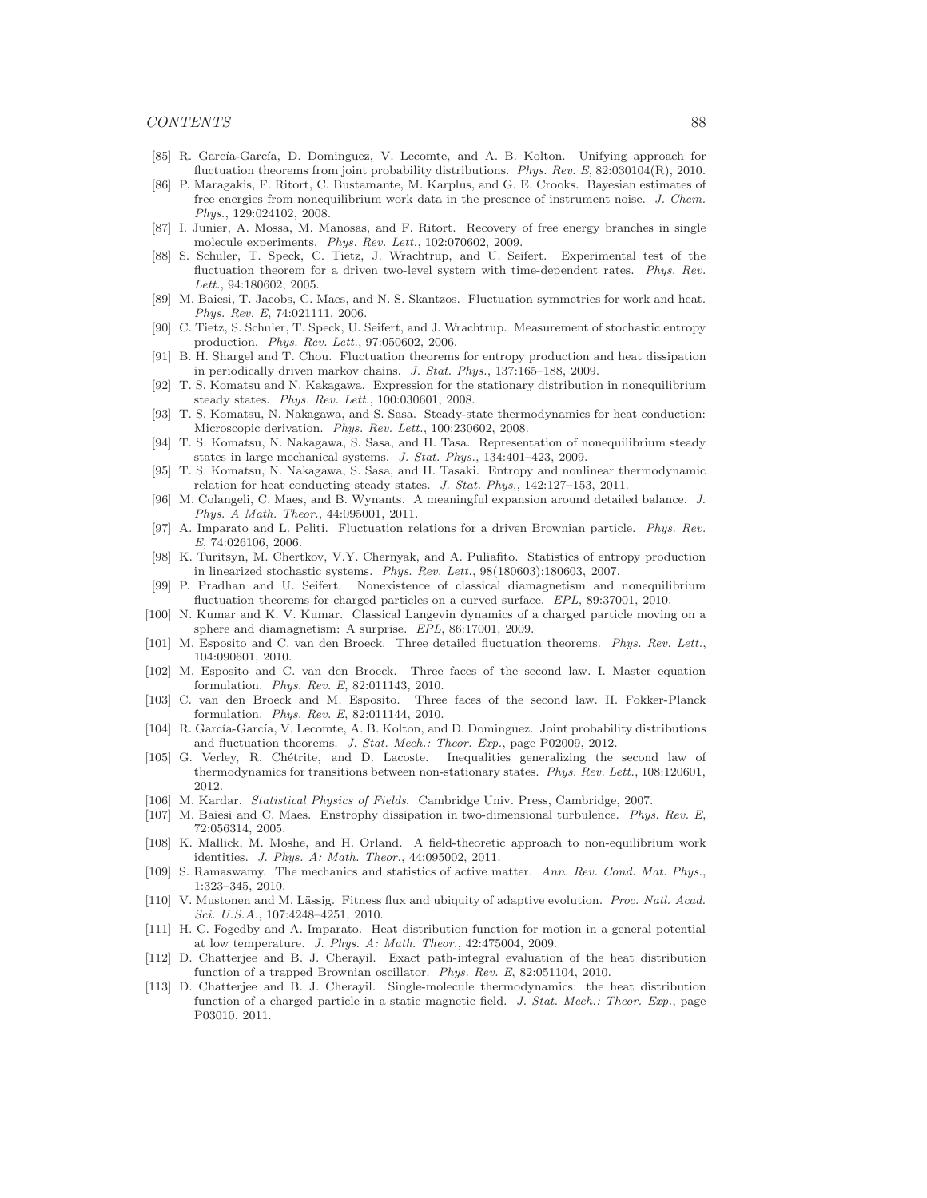[85] R. García-García, D. Dominguez, V. Lecomte, and A. B. Kolton. Unifying approach for fluctuation theorems from joint probability distributions. *Phys. Rev. E*, 82:030104(R), 2010.

[86] P. Maragakis, F. Ritort, C. Bustamante, M. Karplus, and G. E. Crooks. Bayesian estimates of free energies from nonequilibrium work data in the presence of instrument noise. *J. Chem. Phys.*, 129:024102, 2008.

[87] I. Junier, A. Mossa, M. Manosas, and F. Ritort. Recovery of free energy branches in single molecule experiments. *Phys. Rev. Lett.*, 102:070602, 2009.

[88] S. Schuler, T. Speck, C. Tietz, J. Wrachtrup, and U. Seifert. Experimental test of the fluctuation theorem for a driven two-level system with time-dependent rates. *Phys. Rev. Lett.*, 94:180602, 2005.

[89] M. Baiesi, T. Jacobs, C. Maes, and N. S. Skantzos. Fluctuation symmetries for work and heat. *Phys. Rev. E*, 74:021111, 2006.

[90] C. Tietz, S. Schuler, T. Speck, U. Seifert, and J. Wrachtrup. Measurement of stochastic entropy production. *Phys. Rev. Lett.*, 97:050602, 2006.

[91] B. H. Shargel and T. Chou. Fluctuation theorems for entropy production and heat dissipation in periodically driven markov chains. *J. Stat. Phys.*, 137:165–188, 2009.

[92] T. S. Komatsu and N. Kakagawa. Expression for the stationary distribution in nonequilibrium steady states. *Phys. Rev. Lett.*, 100:030601, 2008.

[93] T. S. Komatsu, N. Nakagawa, and S. Sasa. Steady-state thermodynamics for heat conduction: Microscopic derivation. *Phys. Rev. Lett.*, 100:230602, 2008.

[94] T. S. Komatsu, N. Nakagawa, S. Sasa, and H. Tasa. Representation of nonequilibrium steady states in large mechanical systems. *J. Stat. Phys.*, 134:401–423, 2009.

[95] T. S. Komatsu, N. Nakagawa, S. Sasa, and H. Tasaki. Entropy and nonlinear thermodynamic relation for heat conducting steady states. *J. Stat. Phys.*, 142:127–153, 2011.

[96] M. Colangeli, C. Maes, and B. Wynants. A meaningful expansion around detailed balance. *J. Phys. A Math. Theor.*, 44:095001, 2011.

[97] A. Imparato and L. Peliti. Fluctuation relations for a driven Brownian particle. *Phys. Rev. E*, 74:026106, 2006.

[98] K. Turitsyn, M. Chertkov, V.Y. Chernyak, and A. Puliafito. Statistics of entropy production in linearized stochastic systems. *Phys. Rev. Lett.*, 98(180603):180603, 2007.

[99] P. Pradhan and U. Seifert. Nonexistence of classical diamagnetism and nonequilibrium fluctuation theorems for charged particles on a curved surface. *EPL*, 89:37001, 2010.

[100] N. Kumar and K. V. Kumar. Classical Langevin dynamics of a charged particle moving on a sphere and diamagnetism: A surprise. *EPL*, 86:17001, 2009.

[101] M. Esposito and C. van den Broeck. Three detailed fluctuation theorems. *Phys. Rev. Lett.*, 104:090601, 2010.

[102] M. Esposito and C. van den Broeck. Three faces of the second law. I. Master equation formulation. *Phys. Rev. E*, 82:011143, 2010.

[103] C. van den Broeck and M. Esposito. Three faces of the second law. II. Fokker-Planck formulation. *Phys. Rev. E*, 82:011144, 2010.

[104] R. García-García, V. Lecomte, A. B. Kolton, and D. Dominguez. Joint probability distributions and fluctuation theorems. *J. Stat. Mech.: Theor. Exp.*, page P02009, 2012.

[105] G. Verley, R. Chétrite, and D. Lacoste. Inequalities generalizing the second law of thermodynamics for transitions between non-stationary states. *Phys. Rev. Lett.*, 108:120601, 2012.

[106] M. Kardar. *Statistical Physics of Fields*. Cambridge Univ. Press, Cambridge, 2007.

[107] M. Baiesi and C. Maes. Enstrophy dissipation in two-dimensional turbulence. *Phys. Rev. E*, 72:056314, 2005.

[108] K. Mallick, M. Moshe, and H. Orland. A field-theoretic approach to non-equilibrium work identities. *J. Phys. A: Math. Theor.*, 44:095002, 2011.

[109] S. Ramaswamy. The mechanics and statistics of active matter. *Ann. Rev. Cond. Mat. Phys.*, 1:323–345, 2010.

[110] V. Mustonen and M. Lässig. Fitness flux and ubiquity of adaptive evolution. *Proc. Natl. Acad. Sci. U.S.A.*, 107:4248–4251, 2010.

[111] H. C. Fogedby and A. Imparato. Heat distribution function for motion in a general potential at low temperature. *J. Phys. A: Math. Theor.*, 42:475004, 2009.

[112] D. Chatterjee and B. J. Cherayil. Exact path-integral evaluation of the heat distribution function of a trapped Brownian oscillator. *Phys. Rev. E*, 82:051104, 2010.

[113] D. Chatterjee and B. J. Cherayil. Single-molecule thermodynamics: the heat distribution function of a charged particle in a static magnetic field. *J. Stat. Mech.: Theor. Exp.*, page P03010, 2011.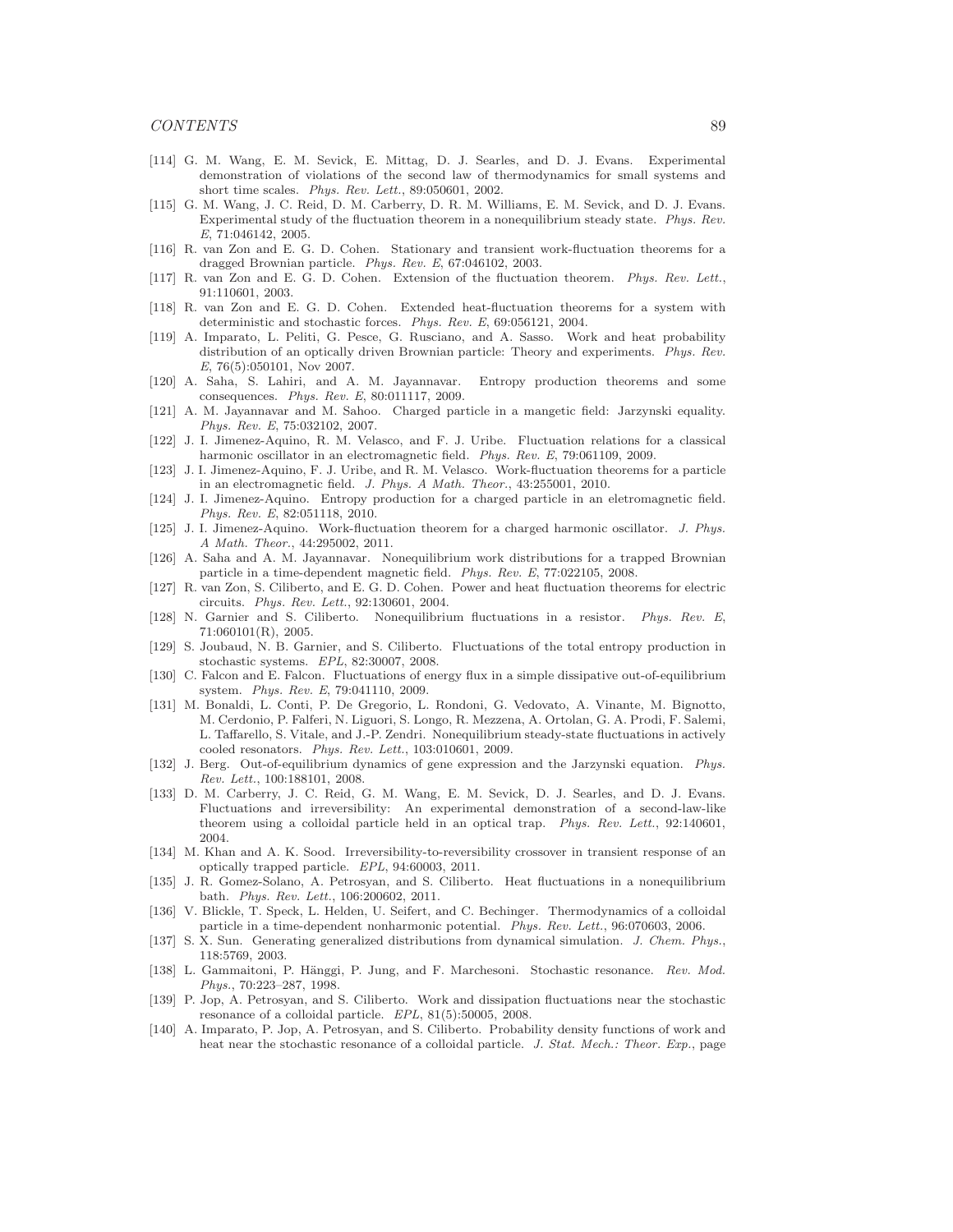[114] G. M. Wang, E. M. Sevick, E. Mittag, D. J. Searles, and D. J. Evans. Experimental demonstration of violations of the second law of thermodynamics for small systems and short time scales. *Phys. Rev. Lett.*, 89:050601, 2002.

[115] G. M. Wang, J. C. Reid, D. M. Carberry, D. R. M. Williams, E. M. Sevick, and D. J. Evans. Experimental study of the fluctuation theorem in a nonequilibrium steady state. *Phys. Rev. E*, 71:046142, 2005.

[116] R. van Zon and E. G. D. Cohen. Stationary and transient work-fluctuation theorems for a dragged Brownian particle. *Phys. Rev. E*, 67:046102, 2003.

[117] R. van Zon and E. G. D. Cohen. Extension of the fluctuation theorem. *Phys. Rev. Lett.*, 91:110601, 2003.

[118] R. van Zon and E. G. D. Cohen. Extended heat-fluctuation theorems for a system with deterministic and stochastic forces. *Phys. Rev. E*, 69:056121, 2004.

[119] A. Imparato, L. Peliti, G. Pesce, G. Rusciano, and A. Sasso. Work and heat probability distribution of an optically driven Brownian particle: Theory and experiments. *Phys. Rev. E*, 76(5):050101, Nov 2007.

[120] A. Saha, S. Lahiri, and A. M. Jayannavar. Entropy production theorems and some consequences. *Phys. Rev. E*, 80:011117, 2009.

[121] A. M. Jayannavar and M. Sahoo. Charged particle in a mangetic field: Jarzynski equality. *Phys. Rev. E*, 75:032102, 2007.

[122] J. I. Jimenez-Aquino, R. M. Velasco, and F. J. Uribe. Fluctuation relations for a classical harmonic oscillator in an electromagnetic field. *Phys. Rev. E*, 79:061109, 2009.

[123] J. I. Jimenez-Aquino, F. J. Uribe, and R. M. Velasco. Work-fluctuation theorems for a particle in an electromagnetic field. *J. Phys. A Math. Theor.*, 43:255001, 2010.

[124] J. I. Jimenez-Aquino. Entropy production for a charged particle in an eletromagnetic field. *Phys. Rev. E*, 82:051118, 2010.

[125] J. I. Jimenez-Aquino. Work-fluctuation theorem for a charged harmonic oscillator. *J. Phys. A Math. Theor.*, 44:295002, 2011.

[126] A. Saha and A. M. Jayannavar. Nonequilibrium work distributions for a trapped Brownian particle in a time-dependent magnetic field. *Phys. Rev. E*, 77:022105, 2008.

[127] R. van Zon, S. Ciliberto, and E. G. D. Cohen. Power and heat fluctuation theorems for electric circuits. *Phys. Rev. Lett.*, 92:130601, 2004.

[128] N. Garnier and S. Ciliberto. Nonequilibrium fluctuations in a resistor. *Phys. Rev. E*, 71:060101(R), 2005.

[129] S. Joubaud, N. B. Garnier, and S. Ciliberto. Fluctuations of the total entropy production in stochastic systems. *EPL*, 82:30007, 2008.

[130] C. Falcon and E. Falcon. Fluctuations of energy flux in a simple dissipative out-of-equilibrium system. *Phys. Rev. E*, 79:041110, 2009.

[131] M. Bonaldi, L. Conti, P. De Gregorio, L. Rondoni, G. Vedovato, A. Vinante, M. Bignotto, M. Cerdonio, P. Falferi, N. Liguori, S. Longo, R. Mezzena, A. Ortolan, G. A. Prodi, F. Salemi, L. Taffarello, S. Vitale, and J.-P. Zendri. Nonequilibrium steady-state fluctuations in actively cooled resonators. *Phys. Rev. Lett.*, 103:010601, 2009.

[132] J. Berg. Out-of-equilibrium dynamics of gene expression and the Jarzynski equation. *Phys. Rev. Lett.*, 100:188101, 2008.

[133] D. M. Carberry, J. C. Reid, G. M. Wang, E. M. Sevick, D. J. Searles, and D. J. Evans. Fluctuations and irreversibility: An experimental demonstration of a second-law-like theorem using a colloidal particle held in an optical trap. *Phys. Rev. Lett.*, 92:140601, 2004.

[134] M. Khan and A. K. Sood. Irreversibility-to-reversibility crossover in transient response of an optically trapped particle. *EPL*, 94:60003, 2011.

[135] J. R. Gomez-Solano, A. Petrosyan, and S. Ciliberto. Heat fluctuations in a nonequilibrium bath. *Phys. Rev. Lett.*, 106:200602, 2011.

[136] V. Blickle, T. Speck, L. Helden, U. Seifert, and C. Bechinger. Thermodynamics of a colloidal particle in a time-dependent nonharmonic potential. *Phys. Rev. Lett.*, 96:070603, 2006.

[137] S. X. Sun. Generating generalized distributions from dynamical simulation. *J. Chem. Phys.*, 118:5769, 2003.

[138] L. Gammaitoni, P. Hänggi, P. Jung, and F. Marchesoni. Stochastic resonance. *Rev. Mod. Phys.*, 70:223–287, 1998.

[139] P. Jop, A. Petrosyan, and S. Ciliberto. Work and dissipation fluctuations near the stochastic resonance of a colloidal particle. *EPL*, 81(5):50005, 2008.

[140] A. Imparato, P. Jop, A. Petrosyan, and S. Ciliberto. Probability density functions of work and heat near the stochastic resonance of a colloidal particle. *J. Stat. Mech.: Theor. Exp.*, page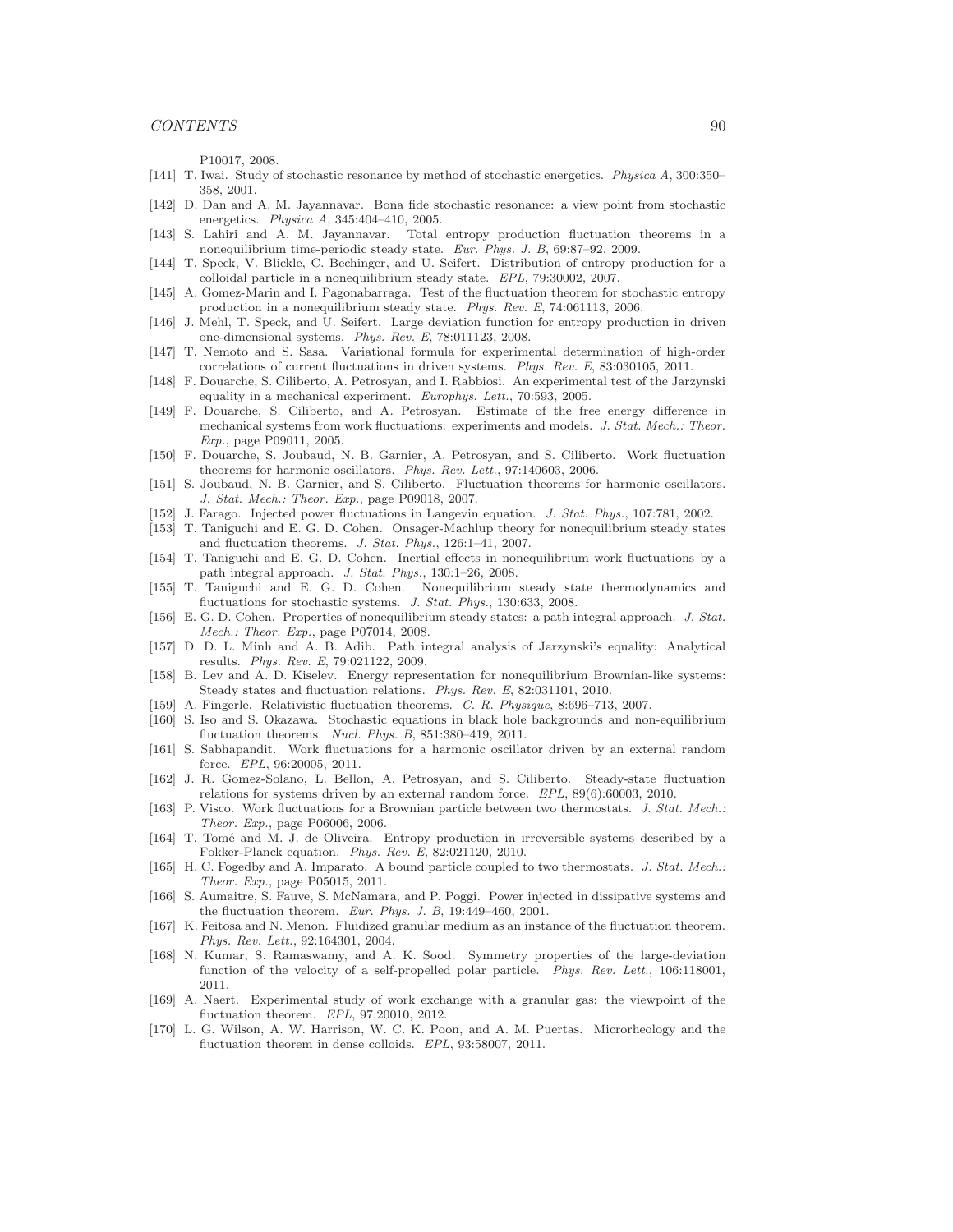P10017, 2008.

[141] T. Iwai. Study of stochastic resonance by method of stochastic energetics. *Physica A*, 300:350–358, 2001.

[142] D. Dan and A. M. Jayannavar. Bona fide stochastic resonance: a view point from stochastic energetics. *Physica A*, 345:404–410, 2005.

[143] S. Lahiri and A. M. Jayannavar. Total entropy production fluctuation theorems in a nonequilibrium time-periodic steady state. *Eur. Phys. J. B*, 69:87–92, 2009.

[144] T. Speck, V. Blickle, C. Bechinger, and U. Seifert. Distribution of entropy production for a colloidal particle in a nonequilibrium steady state. *EPL*, 79:30002, 2007.

[145] A. Gomez-Marin and I. Pagonabarraga. Test of the fluctuation theorem for stochastic entropy production in a nonequilibrium steady state. *Phys. Rev. E*, 74:061113, 2006.

[146] J. Mehl, T. Speck, and U. Seifert. Large deviation function for entropy production in driven one-dimensional systems. *Phys. Rev. E*, 78:011123, 2008.

[147] T. Nemoto and S. Sasa. Variational formula for experimental determination of high-order correlations of current fluctuations in driven systems. *Phys. Rev. E*, 83:030105, 2011.

[148] F. Douarche, S. Ciliberto, A. Petrosyan, and I. Rabbiosi. An experimental test of the Jarzynski equality in a mechanical experiment. *Europhys. Lett.*, 70:593, 2005.

[149] F. Douarche, S. Ciliberto, and A. Petrosyan. Estimate of the free energy difference in mechanical systems from work fluctuations: experiments and models. *J. Stat. Mech.: Theor. Exp.*, page P09011, 2005.

[150] F. Douarche, S. Joubaud, N. B. Garnier, A. Petrosyan, and S. Ciliberto. Work fluctuation theorems for harmonic oscillators. *Phys. Rev. Lett.*, 97:140603, 2006.

[151] S. Joubaud, N. B. Garnier, and S. Ciliberto. Fluctuation theorems for harmonic oscillators. *J. Stat. Mech.: Theor. Exp.*, page P09018, 2007.

[152] J. Farago. Injected power fluctuations in Langevin equation. *J. Stat. Phys.*, 107:781, 2002.

[153] T. Taniguchi and E. G. D. Cohen. Onsager-Machlup theory for nonequilibrium steady states and fluctuation theorems. *J. Stat. Phys.*, 126:1–41, 2007.

[154] T. Taniguchi and E. G. D. Cohen. Inertial effects in nonequilibrium work fluctuations by a path integral approach. *J. Stat. Phys.*, 130:1–26, 2008.

[155] T. Taniguchi and E. G. D. Cohen. Nonequilibrium steady state thermodynamics and fluctuations for stochastic systems. *J. Stat. Phys.*, 130:633, 2008.

[156] E. G. D. Cohen. Properties of nonequilibrium steady states: a path integral approach. *J. Stat. Mech.: Theor. Exp.*, page P07014, 2008.

[157] D. D. L. Minh and A. B. Adib. Path integral analysis of Jarzynski's equality: Analytical results. *Phys. Rev. E*, 79:021122, 2009.

[158] B. Lev and A. D. Kiselev. Energy representation for nonequilibrium Brownian-like systems: Steady states and fluctuation relations. *Phys. Rev. E*, 82:031101, 2010.

[159] A. Fingerle. Relativistic fluctuation theorems. *C. R. Physique*, 8:696–713, 2007.

[160] S. Iso and S. Okazawa. Stochastic equations in black hole backgrounds and non-equilibrium fluctuation theorems. *Nucl. Phys. B*, 851:380–419, 2011.

[161] S. Sabhapandit. Work fluctuations for a harmonic oscillator driven by an external random force. *EPL*, 96:20005, 2011.

[162] J. R. Gomez-Solano, L. Bellon, A. Petrosyan, and S. Ciliberto. Steady-state fluctuation relations for systems driven by an external random force. *EPL*, 89(6):60003, 2010.

[163] P. Visco. Work fluctuations for a Brownian particle between two thermostats. *J. Stat. Mech.: Theor. Exp.*, page P06006, 2006.

[164] T. Tomé and M. J. de Oliveira. Entropy production in irreversible systems described by a Fokker-Planck equation. *Phys. Rev. E*, 82:021120, 2010.

[165] H. C. Fogedby and A. Imparato. A bound particle coupled to two thermostats. *J. Stat. Mech.: Theor. Exp.*, page P05015, 2011.

[166] S. Aumaitre, S. Fauve, S. McNamara, and P. Poggi. Power injected in dissipative systems and the fluctuation theorem. *Eur. Phys. J. B*, 19:449–460, 2001.

[167] K. Feitosa and N. Menon. Fluidized granular medium as an instance of the fluctuation theorem. *Phys. Rev. Lett.*, 92:164301, 2004.

[168] N. Kumar, S. Ramaswamy, and A. K. Sood. Symmetry properties of the large-deviation function of the velocity of a self-propelled polar particle. *Phys. Rev. Lett.*, 106:118001, 2011.

[169] A. Naert. Experimental study of work exchange with a granular gas: the viewpoint of the fluctuation theorem. *EPL*, 97:20010, 2012.

[170] L. G. Wilson, A. W. Harrison, W. C. K. Poon, and A. M. Puertas. Microrheology and the fluctuation theorem in dense colloids. *EPL*, 93:58007, 2011.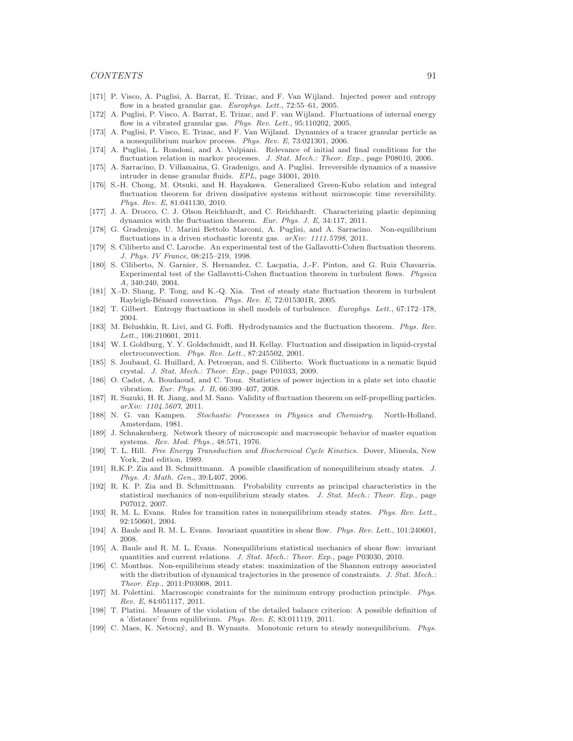[171] P. Visco, A. Puglisi, A. Barrat, E. Trizac, and F. Van Wijland. Injected power and entropy flow in a heated granular gas. *Europhys. Lett.*, 72:55–61, 2005.

[172] A. Puglisi, P. Visco, A. Barrat, E. Trizac, and F. van Wijland. Fluctuations of internal energy flow in a vibrated granular gas. *Phys. Rev. Lett.*, 95:110202, 2005.

[173] A. Puglisi, P. Visco, E. Trizac, and F. Van Wijland. Dynamics of a tracer granular perticle as a nonequilibrium markov process. *Phys. Rev. E*, 73:021301, 2006.

[174] A. Puglisi, L. Rondoni, and A. Vulpiani. Relevance of initial and final conditions for the fluctuation relation in markov processes. *J. Stat. Mech.: Theor. Exp.*, page P08010, 2006.

[175] A. Sarracino, D. Villamaina, G. Gradenigo, and A. Puglisi. Irreversible dynamics of a massive intruder in dense granular fluids. *EPL*, page 34001, 2010.

[176] S.-H. Chong, M. Otsuki, and H. Hayakawa. Generalized Green-Kubo relation and integral fluctuation theorem for driven dissipative systems without microscopic time reversibility. *Phys. Rev. E*, 81:041130, 2010.

[177] J. A. Drocco, C. J. Olson Reichhardt, and C. Reichhardt. Characterizing plastic depinning dynamics with the fluctuation theorem. *Eur. Phys. J. E*, 34:117, 2011.

[178] G. Gradenigo, U. Marini Bettolo Marconi, A. Puglisi, and A. Sarracino. Non-equilibrium fluctuations in a driven stochastic lorentz gas. *arXiv: 1111.5798*, 2011.

[179] S. Ciliberto and C. Laroche. An experimental test of the Gallavotti-Cohen fluctuation theorem. *J. Phys. IV France*, 08:215–219, 1998.

[180] S. Ciliberto, N. Garnier, S. Hernandez, C. Lacpatia, J.-F. Pinton, and G. Ruiz Chavarria. Experimental test of the Gallavotti-Cohen fluctuation theorem in turbulent flows. *Physica A*, 340:240, 2004.

[181] X.-D. Shang, P. Tong, and K.-Q. Xia. Test of steady state fluctuation theorem in turbulent Rayleigh-Bénard convection. *Phys. Rev. E*, 72:015301R, 2005.

[182] T. Gilbert. Entropy fluctuations in shell models of turbulence. *Europhys. Lett.*, 67:172–178, 2004.

[183] M. Belushkin, R. Livi, and G. Foffi. Hydrodynamics and the fluctuation theorem. *Phys. Rev. Lett.*, 106:210601, 2011.

[184] W. I. Goldburg, Y. Y. Goldschmidt, and H. Kellay. Fluctuation and dissipation in liquid-crystal electroconvection. *Phys. Rev. Lett.*, 87:245502, 2001.

[185] S. Joubaud, G. Huillard, A. Petrosyan, and S. Ciliberto. Work fluctuations in a nematic liquid crystal. *J. Stat. Mech.: Theor. Exp.*, page P01033, 2009.

[186] O. Cadot, A. Boudaoud, and C. Touz. Statistics of power injection in a plate set into chaotic vibration. *Eur. Phys. J. B*, 66:399–407, 2008.

[187] R. Suzuki, H. R. Jiang, and M. Sano. Validity of fluctuation theorem on self-propelling particles. *arXiv: 1104.5607*, 2011.

[188] N. G. van Kampen. *Stochastic Processes in Physics and Chemistry*. North-Holland, Amsterdam, 1981.

[189] J. Schnakenberg. Network theory of microscopic and macroscopic behavior of master equation systems. *Rev. Mod. Phys.*, 48:571, 1976.

[190] T. L. Hill. *Free Energy Transduction and Biochemical Cycle Kinetics*. Dover, Mineola, New York, 2nd edition, 1989.

[191] R.K.P. Zia and B. Schmittmann. A possible classification of nonequilibrium steady states. *J. Phys. A: Math. Gen.*, 39:L407, 2006.

[192] R. K. P. Zia and B. Schmittmann. Probability currents as principal characteristics in the statistical mechanics of non-equilibrium steady states. *J. Stat. Mech.: Theor. Exp.*, page P07012, 2007.

[193] R. M. L. Evans. Rules for transition rates in nonequilibrium steady states. *Phys. Rev. Lett.*, 92:150601, 2004.

[194] A. Baule and R. M. L. Evans. Invariant quantities in shear flow. *Phys. Rev. Lett.*, 101:240601, 2008.

[195] A. Baule and R. M. L. Evans. Nonequilibrium statistical mechanics of shear flow: invariant quantities and current relations. *J. Stat. Mech.: Theor. Exp.*, page P03030, 2010.

[196] C. Monthus. Non-equilibrium steady states: maximization of the Shannon entropy associated with the distribution of dynamical trajectories in the presence of constraints. *J. Stat. Mech.: Theor. Exp.*, 2011:P03008, 2011.

[197] M. Polettini. Macroscopic constraints for the minimum entropy production principle. *Phys. Rev. E*, 84:051117, 2011.

[198] T. Platini. Measure of the violation of the detailed balance criterion: A possible definition of a 'distance' from equilibrium. *Phys. Rev. E*, 83:011119, 2011.

[199] C. Maes, K. Netocný, and B. Wynants. Monotonic return to steady nonequilibrium. *Phys.*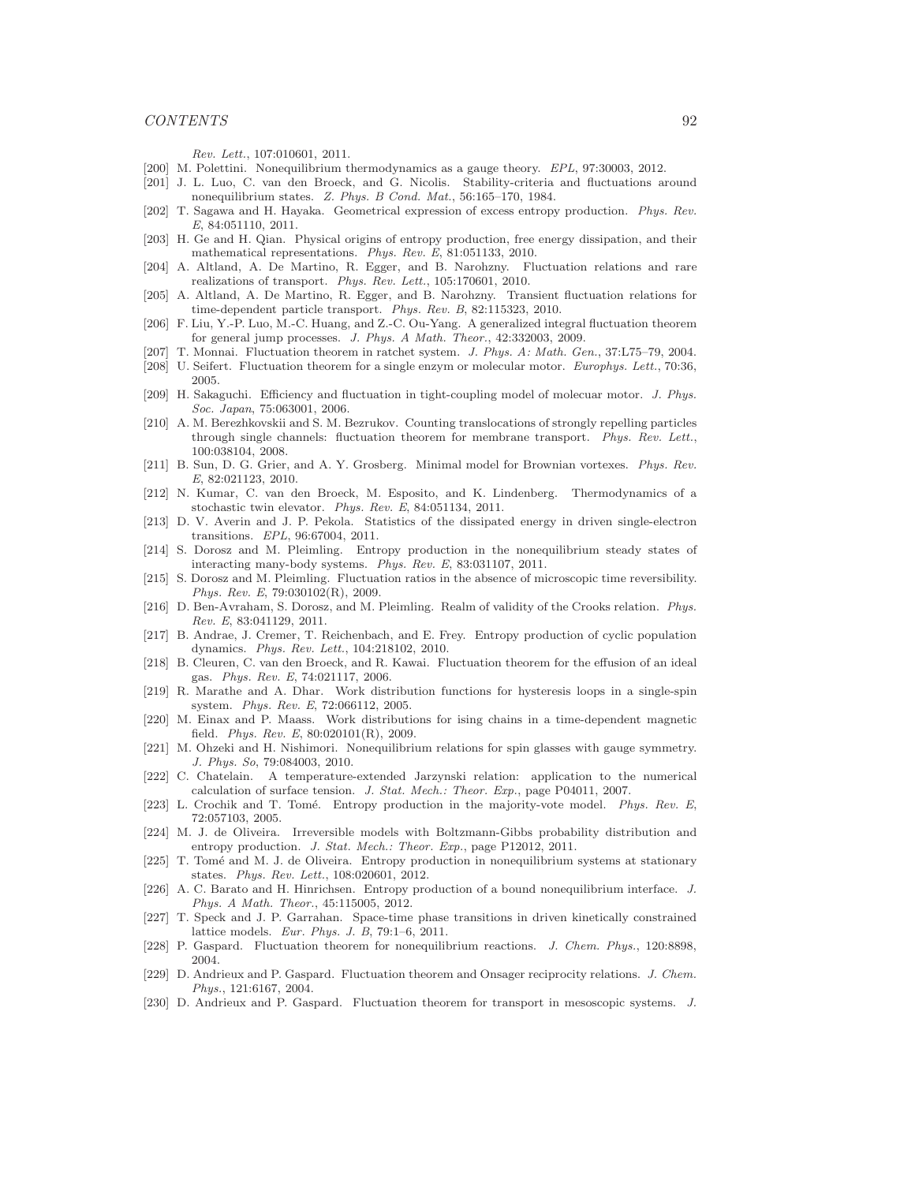*Rev. Lett.*, 107:010601, 2011.

[200] M. Polettini. Nonequilibrium thermodynamics as a gauge theory. *EPL*, 97:30003, 2012.

[201] J. L. Luo, C. van den Broeck, and G. Nicolis. Stability-criteria and fluctuations around nonequilibrium states. *Z. Phys. B Cond. Mat.*, 56:165–170, 1984.

[202] T. Sagawa and H. Hayaka. Geometrical expression of excess entropy production. *Phys. Rev. E*, 84:051110, 2011.

[203] H. Ge and H. Qian. Physical origins of entropy production, free energy dissipation, and their mathematical representations. *Phys. Rev. E*, 81:051133, 2010.

[204] A. Altland, A. De Martino, R. Egger, and B. Narohzny. Fluctuation relations and rare realizations of transport. *Phys. Rev. Lett.*, 105:170601, 2010.

[205] A. Altland, A. De Martino, R. Egger, and B. Narohzny. Transient fluctuation relations for time-dependent particle transport. *Phys. Rev. B*, 82:115323, 2010.

[206] F. Liu, Y.-P. Luo, M.-C. Huang, and Z.-C. Ou-Yang. A generalized integral fluctuation theorem for general jump processes. *J. Phys. A Math. Theor.*, 42:332003, 2009.

[207] T. Monnai. Fluctuation theorem in ratchet system. *J. Phys. A: Math. Gen.*, 37:L75–79, 2004.

[208] U. Seifert. Fluctuation theorem for a single enzym or molecular motor. *Europhys. Lett.*, 70:36, 2005.

[209] H. Sakaguchi. Efficiency and fluctuation in tight-coupling model of molecuar motor. *J. Phys. Soc. Japan*, 75:063001, 2006.

[210] A. M. Berezhkovskii and S. M. Bezrukov. Counting translocations of strongly repelling particles through single channels: fluctuation theorem for membrane transport. *Phys. Rev. Lett.*, 100:038104, 2008.

[211] B. Sun, D. G. Grier, and A. Y. Grosberg. Minimal model for Brownian vortexes. *Phys. Rev. E*, 82:021123, 2010.

[212] N. Kumar, C. van den Broeck, M. Esposito, and K. Lindenberg. Thermodynamics of a stochastic twin elevator. *Phys. Rev. E*, 84:051134, 2011.

[213] D. V. Averin and J. P. Pekola. Statistics of the dissipated energy in driven single-electron transitions. *EPL*, 96:67004, 2011.

[214] S. Dorosz and M. Pleimling. Entropy production in the nonequilibrium steady states of interacting many-body systems. *Phys. Rev. E*, 83:031107, 2011.

[215] S. Dorosz and M. Pleimling. Fluctuation ratios in the absence of microscopic time reversibility. *Phys. Rev. E*, 79:030102(R), 2009.

[216] D. Ben-Avraham, S. Dorosz, and M. Pleimling. Realm of validity of the Crooks relation. *Phys. Rev. E*, 83:041129, 2011.

[217] B. Andrae, J. Cremer, T. Reichenbach, and E. Frey. Entropy production of cyclic population dynamics. *Phys. Rev. Lett.*, 104:218102, 2010.

[218] B. Cleuren, C. van den Broeck, and R. Kawai. Fluctuation theorem for the effusion of an ideal gas. *Phys. Rev. E*, 74:021117, 2006.

[219] R. Marathe and A. Dhar. Work distribution functions for hysteresis loops in a single-spin system. *Phys. Rev. E*, 72:066112, 2005.

[220] M. Einax and P. Maass. Work distributions for ising chains in a time-dependent magnetic field. *Phys. Rev. E*, 80:020101(R), 2009.

[221] M. Ohzeki and H. Nishimori. Nonequilibrium relations for spin glasses with gauge symmetry. *J. Phys. So*, 79:084003, 2010.

[222] C. Chatelain. A temperature-extended Jarzynski relation: application to the numerical calculation of surface tension. *J. Stat. Mech.: Theor. Exp.*, page P04011, 2007.

[223] L. Crochik and T. Tomé. Entropy production in the majority-vote model. *Phys. Rev. E*, 72:057103, 2005.

[224] M. J. de Oliveira. Irreversible models with Boltzmann-Gibbs probability distribution and entropy production. *J. Stat. Mech.: Theor. Exp.*, page P12012, 2011.

[225] T. Tomé and M. J. de Oliveira. Entropy production in nonequilibrium systems at stationary states. *Phys. Rev. Lett.*, 108:020601, 2012.

[226] A. C. Barato and H. Hinrichsen. Entropy production of a bound nonequilibrium interface. *J. Phys. A Math. Theor.*, 45:115005, 2012.

[227] T. Speck and J. P. Garrahan. Space-time phase transitions in driven kinetically constrained lattice models. *Eur. Phys. J. B*, 79:1–6, 2011.

[228] P. Gaspard. Fluctuation theorem for nonequilibrium reactions. *J. Chem. Phys.*, 120:8898, 2004.

[229] D. Andrieux and P. Gaspard. Fluctuation theorem and Onsager reciprocity relations. *J. Chem. Phys.*, 121:6167, 2004.

[230] D. Andrieux and P. Gaspard. Fluctuation theorem for transport in mesoscopic systems. *J.*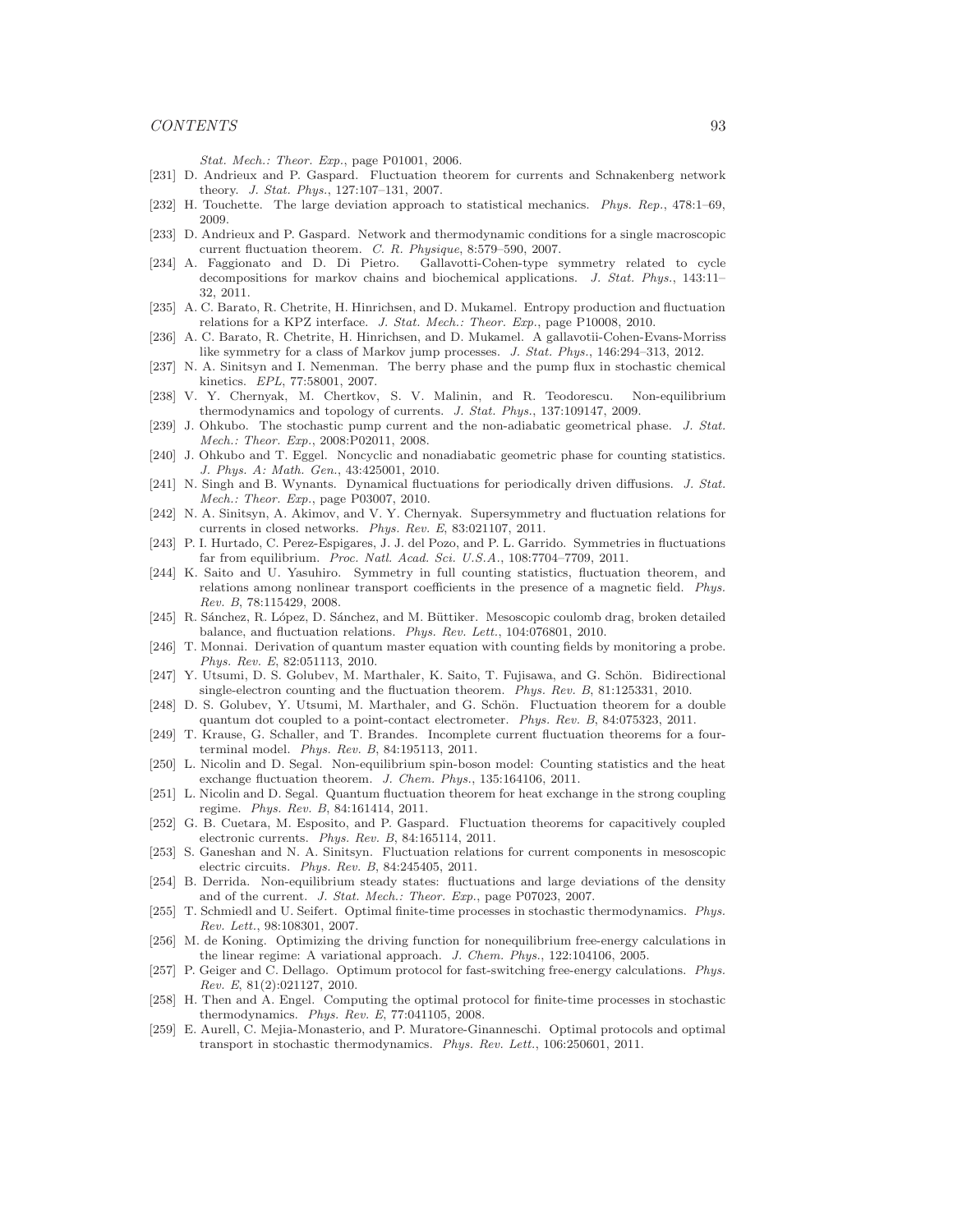*Stat. Mech.: Theor. Exp.*, page P01001, 2006.

[231] D. Andrieux and P. Gaspard. Fluctuation theorem for currents and Schnakenberg network theory. *J. Stat. Phys.*, 127:107–131, 2007.

[232] H. Touchette. The large deviation approach to statistical mechanics. *Phys. Rep.*, 478:1–69, 2009.

[233] D. Andrieux and P. Gaspard. Network and thermodynamic conditions for a single macroscopic current fluctuation theorem. *C. R. Physique*, 8:579–590, 2007.

[234] A. Faggionato and D. Di Pietro. Gallavotti-Cohen-type symmetry related to cycle decompositions for markov chains and biochemical applications. *J. Stat. Phys.*, 143:11–32, 2011.

[235] A. C. Barato, R. Chetrite, H. Hinrichsen, and D. Mukamel. Entropy production and fluctuation relations for a KPZ interface. *J. Stat. Mech.: Theor. Exp.*, page P10008, 2010.

[236] A. C. Barato, R. Chetrite, H. Hinrichsen, and D. Mukamel. A gallavotii-Cohen-Evans-Morriss like symmetry for a class of Markov jump processes. *J. Stat. Phys.*, 146:294–313, 2012.

[237] N. A. Sinitsyn and I. Nemenman. The berry phase and the pump flux in stochastic chemical kinetics. *EPL*, 77:58001, 2007.

[238] V. Y. Chernyak, M. Chertkov, S. V. Malinin, and R. Teodorescu. Non-equilibrium thermodynamics and topology of currents. *J. Stat. Phys.*, 137:109147, 2009.

[239] J. Ohkubo. The stochastic pump current and the non-adiabatic geometrical phase. *J. Stat. Mech.: Theor. Exp.*, 2008:P02011, 2008.

[240] J. Ohkubo and T. Eggel. Noncyclic and nonadiabatic geometric phase for counting statistics. *J. Phys. A: Math. Gen.*, 43:425001, 2010.

[241] N. Singh and B. Wynants. Dynamical fluctuations for periodically driven diffusions. *J. Stat. Mech.: Theor. Exp.*, page P03007, 2010.

[242] N. A. Sinitsyn, A. Akimov, and V. Y. Chernyak. Supersymmetry and fluctuation relations for currents in closed networks. *Phys. Rev. E*, 83:021107, 2011.

[243] P. I. Hurtado, C. Perez-Espigares, J. J. del Pozo, and P. L. Garrido. Symmetries in fluctuations far from equilibrium. *Proc. Natl. Acad. Sci. U.S.A.*, 108:7704–7709, 2011.

[244] K. Saito and U. Yasuhiro. Symmetry in full counting statistics, fluctuation theorem, and relations among nonlinear transport coefficients in the presence of a magnetic field. *Phys. Rev. B*, 78:115429, 2008.

[245] R. Sánchez, R. López, D. Sánchez, and M. Büttiker. Mesoscopic coulomb drag, broken detailed balance, and fluctuation relations. *Phys. Rev. Lett.*, 104:076801, 2010.

[246] T. Monnai. Derivation of quantum master equation with counting fields by monitoring a probe. *Phys. Rev. E*, 82:051113, 2010.

[247] Y. Utsumi, D. S. Golubev, M. Marthaler, K. Saito, T. Fujisawa, and G. Schön. Bidirectional single-electron counting and the fluctuation theorem. *Phys. Rev. B*, 81:125331, 2010.

[248] D. S. Golubev, Y. Utsumi, M. Marthaler, and G. Schön. Fluctuation theorem for a double quantum dot coupled to a point-contact electrometer. *Phys. Rev. B*, 84:075323, 2011.

[249] T. Krause, G. Schaller, and T. Brandes. Incomplete current fluctuation theorems for a four-terminal model. *Phys. Rev. B*, 84:195113, 2011.

[250] L. Nicolin and D. Segal. Non-equilibrium spin-boson model: Counting statistics and the heat exchange fluctuation theorem. *J. Chem. Phys.*, 135:164106, 2011.

[251] L. Nicolin and D. Segal. Quantum fluctuation theorem for heat exchange in the strong coupling regime. *Phys. Rev. B*, 84:161414, 2011.

[252] G. B. Cuetara, M. Esposito, and P. Gaspard. Fluctuation theorems for capacitively coupled electronic currents. *Phys. Rev. B*, 84:165114, 2011.

[253] S. Ganeshan and N. A. Sinitsyn. Fluctuation relations for current components in mesoscopic electric circuits. *Phys. Rev. B*, 84:245405, 2011.

[254] B. Derrida. Non-equilibrium steady states: fluctuations and large deviations of the density and of the current. *J. Stat. Mech.: Theor. Exp.*, page P07023, 2007.

[255] T. Schmiedl and U. Seifert. Optimal finite-time processes in stochastic thermodynamics. *Phys. Rev. Lett.*, 98:108301, 2007.

[256] M. de Koning. Optimizing the driving function for nonequilibrium free-energy calculations in the linear regime: A variational approach. *J. Chem. Phys.*, 122:104106, 2005.

[257] P. Geiger and C. Dellago. Optimum protocol for fast-switching free-energy calculations. *Phys. Rev. E*, 81(2):021127, 2010.

[258] H. Then and A. Engel. Computing the optimal protocol for finite-time processes in stochastic thermodynamics. *Phys. Rev. E*, 77:041105, 2008.

[259] E. Aurell, C. Mejia-Monasterio, and P. Muratore-Ginanneschi. Optimal protocols and optimal transport in stochastic thermodynamics. *Phys. Rev. Lett.*, 106:250601, 2011.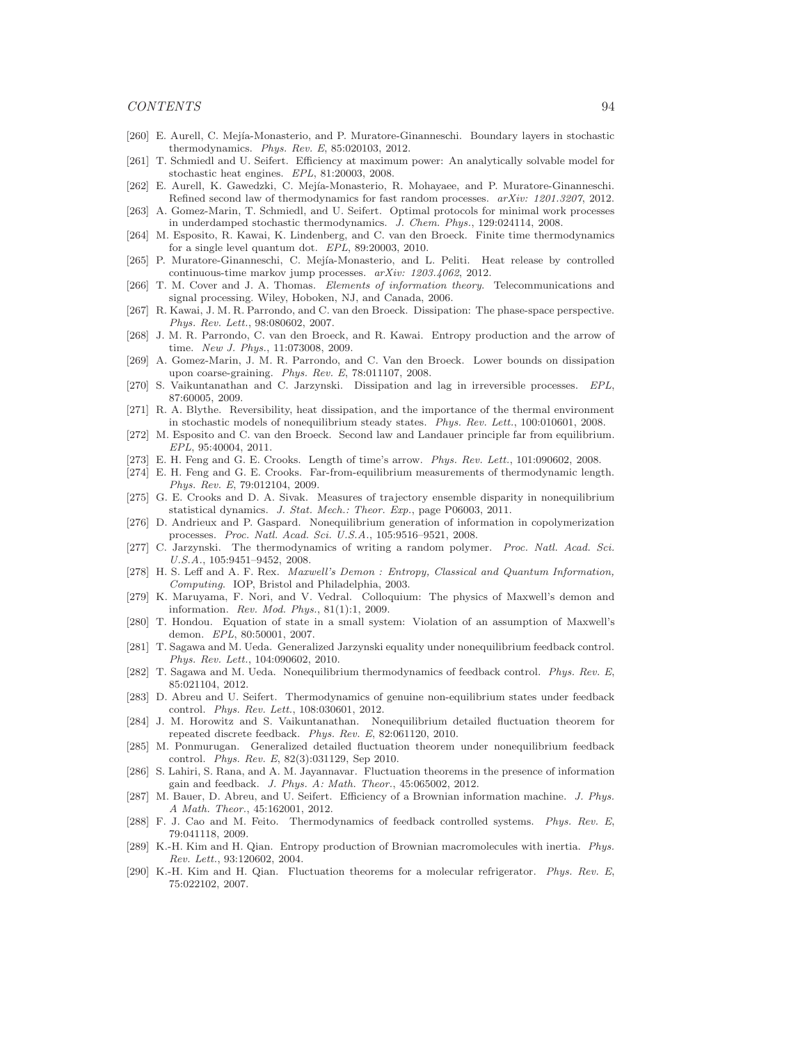[260] E. Aurell, C. Mejía-Monasterio, and P. Muratore-Ginanneschi. Boundary layers in stochastic thermodynamics. *Phys. Rev. E*, 85:020103, 2012.

[261] T. Schmiedl and U. Seifert. Efficiency at maximum power: An analytically solvable model for stochastic heat engines. *EPL*, 81:20003, 2008.

[262] E. Aurell, K. Gawedzki, C. Mejía-Monasterio, R. Mohayaee, and P. Muratore-Ginanneschi. Refined second law of thermodynamics for fast random processes. *arXiv: 1201.3207*, 2012.

[263] A. Gomez-Marin, T. Schmiedl, and U. Seifert. Optimal protocols for minimal work processes in underdamped stochastic thermodynamics. *J. Chem. Phys.*, 129:024114, 2008.

[264] M. Esposito, R. Kawai, K. Lindenberg, and C. van den Broeck. Finite time thermodynamics for a single level quantum dot. *EPL*, 89:20003, 2010.

[265] P. Muratore-Ginanneschi, C. Mejía-Monasterio, and L. Peliti. Heat release by controlled continuous-time markov jump processes. *arXiv: 1203.4062*, 2012.

[266] T. M. Cover and J. A. Thomas. *Elements of information theory.* Telecommunications and signal processing. Wiley, Hoboken, NJ, and Canada, 2006.

[267] R. Kawai, J. M. R. Parrondo, and C. van den Broeck. Dissipation: The phase-space perspective. *Phys. Rev. Lett.*, 98:080602, 2007.

[268] J. M. R. Parrondo, C. van den Broeck, and R. Kawai. Entropy production and the arrow of time. *New J. Phys.*, 11:073008, 2009.

[269] A. Gomez-Marin, J. M. R. Parrondo, and C. Van den Broeck. Lower bounds on dissipation upon coarse-graining. *Phys. Rev. E*, 78:011107, 2008.

[270] S. Vaikuntanathan and C. Jarzynski. Dissipation and lag in irreversible processes. *EPL*, 87:60005, 2009.

[271] R. A. Blythe. Reversibility, heat dissipation, and the importance of the thermal environment in stochastic models of nonequilibrium steady states. *Phys. Rev. Lett.*, 100:010601, 2008.

[272] M. Esposito and C. van den Broeck. Second law and Landauer principle far from equilibrium. *EPL*, 95:40004, 2011.

[273] E. H. Feng and G. E. Crooks. Length of time's arrow. *Phys. Rev. Lett.*, 101:090602, 2008.

[274] E. H. Feng and G. E. Crooks. Far-from-equilibrium measurements of thermodynamic length. *Phys. Rev. E*, 79:012104, 2009.

[275] G. E. Crooks and D. A. Sivak. Measures of trajectory ensemble disparity in nonequilibrium statistical dynamics. *J. Stat. Mech.: Theor. Exp.*, page P06003, 2011.

[276] D. Andrieux and P. Gaspard. Nonequilibrium generation of information in copolymerization processes. *Proc. Natl. Acad. Sci. U.S.A.*, 105:9516–9521, 2008.

[277] C. Jarzynski. The thermodynamics of writing a random polymer. *Proc. Natl. Acad. Sci. U.S.A.*, 105:9451–9452, 2008.

[278] H. S. Leff and A. F. Rex. *Maxwell's Demon : Entropy, Classical and Quantum Information, Computing.* IOP, Bristol and Philadelphia, 2003.

[279] K. Maruyama, F. Nori, and V. Vedral. Colloquium: The physics of Maxwell's demon and information. *Rev. Mod. Phys.*, 81(1):1, 2009.

[280] T. Hondou. Equation of state in a small system: Violation of an assumption of Maxwell's demon. *EPL*, 80:50001, 2007.

[281] T. Sagawa and M. Ueda. Generalized Jarzynski equality under nonequilibrium feedback control. *Phys. Rev. Lett.*, 104:090602, 2010.

[282] T. Sagawa and M. Ueda. Nonequilibrium thermodynamics of feedback control. *Phys. Rev. E*, 85:021104, 2012.

[283] D. Abreu and U. Seifert. Thermodynamics of genuine non-equilibrium states under feedback control. *Phys. Rev. Lett.*, 108:030601, 2012.

[284] J. M. Horowitz and S. Vaikuntanathan. Nonequilibrium detailed fluctuation theorem for repeated discrete feedback. *Phys. Rev. E*, 82:061120, 2010.

[285] M. Ponmurugan. Generalized detailed fluctuation theorem under nonequilibrium feedback control. *Phys. Rev. E*, 82(3):031129, Sep 2010.

[286] S. Lahiri, S. Rana, and A. M. Jayannavar. Fluctuation theorems in the presence of information gain and feedback. *J. Phys. A: Math. Theor.*, 45:065002, 2012.

[287] M. Bauer, D. Abreu, and U. Seifert. Efficiency of a Brownian information machine. *J. Phys. A Math. Theor.*, 45:162001, 2012.

[288] F. J. Cao and M. Feito. Thermodynamics of feedback controlled systems. *Phys. Rev. E*, 79:041118, 2009.

[289] K.-H. Kim and H. Qian. Entropy production of Brownian macromolecules with inertia. *Phys. Rev. Lett.*, 93:120602, 2004.

[290] K.-H. Kim and H. Qian. Fluctuation theorems for a molecular refrigerator. *Phys. Rev. E*, 75:022102, 2007.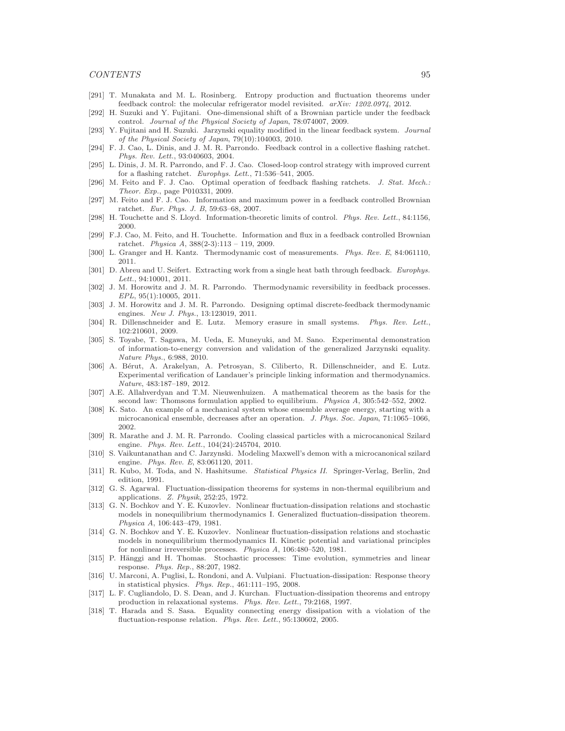[291] T. Munakata and M. L. Rosinberg. Entropy production and fluctuation theorems under feedback control: the molecular refrigerator model revisited. *arXiv: 1202.0974*, 2012.

[292] H. Suzuki and Y. Fujitani. One-dimensional shift of a Brownian particle under the feedback control. *Journal of the Physical Society of Japan*, 78:074007, 2009.

[293] Y. Fujitani and H. Suzuki. Jarzynski equality modified in the linear feedback system. *Journal of the Physical Society of Japan*, 79(10):104003, 2010.

[294] F. J. Cao, L. Dinis, and J. M. R. Parrondo. Feedback control in a collective flashing ratchet. *Phys. Rev. Lett.*, 93:040603, 2004.

[295] L. Dinis, J. M. R. Parrondo, and F. J. Cao. Closed-loop control strategy with improved current for a flashing ratchet. *Europhys. Lett.*, 71:536–541, 2005.

[296] M. Feito and F. J. Cao. Optimal operation of feedback flashing ratchets. *J. Stat. Mech.: Theor. Exp.*, page P010331, 2009.

[297] M. Feito and F. J. Cao. Information and maximum power in a feedback controlled Brownian ratchet. *Eur. Phys. J. B*, 59:63–68, 2007.

[298] H. Touchette and S. Lloyd. Information-theoretic limits of control. *Phys. Rev. Lett.*, 84:1156, 2000.

[299] F.J. Cao, M. Feito, and H. Touchette. Information and flux in a feedback controlled Brownian ratchet. *Physica A*, 388(2-3):113 – 119, 2009.

[300] L. Granger and H. Kantz. Thermodynamic cost of measurements. *Phys. Rev. E*, 84:061110, 2011.

[301] D. Abreu and U. Seifert. Extracting work from a single heat bath through feedback. *Europhys. Lett.*, 94:10001, 2011.

[302] J. M. Horowitz and J. M. R. Parrondo. Thermodynamic reversibility in feedback processes. *EPL*, 95(1):10005, 2011.

[303] J. M. Horowitz and J. M. R. Parrondo. Designing optimal discrete-feedback thermodynamic engines. *New J. Phys.*, 13:123019, 2011.

[304] R. Dillenschneider and E. Lutz. Memory erasure in small systems. *Phys. Rev. Lett.*, 102:210601, 2009.

[305] S. Toyabe, T. Sagawa, M. Ueda, E. Muneyuki, and M. Sano. Experimental demonstration of information-to-energy conversion and validation of the generalized Jarzynski equality. *Nature Phys.*, 6:988, 2010.

[306] A. Bérut, A. Arakelyan, A. Petrosyan, S. Ciliberto, R. Dillenschneider, and E. Lutz. Experimental verification of Landauer's principle linking information and thermodynamics. *Nature*, 483:187–189, 2012.

[307] A.E. Allahverdyan and T.M. Nieuwenhuizen. A mathematical theorem as the basis for the second law: Thomsons formulation applied to equilibrium. *Physica A*, 305:542–552, 2002.

[308] K. Sato. An example of a mechanical system whose ensemble average energy, starting with a microcanonical ensemble, decreases after an operation. *J. Phys. Soc. Japan*, 71:1065–1066, 2002.

[309] R. Marathe and J. M. R. Parrondo. Cooling classical particles with a microcanonical Szilard engine. *Phys. Rev. Lett.*, 104(24):245704, 2010.

[310] S. Vaikuntanathan and C. Jarzynski. Modeling Maxwell's demon with a microcanonical szilard engine. *Phys. Rev. E*, 83:061120, 2011.

[311] R. Kubo, M. Toda, and N. Hashitsume. *Statistical Physics II*. Springer-Verlag, Berlin, 2nd edition, 1991.

[312] G. S. Agarwal. Fluctuation-dissipation theorems for systems in non-thermal equilibrium and applications. *Z. Physik*, 252:25, 1972.

[313] G. N. Bochkov and Y. E. Kuzovlev. Nonlinear fluctuation-dissipation relations and stochastic models in nonequilibrium thermodynamics I. Generalized fluctuation-dissipation theorem. *Physica A*, 106:443–479, 1981.

[314] G. N. Bochkov and Y. E. Kuzovlev. Nonlinear fluctuation-dissipation relations and stochastic models in nonequilibrium thermodynamics II. Kinetic potential and variational principles for nonlinear irreversible processes. *Physica A*, 106:480–520, 1981.

[315] P. Hänggi and H. Thomas. Stochastic processes: Time evolution, symmetries and linear response. *Phys. Rep.*, 88:207, 1982.

[316] U. Marconi, A. Puglisi, L. Rondoni, and A. Vulpiani. Fluctuation-dissipation: Response theory in statistical physics. *Phys. Rep.*, 461:111–195, 2008.

[317] L. F. Cugliandolo, D. S. Dean, and J. Kurchan. Fluctuation-dissipation theorems and entropy production in relaxational systems. *Phys. Rev. Lett.*, 79:2168, 1997.

[318] T. Harada and S. Sasa. Equality connecting energy dissipation with a violation of the fluctuation-response relation. *Phys. Rev. Lett.*, 95:130602, 2005.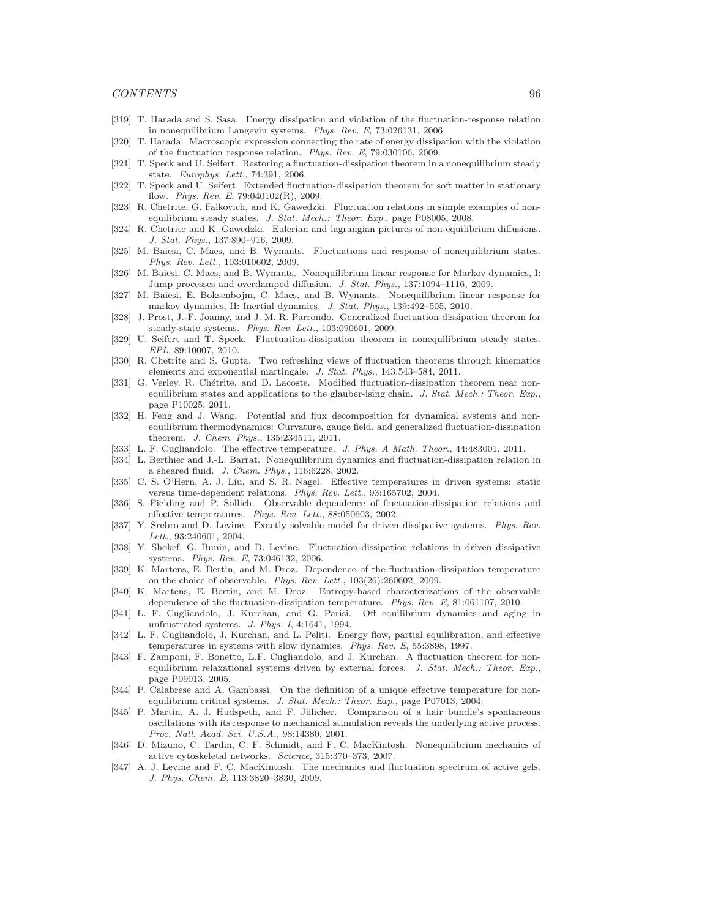[319] T. Harada and S. Sasa. Energy dissipation and violation of the fluctuation-response relation in nonequilibrium Langevin systems. *Phys. Rev. E*, 73:026131, 2006.

[320] T. Harada. Macroscopic expression connecting the rate of energy dissipation with the violation of the fluctuation response relation. *Phys. Rev. E*, 79:030106, 2009.

[321] T. Speck and U. Seifert. Restoring a fluctuation-dissipation theorem in a nonequilibrium steady state. *Europhys. Lett.*, 74:391, 2006.

[322] T. Speck and U. Seifert. Extended fluctuation-dissipation theorem for soft matter in stationary flow. *Phys. Rev. E*, 79:040102(R), 2009.

[323] R. Chetrite, G. Falkovich, and K. Gawedzki. Fluctuation relations in simple examples of non-equilibrium steady states. *J. Stat. Mech.: Theor. Exp.*, page P08005, 2008.

[324] R. Chetrite and K. Gawedzki. Eulerian and lagrangian pictures of non-equilibrium diffusions. *J. Stat. Phys.*, 137:890–916, 2009.

[325] M. Baiesi, C. Maes, and B. Wynants. Fluctuations and response of nonequilibrium states. *Phys. Rev. Lett.*, 103:010602, 2009.

[326] M. Baiesi, C. Maes, and B. Wynants. Nonequilibrium linear response for Markov dynamics, I: Jump processes and overdamped diffusion. *J. Stat. Phys.*, 137:1094–1116, 2009.

[327] M. Baiesi, E. Boksenbojm, C. Maes, and B. Wynants. Nonequilibrium linear response for markov dynamics, II: Inertial dynamics. *J. Stat. Phys.*, 139:492–505, 2010.

[328] J. Prost, J.-F. Joanny, and J. M. R. Parrondo. Generalized fluctuation-dissipation theorem for steady-state systems. *Phys. Rev. Lett.*, 103:090601, 2009.

[329] U. Seifert and T. Speck. Fluctuation-dissipation theorem in nonequilibrium steady states. *EPL*, 89:10007, 2010.

[330] R. Chetrite and S. Gupta. Two refreshing views of fluctuation theorems through kinematics elements and exponential martingale. *J. Stat. Phys.*, 143:543–584, 2011.

[331] G. Verley, R. Chétrite, and D. Lacoste. Modified fluctuation-dissipation theorem near non-equilibrium states and applications to the glauber-ising chain. *J. Stat. Mech.: Theor. Exp.*, page P10025, 2011.

[332] H. Feng and J. Wang. Potential and flux decomposition for dynamical systems and non-equilibrium thermodynamics: Curvature, gauge field, and generalized fluctuation-dissipation theorem. *J. Chem. Phys.*, 135:234511, 2011.

[333] L. F. Cugliandolo. The effective temperature. *J. Phys. A Math. Theor.*, 44:483001, 2011.

[334] L. Berthier and J.-L. Barrat. Nonequilibrium dynamics and fluctuation-dissipation relation in a sheared fluid. *J. Chem. Phys.*, 116:6228, 2002.

[335] C. S. O'Hern, A. J. Liu, and S. R. Nagel. Effective temperatures in driven systems: static versus time-dependent relations. *Phys. Rev. Lett.*, 93:165702, 2004.

[336] S. Fielding and P. Sollich. Observable dependence of fluctuation-dissipation relations and effective temperatures. *Phys. Rev. Lett.*, 88:050603, 2002.

[337] Y. Srebro and D. Levine. Exactly solvable model for driven dissipative systems. *Phys. Rev. Lett.*, 93:240601, 2004.

[338] Y. Shokef, G. Bunin, and D. Levine. Fluctuation-dissipation relations in driven dissipative systems. *Phys. Rev. E*, 73:046132, 2006.

[339] K. Martens, E. Bertin, and M. Droz. Dependence of the fluctuation-dissipation temperature on the choice of observable. *Phys. Rev. Lett.*, 103(26):260602, 2009.

[340] K. Martens, E. Bertin, and M. Droz. Entropy-based characterizations of the observable dependence of the fluctuation-dissipation temperature. *Phys. Rev. E*, 81:061107, 2010.

[341] L. F. Cugliandolo, J. Kurchan, and G. Parisi. Off equilibrium dynamics and aging in unfrustrated systems. *J. Phys. I*, 4:1641, 1994.

[342] L. F. Cugliandolo, J. Kurchan, and L. Peliti. Energy flow, partial equilibration, and effective temperatures in systems with slow dynamics. *Phys. Rev. E*, 55:3898, 1997.

[343] F. Zamponi, F. Bonetto, L.F. Cugliandolo, and J. Kurchan. A fluctuation theorem for non-equilibrium relaxational systems driven by external forces. *J. Stat. Mech.: Theor. Exp.*, page P09013, 2005.

[344] P. Calabrese and A. Gambassi. On the definition of a unique effective temperature for non-equilibrium critical systems. *J. Stat. Mech.: Theor. Exp.*, page P07013, 2004.

[345] P. Martin, A. J. Hudspeth, and F. Jülicher. Comparison of a hair bundle's spontaneous oscillations with its response to mechanical stimulation reveals the underlying active process. *Proc. Natl. Acad. Sci. U.S.A.*, 98:14380, 2001.

[346] D. Mizuno, C. Tardin, C. F. Schmidt, and F. C. MacKintosh. Nonequilibrium mechanics of active cytoskeletal networks. *Science*, 315:370–373, 2007.

[347] A. J. Levine and F. C. MacKintosh. The mechanics and fluctuation spectrum of active gels. *J. Phys. Chem. B*, 113:3820–3830, 2009.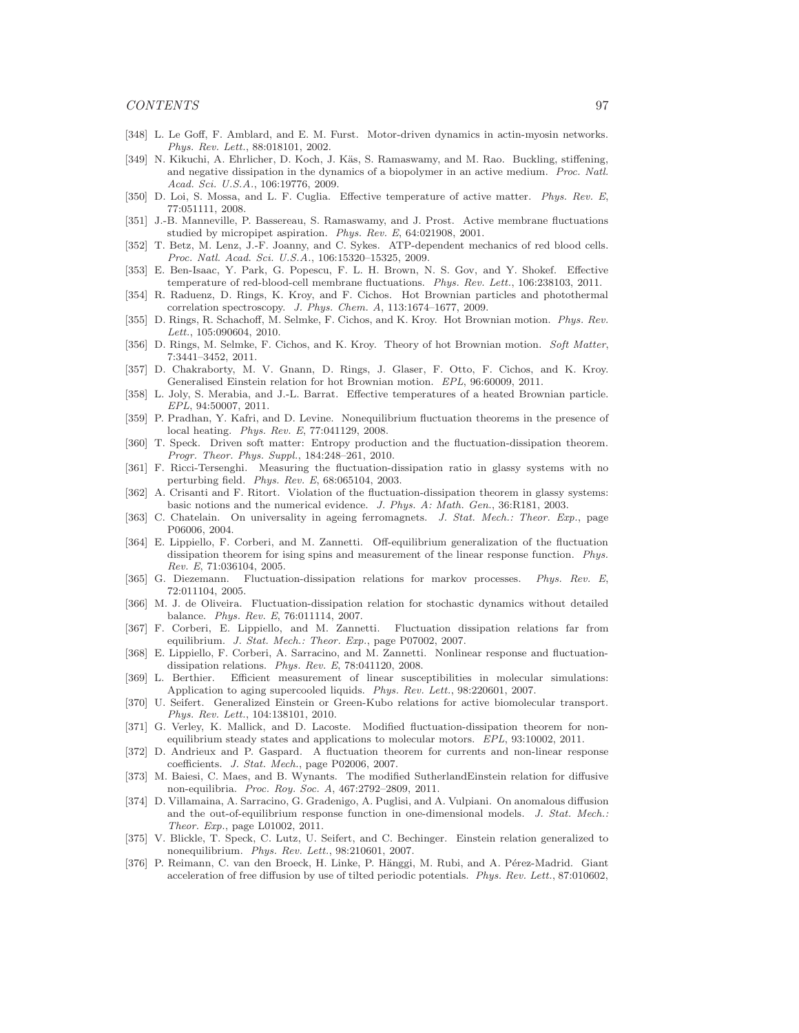[348] L. Le Goff, F. Amblard, and E. M. Furst. Motor-driven dynamics in actin-myosin networks. *Phys. Rev. Lett.*, 88:018101, 2002.

[349] N. Kikuchi, A. Ehrlicher, D. Koch, J. Käs, S. Ramaswamy, and M. Rao. Buckling, stiffening, and negative dissipation in the dynamics of a biopolymer in an active medium. *Proc. Natl. Acad. Sci. U.S.A.*, 106:19776, 2009.

[350] D. Loi, S. Mossa, and L. F. Cuglia. Effective temperature of active matter. *Phys. Rev. E*, 77:051111, 2008.

[351] J.-B. Manneville, P. Bassereau, S. Ramaswamy, and J. Prost. Active membrane fluctuations studied by micropipet aspiration. *Phys. Rev. E*, 64:021908, 2001.

[352] T. Betz, M. Lenz, J.-F. Joanny, and C. Sykes. ATP-dependent mechanics of red blood cells. *Proc. Natl. Acad. Sci. U.S.A.*, 106:15320–15325, 2009.

[353] E. Ben-Isaac, Y. Park, G. Popescu, F. L. H. Brown, N. S. Gov, and Y. Shokef. Effective temperature of red-blood-cell membrane fluctuations. *Phys. Rev. Lett.*, 106:238103, 2011.

[354] R. Raduenz, D. Rings, K. Kroy, and F. Cichos. Hot Brownian particles and photothermal correlation spectroscopy. *J. Phys. Chem. A*, 113:1674–1677, 2009.

[355] D. Rings, R. Schachoff, M. Selmke, F. Cichos, and K. Kroy. Hot Brownian motion. *Phys. Rev. Lett.*, 105:090604, 2010.

[356] D. Rings, M. Selmke, F. Cichos, and K. Kroy. Theory of hot Brownian motion. *Soft Matter*, 7:3441–3452, 2011.

[357] D. Chakraborty, M. V. Gnann, D. Rings, J. Glaser, F. Otto, F. Cichos, and K. Kroy. Generalised Einstein relation for hot Brownian motion. *EPL*, 96:60009, 2011.

[358] L. Joly, S. Merabia, and J.-L. Barrat. Effective temperatures of a heated Brownian particle. *EPL*, 94:50007, 2011.

[359] P. Pradhan, Y. Kafri, and D. Levine. Nonequilibrium fluctuation theorems in the presence of local heating. *Phys. Rev. E*, 77:041129, 2008.

[360] T. Speck. Driven soft matter: Entropy production and the fluctuation-dissipation theorem. *Progr. Theor. Phys. Suppl.*, 184:248–261, 2010.

[361] F. Ricci-Tersenghi. Measuring the fluctuation-dissipation ratio in glassy systems with no perturbing field. *Phys. Rev. E*, 68:065104, 2003.

[362] A. Crisanti and F. Ritort. Violation of the fluctuation-dissipation theorem in glassy systems: basic notions and the numerical evidence. *J. Phys. A: Math. Gen.*, 36:R181, 2003.

[363] C. Chatelain. On universality in ageing ferromagnets. *J. Stat. Mech.: Theor. Exp.*, page P06006, 2004.

[364] E. Lippiello, F. Corberi, and M. Zannetti. Off-equilibrium generalization of the fluctuation dissipation theorem for ising spins and measurement of the linear response function. *Phys. Rev. E*, 71:036104, 2005.

[365] G. Diezemann. Fluctuation-dissipation relations for markov processes. *Phys. Rev. E*, 72:011104, 2005.

[366] M. J. de Oliveira. Fluctuation-dissipation relation for stochastic dynamics without detailed balance. *Phys. Rev. E*, 76:011114, 2007.

[367] F. Corberi, E. Lippiello, and M. Zannetti. Fluctuation dissipation relations far from equilibrium. *J. Stat. Mech.: Theor. Exp.*, page P07002, 2007.

[368] E. Lippiello, F. Corberi, A. Sarracino, and M. Zannetti. Nonlinear response and fluctuation-dissipation relations. *Phys. Rev. E*, 78:041120, 2008.

[369] L. Berthier. Efficient measurement of linear susceptibilities in molecular simulations: Application to aging supercooled liquids. *Phys. Rev. Lett.*, 98:220601, 2007.

[370] U. Seifert. Generalized Einstein or Green-Kubo relations for active biomolecular transport. *Phys. Rev. Lett.*, 104:138101, 2010.

[371] G. Verley, K. Mallick, and D. Lacoste. Modified fluctuation-dissipation theorem for non-equilibrium steady states and applications to molecular motors. *EPL*, 93:10002, 2011.

[372] D. Andrieux and P. Gaspard. A fluctuation theorem for currents and non-linear response coefficients. *J. Stat. Mech.*, page P02006, 2007.

[373] M. Baiesi, C. Maes, and B. Wynants. The modified SutherlandEinstein relation for diffusive non-equilibria. *Proc. Roy. Soc. A*, 467:2792–2809, 2011.

[374] D. Villamaina, A. Sarracino, G. Gradenigo, A. Puglisi, and A. Vulpiani. On anomalous diffusion and the out-of-equilibrium response function in one-dimensional models. *J. Stat. Mech.: Theor. Exp.*, page L01002, 2011.

[375] V. Blickle, T. Speck, C. Lutz, U. Seifert, and C. Bechinger. Einstein relation generalized to nonequilibrium. *Phys. Rev. Lett.*, 98:210601, 2007.

[376] P. Reimann, C. van den Broeck, H. Linke, P. Hänggi, M. Rubi, and A. Pérez-Madrid. Giant acceleration of free diffusion by use of tilted periodic potentials. *Phys. Rev. Lett.*, 87:010602,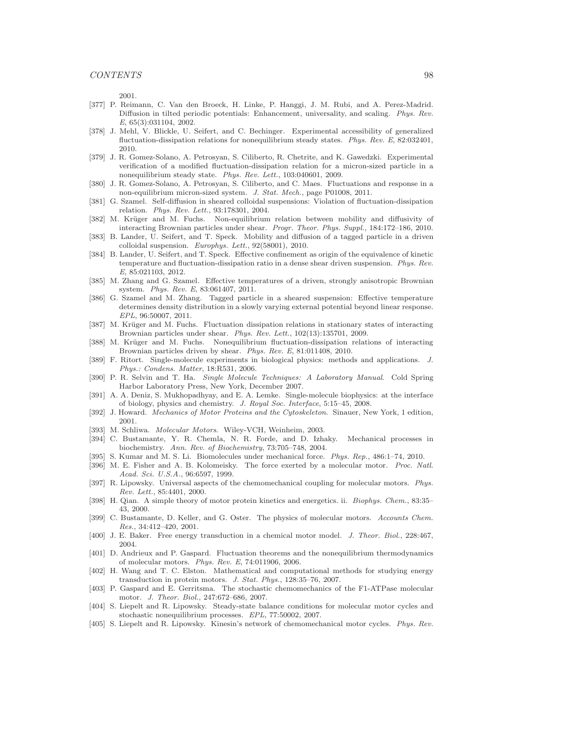2001.

[377] P. Reimann, C. Van den Broeck, H. Linke, P. Hanggi, J. M. Rubi, and A. Perez-Madrid. Diffusion in tilted periodic potentials: Enhancement, universality, and scaling. *Phys. Rev. E*, 65(3):031104, 2002.

[378] J. Mehl, V. Blickle, U. Seifert, and C. Bechinger. Experimental accessibility of generalized fluctuation-dissipation relations for nonequilibrium steady states. *Phys. Rev. E*, 82:032401, 2010.

[379] J. R. Gomez-Solano, A. Petrosyan, S. Ciliberto, R. Chetrite, and K. Gawedzki. Experimental verification of a modified fluctuation-dissipation relation for a micron-sized particle in a nonequilibrium steady state. *Phys. Rev. Lett.*, 103:040601, 2009.

[380] J. R. Gomez-Solano, A. Petrosyan, S. Ciliberto, and C. Maes. Fluctuations and response in a non-equilibrium micron-sized system. *J. Stat. Mech.*, page P01008, 2011.

[381] G. Szamel. Self-diffusion in sheared colloidal suspensions: Violation of fluctuation-dissipation relation. *Phys. Rev. Lett.*, 93:178301, 2004.

[382] M. Krüger and M. Fuchs. Non-equilibrium relation between mobility and diffusivity of interacting Brownian particles under shear. *Progr. Theor. Phys. Suppl.*, 184:172–186, 2010.

[383] B. Lander, U. Seifert, and T. Speck. Mobility and diffusion of a tagged particle in a driven colloidal suspension. *Europhys. Lett.*, 92(58001), 2010.

[384] B. Lander, U. Seifert, and T. Speck. Effective confinement as origin of the equivalence of kinetic temperature and fluctuation-dissipation ratio in a dense shear driven suspension. *Phys. Rev. E*, 85:021103, 2012.

[385] M. Zhang and G. Szamel. Effective temperatures of a driven, strongly anisotropic Brownian system. *Phys. Rev. E*, 83:061407, 2011.

[386] G. Szamel and M. Zhang. Tagged particle in a sheared suspension: Effective temperature determines density distribution in a slowly varying external potential beyond linear response. *EPL*, 96:50007, 2011.

[387] M. Krüger and M. Fuchs. Fluctuation dissipation relations in stationary states of interacting Brownian particles under shear. *Phys. Rev. Lett.*, 102(13):135701, 2009.

[388] M. Krüger and M. Fuchs. Nonequilibrium fluctuation-dissipation relations of interacting Brownian particles driven by shear. *Phys. Rev. E*, 81:011408, 2010.

[389] F. Ritort. Single-molecule experiments in biological physics: methods and applications. *J. Phys.: Condens. Matter*, 18:R531, 2006.

[390] P. R. Selvin and T. Ha. *Single Molecule Techniques: A Laboratory Manual*. Cold Spring Harbor Laboratory Press, New York, December 2007.

[391] A. A. Deniz, S. Mukhopadhyay, and E. A. Lemke. Single-molecule biophysics: at the interface of biology, physics and chemistry. *J. Royal Soc. Interface*, 5:15–45, 2008.

[392] J. Howard. *Mechanics of Motor Proteins and the Cytoskeleton*. Sinauer, New York, 1 edition, 2001.

[393] M. Schliwa. *Molecular Motors*. Wiley-VCH, Weinheim, 2003.

[394] C. Bustamante, Y. R. Chemla, N. R. Forde, and D. Izhaky. Mechanical processes in biochemistry. *Ann. Rev. of Biochemistry*, 73:705–748, 2004.

[395] S. Kumar and M. S. Li. Biomolecules under mechanical force. *Phys. Rep.*, 486:1–74, 2010.

[396] M. E. Fisher and A. B. Kolomeisky. The force exerted by a molecular motor. *Proc. Natl. Acad. Sci. U.S.A.*, 96:6597, 1999.

[397] R. Lipowsky. Universal aspects of the chemomechanical coupling for molecular motors. *Phys. Rev. Lett.*, 85:4401, 2000.

[398] H. Qian. A simple theory of motor protein kinetics and energetics. ii. *Biophys. Chem.*, 83:35–43, 2000.

[399] C. Bustamante, D. Keller, and G. Oster. The physics of molecular motors. *Accounts Chem. Res.*, 34:412–420, 2001.

[400] J. E. Baker. Free energy transduction in a chemical motor model. *J. Theor. Biol.*, 228:467, 2004.

[401] D. Andrieux and P. Gaspard. Fluctuation theorems and the nonequilibrium thermodynamics of molecular motors. *Phys. Rev. E*, 74:011906, 2006.

[402] H. Wang and T. C. Elston. Mathematical and computational methods for studying energy transduction in protein motors. *J. Stat. Phys.*, 128:35–76, 2007.

[403] P. Gaspard and E. Gerritsma. The stochastic chemomechanics of the F1-ATPase molecular motor. *J. Theor. Biol.*, 247:672–686, 2007.

[404] S. Liepelt and R. Lipowsky. Steady-state balance conditions for molecular motor cycles and stochastic nonequilibrium processes. *EPL*, 77:50002, 2007.

[405] S. Liepelt and R. Lipowsky. Kinesin's network of chemomechanical motor cycles. *Phys. Rev.*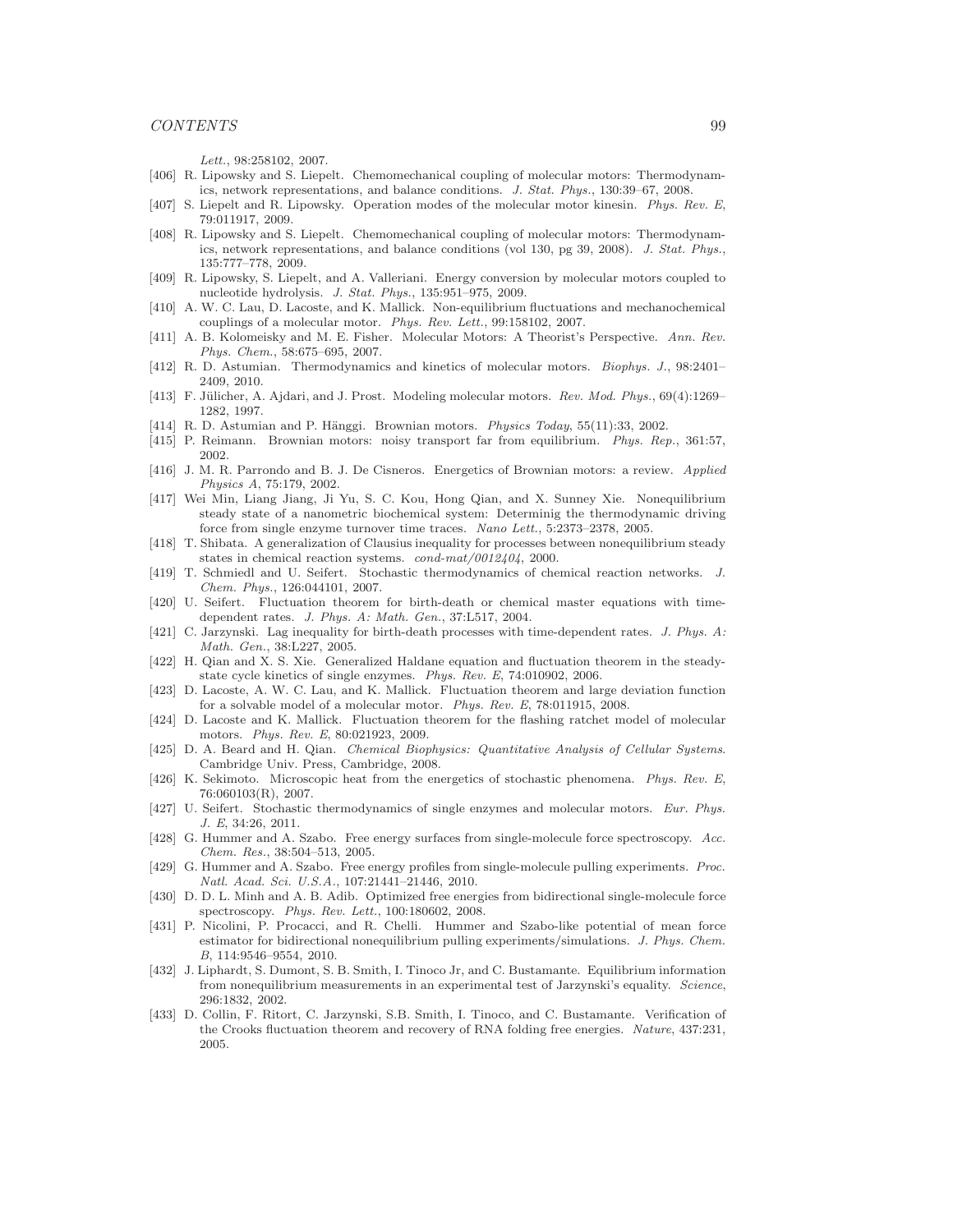*Lett.*, 98:258102, 2007.

[406] R. Lipowsky and S. Liepelt. Chemomechanical coupling of molecular motors: Thermodynamics, network representations, and balance conditions. *J. Stat. Phys.*, 130:39–67, 2008.

[407] S. Liepelt and R. Lipowsky. Operation modes of the molecular motor kinesin. *Phys. Rev. E*, 79:011917, 2009.

[408] R. Lipowsky and S. Liepelt. Chemomechanical coupling of molecular motors: Thermodynamics, network representations, and balance conditions (vol 130, pg 39, 2008). *J. Stat. Phys.*, 135:777–778, 2009.

[409] R. Lipowsky, S. Liepelt, and A. Valleriani. Energy conversion by molecular motors coupled to nucleotide hydrolysis. *J. Stat. Phys.*, 135:951–975, 2009.

[410] A. W. C. Lau, D. Lacoste, and K. Mallick. Non-equilibrium fluctuations and mechanochemical couplings of a molecular motor. *Phys. Rev. Lett.*, 99:158102, 2007.

[411] A. B. Kolomeisky and M. E. Fisher. Molecular Motors: A Theorist's Perspective. *Ann. Rev. Phys. Chem.*, 58:675–695, 2007.

[412] R. D. Astumian. Thermodynamics and kinetics of molecular motors. *Biophys. J.*, 98:2401–2409, 2010.

[413] F. Jülicher, A. Ajdari, and J. Prost. Modeling molecular motors. *Rev. Mod. Phys.*, 69(4):1269–1282, 1997.

[414] R. D. Astumian and P. Hänggi. Brownian motors. *Physics Today*, 55(11):33, 2002.

[415] P. Reimann. Brownian motors: noisy transport far from equilibrium. *Phys. Rep.*, 361:57, 2002.

[416] J. M. R. Parrondo and B. J. De Cisneros. Energetics of Brownian motors: a review. *Applied Physics A*, 75:179, 2002.

[417] Wei Min, Liang Jiang, Ji Yu, S. C. Kou, Hong Qian, and X. Sunney Xie. Nonequilibrium steady state of a nanometric biochemical system: Determinig the thermodynamic driving force from single enzyme turnover time traces. *Nano Lett.*, 5:2373–2378, 2005.

[418] T. Shibata. A generalization of Clausius inequality for processes between nonequilibrium steady states in chemical reaction systems. *cond-mat/0012404*, 2000.

[419] T. Schmiedl and U. Seifert. Stochastic thermodynamics of chemical reaction networks. *J. Chem. Phys.*, 126:044101, 2007.

[420] U. Seifert. Fluctuation theorem for birth-death or chemical master equations with time-dependent rates. *J. Phys. A: Math. Gen.*, 37:L517, 2004.

[421] C. Jarzynski. Lag inequality for birth-death processes with time-dependent rates. *J. Phys. A: Math. Gen.*, 38:L227, 2005.

[422] H. Qian and X. S. Xie. Generalized Haldane equation and fluctuation theorem in the steady-state cycle kinetics of single enzymes. *Phys. Rev. E*, 74:010902, 2006.

[423] D. Lacoste, A. W. C. Lau, and K. Mallick. Fluctuation theorem and large deviation function for a solvable model of a molecular motor. *Phys. Rev. E*, 78:011915, 2008.

[424] D. Lacoste and K. Mallick. Fluctuation theorem for the flashing ratchet model of molecular motors. *Phys. Rev. E*, 80:021923, 2009.

[425] D. A. Beard and H. Qian. *Chemical Biophysics: Quantitative Analysis of Cellular Systems*. Cambridge Univ. Press, Cambridge, 2008.

[426] K. Sekimoto. Microscopic heat from the energetics of stochastic phenomena. *Phys. Rev. E*, 76:060103(R), 2007.

[427] U. Seifert. Stochastic thermodynamics of single enzymes and molecular motors. *Eur. Phys. J. E*, 34:26, 2011.

[428] G. Hummer and A. Szabo. Free energy surfaces from single-molecule force spectroscopy. *Acc. Chem. Res.*, 38:504–513, 2005.

[429] G. Hummer and A. Szabo. Free energy profiles from single-molecule pulling experiments. *Proc. Natl. Acad. Sci. U.S.A.*, 107:21441–21446, 2010.

[430] D. D. L. Minh and A. B. Adib. Optimized free energies from bidirectional single-molecule force spectroscopy. *Phys. Rev. Lett.*, 100:180602, 2008.

[431] P. Nicolini, P. Procacci, and R. Chelli. Hummer and Szabo-like potential of mean force estimator for bidirectional nonequilibrium pulling experiments/simulations. *J. Phys. Chem. B*, 114:9546–9554, 2010.

[432] J. Liphardt, S. Dumont, S. B. Smith, I. Tinoco Jr, and C. Bustamante. Equilibrium information from nonequilibrium measurements in an experimental test of Jarzynski's equality. *Science*, 296:1832, 2002.

[433] D. Collin, F. Ritort, C. Jarzynski, S.B. Smith, I. Tinoco, and C. Bustamante. Verification of the Crooks fluctuation theorem and recovery of RNA folding free energies. *Nature*, 437:231, 2005.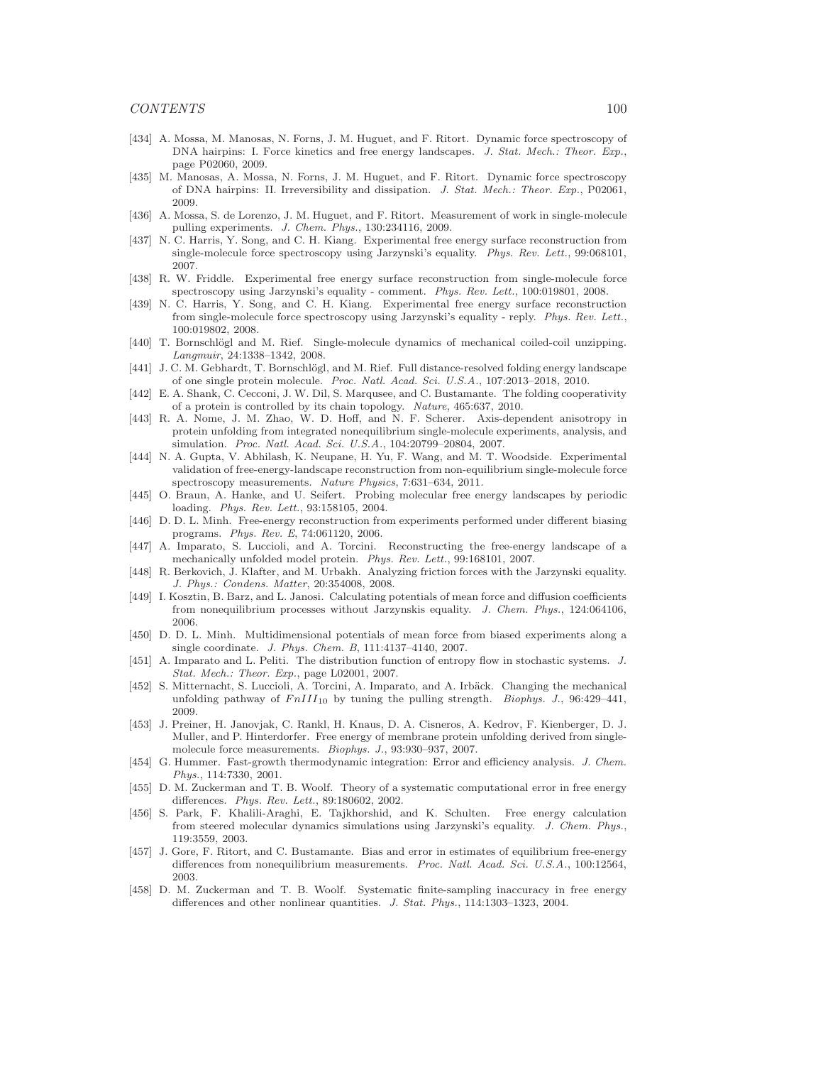[434] A. Mossa, M. Manosas, N. Forns, J. M. Huguet, and F. Ritort. Dynamic force spectroscopy of DNA hairpins: I. Force kinetics and free energy landscapes. *J. Stat. Mech.: Theor. Exp.*, page P02060, 2009.

[435] M. Manosas, A. Mossa, N. Forns, J. M. Huguet, and F. Ritort. Dynamic force spectroscopy of DNA hairpins: II. Irreversibility and dissipation. *J. Stat. Mech.: Theor. Exp.*, P02061, 2009.

[436] A. Mossa, S. de Lorenzo, J. M. Huguet, and F. Ritort. Measurement of work in single-molecule pulling experiments. *J. Chem. Phys.*, 130:234116, 2009.

[437] N. C. Harris, Y. Song, and C. H. Kiang. Experimental free energy surface reconstruction from single-molecule force spectroscopy using Jarzynski's equality. *Phys. Rev. Lett.*, 99:068101, 2007.

[438] R. W. Friddle. Experimental free energy surface reconstruction from single-molecule force spectroscopy using Jarzynski's equality - comment. *Phys. Rev. Lett.*, 100:019801, 2008.

[439] N. C. Harris, Y. Song, and C. H. Kiang. Experimental free energy surface reconstruction from single-molecule force spectroscopy using Jarzynski's equality - reply. *Phys. Rev. Lett.*, 100:019802, 2008.

[440] T. Bornschlögl and M. Rief. Single-molecule dynamics of mechanical coiled-coil unzipping. *Langmuir*, 24:1338–1342, 2008.

[441] J. C. M. Gebhardt, T. Bornschlögl, and M. Rief. Full distance-resolved folding energy landscape of one single protein molecule. *Proc. Natl. Acad. Sci. U.S.A.*, 107:2013–2018, 2010.

[442] E. A. Shank, C. Cecconi, J. W. Dil, S. Marqusee, and C. Bustamante. The folding cooperativity of a protein is controlled by its chain topology. *Nature*, 465:637, 2010.

[443] R. A. Nome, J. M. Zhao, W. D. Hoff, and N. F. Scherer. Axis-dependent anisotropy in protein unfolding from integrated nonequilibrium single-molecule experiments, analysis, and simulation. *Proc. Natl. Acad. Sci. U.S.A.*, 104:20799–20804, 2007.

[444] N. A. Gupta, V. Abhilash, K. Neupane, H. Yu, F. Wang, and M. T. Woodside. Experimental validation of free-energy-landscape reconstruction from non-equilibrium single-molecule force spectroscopy measurements. *Nature Physics*, 7:631–634, 2011.

[445] O. Braun, A. Hanke, and U. Seifert. Probing molecular free energy landscapes by periodic loading. *Phys. Rev. Lett.*, 93:158105, 2004.

[446] D. D. L. Minh. Free-energy reconstruction from experiments performed under different biasing programs. *Phys. Rev. E*, 74:061120, 2006.

[447] A. Imparato, S. Luccioli, and A. Torcini. Reconstructing the free-energy landscape of a mechanically unfolded model protein. *Phys. Rev. Lett.*, 99:168101, 2007.

[448] R. Berkovich, J. Klafter, and M. Urbakh. Analyzing friction forces with the Jarzynski equality. *J. Phys.: Condens. Matter*, 20:354008, 2008.

[449] I. Kosztin, B. Barz, and L. Janosi. Calculating potentials of mean force and diffusion coefficients from nonequilibrium processes without Jarzynskis equality. *J. Chem. Phys.*, 124:064106, 2006.

[450] D. D. L. Minh. Multidimensional potentials of mean force from biased experiments along a single coordinate. *J. Phys. Chem. B*, 111:4137–4140, 2007.

[451] A. Imparato and L. Peliti. The distribution function of entropy flow in stochastic systems. *J. Stat. Mech.: Theor. Exp.*, page L02001, 2007.

[452] S. Mitternacht, S. Luccioli, A. Torcini, A. Imparato, and A. Irbäck. Changing the mechanical unfolding pathway of $FnIII_{10}$ by tuning the pulling strength. *Biophys. J.*, 96:429–441, 2009.

[453] J. Preiner, H. Janovjak, C. Rankl, H. Knaus, D. A. Cisneros, A. Kedrov, F. Kienberger, D. J. Muller, and P. Hinterdorfer. Free energy of membrane protein unfolding derived from single-molecule force measurements. *Biophys. J.*, 93:930–937, 2007.

[454] G. Hummer. Fast-growth thermodynamic integration: Error and efficiency analysis. *J. Chem. Phys.*, 114:7330, 2001.

[455] D. M. Zuckerman and T. B. Woolf. Theory of a systematic computational error in free energy differences. *Phys. Rev. Lett.*, 89:180602, 2002.

[456] S. Park, F. Khalili-Araghi, E. Tajkhorshid, and K. Schulten. Free energy calculation from steered molecular dynamics simulations using Jarzynski's equality. *J. Chem. Phys.*, 119:3559, 2003.

[457] J. Gore, F. Ritort, and C. Bustamante. Bias and error in estimates of equilibrium free-energy differences from nonequilibrium measurements. *Proc. Natl. Acad. Sci. U.S.A.*, 100:12564, 2003.

[458] D. M. Zuckerman and T. B. Woolf. Systematic finite-sampling inaccuracy in free energy differences and other nonlinear quantities. *J. Stat. Phys.*, 114:1303–1323, 2004.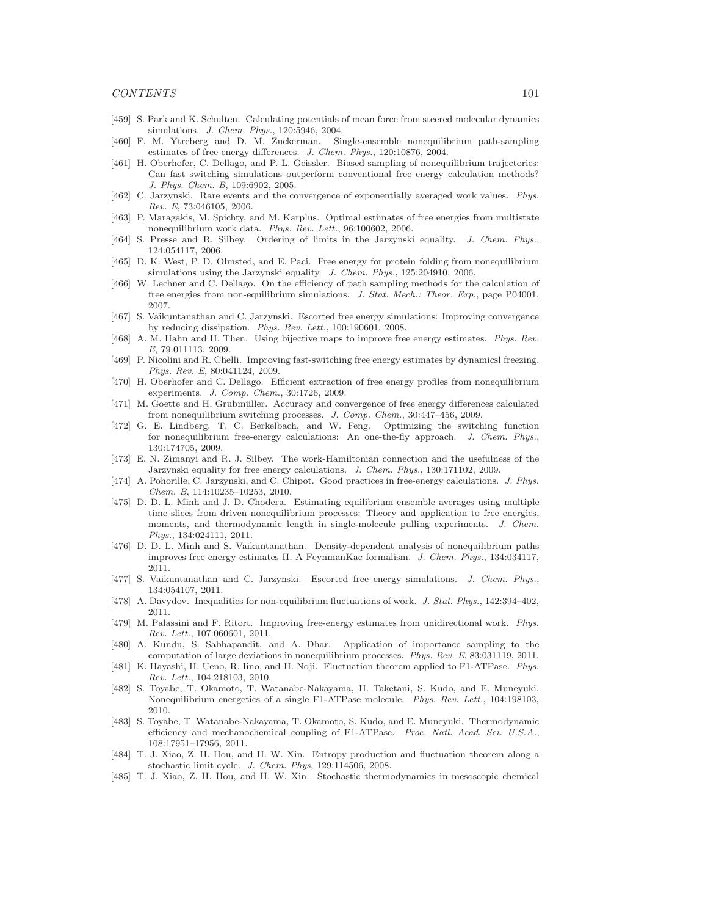[459] S. Park and K. Schulten. Calculating potentials of mean force from steered molecular dynamics simulations. *J. Chem. Phys.*, 120:5946, 2004.

[460] F. M. Ytreberg and D. M. Zuckerman. Single-ensemble nonequilibrium path-sampling estimates of free energy differences. *J. Chem. Phys.*, 120:10876, 2004.

[461] H. Oberhofer, C. Dellago, and P. L. Geissler. Biased sampling of nonequilibrium trajectories: Can fast switching simulations outperform conventional free energy calculation methods? *J. Phys. Chem. B*, 109:6902, 2005.

[462] C. Jarzynski. Rare events and the convergence of exponentially averaged work values. *Phys. Rev. E*, 73:046105, 2006.

[463] P. Maragakis, M. Spichty, and M. Karplus. Optimal estimates of free energies from multistate nonequilibrium work data. *Phys. Rev. Lett.*, 96:100602, 2006.

[464] S. Presse and R. Silbey. Ordering of limits in the Jarzynski equality. *J. Chem. Phys.*, 124:054117, 2006.

[465] D. K. West, P. D. Olmsted, and E. Paci. Free energy for protein folding from nonequilibrium simulations using the Jarzynski equality. *J. Chem. Phys.*, 125:204910, 2006.

[466] W. Lechner and C. Dellago. On the efficiency of path sampling methods for the calculation of free energies from non-equilibrium simulations. *J. Stat. Mech.: Theor. Exp.*, page P04001, 2007.

[467] S. Vaikuntanathan and C. Jarzynski. Escorted free energy simulations: Improving convergence by reducing dissipation. *Phys. Rev. Lett.*, 100:190601, 2008.

[468] A. M. Hahn and H. Then. Using bijective maps to improve free energy estimates. *Phys. Rev. E*, 79:011113, 2009.

[469] P. Nicolini and R. Chelli. Improving fast-switching free energy estimates by dynamicsl freezing. *Phys. Rev. E*, 80:041124, 2009.

[470] H. Oberhofer and C. Dellago. Efficient extraction of free energy profiles from nonequilibrium experiments. *J. Comp. Chem.*, 30:1726, 2009.

[471] M. Goette and H. Grubmüller. Accuracy and convergence of free energy differences calculated from nonequilibrium switching processes. *J. Comp. Chem.*, 30:447–456, 2009.

[472] G. E. Lindberg, T. C. Berkelbach, and W. Feng. Optimizing the switching function for nonequilibrium free-energy calculations: An one-the-fly approach. *J. Chem. Phys.*, 130:174705, 2009.

[473] E. N. Zimanyi and R. J. Silbey. The work-Hamiltonian connection and the usefulness of the Jarzynski equality for free energy calculations. *J. Chem. Phys.*, 130:171102, 2009.

[474] A. Pohorille, C. Jarzynski, and C. Chipot. Good practices in free-energy calculations. *J. Phys. Chem. B*, 114:10235–10253, 2010.

[475] D. D. L. Minh and J. D. Chodera. Estimating equilibrium ensemble averages using multiple time slices from driven nonequilibrium processes: Theory and application to free energies, moments, and thermodynamic length in single-molecule pulling experiments. *J. Chem. Phys.*, 134:024111, 2011.

[476] D. D. L. Minh and S. Vaikuntanathan. Density-dependent analysis of nonequilibrium paths improves free energy estimates II. A FeynmanKac formalism. *J. Chem. Phys.*, 134:034117, 2011.

[477] S. Vaikuntanathan and C. Jarzynski. Escorted free energy simulations. *J. Chem. Phys.*, 134:054107, 2011.

[478] A. Davydov. Inequalities for non-equilibrium fluctuations of work. *J. Stat. Phys.*, 142:394–402, 2011.

[479] M. Palassini and F. Ritort. Improving free-energy estimates from unidirectional work. *Phys. Rev. Lett.*, 107:060601, 2011.

[480] A. Kundu, S. Sabhapandit, and A. Dhar. Application of importance sampling to the computation of large deviations in nonequilibrium processes. *Phys. Rev. E*, 83:031119, 2011.

[481] K. Hayashi, H. Ueno, R. Iino, and H. Noji. Fluctuation theorem applied to F1-ATPase. *Phys. Rev. Lett.*, 104:218103, 2010.

[482] S. Toyabe, T. Okamoto, T. Watanabe-Nakayama, H. Taketani, S. Kudo, and E. Muneyuki. Nonequilibrium energetics of a single F1-ATPase molecule. *Phys. Rev. Lett.*, 104:198103, 2010.

[483] S. Toyabe, T. Watanabe-Nakayama, T. Okamoto, S. Kudo, and E. Muneyuki. Thermodynamic efficiency and mechanochemical coupling of F1-ATPase. *Proc. Natl. Acad. Sci. U.S.A.*, 108:17951–17956, 2011.

[484] T. J. Xiao, Z. H. Hou, and H. W. Xin. Entropy production and fluctuation theorem along a stochastic limit cycle. *J. Chem. Phys*, 129:114506, 2008.

[485] T. J. Xiao, Z. H. Hou, and H. W. Xin. Stochastic thermodynamics in mesoscopic chemical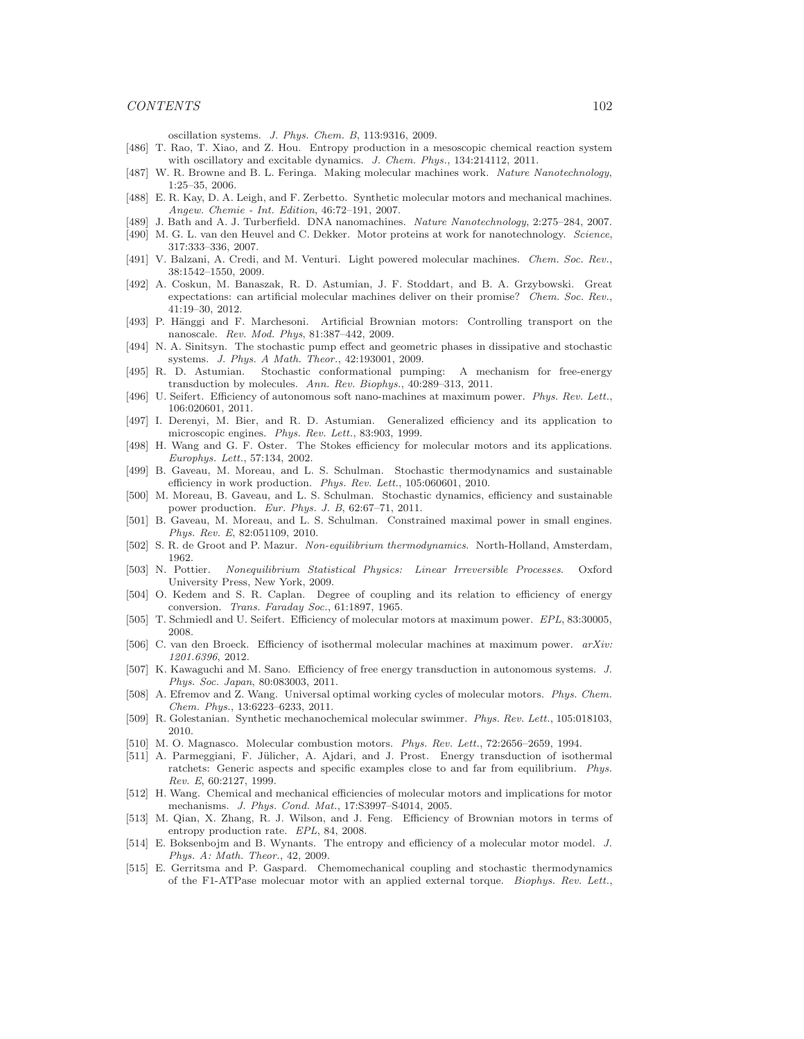oscillation systems. *J. Phys. Chem. B*, 113:9316, 2009.

[486] T. Rao, T. Xiao, and Z. Hou. Entropy production in a mesoscopic chemical reaction system with oscillatory and excitable dynamics. *J. Chem. Phys.*, 134:214112, 2011.

[487] W. R. Browne and B. L. Feringa. Making molecular machines work. *Nature Nanotechnology*, 1:25–35, 2006.

[488] E. R. Kay, D. A. Leigh, and F. Zerbetto. Synthetic molecular motors and mechanical machines. *Angew. Chemie - Int. Edition*, 46:72–191, 2007.

[489] J. Bath and A. J. Turberfield. DNA nanomachines. *Nature Nanotechnology*, 2:275–284, 2007.

[490] M. G. L. van den Heuvel and C. Dekker. Motor proteins at work for nanotechnology. *Science*, 317:333–336, 2007.

[491] V. Balzani, A. Credi, and M. Venturi. Light powered molecular machines. *Chem. Soc. Rev.*, 38:1542–1550, 2009.

[492] A. Coskun, M. Banaszak, R. D. Astumian, J. F. Stoddart, and B. A. Grzybowski. Great expectations: can artificial molecular machines deliver on their promise? *Chem. Soc. Rev.*, 41:19–30, 2012.

[493] P. Hänggi and F. Marchesoni. Artificial Brownian motors: Controlling transport on the nanoscale. *Rev. Mod. Phys*, 81:387–442, 2009.

[494] N. A. Sinitsyn. The stochastic pump effect and geometric phases in dissipative and stochastic systems. *J. Phys. A Math. Theor.*, 42:193001, 2009.

[495] R. D. Astumian. Stochastic conformational pumping: A mechanism for free-energy transduction by molecules. *Ann. Rev. Biophys.*, 40:289–313, 2011.

[496] U. Seifert. Efficiency of autonomous soft nano-machines at maximum power. *Phys. Rev. Lett.*, 106:020601, 2011.

[497] I. Derenyi, M. Bier, and R. D. Astumian. Generalized efficiency and its application to microscopic engines. *Phys. Rev. Lett.*, 83:903, 1999.

[498] H. Wang and G. F. Oster. The Stokes efficiency for molecular motors and its applications. *Europhys. Lett.*, 57:134, 2002.

[499] B. Gaveau, M. Moreau, and L. S. Schulman. Stochastic thermodynamics and sustainable efficiency in work production. *Phys. Rev. Lett.*, 105:060601, 2010.

[500] M. Moreau, B. Gaveau, and L. S. Schulman. Stochastic dynamics, efficiency and sustainable power production. *Eur. Phys. J. B*, 62:67–71, 2011.

[501] B. Gaveau, M. Moreau, and L. S. Schulman. Constrained maximal power in small engines. *Phys. Rev. E*, 82:051109, 2010.

[502] S. R. de Groot and P. Mazur. *Non-equilibrium thermodynamics*. North-Holland, Amsterdam, 1962.

[503] N. Pottier. *Nonequilibrium Statistical Physics: Linear Irreversible Processes*. Oxford University Press, New York, 2009.

[504] O. Kedem and S. R. Caplan. Degree of coupling and its relation to efficiency of energy conversion. *Trans. Faraday Soc.*, 61:1897, 1965.

[505] T. Schmiedl and U. Seifert. Efficiency of molecular motors at maximum power. *EPL*, 83:30005, 2008.

[506] C. van den Broeck. Efficiency of isothermal molecular machines at maximum power. *arXiv: 1201.6396*, 2012.

[507] K. Kawaguchi and M. Sano. Efficiency of free energy transduction in autonomous systems. *J. Phys. Soc. Japan*, 80:083003, 2011.

[508] A. Efremov and Z. Wang. Universal optimal working cycles of molecular motors. *Phys. Chem. Chem. Phys.*, 13:6223–6233, 2011.

[509] R. Golestanian. Synthetic mechanochemical molecular swimmer. *Phys. Rev. Lett.*, 105:018103, 2010.

[510] M. O. Magnasco. Molecular combustion motors. *Phys. Rev. Lett.*, 72:2656–2659, 1994.

[511] A. Parmeggiani, F. Jülicher, A. Ajdari, and J. Prost. Energy transduction of isothermal ratchets: Generic aspects and specific examples close to and far from equilibrium. *Phys. Rev. E*, 60:2127, 1999.

[512] H. Wang. Chemical and mechanical efficiencies of molecular motors and implications for motor mechanisms. *J. Phys. Cond. Mat.*, 17:S3997–S4014, 2005.

[513] M. Qian, X. Zhang, R. J. Wilson, and J. Feng. Efficiency of Brownian motors in terms of entropy production rate. *EPL*, 84, 2008.

[514] E. Boksenbojm and B. Wynants. The entropy and efficiency of a molecular motor model. *J. Phys. A: Math. Theor.*, 42, 2009.

[515] E. Gerritsma and P. Gaspard. Chemomechanical coupling and stochastic thermodynamics of the F1-ATPase molecuar motor with an applied external torque. *Biophys. Rev. Lett.*,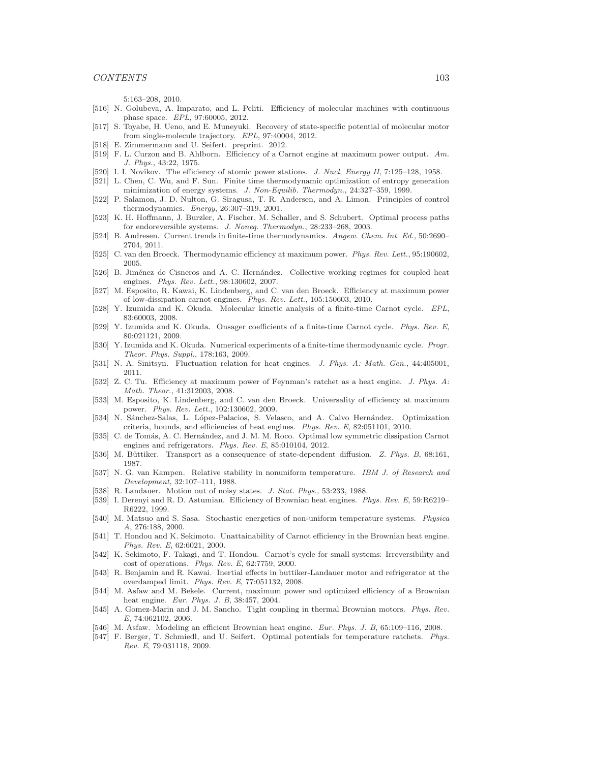5:163–208, 2010.

[516] N. Golubeva, A. Imparato, and L. Peliti. Efficiency of molecular machines with continuous phase space. *EPL*, 97:60005, 2012.

[517] S. Toyabe, H. Ueno, and E. Muneyuki. Recovery of state-specific potential of molecular motor from single-molecule trajectory. *EPL*, 97:40004, 2012.

[518] E. Zimmermann and U. Seifert. preprint. 2012.

[519] F. L. Curzon and B. Ahlborn. Efficiency of a Carnot engine at maximum power output. *Am. J. Phys.*, 43:22, 1975.

[520] I. I. Novikov. The efficiency of atomic power stations. *J. Nucl. Energy II*, 7:125–128, 1958.

[521] L. Chen, C. Wu, and F. Sun. Finite time thermodynamic optimization of entropy generation minimization of energy systems. *J. Non-Equilib. Thermodyn.*, 24:327–359, 1999.

[522] P. Salamon, J. D. Nulton, G. Siragusa, T. R. Andersen, and A. Limon. Principles of control thermodynamics. *Energy*, 26:307–319, 2001.

[523] K. H. Hoffmann, J. Burzler, A. Fischer, M. Schaller, and S. Schubert. Optimal process paths for endoreversible systems. *J. Noneq. Thermodyn.*, 28:233–268, 2003.

[524] B. Andresen. Current trends in finite-time thermodynamics. *Angew. Chem. Int. Ed.*, 50:2690–2704, 2011.

[525] C. van den Broeck. Thermodynamic efficiency at maximum power. *Phys. Rev. Lett.*, 95:190602, 2005.

[526] B. Jiménez de Cisneros and A. C. Hernández. Collective working regimes for coupled heat engines. *Phys. Rev. Lett.*, 98:130602, 2007.

[527] M. Esposito, R. Kawai, K. Lindenberg, and C. van den Broeck. Efficiency at maximum power of low-dissipation carnot engines. *Phys. Rev. Lett.*, 105:150603, 2010.

[528] Y. Izumida and K. Okuda. Molecular kinetic analysis of a finite-time Carnot cycle. *EPL*, 83:60003, 2008.

[529] Y. Izumida and K. Okuda. Onsager coefficients of a finite-time Carnot cycle. *Phys. Rev. E*, 80:021121, 2009.

[530] Y. Izumida and K. Okuda. Numerical experiments of a finite-time thermodynamic cycle. *Progr. Theor. Phys. Suppl.*, 178:163, 2009.

[531] N. A. Sinitsyn. Fluctuation relation for heat engines. *J. Phys. A: Math. Gen.*, 44:405001, 2011.

[532] Z. C. Tu. Efficiency at maximum power of Feynman's ratchet as a heat engine. *J. Phys. A: Math. Theor.*, 41:312003, 2008.

[533] M. Esposito, K. Lindenberg, and C. van den Broeck. Universality of efficiency at maximum power. *Phys. Rev. Lett.*, 102:130602, 2009.

[534] N. Sánchez-Salas, L. López-Palacios, S. Velasco, and A. Calvo Hernández. Optimization criteria, bounds, and efficiencies of heat engines. *Phys. Rev. E*, 82:051101, 2010.

[535] C. de Tomás, A. C. Hernández, and J. M. M. Roco. Optimal low symmetric dissipation Carnot engines and refrigerators. *Phys. Rev. E*, 85:010104, 2012.

[536] M. Büttiker. Transport as a consequence of state-dependent diffusion. *Z. Phys. B*, 68:161, 1987.

[537] N. G. van Kampen. Relative stability in nonuniform temperature. *IBM J. of Research and Development*, 32:107–111, 1988.

[538] R. Landauer. Motion out of noisy states. *J. Stat. Phys.*, 53:233, 1988.

[539] I. Derenyi and R. D. Astumian. Efficiency of Brownian heat engines. *Phys. Rev. E*, 59:R6219–R6222, 1999.

[540] M. Matsuo and S. Sasa. Stochastic energetics of non-uniform temperature systems. *Physica A*, 276:188, 2000.

[541] T. Hondou and K. Sekimoto. Unattainability of Carnot efficiency in the Brownian heat engine. *Phys. Rev. E*, 62:6021, 2000.

[542] K. Sekimoto, F. Takagi, and T. Hondou. Carnot's cycle for small systems: Irreversibility and cost of operations. *Phys. Rev. E*, 62:7759, 2000.

[543] R. Benjamin and R. Kawai. Inertial effects in buttiker-Landauer motor and refrigerator at the overdamped limit. *Phys. Rev. E*, 77:051132, 2008.

[544] M. Asfaw and M. Bekele. Current, maximum power and optimized efficiency of a Brownian heat engine. *Eur. Phys. J. B*, 38:457, 2004.

[545] A. Gomez-Marin and J. M. Sancho. Tight coupling in thermal Brownian motors. *Phys. Rev. E*, 74:062102, 2006.

[546] M. Asfaw. Modeling an efficient Brownian heat engine. *Eur. Phys. J. B*, 65:109–116, 2008.

[547] F. Berger, T. Schmiedl, and U. Seifert. Optimal potentials for temperature ratchets. *Phys. Rev. E*, 79:031118, 2009.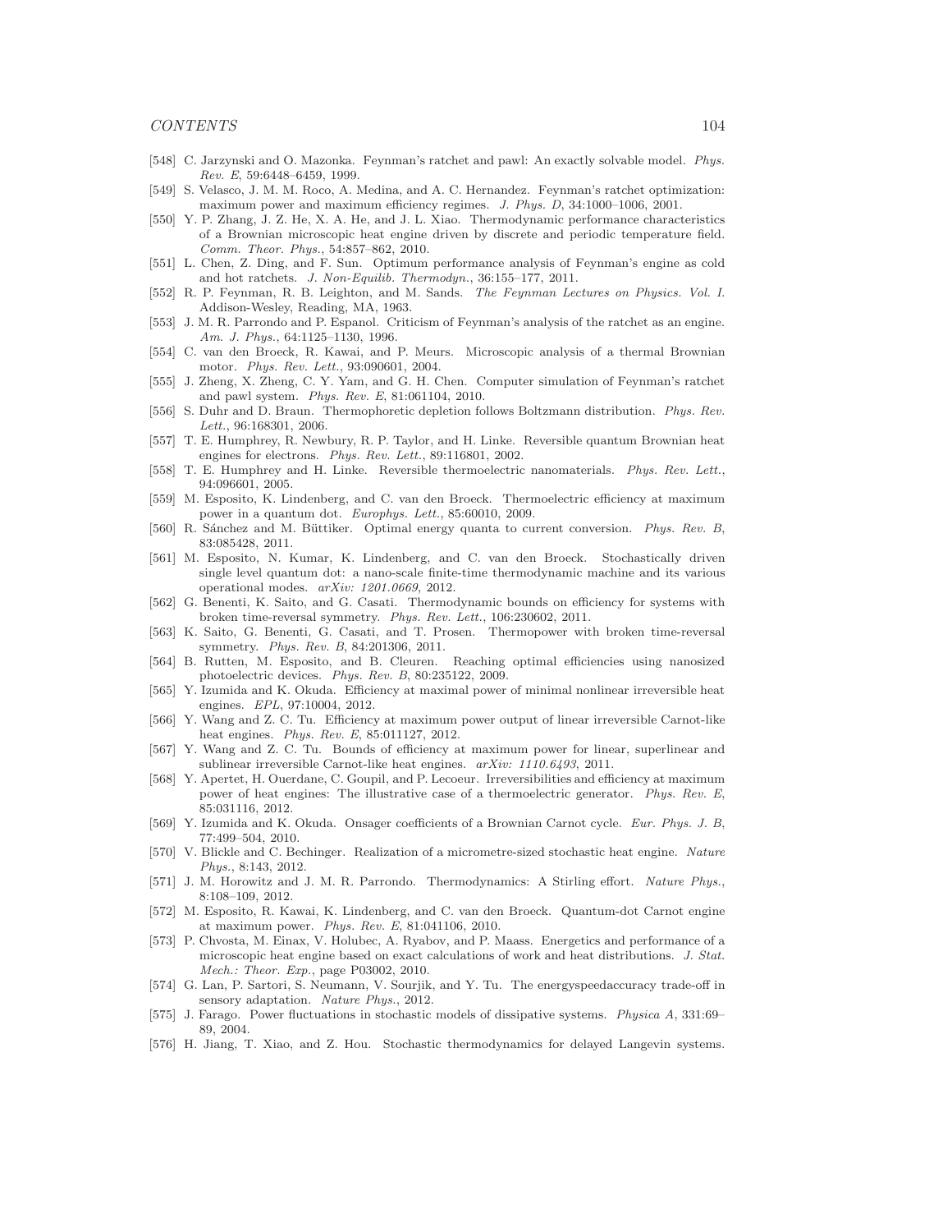[548] C. Jarzynski and O. Mazonka. Feynman's ratchet and pawl: An exactly solvable model. *Phys. Rev. E*, 59:6448–6459, 1999.

[549] S. Velasco, J. M. M. Roco, A. Medina, and A. C. Hernandez. Feynman's ratchet optimization: maximum power and maximum efficiency regimes. *J. Phys. D*, 34:1000–1006, 2001.

[550] Y. P. Zhang, J. Z. He, X. A. He, and J. L. Xiao. Thermodynamic performance characteristics of a Brownian microscopic heat engine driven by discrete and periodic temperature field. *Comm. Theor. Phys.*, 54:857–862, 2010.

[551] L. Chen, Z. Ding, and F. Sun. Optimum performance analysis of Feynman's engine as cold and hot ratchets. *J. Non-Equilib. Thermodyn.*, 36:155–177, 2011.

[552] R. P. Feynman, R. B. Leighton, and M. Sands. *The Feynman Lectures on Physics. Vol. I.* Addison-Wesley, Reading, MA, 1963.

[553] J. M. R. Parrondo and P. Espanol. Criticism of Feynman's analysis of the ratchet as an engine. *Am. J. Phys.*, 64:1125–1130, 1996.

[554] C. van den Broeck, R. Kawai, and P. Meurs. Microscopic analysis of a thermal Brownian motor. *Phys. Rev. Lett.*, 93:090601, 2004.

[555] J. Zheng, X. Zheng, C. Y. Yam, and G. H. Chen. Computer simulation of Feynman's ratchet and pawl system. *Phys. Rev. E*, 81:061104, 2010.

[556] S. Duhr and D. Braun. Thermophoretic depletion follows Boltzmann distribution. *Phys. Rev. Lett.*, 96:168301, 2006.

[557] T. E. Humphrey, R. Newbury, R. P. Taylor, and H. Linke. Reversible quantum Brownian heat engines for electrons. *Phys. Rev. Lett.*, 89:116801, 2002.

[558] T. E. Humphrey and H. Linke. Reversible thermoelectric nanomaterials. *Phys. Rev. Lett.*, 94:096601, 2005.

[559] M. Esposito, K. Lindenberg, and C. van den Broeck. Thermoelectric efficiency at maximum power in a quantum dot. *Europhys. Lett.*, 85:60010, 2009.

[560] R. Sánchez and M. Büttiker. Optimal energy quanta to current conversion. *Phys. Rev. B*, 83:085428, 2011.

[561] M. Esposito, N. Kumar, K. Lindenberg, and C. van den Broeck. Stochastically driven single level quantum dot: a nano-scale finite-time thermodynamic machine and its various operational modes. *arXiv: 1201.0669*, 2012.

[562] G. Benenti, K. Saito, and G. Casati. Thermodynamic bounds on efficiency for systems with broken time-reversal symmetry. *Phys. Rev. Lett.*, 106:230602, 2011.

[563] K. Saito, G. Benenti, G. Casati, and T. Prosen. Thermopower with broken time-reversal symmetry. *Phys. Rev. B*, 84:201306, 2011.

[564] B. Rutten, M. Esposito, and B. Cleuren. Reaching optimal efficiencies using nanosized photoelectric devices. *Phys. Rev. B*, 80:235122, 2009.

[565] Y. Izumida and K. Okuda. Efficiency at maximal power of minimal nonlinear irreversible heat engines. *EPL*, 97:10004, 2012.

[566] Y. Wang and Z. C. Tu. Efficiency at maximum power output of linear irreversible Carnot-like heat engines. *Phys. Rev. E*, 85:011127, 2012.

[567] Y. Wang and Z. C. Tu. Bounds of efficiency at maximum power for linear, superlinear and sublinear irreversible Carnot-like heat engines. *arXiv: 1110.6493*, 2011.

[568] Y. Apertet, H. Ouerdane, C. Goupil, and P. Lecoeur. Irreversibilities and efficiency at maximum power of heat engines: The illustrative case of a thermoelectric generator. *Phys. Rev. E*, 85:031116, 2012.

[569] Y. Izumida and K. Okuda. Onsager coefficients of a Brownian Carnot cycle. *Eur. Phys. J. B*, 77:499–504, 2010.

[570] V. Blickle and C. Bechinger. Realization of a micrometre-sized stochastic heat engine. *Nature Phys.*, 8:143, 2012.

[571] J. M. Horowitz and J. M. R. Parrondo. Thermodynamics: A Stirling effort. *Nature Phys.*, 8:108–109, 2012.

[572] M. Esposito, R. Kawai, K. Lindenberg, and C. van den Broeck. Quantum-dot Carnot engine at maximum power. *Phys. Rev. E*, 81:041106, 2010.

[573] P. Chvosta, M. Einax, V. Holubec, A. Ryabov, and P. Maass. Energetics and performance of a microscopic heat engine based on exact calculations of work and heat distributions. *J. Stat. Mech.: Theor. Exp.*, page P03002, 2010.

[574] G. Lan, P. Sartori, S. Neumann, V. Sourjik, and Y. Tu. The energyspeedaccuracy trade-off in sensory adaptation. *Nature Phys.*, 2012.

[575] J. Farago. Power fluctuations in stochastic models of dissipative systems. *Physica A*, 331:69–89, 2004.

[576] H. Jiang, T. Xiao, and Z. Hou. Stochastic thermodynamics for delayed Langevin systems.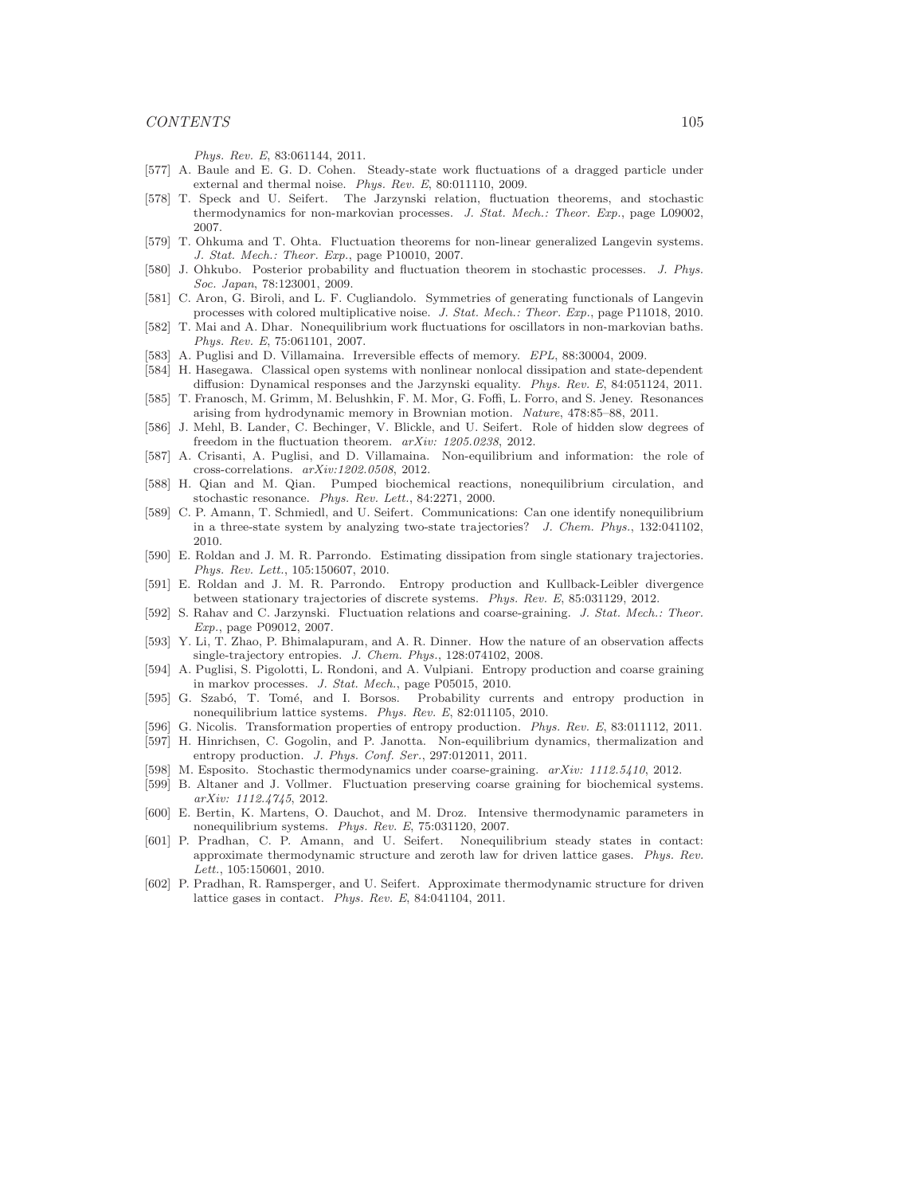*Phys. Rev. E*, 83:061144, 2011.

[577] A. Baule and E. G. D. Cohen. Steady-state work fluctuations of a dragged particle under external and thermal noise. *Phys. Rev. E*, 80:011110, 2009.

[578] T. Speck and U. Seifert. The Jarzynski relation, fluctuation theorems, and stochastic thermodynamics for non-markovian processes. *J. Stat. Mech.: Theor. Exp.*, page L09002, 2007.

[579] T. Ohkuma and T. Ohta. Fluctuation theorems for non-linear generalized Langevin systems. *J. Stat. Mech.: Theor. Exp.*, page P10010, 2007.

[580] J. Ohkubo. Posterior probability and fluctuation theorem in stochastic processes. *J. Phys. Soc. Japan*, 78:123001, 2009.

[581] C. Aron, G. Biroli, and L. F. Cugliandolo. Symmetries of generating functionals of Langevin processes with colored multiplicative noise. *J. Stat. Mech.: Theor. Exp.*, page P11018, 2010.

[582] T. Mai and A. Dhar. Nonequilibrium work fluctuations for oscillators in non-markovian baths. *Phys. Rev. E*, 75:061101, 2007.

[583] A. Puglisi and D. Villamaina. Irreversible effects of memory. *EPL*, 88:30004, 2009.

[584] H. Hasegawa. Classical open systems with nonlinear nonlocal dissipation and state-dependent diffusion: Dynamical responses and the Jarzynski equality. *Phys. Rev. E*, 84:051124, 2011.

[585] T. Franosch, M. Grimm, M. Belushkin, F. M. Mor, G. Foffi, L. Forro, and S. Jeney. Resonances arising from hydrodynamic memory in Brownian motion. *Nature*, 478:85–88, 2011.

[586] J. Mehl, B. Lander, C. Bechinger, V. Blickle, and U. Seifert. Role of hidden slow degrees of freedom in the fluctuation theorem. *arXiv: 1205.0238*, 2012.

[587] A. Crisanti, A. Puglisi, and D. Villamaina. Non-equilibrium and information: the role of cross-correlations. *arXiv:1202.0508*, 2012.

[588] H. Qian and M. Qian. Pumped biochemical reactions, nonequilibrium circulation, and stochastic resonance. *Phys. Rev. Lett.*, 84:2271, 2000.

[589] C. P. Amann, T. Schmiedl, and U. Seifert. Communications: Can one identify nonequilibrium in a three-state system by analyzing two-state trajectories? *J. Chem. Phys.*, 132:041102, 2010.

[590] E. Roldan and J. M. R. Parrondo. Estimating dissipation from single stationary trajectories. *Phys. Rev. Lett.*, 105:150607, 2010.

[591] E. Roldan and J. M. R. Parrondo. Entropy production and Kullback-Leibler divergence between stationary trajectories of discrete systems. *Phys. Rev. E*, 85:031129, 2012.

[592] S. Rahav and C. Jarzynski. Fluctuation relations and coarse-graining. *J. Stat. Mech.: Theor. Exp.*, page P09012, 2007.

[593] Y. Li, T. Zhao, P. Bhimalapuram, and A. R. Dinner. How the nature of an observation affects single-trajectory entropies. *J. Chem. Phys.*, 128:074102, 2008.

[594] A. Puglisi, S. Pigolotti, L. Rondoni, and A. Vulpiani. Entropy production and coarse graining in markov processes. *J. Stat. Mech.*, page P05015, 2010.

[595] G. Szabó, T. Tomé, and I. Borsos. Probability currents and entropy production in nonequilibrium lattice systems. *Phys. Rev. E*, 82:011105, 2010.

[596] G. Nicolis. Transformation properties of entropy production. *Phys. Rev. E*, 83:011112, 2011.

[597] H. Hinrichsen, C. Gogolin, and P. Janotta. Non-equilibrium dynamics, thermalization and entropy production. *J. Phys. Conf. Ser.*, 297:012011, 2011.

[598] M. Esposito. Stochastic thermodynamics under coarse-graining. *arXiv: 1112.5410*, 2012.

[599] B. Altaner and J. Vollmer. Fluctuation preserving coarse graining for biochemical systems. *arXiv: 1112.4745*, 2012.

[600] E. Bertin, K. Martens, O. Dauchot, and M. Droz. Intensive thermodynamic parameters in nonequilibrium systems. *Phys. Rev. E*, 75:031120, 2007.

[601] P. Pradhan, C. P. Amann, and U. Seifert. Nonequilibrium steady states in contact: approximate thermodynamic structure and zeroth law for driven lattice gases. *Phys. Rev. Lett.*, 105:150601, 2010.

[602] P. Pradhan, R. Ramsperger, and U. Seifert. Approximate thermodynamic structure for driven lattice gases in contact. *Phys. Rev. E*, 84:041104, 2011.